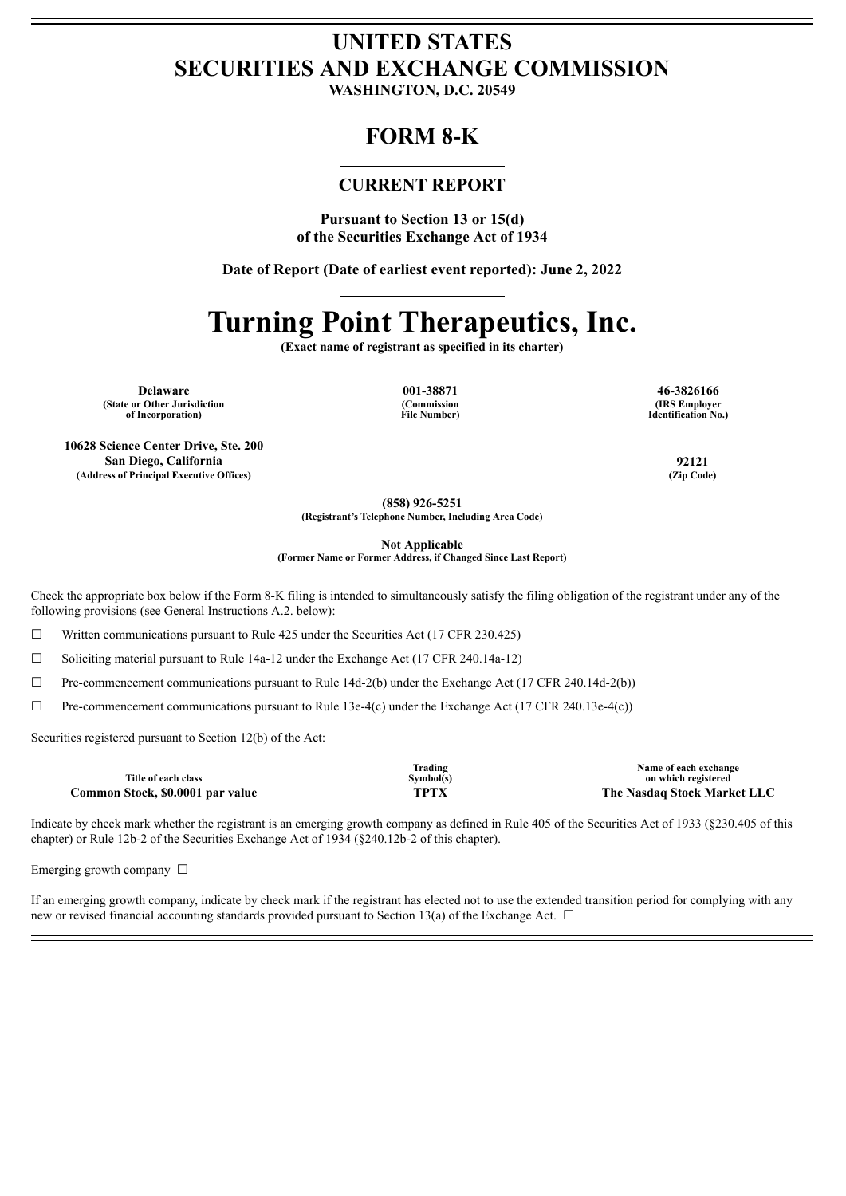# UNITED STATES
# SECURITIES AND EXCHANGE COMMISSION

**WASHINGTON, D.C. 20549**

## FORM 8-K

### CURRENT REPORT

**Pursuant to Section 13 or 15(d)**
**of the Securities Exchange Act of 1934**

**Date of Report (Date of earliest event reported): June 2, 2022**

# Turning Point Therapeutics, Inc.

**(Exact name of registrant as specified in its charter)**

| **Delaware** | **001-38871** | **46-3826166** |
|---|---|---|
| **(State or Other Jurisdiction of Incorporation)** | **(Commission File Number)** | **(IRS Employer Identification No.)** |

| **10628 Science Center Drive, Ste. 200** | |
|---|---|
| **San Diego, California** | **92121** |
| **(Address of Principal Executive Offices)** | **(Zip Code)** |

**(858) 926-5251**
**(Registrant's Telephone Number, Including Area Code)**

**Not Applicable**
**(Former Name or Former Address, if Changed Since Last Report)**

Check the appropriate box below if the Form 8-K filing is intended to simultaneously satisfy the filing obligation of the registrant under any of the following provisions (see General Instructions A.2. below):

☐ Written communications pursuant to Rule 425 under the Securities Act (17 CFR 230.425)

☐ Soliciting material pursuant to Rule 14a-12 under the Exchange Act (17 CFR 240.14a-12)

☐ Pre-commencement communications pursuant to Rule 14d-2(b) under the Exchange Act (17 CFR 240.14d-2(b))

☐ Pre-commencement communications pursuant to Rule 13e-4(c) under the Exchange Act (17 CFR 240.13e-4(c))

Securities registered pursuant to Section 12(b) of the Act:

| Title of each class | Trading Symbol(s) | Name of each exchange on which registered |
|---|---|---|
| **Common Stock, $0.0001 par value** | **TPTX** | **The Nasdaq Stock Market LLC** |

Indicate by check mark whether the registrant is an emerging growth company as defined in Rule 405 of the Securities Act of 1933 (§230.405 of this chapter) or Rule 12b-2 of the Securities Exchange Act of 1934 (§240.12b-2 of this chapter).

Emerging growth company ☐

If an emerging growth company, indicate by check mark if the registrant has elected not to use the extended transition period for complying with any new or revised financial accounting standards provided pursuant to Section 13(a) of the Exchange Act. ☐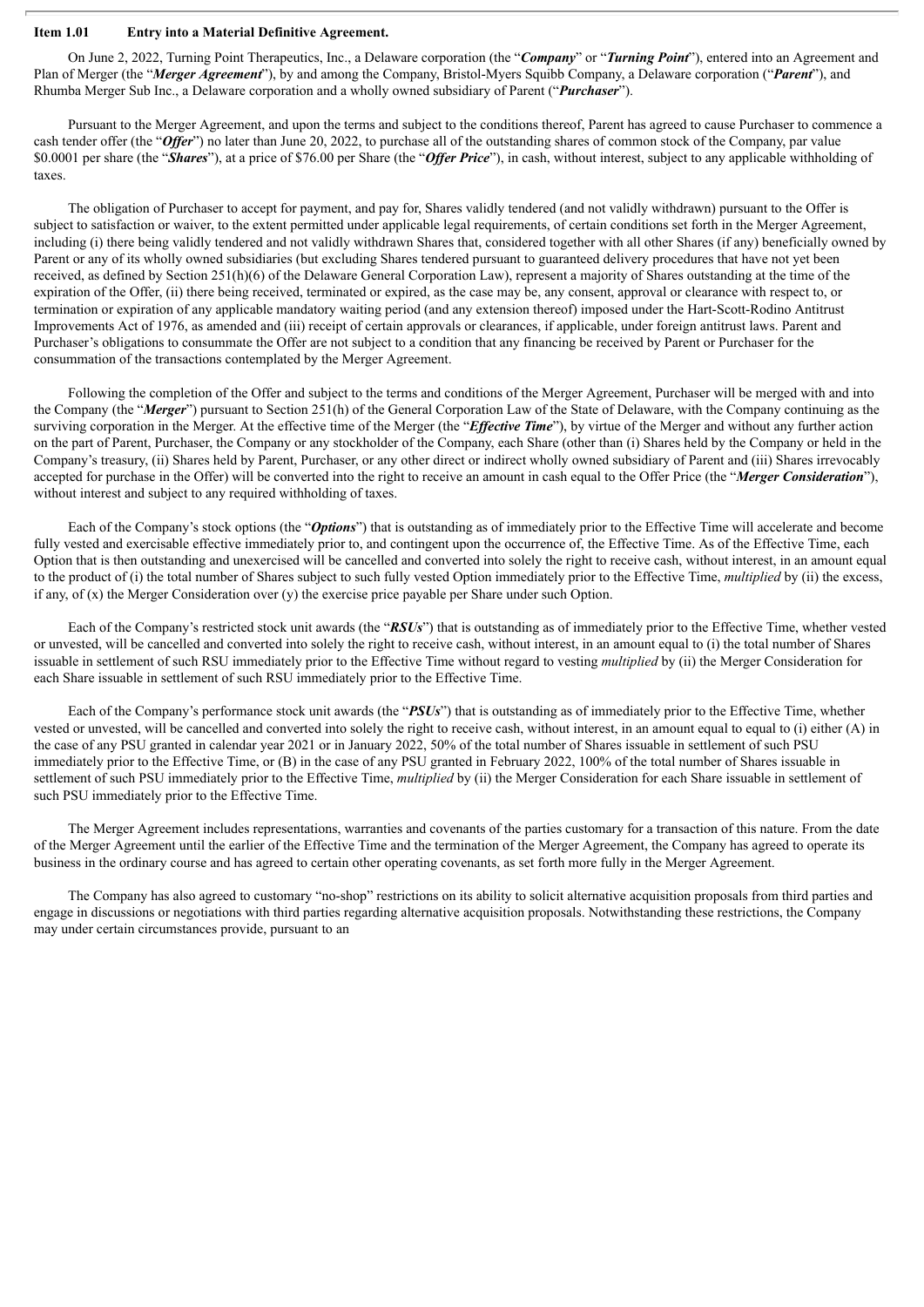**Item 1.01 Entry into a Material Definitive Agreement.**

On June 2, 2022, Turning Point Therapeutics, Inc., a Delaware corporation (the "***Company***" or "***Turning Point***"), entered into an Agreement and Plan of Merger (the "***Merger Agreement***"), by and among the Company, Bristol-Myers Squibb Company, a Delaware corporation ("***Parent***"), and Rhumba Merger Sub Inc., a Delaware corporation and a wholly owned subsidiary of Parent ("***Purchaser***").

Pursuant to the Merger Agreement, and upon the terms and subject to the conditions thereof, Parent has agreed to cause Purchaser to commence a cash tender offer (the "***Offer***") no later than June 20, 2022, to purchase all of the outstanding shares of common stock of the Company, par value $0.0001 per share (the "***Shares***"), at a price of $76.00 per Share (the "***Offer Price***"), in cash, without interest, subject to any applicable withholding of taxes.

The obligation of Purchaser to accept for payment, and pay for, Shares validly tendered (and not validly withdrawn) pursuant to the Offer is subject to satisfaction or waiver, to the extent permitted under applicable legal requirements, of certain conditions set forth in the Merger Agreement, including (i) there being validly tendered and not validly withdrawn Shares that, considered together with all other Shares (if any) beneficially owned by Parent or any of its wholly owned subsidiaries (but excluding Shares tendered pursuant to guaranteed delivery procedures that have not yet been received, as defined by Section 251(h)(6) of the Delaware General Corporation Law), represent a majority of Shares outstanding at the time of the expiration of the Offer, (ii) there being received, terminated or expired, as the case may be, any consent, approval or clearance with respect to, or termination or expiration of any applicable mandatory waiting period (and any extension thereof) imposed under the Hart-Scott-Rodino Antitrust Improvements Act of 1976, as amended and (iii) receipt of certain approvals or clearances, if applicable, under foreign antitrust laws. Parent and Purchaser's obligations to consummate the Offer are not subject to a condition that any financing be received by Parent or Purchaser for the consummation of the transactions contemplated by the Merger Agreement.

Following the completion of the Offer and subject to the terms and conditions of the Merger Agreement, Purchaser will be merged with and into the Company (the "***Merger***") pursuant to Section 251(h) of the General Corporation Law of the State of Delaware, with the Company continuing as the surviving corporation in the Merger. At the effective time of the Merger (the "***Effective Time***"), by virtue of the Merger and without any further action on the part of Parent, Purchaser, the Company or any stockholder of the Company, each Share (other than (i) Shares held by the Company or held in the Company's treasury, (ii) Shares held by Parent, Purchaser, or any other direct or indirect wholly owned subsidiary of Parent and (iii) Shares irrevocably accepted for purchase in the Offer) will be converted into the right to receive an amount in cash equal to the Offer Price (the "***Merger Consideration***"), without interest and subject to any required withholding of taxes.

Each of the Company's stock options (the "***Options***") that is outstanding as of immediately prior to the Effective Time will accelerate and become fully vested and exercisable effective immediately prior to, and contingent upon the occurrence of, the Effective Time. As of the Effective Time, each Option that is then outstanding and unexercised will be cancelled and converted into solely the right to receive cash, without interest, in an amount equal to the product of (i) the total number of Shares subject to such fully vested Option immediately prior to the Effective Time, *multiplied* by (ii) the excess, if any, of (x) the Merger Consideration over (y) the exercise price payable per Share under such Option.

Each of the Company's restricted stock unit awards (the "***RSUs***") that is outstanding as of immediately prior to the Effective Time, whether vested or unvested, will be cancelled and converted into solely the right to receive cash, without interest, in an amount equal to (i) the total number of Shares issuable in settlement of such RSU immediately prior to the Effective Time without regard to vesting *multiplied* by (ii) the Merger Consideration for each Share issuable in settlement of such RSU immediately prior to the Effective Time.

Each of the Company's performance stock unit awards (the "***PSUs***") that is outstanding as of immediately prior to the Effective Time, whether vested or unvested, will be cancelled and converted into solely the right to receive cash, without interest, in an amount equal to equal to (i) either (A) in the case of any PSU granted in calendar year 2021 or in January 2022, 50% of the total number of Shares issuable in settlement of such PSU immediately prior to the Effective Time, or (B) in the case of any PSU granted in February 2022, 100% of the total number of Shares issuable in settlement of such PSU immediately prior to the Effective Time, *multiplied* by (ii) the Merger Consideration for each Share issuable in settlement of such PSU immediately prior to the Effective Time.

The Merger Agreement includes representations, warranties and covenants of the parties customary for a transaction of this nature. From the date of the Merger Agreement until the earlier of the Effective Time and the termination of the Merger Agreement, the Company has agreed to operate its business in the ordinary course and has agreed to certain other operating covenants, as set forth more fully in the Merger Agreement.

The Company has also agreed to customary "no-shop" restrictions on its ability to solicit alternative acquisition proposals from third parties and engage in discussions or negotiations with third parties regarding alternative acquisition proposals. Notwithstanding these restrictions, the Company may under certain circumstances provide, pursuant to an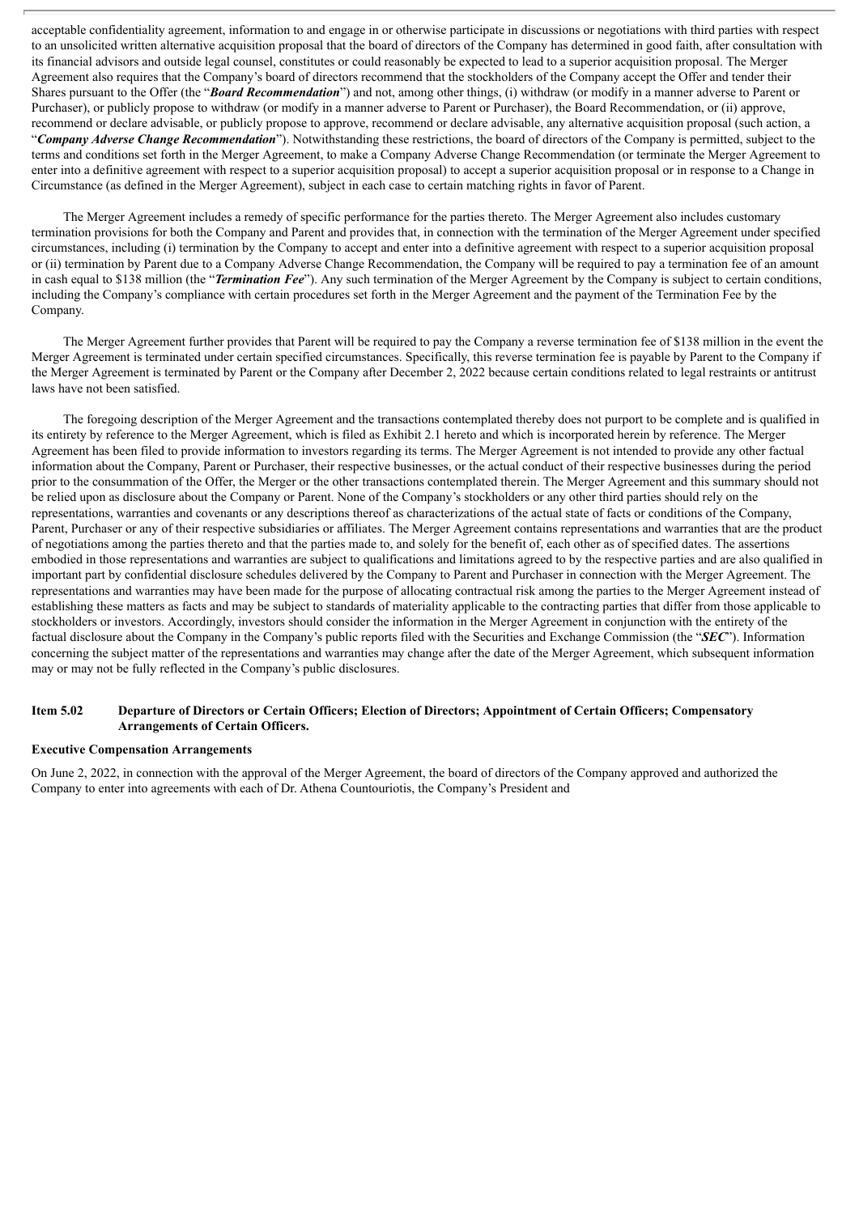acceptable confidentiality agreement, information to and engage in or otherwise participate in discussions or negotiations with third parties with respect to an unsolicited written alternative acquisition proposal that the board of directors of the Company has determined in good faith, after consultation with its financial advisors and outside legal counsel, constitutes or could reasonably be expected to lead to a superior acquisition proposal. The Merger Agreement also requires that the Company's board of directors recommend that the stockholders of the Company accept the Offer and tender their Shares pursuant to the Offer (the "***Board Recommendation***") and not, among other things, (i) withdraw (or modify in a manner adverse to Parent or Purchaser), or publicly propose to withdraw (or modify in a manner adverse to Parent or Purchaser), the Board Recommendation, or (ii) approve, recommend or declare advisable, or publicly propose to approve, recommend or declare advisable, any alternative acquisition proposal (such action, a "***Company Adverse Change Recommendation***"). Notwithstanding these restrictions, the board of directors of the Company is permitted, subject to the terms and conditions set forth in the Merger Agreement, to make a Company Adverse Change Recommendation (or terminate the Merger Agreement to enter into a definitive agreement with respect to a superior acquisition proposal) to accept a superior acquisition proposal or in response to a Change in Circumstance (as defined in the Merger Agreement), subject in each case to certain matching rights in favor of Parent.

The Merger Agreement includes a remedy of specific performance for the parties thereto. The Merger Agreement also includes customary termination provisions for both the Company and Parent and provides that, in connection with the termination of the Merger Agreement under specified circumstances, including (i) termination by the Company to accept and enter into a definitive agreement with respect to a superior acquisition proposal or (ii) termination by Parent due to a Company Adverse Change Recommendation, the Company will be required to pay a termination fee of an amount in cash equal to $138 million (the "***Termination Fee***"). Any such termination of the Merger Agreement by the Company is subject to certain conditions, including the Company's compliance with certain procedures set forth in the Merger Agreement and the payment of the Termination Fee by the Company.

The Merger Agreement further provides that Parent will be required to pay the Company a reverse termination fee of $138 million in the event the Merger Agreement is terminated under certain specified circumstances. Specifically, this reverse termination fee is payable by Parent to the Company if the Merger Agreement is terminated by Parent or the Company after December 2, 2022 because certain conditions related to legal restraints or antitrust laws have not been satisfied.

The foregoing description of the Merger Agreement and the transactions contemplated thereby does not purport to be complete and is qualified in its entirety by reference to the Merger Agreement, which is filed as Exhibit 2.1 hereto and which is incorporated herein by reference. The Merger Agreement has been filed to provide information to investors regarding its terms. The Merger Agreement is not intended to provide any other factual information about the Company, Parent or Purchaser, their respective businesses, or the actual conduct of their respective businesses during the period prior to the consummation of the Offer, the Merger or the other transactions contemplated therein. The Merger Agreement and this summary should not be relied upon as disclosure about the Company or Parent. None of the Company's stockholders or any other third parties should rely on the representations, warranties and covenants or any descriptions thereof as characterizations of the actual state of facts or conditions of the Company, Parent, Purchaser or any of their respective subsidiaries or affiliates. The Merger Agreement contains representations and warranties that are the product of negotiations among the parties thereto and that the parties made to, and solely for the benefit of, each other as of specified dates. The assertions embodied in those representations and warranties are subject to qualifications and limitations agreed to by the respective parties and are also qualified in important part by confidential disclosure schedules delivered by the Company to Parent and Purchaser in connection with the Merger Agreement. The representations and warranties may have been made for the purpose of allocating contractual risk among the parties to the Merger Agreement instead of establishing these matters as facts and may be subject to standards of materiality applicable to the contracting parties that differ from those applicable to stockholders or investors. Accordingly, investors should consider the information in the Merger Agreement in conjunction with the entirety of the factual disclosure about the Company in the Company's public reports filed with the Securities and Exchange Commission (the "***SEC***"). Information concerning the subject matter of the representations and warranties may change after the date of the Merger Agreement, which subsequent information may or may not be fully reflected in the Company's public disclosures.

## Item 5.02 Departure of Directors or Certain Officers; Election of Directors; Appointment of Certain Officers; Compensatory Arrangements of Certain Officers.

**Executive Compensation Arrangements**

On June 2, 2022, in connection with the approval of the Merger Agreement, the board of directors of the Company approved and authorized the Company to enter into agreements with each of Dr. Athena Countouriotis, the Company's President and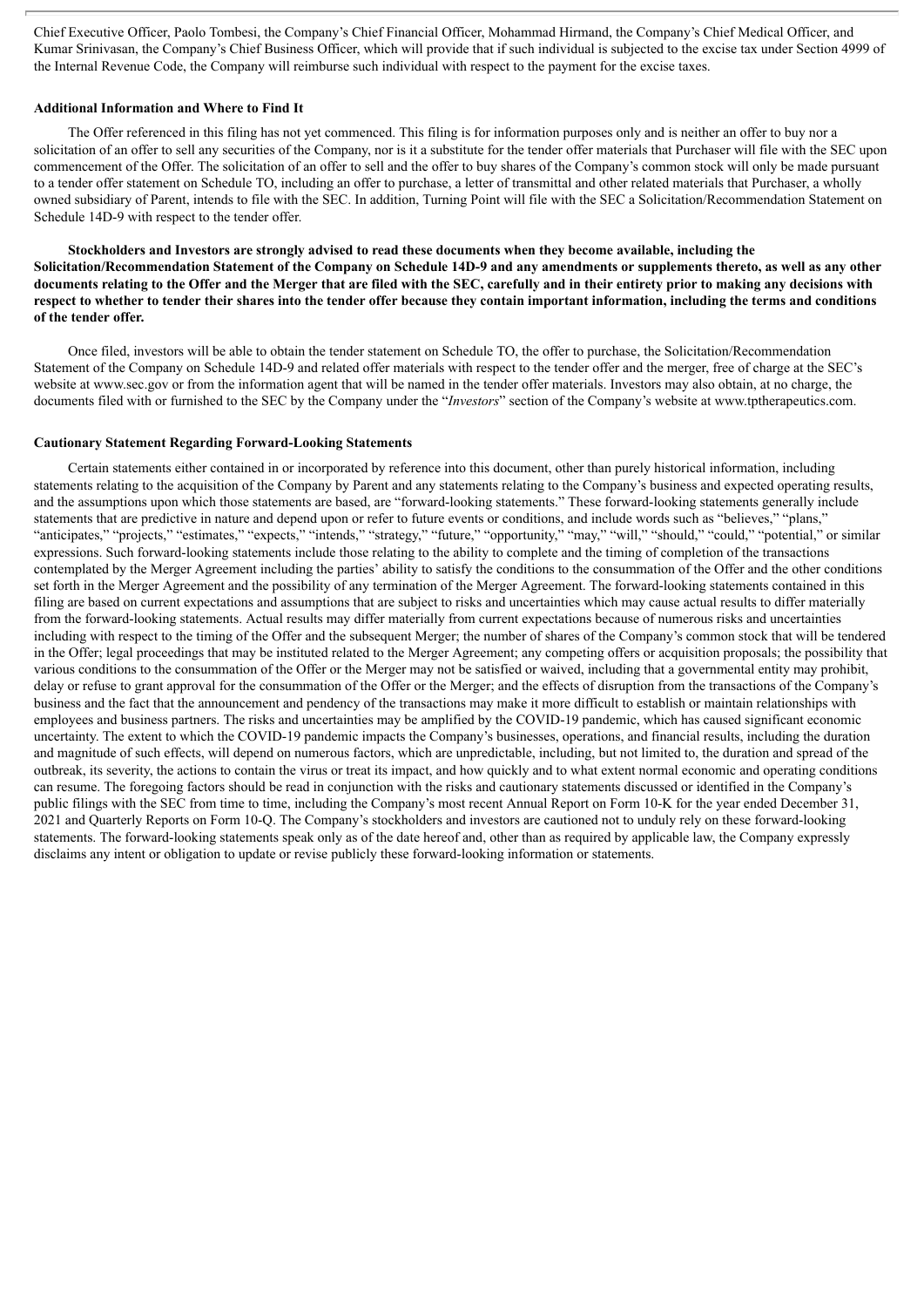Chief Executive Officer, Paolo Tombesi, the Company's Chief Financial Officer, Mohammad Hirmand, the Company's Chief Medical Officer, and Kumar Srinivasan, the Company's Chief Business Officer, which will provide that if such individual is subjected to the excise tax under Section 4999 of the Internal Revenue Code, the Company will reimburse such individual with respect to the payment for the excise taxes.

**Additional Information and Where to Find It**

The Offer referenced in this filing has not yet commenced. This filing is for information purposes only and is neither an offer to buy nor a solicitation of an offer to sell any securities of the Company, nor is it a substitute for the tender offer materials that Purchaser will file with the SEC upon commencement of the Offer. The solicitation of an offer to sell and the offer to buy shares of the Company's common stock will only be made pursuant to a tender offer statement on Schedule TO, including an offer to purchase, a letter of transmittal and other related materials that Purchaser, a wholly owned subsidiary of Parent, intends to file with the SEC. In addition, Turning Point will file with the SEC a Solicitation/Recommendation Statement on Schedule 14D-9 with respect to the tender offer.

**Stockholders and Investors are strongly advised to read these documents when they become available, including the Solicitation/Recommendation Statement of the Company on Schedule 14D-9 and any amendments or supplements thereto, as well as any other documents relating to the Offer and the Merger that are filed with the SEC, carefully and in their entirety prior to making any decisions with respect to whether to tender their shares into the tender offer because they contain important information, including the terms and conditions of the tender offer.**

Once filed, investors will be able to obtain the tender statement on Schedule TO, the offer to purchase, the Solicitation/Recommendation Statement of the Company on Schedule 14D-9 and related offer materials with respect to the tender offer and the merger, free of charge at the SEC's website at www.sec.gov or from the information agent that will be named in the tender offer materials. Investors may also obtain, at no charge, the documents filed with or furnished to the SEC by the Company under the "*Investors*" section of the Company's website at www.tptherapeutics.com.

**Cautionary Statement Regarding Forward-Looking Statements**

Certain statements either contained in or incorporated by reference into this document, other than purely historical information, including statements relating to the acquisition of the Company by Parent and any statements relating to the Company's business and expected operating results, and the assumptions upon which those statements are based, are "forward-looking statements." These forward-looking statements generally include statements that are predictive in nature and depend upon or refer to future events or conditions, and include words such as "believes," "plans," "anticipates," "projects," "estimates," "expects," "intends," "strategy," "future," "opportunity," "may," "will," "should," "could," "potential," or similar expressions. Such forward-looking statements include those relating to the ability to complete and the timing of completion of the transactions contemplated by the Merger Agreement including the parties' ability to satisfy the conditions to the consummation of the Offer and the other conditions set forth in the Merger Agreement and the possibility of any termination of the Merger Agreement. The forward-looking statements contained in this filing are based on current expectations and assumptions that are subject to risks and uncertainties which may cause actual results to differ materially from the forward-looking statements. Actual results may differ materially from current expectations because of numerous risks and uncertainties including with respect to the timing of the Offer and the subsequent Merger; the number of shares of the Company's common stock that will be tendered in the Offer; legal proceedings that may be instituted related to the Merger Agreement; any competing offers or acquisition proposals; the possibility that various conditions to the consummation of the Offer or the Merger may not be satisfied or waived, including that a governmental entity may prohibit, delay or refuse to grant approval for the consummation of the Offer or the Merger; and the effects of disruption from the transactions of the Company's business and the fact that the announcement and pendency of the transactions may make it more difficult to establish or maintain relationships with employees and business partners. The risks and uncertainties may be amplified by the COVID-19 pandemic, which has caused significant economic uncertainty. The extent to which the COVID-19 pandemic impacts the Company's businesses, operations, and financial results, including the duration and magnitude of such effects, will depend on numerous factors, which are unpredictable, including, but not limited to, the duration and spread of the outbreak, its severity, the actions to contain the virus or treat its impact, and how quickly and to what extent normal economic and operating conditions can resume. The foregoing factors should be read in conjunction with the risks and cautionary statements discussed or identified in the Company's public filings with the SEC from time to time, including the Company's most recent Annual Report on Form 10-K for the year ended December 31, 2021 and Quarterly Reports on Form 10-Q. The Company's stockholders and investors are cautioned not to unduly rely on these forward-looking statements. The forward-looking statements speak only as of the date hereof and, other than as required by applicable law, the Company expressly disclaims any intent or obligation to update or revise publicly these forward-looking information or statements.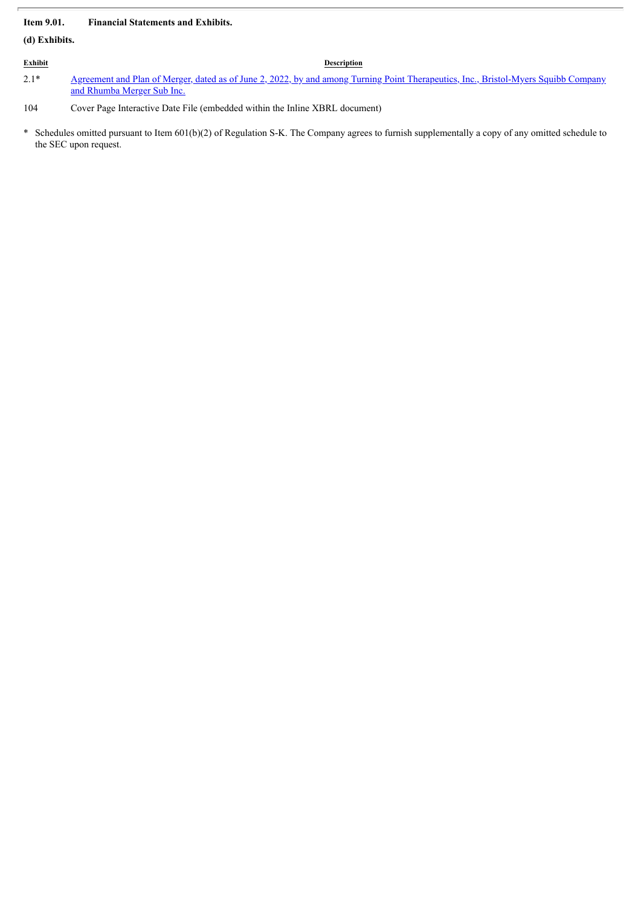**Item 9.01. Financial Statements and Exhibits.**

**(d) Exhibits.**

| Exhibit | Description |
|---|---|
| 2.1* | Agreement and Plan of Merger, dated as of June 2, 2022, by and among Turning Point Therapeutics, Inc., Bristol-Myers Squibb Company and Rhumba Merger Sub Inc. |
| 104 | Cover Page Interactive Date File (embedded within the Inline XBRL document) |

* Schedules omitted pursuant to Item 601(b)(2) of Regulation S-K. The Company agrees to furnish supplementally a copy of any omitted schedule to the SEC upon request.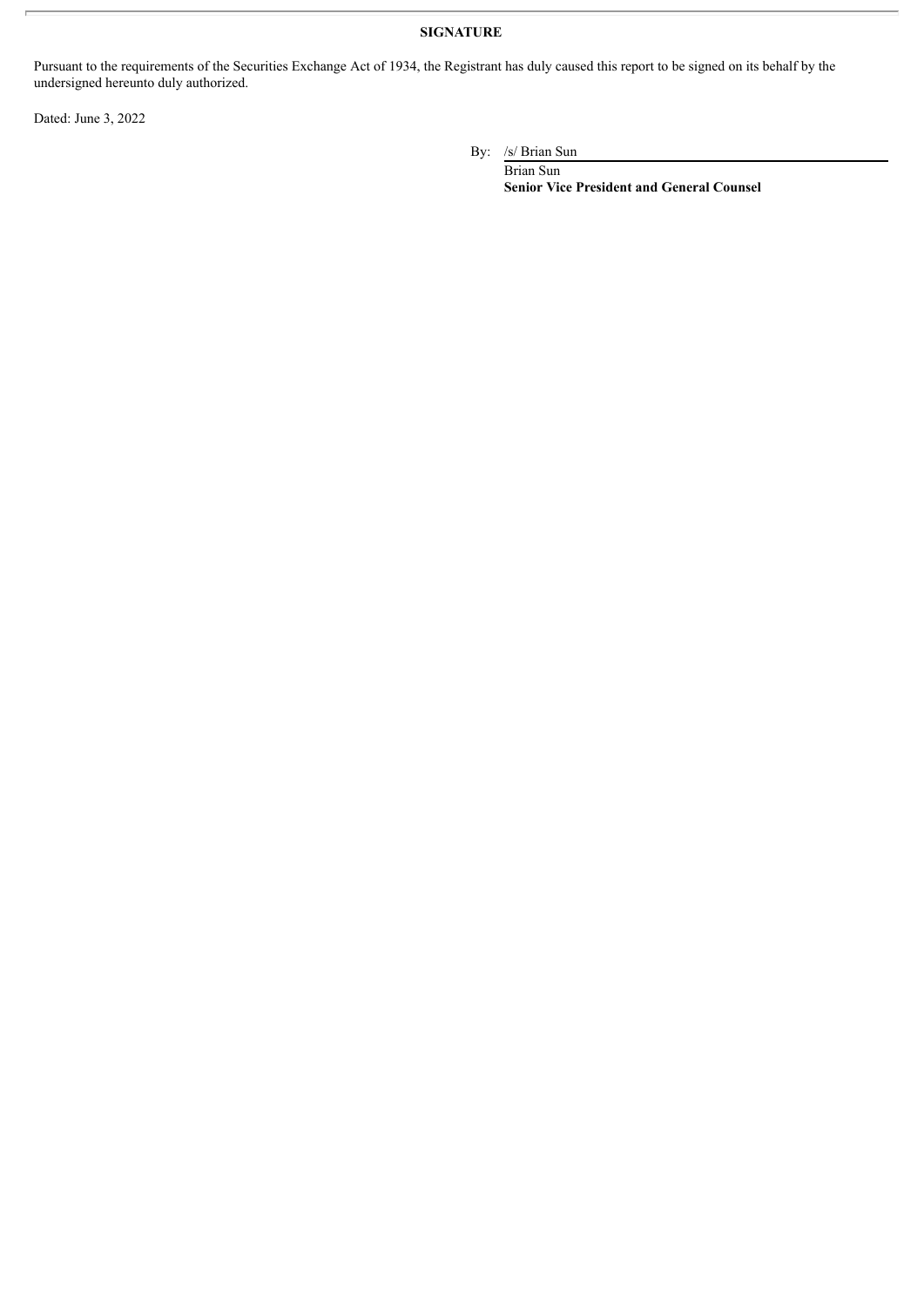**SIGNATURE**

Pursuant to the requirements of the Securities Exchange Act of 1934, the Registrant has duly caused this report to be signed on its behalf by the undersigned hereunto duly authorized.

Dated: June 3, 2022

By: /s/ Brian Sun

Brian Sun

**Senior Vice President and General Counsel**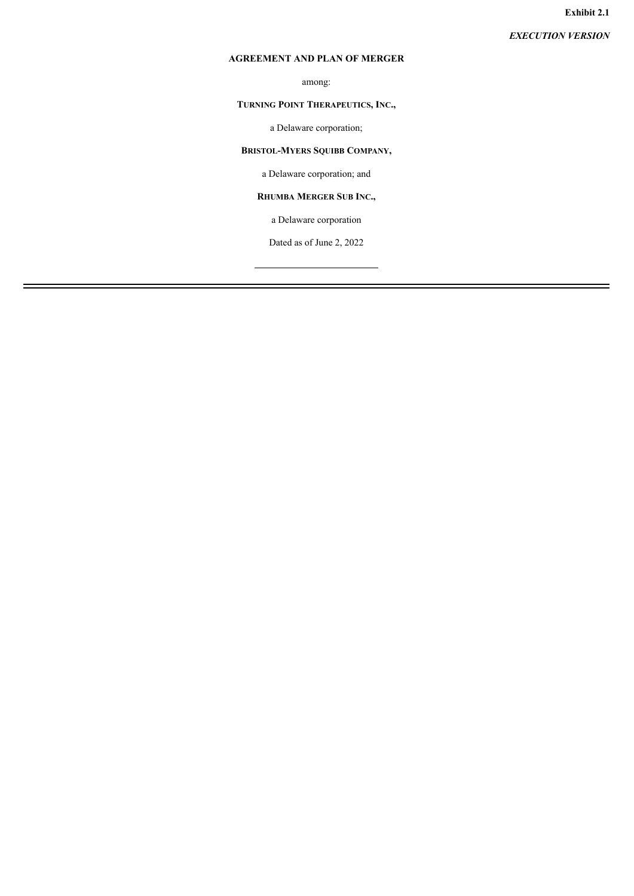**Exhibit 2.1**

***EXECUTION VERSION***

**AGREEMENT AND PLAN OF MERGER**

among:

**TURNING POINT THERAPEUTICS, INC.,**

a Delaware corporation;

**BRISTOL-MYERS SQUIBB COMPANY,**

a Delaware corporation; and

**RHUMBA MERGER SUB INC.,**

a Delaware corporation

Dated as of June 2, 2022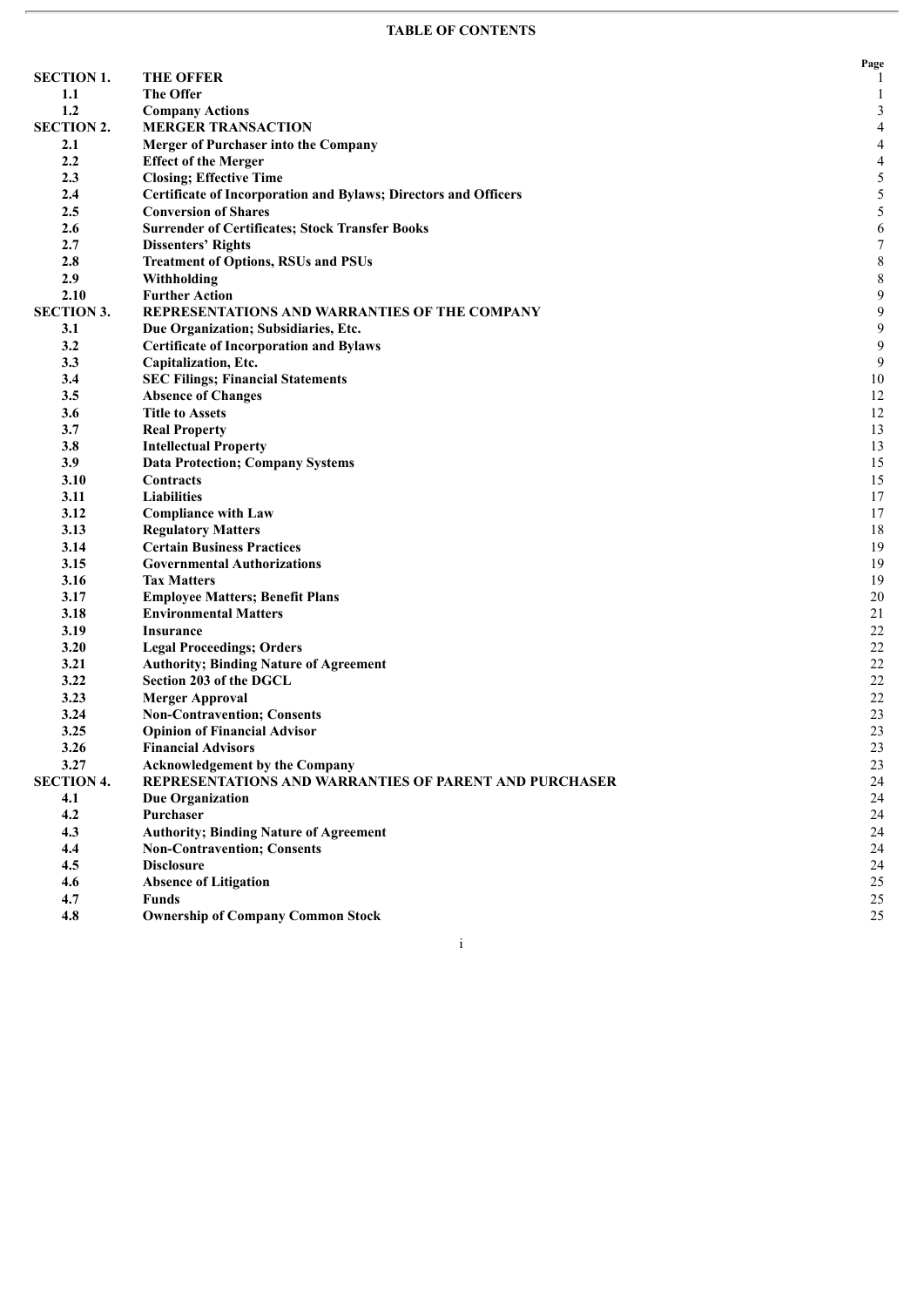**TABLE OF CONTENTS**

| | | Page |
|---|---|---|
| **SECTION 1.** | **THE OFFER** | 1 |
| **1.1** | **The Offer** | 1 |
| **1.2** | **Company Actions** | 3 |
| **SECTION 2.** | **MERGER TRANSACTION** | 4 |
| **2.1** | **Merger of Purchaser into the Company** | 4 |
| **2.2** | **Effect of the Merger** | 4 |
| **2.3** | **Closing; Effective Time** | 5 |
| **2.4** | **Certificate of Incorporation and Bylaws; Directors and Officers** | 5 |
| **2.5** | **Conversion of Shares** | 5 |
| **2.6** | **Surrender of Certificates; Stock Transfer Books** | 6 |
| **2.7** | **Dissenters' Rights** | 7 |
| **2.8** | **Treatment of Options, RSUs and PSUs** | 8 |
| **2.9** | **Withholding** | 8 |
| **2.10** | **Further Action** | 9 |
| **SECTION 3.** | **REPRESENTATIONS AND WARRANTIES OF THE COMPANY** | 9 |
| **3.1** | **Due Organization; Subsidiaries, Etc.** | 9 |
| **3.2** | **Certificate of Incorporation and Bylaws** | 9 |
| **3.3** | **Capitalization, Etc.** | 9 |
| **3.4** | **SEC Filings; Financial Statements** | 10 |
| **3.5** | **Absence of Changes** | 12 |
| **3.6** | **Title to Assets** | 12 |
| **3.7** | **Real Property** | 13 |
| **3.8** | **Intellectual Property** | 13 |
| **3.9** | **Data Protection; Company Systems** | 15 |
| **3.10** | **Contracts** | 15 |
| **3.11** | **Liabilities** | 17 |
| **3.12** | **Compliance with Law** | 17 |
| **3.13** | **Regulatory Matters** | 18 |
| **3.14** | **Certain Business Practices** | 19 |
| **3.15** | **Governmental Authorizations** | 19 |
| **3.16** | **Tax Matters** | 19 |
| **3.17** | **Employee Matters; Benefit Plans** | 20 |
| **3.18** | **Environmental Matters** | 21 |
| **3.19** | **Insurance** | 22 |
| **3.20** | **Legal Proceedings; Orders** | 22 |
| **3.21** | **Authority; Binding Nature of Agreement** | 22 |
| **3.22** | **Section 203 of the DGCL** | 22 |
| **3.23** | **Merger Approval** | 22 |
| **3.24** | **Non-Contravention; Consents** | 23 |
| **3.25** | **Opinion of Financial Advisor** | 23 |
| **3.26** | **Financial Advisors** | 23 |
| **3.27** | **Acknowledgement by the Company** | 23 |
| **SECTION 4.** | **REPRESENTATIONS AND WARRANTIES OF PARENT AND PURCHASER** | 24 |
| **4.1** | **Due Organization** | 24 |
| **4.2** | **Purchaser** | 24 |
| **4.3** | **Authority; Binding Nature of Agreement** | 24 |
| **4.4** | **Non-Contravention; Consents** | 24 |
| **4.5** | **Disclosure** | 24 |
| **4.6** | **Absence of Litigation** | 25 |
| **4.7** | **Funds** | 25 |
| **4.8** | **Ownership of Company Common Stock** | 25 |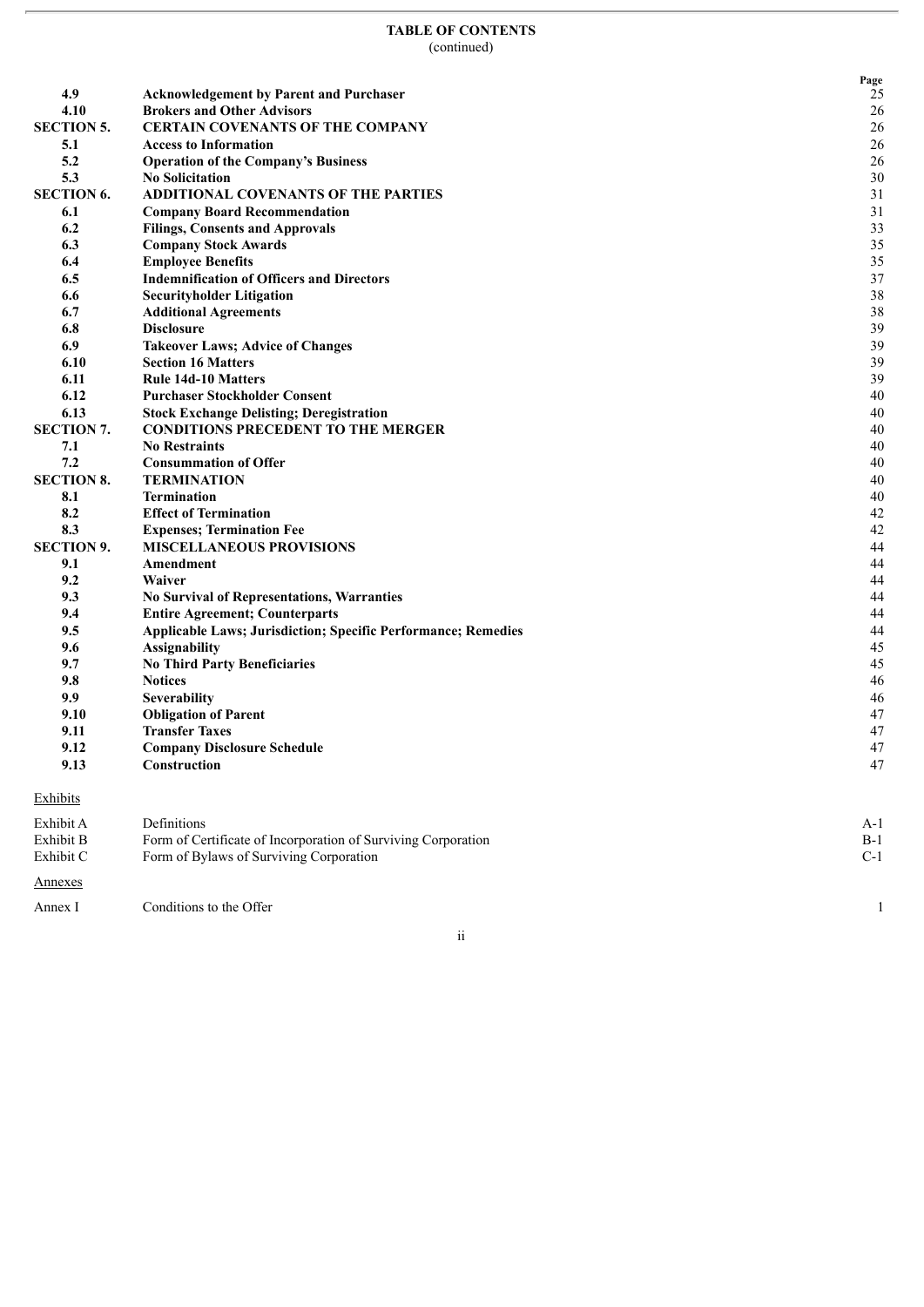**TABLE OF CONTENTS**
(continued)

| | | Page |
|---|---|---|
| **4.9** | **Acknowledgement by Parent and Purchaser** | 25 |
| **4.10** | **Brokers and Other Advisors** | 26 |
| **SECTION 5.** | **CERTAIN COVENANTS OF THE COMPANY** | 26 |
| **5.1** | **Access to Information** | 26 |
| **5.2** | **Operation of the Company's Business** | 26 |
| **5.3** | **No Solicitation** | 30 |
| **SECTION 6.** | **ADDITIONAL COVENANTS OF THE PARTIES** | 31 |
| **6.1** | **Company Board Recommendation** | 31 |
| **6.2** | **Filings, Consents and Approvals** | 33 |
| **6.3** | **Company Stock Awards** | 35 |
| **6.4** | **Employee Benefits** | 35 |
| **6.5** | **Indemnification of Officers and Directors** | 37 |
| **6.6** | **Securityholder Litigation** | 38 |
| **6.7** | **Additional Agreements** | 38 |
| **6.8** | **Disclosure** | 39 |
| **6.9** | **Takeover Laws; Advice of Changes** | 39 |
| **6.10** | **Section 16 Matters** | 39 |
| **6.11** | **Rule 14d-10 Matters** | 39 |
| **6.12** | **Purchaser Stockholder Consent** | 40 |
| **6.13** | **Stock Exchange Delisting; Deregistration** | 40 |
| **SECTION 7.** | **CONDITIONS PRECEDENT TO THE MERGER** | 40 |
| **7.1** | **No Restraints** | 40 |
| **7.2** | **Consummation of Offer** | 40 |
| **SECTION 8.** | **TERMINATION** | 40 |
| **8.1** | **Termination** | 40 |
| **8.2** | **Effect of Termination** | 42 |
| **8.3** | **Expenses; Termination Fee** | 42 |
| **SECTION 9.** | **MISCELLANEOUS PROVISIONS** | 44 |
| **9.1** | **Amendment** | 44 |
| **9.2** | **Waiver** | 44 |
| **9.3** | **No Survival of Representations, Warranties** | 44 |
| **9.4** | **Entire Agreement; Counterparts** | 44 |
| **9.5** | **Applicable Laws; Jurisdiction; Specific Performance; Remedies** | 44 |
| **9.6** | **Assignability** | 45 |
| **9.7** | **No Third Party Beneficiaries** | 45 |
| **9.8** | **Notices** | 46 |
| **9.9** | **Severability** | 46 |
| **9.10** | **Obligation of Parent** | 47 |
| **9.11** | **Transfer Taxes** | 47 |
| **9.12** | **Company Disclosure Schedule** | 47 |
| **9.13** | **Construction** | 47 |

Exhibits

| | | |
|---|---|---|
| Exhibit A | Definitions | A-1 |
| Exhibit B | Form of Certificate of Incorporation of Surviving Corporation | B-1 |
| Exhibit C | Form of Bylaws of Surviving Corporation | C-1 |

Annexes

| | | |
|---|---|---|
| Annex I | Conditions to the Offer | 1 |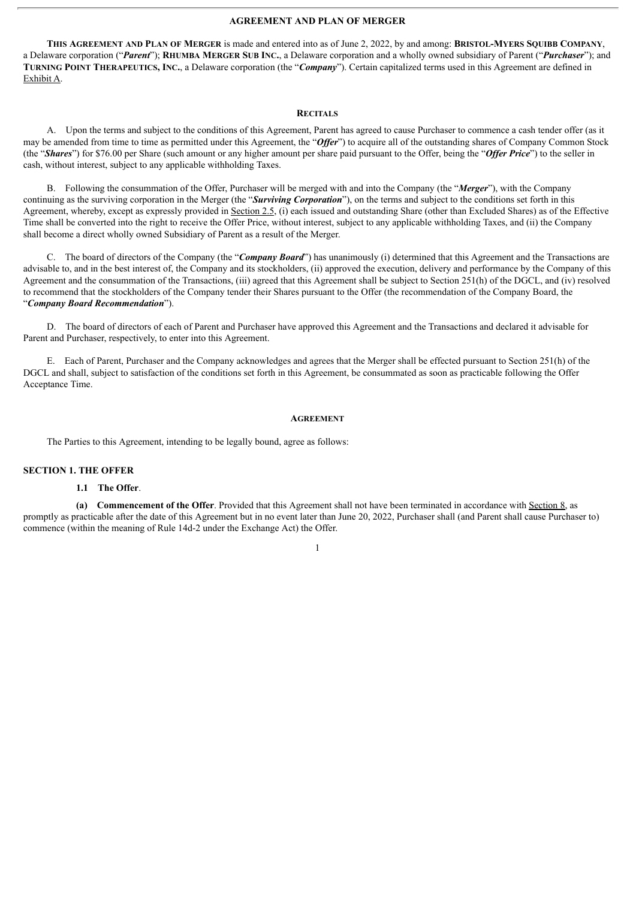# AGREEMENT AND PLAN OF MERGER

**THIS AGREEMENT AND PLAN OF MERGER** is made and entered into as of June 2, 2022, by and among: **BRISTOL-MYERS SQUIBB COMPANY**, a Delaware corporation ("***Parent***"); **RHUMBA MERGER SUB INC.**, a Delaware corporation and a wholly owned subsidiary of Parent ("***Purchaser***"); and **TURNING POINT THERAPEUTICS, INC.**, a Delaware corporation (the "***Company***"). Certain capitalized terms used in this Agreement are defined in Exhibit A.

## RECITALS

A. Upon the terms and subject to the conditions of this Agreement, Parent has agreed to cause Purchaser to commence a cash tender offer (as it may be amended from time to time as permitted under this Agreement, the "***Offer***") to acquire all of the outstanding shares of Company Common Stock (the "***Shares***") for $76.00 per Share (such amount or any higher amount per share paid pursuant to the Offer, being the "***Offer Price***") to the seller in cash, without interest, subject to any applicable withholding Taxes.

B. Following the consummation of the Offer, Purchaser will be merged with and into the Company (the "***Merger***"), with the Company continuing as the surviving corporation in the Merger (the "***Surviving Corporation***"), on the terms and subject to the conditions set forth in this Agreement, whereby, except as expressly provided in Section 2.5, (i) each issued and outstanding Share (other than Excluded Shares) as of the Effective Time shall be converted into the right to receive the Offer Price, without interest, subject to any applicable withholding Taxes, and (ii) the Company shall become a direct wholly owned Subsidiary of Parent as a result of the Merger.

C. The board of directors of the Company (the "***Company Board***") has unanimously (i) determined that this Agreement and the Transactions are advisable to, and in the best interest of, the Company and its stockholders, (ii) approved the execution, delivery and performance by the Company of this Agreement and the consummation of the Transactions, (iii) agreed that this Agreement shall be subject to Section 251(h) of the DGCL, and (iv) resolved to recommend that the stockholders of the Company tender their Shares pursuant to the Offer (the recommendation of the Company Board, the "***Company Board Recommendation***").

D. The board of directors of each of Parent and Purchaser have approved this Agreement and the Transactions and declared it advisable for Parent and Purchaser, respectively, to enter into this Agreement.

E. Each of Parent, Purchaser and the Company acknowledges and agrees that the Merger shall be effected pursuant to Section 251(h) of the DGCL and shall, subject to satisfaction of the conditions set forth in this Agreement, be consummated as soon as practicable following the Offer Acceptance Time.

## AGREEMENT

The Parties to this Agreement, intending to be legally bound, agree as follows:

## SECTION 1. THE OFFER

### 1.1 The Offer.

**(a) Commencement of the Offer**. Provided that this Agreement shall not have been terminated in accordance with Section 8, as promptly as practicable after the date of this Agreement but in no event later than June 20, 2022, Purchaser shall (and Parent shall cause Purchaser to) commence (within the meaning of Rule 14d-2 under the Exchange Act) the Offer.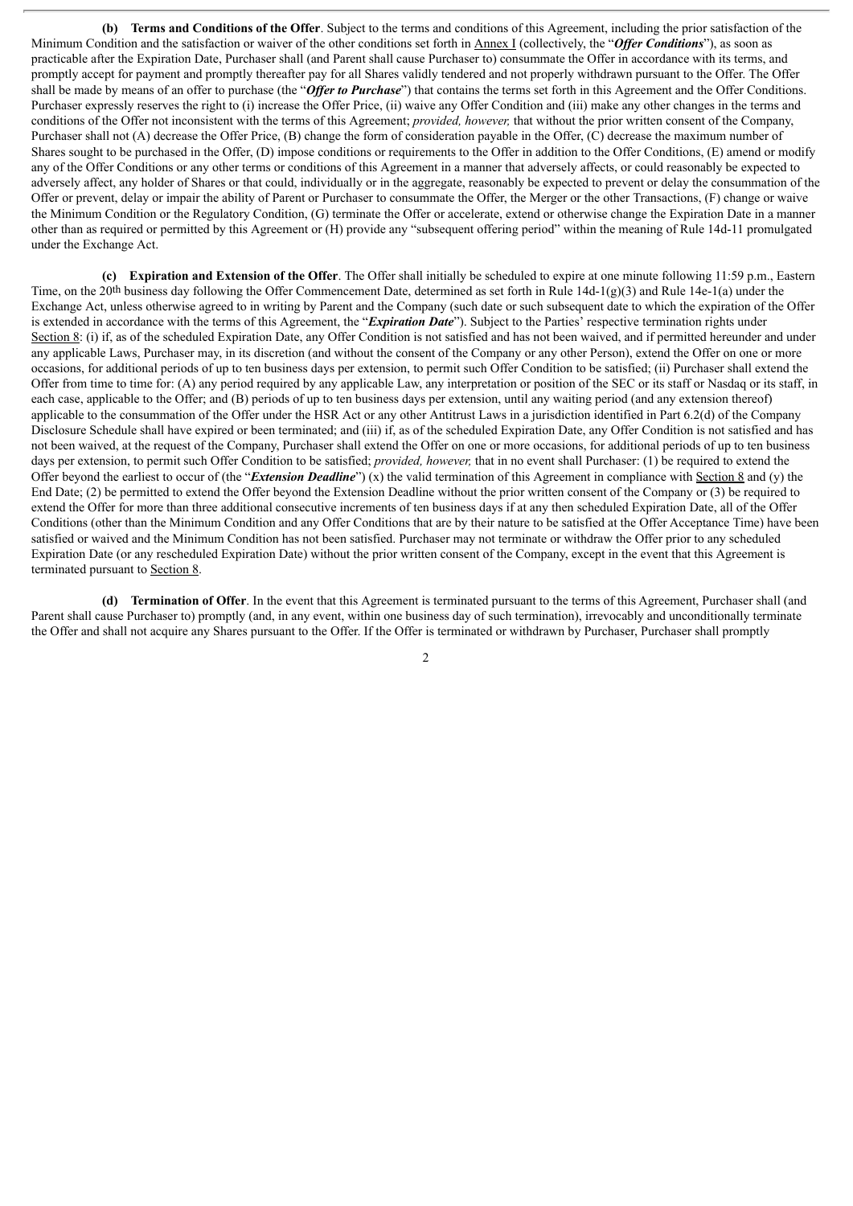**(b) Terms and Conditions of the Offer**. Subject to the terms and conditions of this Agreement, including the prior satisfaction of the Minimum Condition and the satisfaction or waiver of the other conditions set forth in Annex I (collectively, the "***Offer Conditions***"), as soon as practicable after the Expiration Date, Purchaser shall (and Parent shall cause Purchaser to) consummate the Offer in accordance with its terms, and promptly accept for payment and promptly thereafter pay for all Shares validly tendered and not properly withdrawn pursuant to the Offer. The Offer shall be made by means of an offer to purchase (the "***Offer to Purchase***") that contains the terms set forth in this Agreement and the Offer Conditions. Purchaser expressly reserves the right to (i) increase the Offer Price, (ii) waive any Offer Condition and (iii) make any other changes in the terms and conditions of the Offer not inconsistent with the terms of this Agreement; *provided, however,* that without the prior written consent of the Company, Purchaser shall not (A) decrease the Offer Price, (B) change the form of consideration payable in the Offer, (C) decrease the maximum number of Shares sought to be purchased in the Offer, (D) impose conditions or requirements to the Offer in addition to the Offer Conditions, (E) amend or modify any of the Offer Conditions or any other terms or conditions of this Agreement in a manner that adversely affects, or could reasonably be expected to adversely affect, any holder of Shares or that could, individually or in the aggregate, reasonably be expected to prevent or delay the consummation of the Offer or prevent, delay or impair the ability of Parent or Purchaser to consummate the Offer, the Merger or the other Transactions, (F) change or waive the Minimum Condition or the Regulatory Condition, (G) terminate the Offer or accelerate, extend or otherwise change the Expiration Date in a manner other than as required or permitted by this Agreement or (H) provide any "subsequent offering period" within the meaning of Rule 14d-11 promulgated under the Exchange Act.

**(c) Expiration and Extension of the Offer**. The Offer shall initially be scheduled to expire at one minute following 11:59 p.m., Eastern Time, on the 20th business day following the Offer Commencement Date, determined as set forth in Rule 14d-1(g)(3) and Rule 14e-1(a) under the Exchange Act, unless otherwise agreed to in writing by Parent and the Company (such date or such subsequent date to which the expiration of the Offer is extended in accordance with the terms of this Agreement, the "***Expiration Date***"). Subject to the Parties' respective termination rights under Section 8: (i) if, as of the scheduled Expiration Date, any Offer Condition is not satisfied and has not been waived, and if permitted hereunder and under any applicable Laws, Purchaser may, in its discretion (and without the consent of the Company or any other Person), extend the Offer on one or more occasions, for additional periods of up to ten business days per extension, to permit such Offer Condition to be satisfied; (ii) Purchaser shall extend the Offer from time to time for: (A) any period required by any applicable Law, any interpretation or position of the SEC or its staff or Nasdaq or its staff, in each case, applicable to the Offer; and (B) periods of up to ten business days per extension, until any waiting period (and any extension thereof) applicable to the consummation of the Offer under the HSR Act or any other Antitrust Laws in a jurisdiction identified in Part 6.2(d) of the Company Disclosure Schedule shall have expired or been terminated; and (iii) if, as of the scheduled Expiration Date, any Offer Condition is not satisfied and has not been waived, at the request of the Company, Purchaser shall extend the Offer on one or more occasions, for additional periods of up to ten business days per extension, to permit such Offer Condition to be satisfied; *provided, however,* that in no event shall Purchaser: (1) be required to extend the Offer beyond the earliest to occur of (the "***Extension Deadline***") (x) the valid termination of this Agreement in compliance with Section 8 and (y) the End Date; (2) be permitted to extend the Offer beyond the Extension Deadline without the prior written consent of the Company or (3) be required to extend the Offer for more than three additional consecutive increments of ten business days if at any then scheduled Expiration Date, all of the Offer Conditions (other than the Minimum Condition and any Offer Conditions that are by their nature to be satisfied at the Offer Acceptance Time) have been satisfied or waived and the Minimum Condition has not been satisfied. Purchaser may not terminate or withdraw the Offer prior to any scheduled Expiration Date (or any rescheduled Expiration Date) without the prior written consent of the Company, except in the event that this Agreement is terminated pursuant to Section 8.

**(d) Termination of Offer**. In the event that this Agreement is terminated pursuant to the terms of this Agreement, Purchaser shall (and Parent shall cause Purchaser to) promptly (and, in any event, within one business day of such termination), irrevocably and unconditionally terminate the Offer and shall not acquire any Shares pursuant to the Offer. If the Offer is terminated or withdrawn by Purchaser, Purchaser shall promptly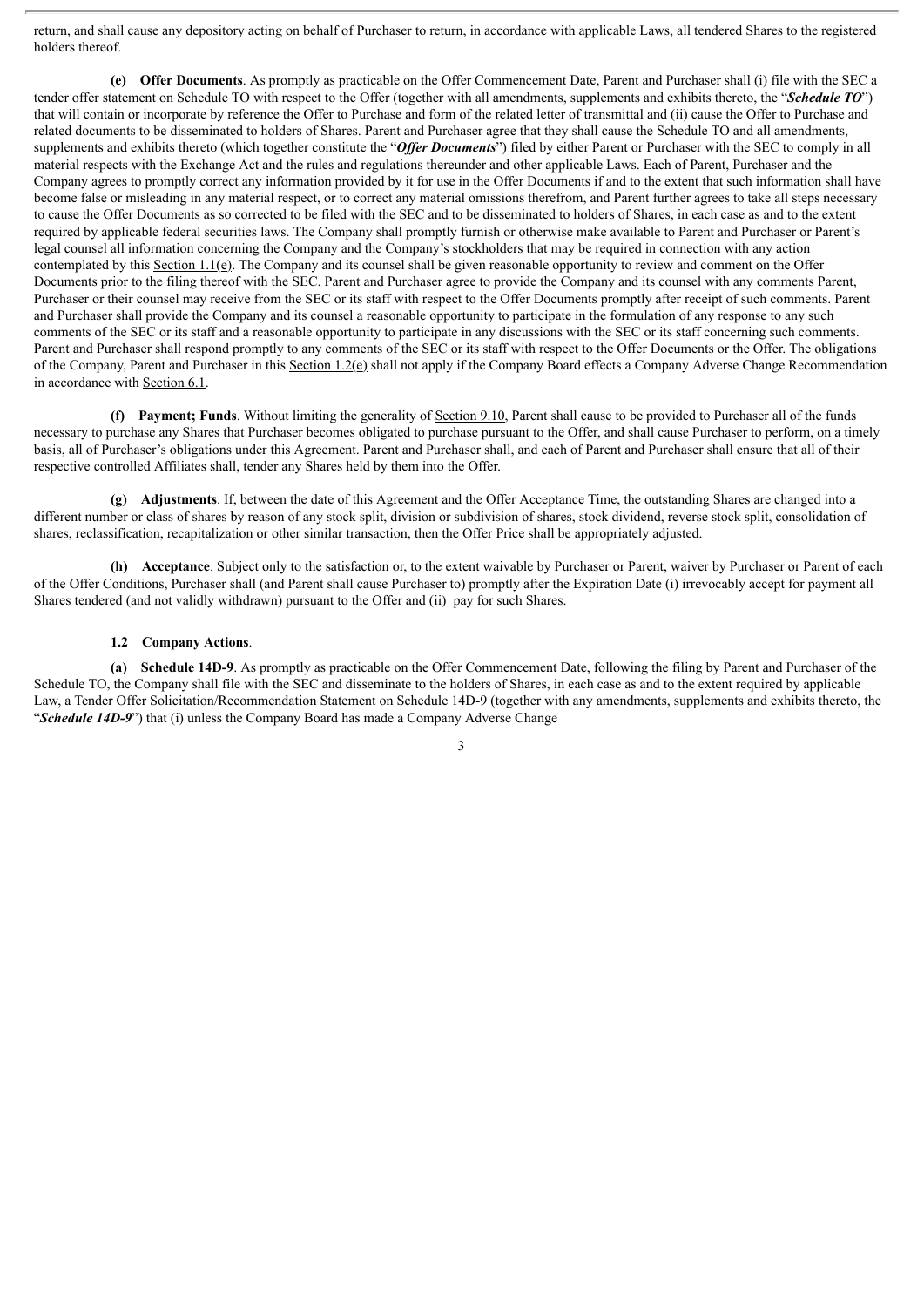return, and shall cause any depository acting on behalf of Purchaser to return, in accordance with applicable Laws, all tendered Shares to the registered holders thereof.

**(e) Offer Documents**. As promptly as practicable on the Offer Commencement Date, Parent and Purchaser shall (i) file with the SEC a tender offer statement on Schedule TO with respect to the Offer (together with all amendments, supplements and exhibits thereto, the "***Schedule TO***") that will contain or incorporate by reference the Offer to Purchase and form of the related letter of transmittal and (ii) cause the Offer to Purchase and related documents to be disseminated to holders of Shares. Parent and Purchaser agree that they shall cause the Schedule TO and all amendments, supplements and exhibits thereto (which together constitute the "***Offer Documents***") filed by either Parent or Purchaser with the SEC to comply in all material respects with the Exchange Act and the rules and regulations thereunder and other applicable Laws. Each of Parent, Purchaser and the Company agrees to promptly correct any information provided by it for use in the Offer Documents if and to the extent that such information shall have become false or misleading in any material respect, or to correct any material omissions therefrom, and Parent further agrees to take all steps necessary to cause the Offer Documents as so corrected to be filed with the SEC and to be disseminated to holders of Shares, in each case as and to the extent required by applicable federal securities laws. The Company shall promptly furnish or otherwise make available to Parent and Purchaser or Parent's legal counsel all information concerning the Company and the Company's stockholders that may be required in connection with any action contemplated by this Section 1.1(e). The Company and its counsel shall be given reasonable opportunity to review and comment on the Offer Documents prior to the filing thereof with the SEC. Parent and Purchaser agree to provide the Company and its counsel with any comments Parent, Purchaser or their counsel may receive from the SEC or its staff with respect to the Offer Documents promptly after receipt of such comments. Parent and Purchaser shall provide the Company and its counsel a reasonable opportunity to participate in the formulation of any response to any such comments of the SEC or its staff and a reasonable opportunity to participate in any discussions with the SEC or its staff concerning such comments. Parent and Purchaser shall respond promptly to any comments of the SEC or its staff with respect to the Offer Documents or the Offer. The obligations of the Company, Parent and Purchaser in this Section 1.2(e) shall not apply if the Company Board effects a Company Adverse Change Recommendation in accordance with Section 6.1.

**(f) Payment; Funds**. Without limiting the generality of Section 9.10, Parent shall cause to be provided to Purchaser all of the funds necessary to purchase any Shares that Purchaser becomes obligated to purchase pursuant to the Offer, and shall cause Purchaser to perform, on a timely basis, all of Purchaser's obligations under this Agreement. Parent and Purchaser shall, and each of Parent and Purchaser shall ensure that all of their respective controlled Affiliates shall, tender any Shares held by them into the Offer.

**(g) Adjustments**. If, between the date of this Agreement and the Offer Acceptance Time, the outstanding Shares are changed into a different number or class of shares by reason of any stock split, division or subdivision of shares, stock dividend, reverse stock split, consolidation of shares, reclassification, recapitalization or other similar transaction, then the Offer Price shall be appropriately adjusted.

**(h) Acceptance**. Subject only to the satisfaction or, to the extent waivable by Purchaser or Parent, waiver by Purchaser or Parent of each of the Offer Conditions, Purchaser shall (and Parent shall cause Purchaser to) promptly after the Expiration Date (i) irrevocably accept for payment all Shares tendered (and not validly withdrawn) pursuant to the Offer and (ii) pay for such Shares.

**1.2 Company Actions**.

**(a) Schedule 14D-9**. As promptly as practicable on the Offer Commencement Date, following the filing by Parent and Purchaser of the Schedule TO, the Company shall file with the SEC and disseminate to the holders of Shares, in each case as and to the extent required by applicable Law, a Tender Offer Solicitation/Recommendation Statement on Schedule 14D-9 (together with any amendments, supplements and exhibits thereto, the "***Schedule 14D-9***") that (i) unless the Company Board has made a Company Adverse Change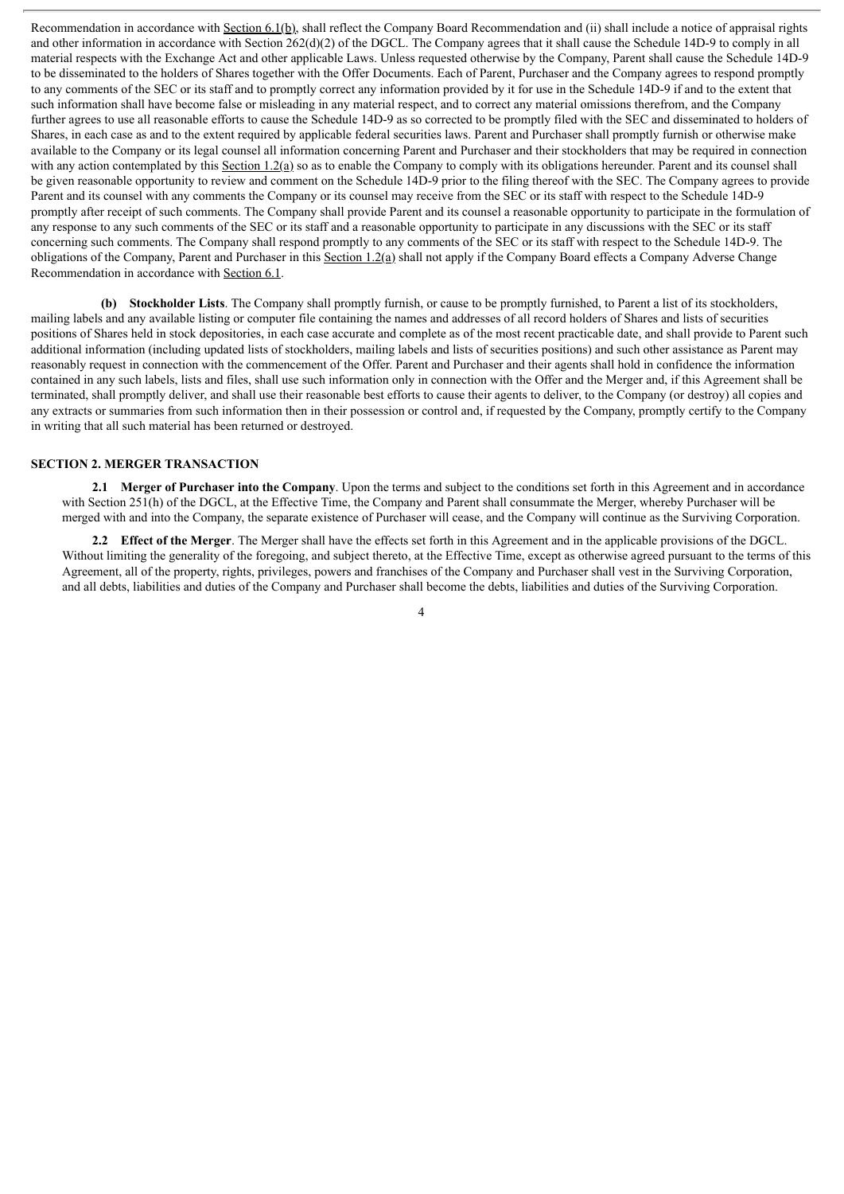Recommendation in accordance with Section 6.1(b), shall reflect the Company Board Recommendation and (ii) shall include a notice of appraisal rights and other information in accordance with Section 262(d)(2) of the DGCL. The Company agrees that it shall cause the Schedule 14D-9 to comply in all material respects with the Exchange Act and other applicable Laws. Unless requested otherwise by the Company, Parent shall cause the Schedule 14D-9 to be disseminated to the holders of Shares together with the Offer Documents. Each of Parent, Purchaser and the Company agrees to respond promptly to any comments of the SEC or its staff and to promptly correct any information provided by it for use in the Schedule 14D-9 if and to the extent that such information shall have become false or misleading in any material respect, and to correct any material omissions therefrom, and the Company further agrees to use all reasonable efforts to cause the Schedule 14D-9 as so corrected to be promptly filed with the SEC and disseminated to holders of Shares, in each case as and to the extent required by applicable federal securities laws. Parent and Purchaser shall promptly furnish or otherwise make available to the Company or its legal counsel all information concerning Parent and Purchaser and their stockholders that may be required in connection with any action contemplated by this Section 1.2(a) so as to enable the Company to comply with its obligations hereunder. Parent and its counsel shall be given reasonable opportunity to review and comment on the Schedule 14D-9 prior to the filing thereof with the SEC. The Company agrees to provide Parent and its counsel with any comments the Company or its counsel may receive from the SEC or its staff with respect to the Schedule 14D-9 promptly after receipt of such comments. The Company shall provide Parent and its counsel a reasonable opportunity to participate in the formulation of any response to any such comments of the SEC or its staff and a reasonable opportunity to participate in any discussions with the SEC or its staff concerning such comments. The Company shall respond promptly to any comments of the SEC or its staff with respect to the Schedule 14D-9. The obligations of the Company, Parent and Purchaser in this Section 1.2(a) shall not apply if the Company Board effects a Company Adverse Change Recommendation in accordance with Section 6.1.

**(b) Stockholder Lists**. The Company shall promptly furnish, or cause to be promptly furnished, to Parent a list of its stockholders, mailing labels and any available listing or computer file containing the names and addresses of all record holders of Shares and lists of securities positions of Shares held in stock depositories, in each case accurate and complete as of the most recent practicable date, and shall provide to Parent such additional information (including updated lists of stockholders, mailing labels and lists of securities positions) and such other assistance as Parent may reasonably request in connection with the commencement of the Offer. Parent and Purchaser and their agents shall hold in confidence the information contained in any such labels, lists and files, shall use such information only in connection with the Offer and the Merger and, if this Agreement shall be terminated, shall promptly deliver, and shall use their reasonable best efforts to cause their agents to deliver, to the Company (or destroy) all copies and any extracts or summaries from such information then in their possession or control and, if requested by the Company, promptly certify to the Company in writing that all such material has been returned or destroyed.

## SECTION 2. MERGER TRANSACTION

**2.1 Merger of Purchaser into the Company**. Upon the terms and subject to the conditions set forth in this Agreement and in accordance with Section 251(h) of the DGCL, at the Effective Time, the Company and Parent shall consummate the Merger, whereby Purchaser will be merged with and into the Company, the separate existence of Purchaser will cease, and the Company will continue as the Surviving Corporation.

**2.2 Effect of the Merger**. The Merger shall have the effects set forth in this Agreement and in the applicable provisions of the DGCL. Without limiting the generality of the foregoing, and subject thereto, at the Effective Time, except as otherwise agreed pursuant to the terms of this Agreement, all of the property, rights, privileges, powers and franchises of the Company and Purchaser shall vest in the Surviving Corporation, and all debts, liabilities and duties of the Company and Purchaser shall become the debts, liabilities and duties of the Surviving Corporation.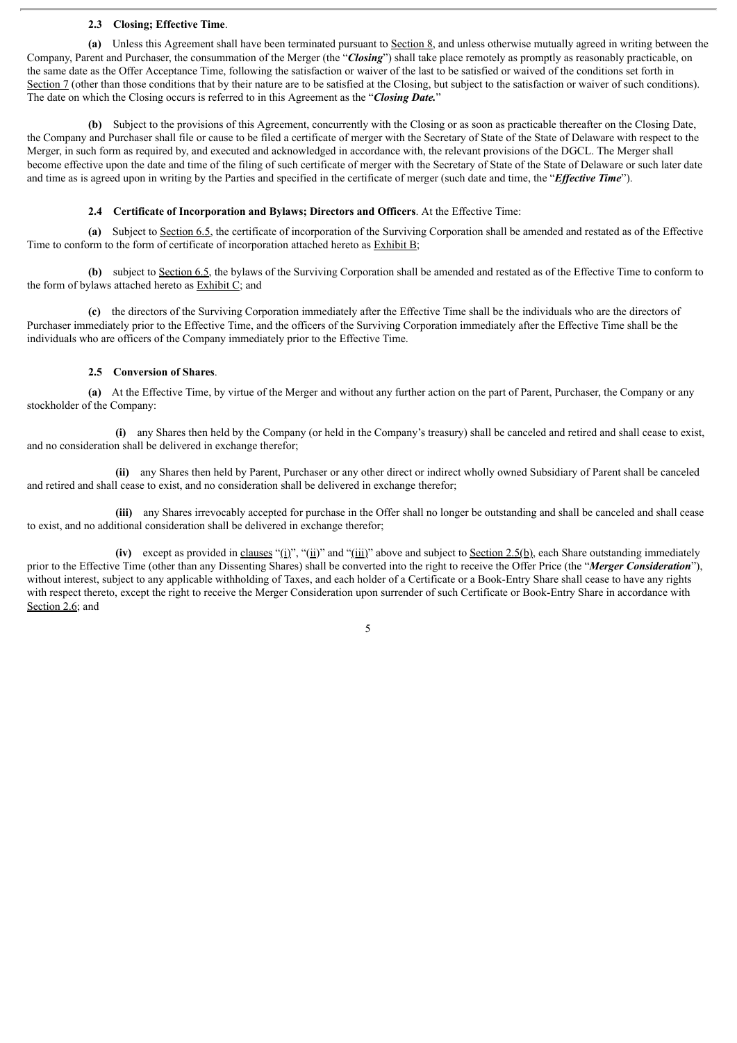**2.3 Closing; Effective Time**.

**(a)** Unless this Agreement shall have been terminated pursuant to Section 8, and unless otherwise mutually agreed in writing between the Company, Parent and Purchaser, the consummation of the Merger (the "***Closing***") shall take place remotely as promptly as reasonably practicable, on the same date as the Offer Acceptance Time, following the satisfaction or waiver of the last to be satisfied or waived of the conditions set forth in Section 7 (other than those conditions that by their nature are to be satisfied at the Closing, but subject to the satisfaction or waiver of such conditions). The date on which the Closing occurs is referred to in this Agreement as the "***Closing Date.***"

**(b)** Subject to the provisions of this Agreement, concurrently with the Closing or as soon as practicable thereafter on the Closing Date, the Company and Purchaser shall file or cause to be filed a certificate of merger with the Secretary of State of the State of Delaware with respect to the Merger, in such form as required by, and executed and acknowledged in accordance with, the relevant provisions of the DGCL. The Merger shall become effective upon the date and time of the filing of such certificate of merger with the Secretary of State of the State of Delaware or such later date and time as is agreed upon in writing by the Parties and specified in the certificate of merger (such date and time, the "***Effective Time***").

**2.4 Certificate of Incorporation and Bylaws; Directors and Officers**. At the Effective Time:

**(a)** Subject to Section 6.5, the certificate of incorporation of the Surviving Corporation shall be amended and restated as of the Effective Time to conform to the form of certificate of incorporation attached hereto as Exhibit B;

**(b)** subject to Section 6.5, the bylaws of the Surviving Corporation shall be amended and restated as of the Effective Time to conform to the form of bylaws attached hereto as Exhibit C; and

**(c)** the directors of the Surviving Corporation immediately after the Effective Time shall be the individuals who are the directors of Purchaser immediately prior to the Effective Time, and the officers of the Surviving Corporation immediately after the Effective Time shall be the individuals who are officers of the Company immediately prior to the Effective Time.

**2.5 Conversion of Shares**.

**(a)** At the Effective Time, by virtue of the Merger and without any further action on the part of Parent, Purchaser, the Company or any stockholder of the Company:

**(i)** any Shares then held by the Company (or held in the Company's treasury) shall be canceled and retired and shall cease to exist, and no consideration shall be delivered in exchange therefor;

**(ii)** any Shares then held by Parent, Purchaser or any other direct or indirect wholly owned Subsidiary of Parent shall be canceled and retired and shall cease to exist, and no consideration shall be delivered in exchange therefor;

**(iii)** any Shares irrevocably accepted for purchase in the Offer shall no longer be outstanding and shall be canceled and shall cease to exist, and no additional consideration shall be delivered in exchange therefor;

**(iv)** except as provided in clauses "(i)", "(ii)" and "(iii)" above and subject to Section 2.5(b), each Share outstanding immediately prior to the Effective Time (other than any Dissenting Shares) shall be converted into the right to receive the Offer Price (the "***Merger Consideration***"), without interest, subject to any applicable withholding of Taxes, and each holder of a Certificate or a Book-Entry Share shall cease to have any rights with respect thereto, except the right to receive the Merger Consideration upon surrender of such Certificate or Book-Entry Share in accordance with Section 2.6; and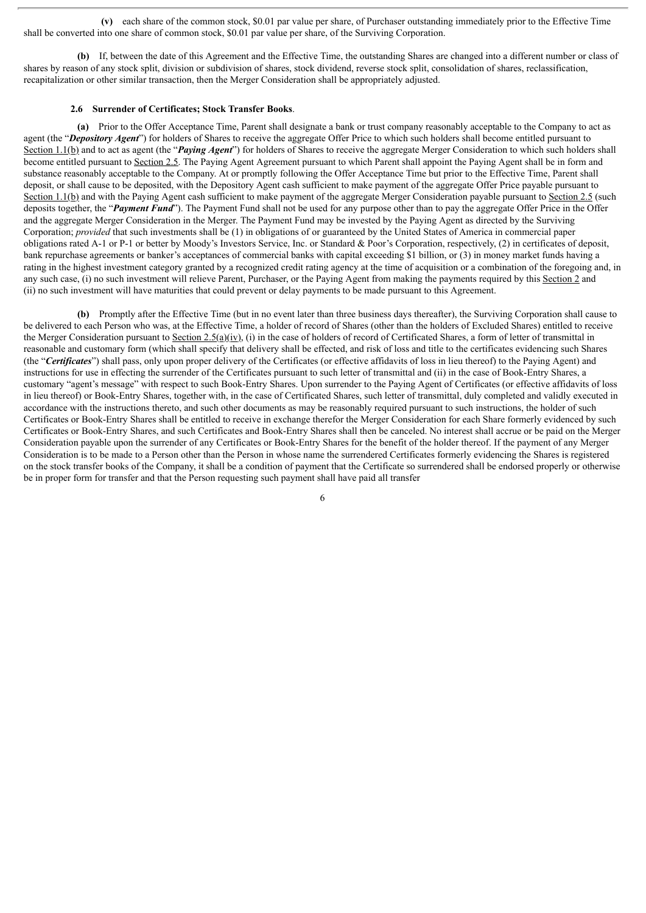**(v)** each share of the common stock, $0.01 par value per share, of Purchaser outstanding immediately prior to the Effective Time shall be converted into one share of common stock, $0.01 par value per share, of the Surviving Corporation.

**(b)** If, between the date of this Agreement and the Effective Time, the outstanding Shares are changed into a different number or class of shares by reason of any stock split, division or subdivision of shares, stock dividend, reverse stock split, consolidation of shares, reclassification, recapitalization or other similar transaction, then the Merger Consideration shall be appropriately adjusted.

**2.6 Surrender of Certificates; Stock Transfer Books**.

**(a)** Prior to the Offer Acceptance Time, Parent shall designate a bank or trust company reasonably acceptable to the Company to act as agent (the "***Depository Agent***") for holders of Shares to receive the aggregate Offer Price to which such holders shall become entitled pursuant to Section 1.1(b) and to act as agent (the "***Paying Agent***") for holders of Shares to receive the aggregate Merger Consideration to which such holders shall become entitled pursuant to Section 2.5. The Paying Agent Agreement pursuant to which Parent shall appoint the Paying Agent shall be in form and substance reasonably acceptable to the Company. At or promptly following the Offer Acceptance Time but prior to the Effective Time, Parent shall deposit, or shall cause to be deposited, with the Depository Agent cash sufficient to make payment of the aggregate Offer Price payable pursuant to Section 1.1(b) and with the Paying Agent cash sufficient to make payment of the aggregate Merger Consideration payable pursuant to Section 2.5 (such deposits together, the "***Payment Fund***"). The Payment Fund shall not be used for any purpose other than to pay the aggregate Offer Price in the Offer and the aggregate Merger Consideration in the Merger. The Payment Fund may be invested by the Paying Agent as directed by the Surviving Corporation; *provided* that such investments shall be (1) in obligations of or guaranteed by the United States of America in commercial paper obligations rated A-1 or P-1 or better by Moody's Investors Service, Inc. or Standard & Poor's Corporation, respectively, (2) in certificates of deposit, bank repurchase agreements or banker's acceptances of commercial banks with capital exceeding $1 billion, or (3) in money market funds having a rating in the highest investment category granted by a recognized credit rating agency at the time of acquisition or a combination of the foregoing and, in any such case, (i) no such investment will relieve Parent, Purchaser, or the Paying Agent from making the payments required by this Section 2 and (ii) no such investment will have maturities that could prevent or delay payments to be made pursuant to this Agreement.

**(b)** Promptly after the Effective Time (but in no event later than three business days thereafter), the Surviving Corporation shall cause to be delivered to each Person who was, at the Effective Time, a holder of record of Shares (other than the holders of Excluded Shares) entitled to receive the Merger Consideration pursuant to Section 2.5(a)(iv), (i) in the case of holders of record of Certificated Shares, a form of letter of transmittal in reasonable and customary form (which shall specify that delivery shall be effected, and risk of loss and title to the certificates evidencing such Shares (the "***Certificates***") shall pass, only upon proper delivery of the Certificates (or effective affidavits of loss in lieu thereof) to the Paying Agent) and instructions for use in effecting the surrender of the Certificates pursuant to such letter of transmittal and (ii) in the case of Book-Entry Shares, a customary "agent's message" with respect to such Book-Entry Shares. Upon surrender to the Paying Agent of Certificates (or effective affidavits of loss in lieu thereof) or Book-Entry Shares, together with, in the case of Certificated Shares, such letter of transmittal, duly completed and validly executed in accordance with the instructions thereto, and such other documents as may be reasonably required pursuant to such instructions, the holder of such Certificates or Book-Entry Shares shall be entitled to receive in exchange therefor the Merger Consideration for each Share formerly evidenced by such Certificates or Book-Entry Shares, and such Certificates and Book-Entry Shares shall then be canceled. No interest shall accrue or be paid on the Merger Consideration payable upon the surrender of any Certificates or Book-Entry Shares for the benefit of the holder thereof. If the payment of any Merger Consideration is to be made to a Person other than the Person in whose name the surrendered Certificates formerly evidencing the Shares is registered on the stock transfer books of the Company, it shall be a condition of payment that the Certificate so surrendered shall be endorsed properly or otherwise be in proper form for transfer and that the Person requesting such payment shall have paid all transfer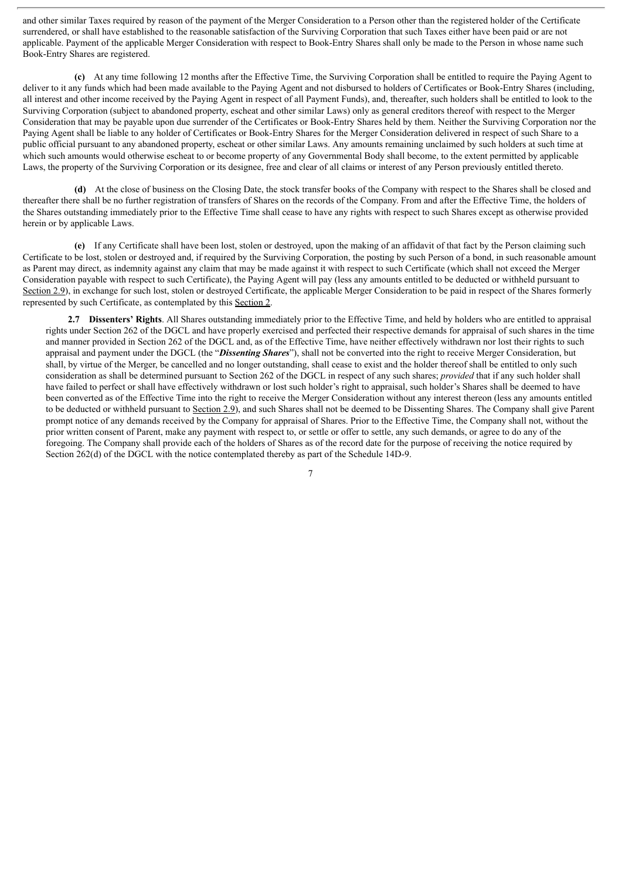and other similar Taxes required by reason of the payment of the Merger Consideration to a Person other than the registered holder of the Certificate surrendered, or shall have established to the reasonable satisfaction of the Surviving Corporation that such Taxes either have been paid or are not applicable. Payment of the applicable Merger Consideration with respect to Book-Entry Shares shall only be made to the Person in whose name such Book-Entry Shares are registered.

**(c)** At any time following 12 months after the Effective Time, the Surviving Corporation shall be entitled to require the Paying Agent to deliver to it any funds which had been made available to the Paying Agent and not disbursed to holders of Certificates or Book-Entry Shares (including, all interest and other income received by the Paying Agent in respect of all Payment Funds), and, thereafter, such holders shall be entitled to look to the Surviving Corporation (subject to abandoned property, escheat and other similar Laws) only as general creditors thereof with respect to the Merger Consideration that may be payable upon due surrender of the Certificates or Book-Entry Shares held by them. Neither the Surviving Corporation nor the Paying Agent shall be liable to any holder of Certificates or Book-Entry Shares for the Merger Consideration delivered in respect of such Share to a public official pursuant to any abandoned property, escheat or other similar Laws. Any amounts remaining unclaimed by such holders at such time at which such amounts would otherwise escheat to or become property of any Governmental Body shall become, to the extent permitted by applicable Laws, the property of the Surviving Corporation or its designee, free and clear of all claims or interest of any Person previously entitled thereto.

**(d)** At the close of business on the Closing Date, the stock transfer books of the Company with respect to the Shares shall be closed and thereafter there shall be no further registration of transfers of Shares on the records of the Company. From and after the Effective Time, the holders of the Shares outstanding immediately prior to the Effective Time shall cease to have any rights with respect to such Shares except as otherwise provided herein or by applicable Laws.

**(e)** If any Certificate shall have been lost, stolen or destroyed, upon the making of an affidavit of that fact by the Person claiming such Certificate to be lost, stolen or destroyed and, if required by the Surviving Corporation, the posting by such Person of a bond, in such reasonable amount as Parent may direct, as indemnity against any claim that may be made against it with respect to such Certificate (which shall not exceed the Merger Consideration payable with respect to such Certificate), the Paying Agent will pay (less any amounts entitled to be deducted or withheld pursuant to Section 2.9), in exchange for such lost, stolen or destroyed Certificate, the applicable Merger Consideration to be paid in respect of the Shares formerly represented by such Certificate, as contemplated by this Section 2.

**2.7 Dissenters' Rights**. All Shares outstanding immediately prior to the Effective Time, and held by holders who are entitled to appraisal rights under Section 262 of the DGCL and have properly exercised and perfected their respective demands for appraisal of such shares in the time and manner provided in Section 262 of the DGCL and, as of the Effective Time, have neither effectively withdrawn nor lost their rights to such appraisal and payment under the DGCL (the "***Dissenting Shares***"), shall not be converted into the right to receive Merger Consideration, but shall, by virtue of the Merger, be cancelled and no longer outstanding, shall cease to exist and the holder thereof shall be entitled to only such consideration as shall be determined pursuant to Section 262 of the DGCL in respect of any such shares; *provided* that if any such holder shall have failed to perfect or shall have effectively withdrawn or lost such holder's right to appraisal, such holder's Shares shall be deemed to have been converted as of the Effective Time into the right to receive the Merger Consideration without any interest thereon (less any amounts entitled to be deducted or withheld pursuant to Section 2.9), and such Shares shall not be deemed to be Dissenting Shares. The Company shall give Parent prompt notice of any demands received by the Company for appraisal of Shares. Prior to the Effective Time, the Company shall not, without the prior written consent of Parent, make any payment with respect to, or settle or offer to settle, any such demands, or agree to do any of the foregoing. The Company shall provide each of the holders of Shares as of the record date for the purpose of receiving the notice required by Section 262(d) of the DGCL with the notice contemplated thereby as part of the Schedule 14D-9.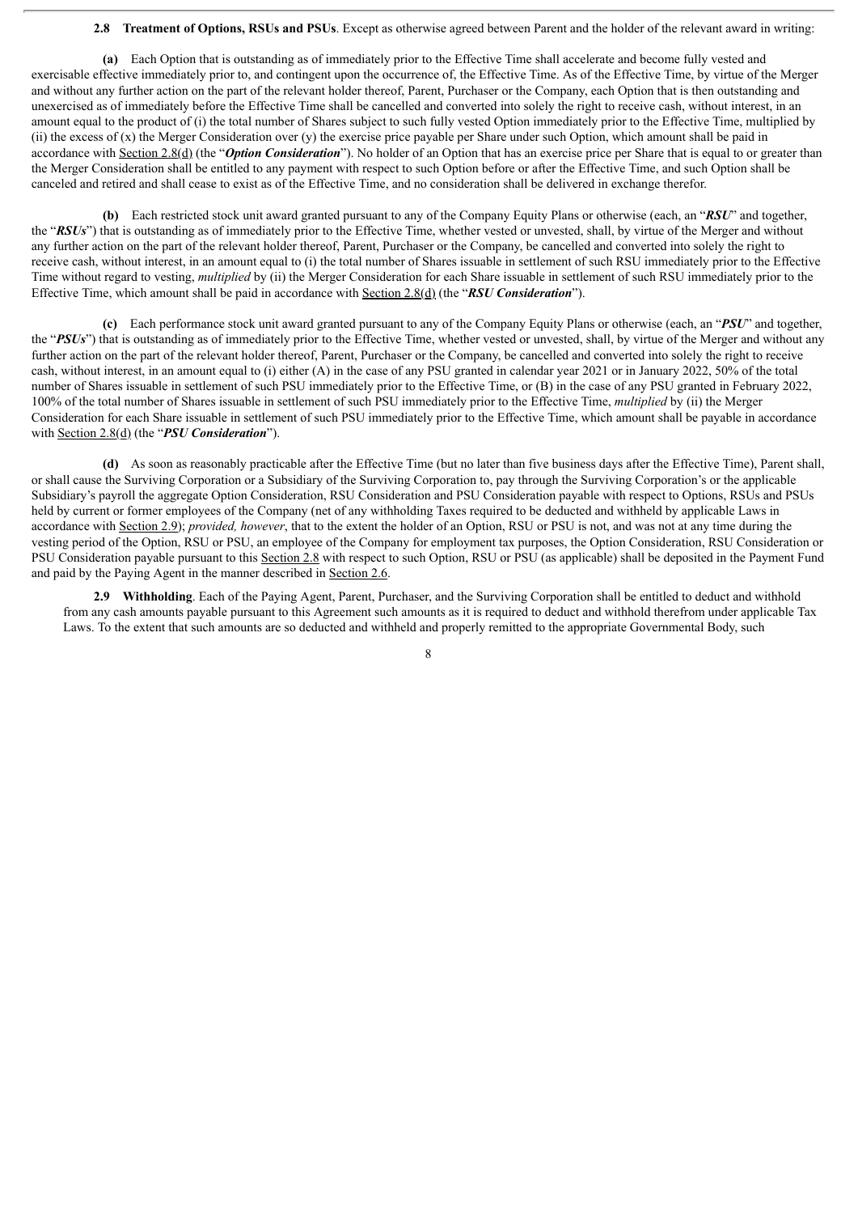**2.8 Treatment of Options, RSUs and PSUs**. Except as otherwise agreed between Parent and the holder of the relevant award in writing:

**(a)** Each Option that is outstanding as of immediately prior to the Effective Time shall accelerate and become fully vested and exercisable effective immediately prior to, and contingent upon the occurrence of, the Effective Time. As of the Effective Time, by virtue of the Merger and without any further action on the part of the relevant holder thereof, Parent, Purchaser or the Company, each Option that is then outstanding and unexercised as of immediately before the Effective Time shall be cancelled and converted into solely the right to receive cash, without interest, in an amount equal to the product of (i) the total number of Shares subject to such fully vested Option immediately prior to the Effective Time, multiplied by (ii) the excess of (x) the Merger Consideration over (y) the exercise price payable per Share under such Option, which amount shall be paid in accordance with Section 2.8(d) (the "***Option Consideration***"). No holder of an Option that has an exercise price per Share that is equal to or greater than the Merger Consideration shall be entitled to any payment with respect to such Option before or after the Effective Time, and such Option shall be canceled and retired and shall cease to exist as of the Effective Time, and no consideration shall be delivered in exchange therefor.

**(b)** Each restricted stock unit award granted pursuant to any of the Company Equity Plans or otherwise (each, an "***RSU***" and together, the "***RSUs***") that is outstanding as of immediately prior to the Effective Time, whether vested or unvested, shall, by virtue of the Merger and without any further action on the part of the relevant holder thereof, Parent, Purchaser or the Company, be cancelled and converted into solely the right to receive cash, without interest, in an amount equal to (i) the total number of Shares issuable in settlement of such RSU immediately prior to the Effective Time without regard to vesting, *multiplied* by (ii) the Merger Consideration for each Share issuable in settlement of such RSU immediately prior to the Effective Time, which amount shall be paid in accordance with Section 2.8(d) (the "***RSU Consideration***").

**(c)** Each performance stock unit award granted pursuant to any of the Company Equity Plans or otherwise (each, an "***PSU***" and together, the "***PSUs***") that is outstanding as of immediately prior to the Effective Time, whether vested or unvested, shall, by virtue of the Merger and without any further action on the part of the relevant holder thereof, Parent, Purchaser or the Company, be cancelled and converted into solely the right to receive cash, without interest, in an amount equal to (i) either (A) in the case of any PSU granted in calendar year 2021 or in January 2022, 50% of the total number of Shares issuable in settlement of such PSU immediately prior to the Effective Time, or (B) in the case of any PSU granted in February 2022, 100% of the total number of Shares issuable in settlement of such PSU immediately prior to the Effective Time, *multiplied* by (ii) the Merger Consideration for each Share issuable in settlement of such PSU immediately prior to the Effective Time, which amount shall be payable in accordance with Section 2.8(d) (the "***PSU Consideration***").

**(d)** As soon as reasonably practicable after the Effective Time (but no later than five business days after the Effective Time), Parent shall, or shall cause the Surviving Corporation or a Subsidiary of the Surviving Corporation to, pay through the Surviving Corporation's or the applicable Subsidiary's payroll the aggregate Option Consideration, RSU Consideration and PSU Consideration payable with respect to Options, RSUs and PSUs held by current or former employees of the Company (net of any withholding Taxes required to be deducted and withheld by applicable Laws in accordance with Section 2.9); *provided, however*, that to the extent the holder of an Option, RSU or PSU is not, and was not at any time during the vesting period of the Option, RSU or PSU, an employee of the Company for employment tax purposes, the Option Consideration, RSU Consideration or PSU Consideration payable pursuant to this Section 2.8 with respect to such Option, RSU or PSU (as applicable) shall be deposited in the Payment Fund and paid by the Paying Agent in the manner described in Section 2.6.

**2.9 Withholding**. Each of the Paying Agent, Parent, Purchaser, and the Surviving Corporation shall be entitled to deduct and withhold from any cash amounts payable pursuant to this Agreement such amounts as it is required to deduct and withhold therefrom under applicable Tax Laws. To the extent that such amounts are so deducted and withheld and properly remitted to the appropriate Governmental Body, such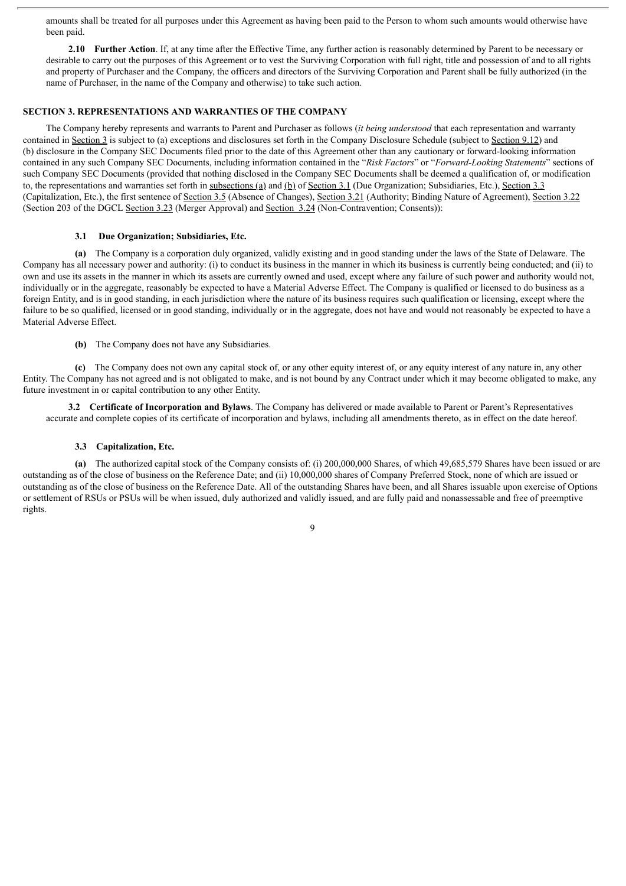amounts shall be treated for all purposes under this Agreement as having been paid to the Person to whom such amounts would otherwise have been paid.

**2.10 Further Action**. If, at any time after the Effective Time, any further action is reasonably determined by Parent to be necessary or desirable to carry out the purposes of this Agreement or to vest the Surviving Corporation with full right, title and possession of and to all rights and property of Purchaser and the Company, the officers and directors of the Surviving Corporation and Parent shall be fully authorized (in the name of Purchaser, in the name of the Company and otherwise) to take such action.

## SECTION 3. REPRESENTATIONS AND WARRANTIES OF THE COMPANY

The Company hereby represents and warrants to Parent and Purchaser as follows (*it being understood* that each representation and warranty contained in Section 3 is subject to (a) exceptions and disclosures set forth in the Company Disclosure Schedule (subject to Section 9.12) and (b) disclosure in the Company SEC Documents filed prior to the date of this Agreement other than any cautionary or forward-looking information contained in any such Company SEC Documents, including information contained in the "*Risk Factors*" or "*Forward-Looking Statements*" sections of such Company SEC Documents (provided that nothing disclosed in the Company SEC Documents shall be deemed a qualification of, or modification to, the representations and warranties set forth in subsections (a) and (b) of Section 3.1 (Due Organization; Subsidiaries, Etc.), Section 3.3 (Capitalization, Etc.), the first sentence of Section 3.5 (Absence of Changes), Section 3.21 (Authority; Binding Nature of Agreement), Section 3.22 (Section 203 of the DGCL Section 3.23 (Merger Approval) and Section 3.24 (Non-Contravention; Consents)):

### 3.1 Due Organization; Subsidiaries, Etc.

**(a)** The Company is a corporation duly organized, validly existing and in good standing under the laws of the State of Delaware. The Company has all necessary power and authority: (i) to conduct its business in the manner in which its business is currently being conducted; and (ii) to own and use its assets in the manner in which its assets are currently owned and used, except where any failure of such power and authority would not, individually or in the aggregate, reasonably be expected to have a Material Adverse Effect. The Company is qualified or licensed to do business as a foreign Entity, and is in good standing, in each jurisdiction where the nature of its business requires such qualification or licensing, except where the failure to be so qualified, licensed or in good standing, individually or in the aggregate, does not have and would not reasonably be expected to have a Material Adverse Effect.

**(b)** The Company does not have any Subsidiaries.

**(c)** The Company does not own any capital stock of, or any other equity interest of, or any equity interest of any nature in, any other Entity. The Company has not agreed and is not obligated to make, and is not bound by any Contract under which it may become obligated to make, any future investment in or capital contribution to any other Entity.

**3.2 Certificate of Incorporation and Bylaws**. The Company has delivered or made available to Parent or Parent's Representatives accurate and complete copies of its certificate of incorporation and bylaws, including all amendments thereto, as in effect on the date hereof.

### 3.3 Capitalization, Etc.

**(a)** The authorized capital stock of the Company consists of: (i) 200,000,000 Shares, of which 49,685,579 Shares have been issued or are outstanding as of the close of business on the Reference Date; and (ii) 10,000,000 shares of Company Preferred Stock, none of which are issued or outstanding as of the close of business on the Reference Date. All of the outstanding Shares have been, and all Shares issuable upon exercise of Options or settlement of RSUs or PSUs will be when issued, duly authorized and validly issued, and are fully paid and nonassessable and free of preemptive rights.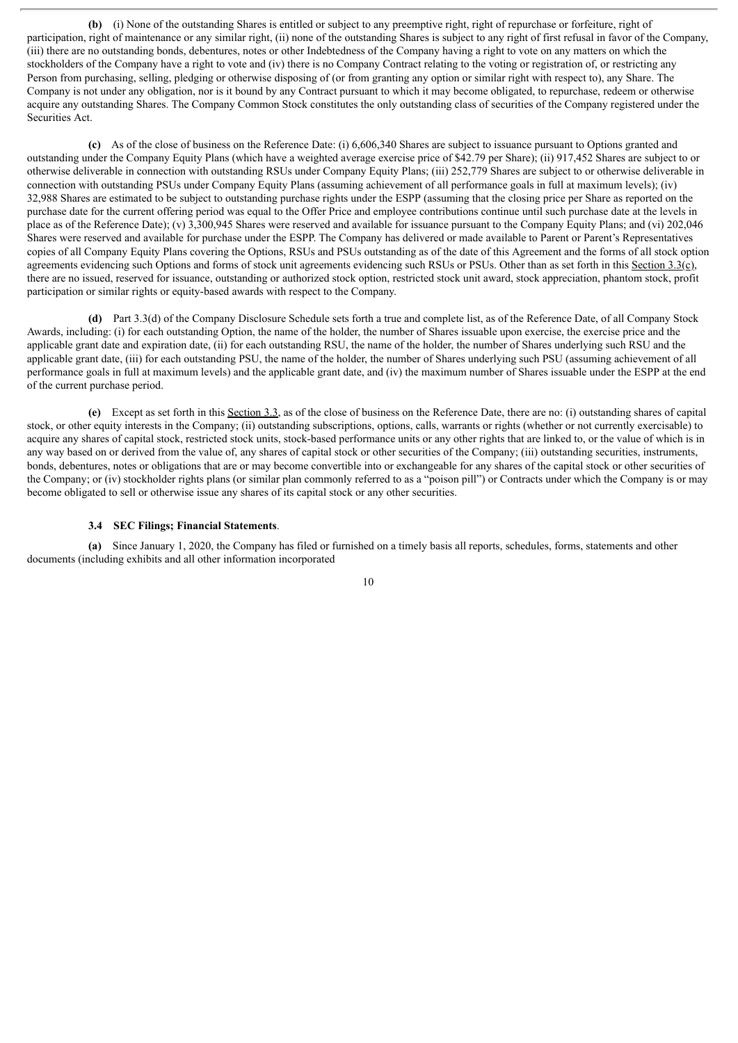**(b)** (i) None of the outstanding Shares is entitled or subject to any preemptive right, right of repurchase or forfeiture, right of participation, right of maintenance or any similar right, (ii) none of the outstanding Shares is subject to any right of first refusal in favor of the Company, (iii) there are no outstanding bonds, debentures, notes or other Indebtedness of the Company having a right to vote on any matters on which the stockholders of the Company have a right to vote and (iv) there is no Company Contract relating to the voting or registration of, or restricting any Person from purchasing, selling, pledging or otherwise disposing of (or from granting any option or similar right with respect to), any Share. The Company is not under any obligation, nor is it bound by any Contract pursuant to which it may become obligated, to repurchase, redeem or otherwise acquire any outstanding Shares. The Company Common Stock constitutes the only outstanding class of securities of the Company registered under the Securities Act.

**(c)** As of the close of business on the Reference Date: (i) 6,606,340 Shares are subject to issuance pursuant to Options granted and outstanding under the Company Equity Plans (which have a weighted average exercise price of $42.79 per Share); (ii) 917,452 Shares are subject to or otherwise deliverable in connection with outstanding RSUs under Company Equity Plans; (iii) 252,779 Shares are subject to or otherwise deliverable in connection with outstanding PSUs under Company Equity Plans (assuming achievement of all performance goals in full at maximum levels); (iv) 32,988 Shares are estimated to be subject to outstanding purchase rights under the ESPP (assuming that the closing price per Share as reported on the purchase date for the current offering period was equal to the Offer Price and employee contributions continue until such purchase date at the levels in place as of the Reference Date); (v) 3,300,945 Shares were reserved and available for issuance pursuant to the Company Equity Plans; and (vi) 202,046 Shares were reserved and available for purchase under the ESPP. The Company has delivered or made available to Parent or Parent's Representatives copies of all Company Equity Plans covering the Options, RSUs and PSUs outstanding as of the date of this Agreement and the forms of all stock option agreements evidencing such Options and forms of stock unit agreements evidencing such RSUs or PSUs. Other than as set forth in this Section 3.3(c), there are no issued, reserved for issuance, outstanding or authorized stock option, restricted stock unit award, stock appreciation, phantom stock, profit participation or similar rights or equity-based awards with respect to the Company.

**(d)** Part 3.3(d) of the Company Disclosure Schedule sets forth a true and complete list, as of the Reference Date, of all Company Stock Awards, including: (i) for each outstanding Option, the name of the holder, the number of Shares issuable upon exercise, the exercise price and the applicable grant date and expiration date, (ii) for each outstanding RSU, the name of the holder, the number of Shares underlying such RSU and the applicable grant date, (iii) for each outstanding PSU, the name of the holder, the number of Shares underlying such PSU (assuming achievement of all performance goals in full at maximum levels) and the applicable grant date, and (iv) the maximum number of Shares issuable under the ESPP at the end of the current purchase period.

**(e)** Except as set forth in this Section 3.3, as of the close of business on the Reference Date, there are no: (i) outstanding shares of capital stock, or other equity interests in the Company; (ii) outstanding subscriptions, options, calls, warrants or rights (whether or not currently exercisable) to acquire any shares of capital stock, restricted stock units, stock-based performance units or any other rights that are linked to, or the value of which is in any way based on or derived from the value of, any shares of capital stock or other securities of the Company; (iii) outstanding securities, instruments, bonds, debentures, notes or obligations that are or may become convertible into or exchangeable for any shares of the capital stock or other securities of the Company; or (iv) stockholder rights plans (or similar plan commonly referred to as a "poison pill") or Contracts under which the Company is or may become obligated to sell or otherwise issue any shares of its capital stock or any other securities.

**3.4 SEC Filings; Financial Statements.**

**(a)** Since January 1, 2020, the Company has filed or furnished on a timely basis all reports, schedules, forms, statements and other documents (including exhibits and all other information incorporated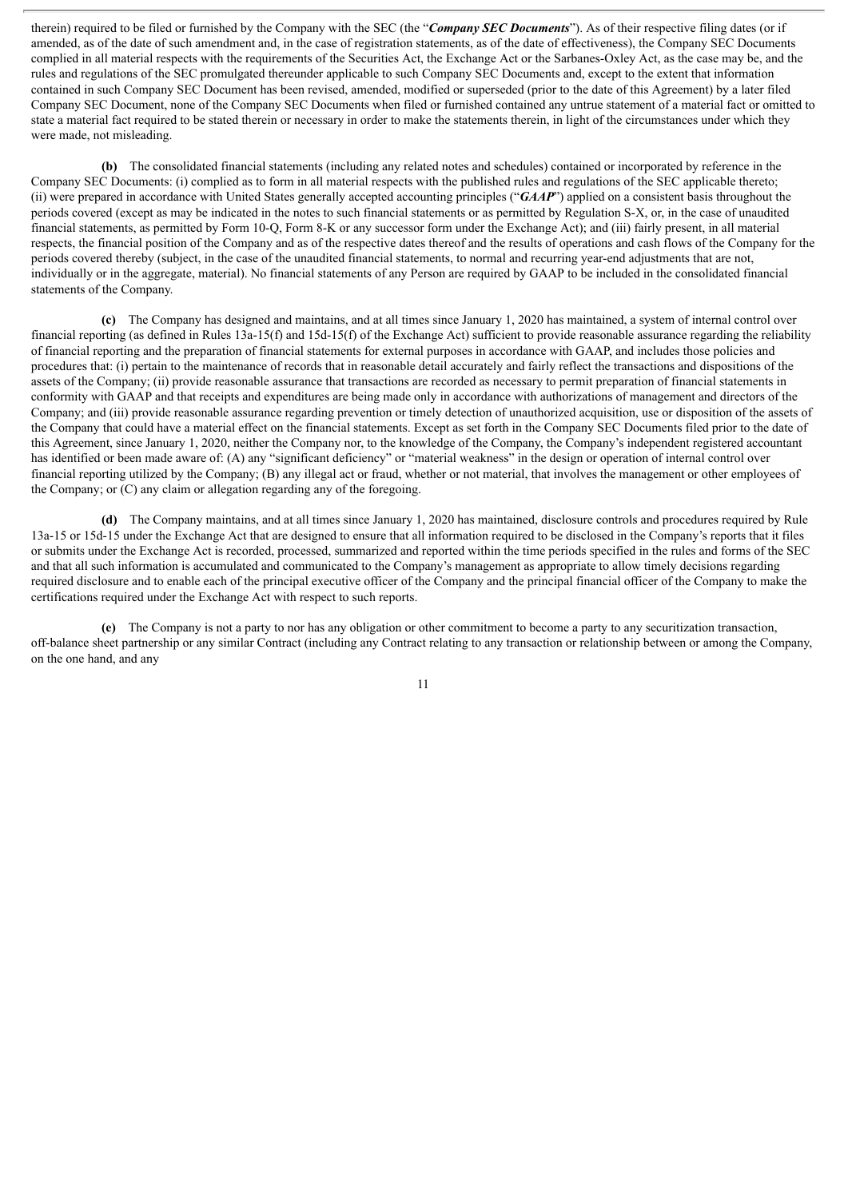therein) required to be filed or furnished by the Company with the SEC (the "***Company SEC Documents***"). As of their respective filing dates (or if amended, as of the date of such amendment and, in the case of registration statements, as of the date of effectiveness), the Company SEC Documents complied in all material respects with the requirements of the Securities Act, the Exchange Act or the Sarbanes-Oxley Act, as the case may be, and the rules and regulations of the SEC promulgated thereunder applicable to such Company SEC Documents and, except to the extent that information contained in such Company SEC Document has been revised, amended, modified or superseded (prior to the date of this Agreement) by a later filed Company SEC Document, none of the Company SEC Documents when filed or furnished contained any untrue statement of a material fact or omitted to state a material fact required to be stated therein or necessary in order to make the statements therein, in light of the circumstances under which they were made, not misleading.

**(b)** The consolidated financial statements (including any related notes and schedules) contained or incorporated by reference in the Company SEC Documents: (i) complied as to form in all material respects with the published rules and regulations of the SEC applicable thereto; (ii) were prepared in accordance with United States generally accepted accounting principles ("***GAAP***") applied on a consistent basis throughout the periods covered (except as may be indicated in the notes to such financial statements or as permitted by Regulation S-X, or, in the case of unaudited financial statements, as permitted by Form 10-Q, Form 8-K or any successor form under the Exchange Act); and (iii) fairly present, in all material respects, the financial position of the Company and as of the respective dates thereof and the results of operations and cash flows of the Company for the periods covered thereby (subject, in the case of the unaudited financial statements, to normal and recurring year-end adjustments that are not, individually or in the aggregate, material). No financial statements of any Person are required by GAAP to be included in the consolidated financial statements of the Company.

**(c)** The Company has designed and maintains, and at all times since January 1, 2020 has maintained, a system of internal control over financial reporting (as defined in Rules 13a-15(f) and 15d-15(f) of the Exchange Act) sufficient to provide reasonable assurance regarding the reliability of financial reporting and the preparation of financial statements for external purposes in accordance with GAAP, and includes those policies and procedures that: (i) pertain to the maintenance of records that in reasonable detail accurately and fairly reflect the transactions and dispositions of the assets of the Company; (ii) provide reasonable assurance that transactions are recorded as necessary to permit preparation of financial statements in conformity with GAAP and that receipts and expenditures are being made only in accordance with authorizations of management and directors of the Company; and (iii) provide reasonable assurance regarding prevention or timely detection of unauthorized acquisition, use or disposition of the assets of the Company that could have a material effect on the financial statements. Except as set forth in the Company SEC Documents filed prior to the date of this Agreement, since January 1, 2020, neither the Company nor, to the knowledge of the Company, the Company's independent registered accountant has identified or been made aware of: (A) any "significant deficiency" or "material weakness" in the design or operation of internal control over financial reporting utilized by the Company; (B) any illegal act or fraud, whether or not material, that involves the management or other employees of the Company; or (C) any claim or allegation regarding any of the foregoing.

**(d)** The Company maintains, and at all times since January 1, 2020 has maintained, disclosure controls and procedures required by Rule 13a-15 or 15d-15 under the Exchange Act that are designed to ensure that all information required to be disclosed in the Company's reports that it files or submits under the Exchange Act is recorded, processed, summarized and reported within the time periods specified in the rules and forms of the SEC and that all such information is accumulated and communicated to the Company's management as appropriate to allow timely decisions regarding required disclosure and to enable each of the principal executive officer of the Company and the principal financial officer of the Company to make the certifications required under the Exchange Act with respect to such reports.

**(e)** The Company is not a party to nor has any obligation or other commitment to become a party to any securitization transaction, off-balance sheet partnership or any similar Contract (including any Contract relating to any transaction or relationship between or among the Company, on the one hand, and any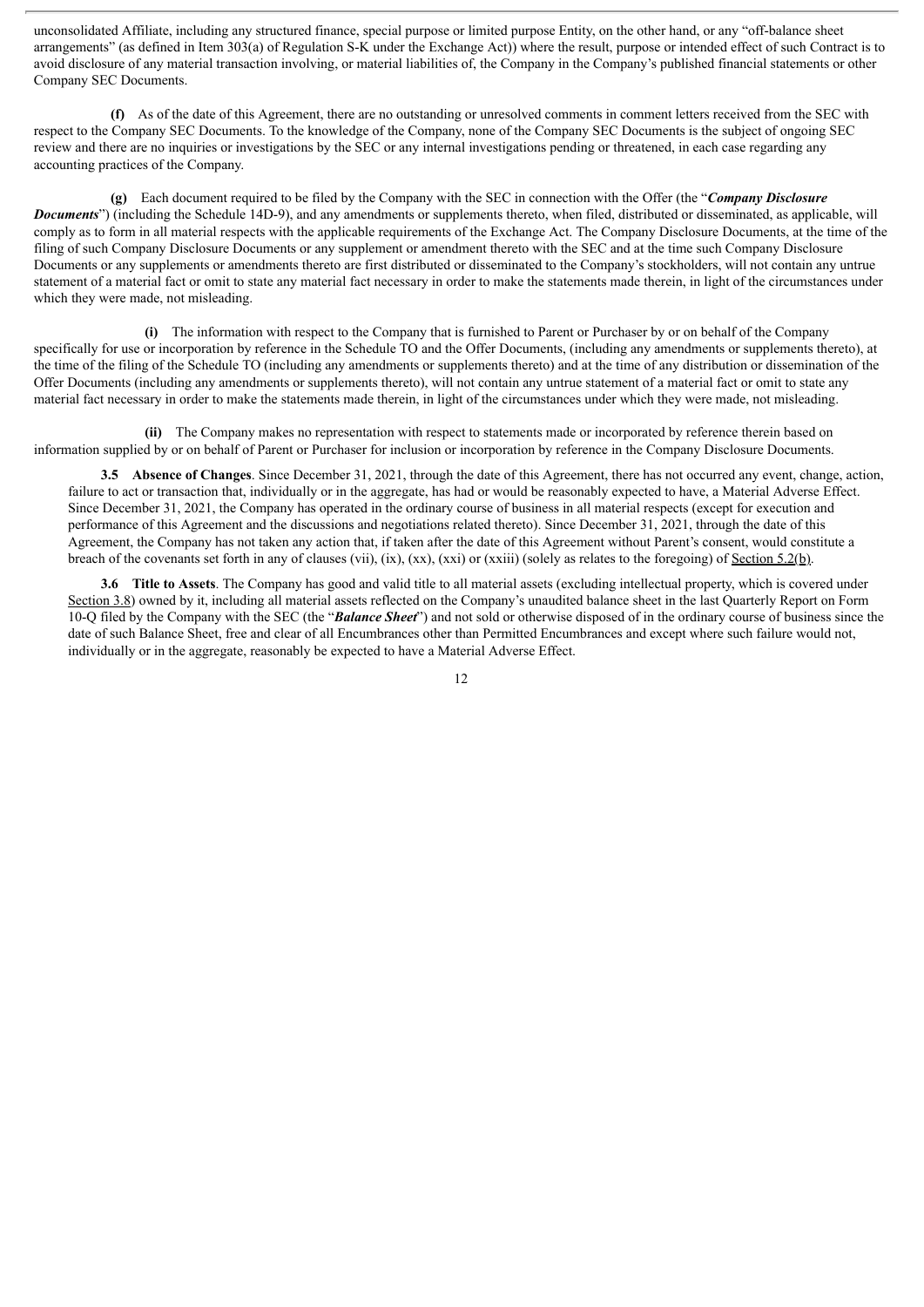unconsolidated Affiliate, including any structured finance, special purpose or limited purpose Entity, on the other hand, or any "off-balance sheet arrangements" (as defined in Item 303(a) of Regulation S-K under the Exchange Act)) where the result, purpose or intended effect of such Contract is to avoid disclosure of any material transaction involving, or material liabilities of, the Company in the Company's published financial statements or other Company SEC Documents.

**(f)** As of the date of this Agreement, there are no outstanding or unresolved comments in comment letters received from the SEC with respect to the Company SEC Documents. To the knowledge of the Company, none of the Company SEC Documents is the subject of ongoing SEC review and there are no inquiries or investigations by the SEC or any internal investigations pending or threatened, in each case regarding any accounting practices of the Company.

**(g)** Each document required to be filed by the Company with the SEC in connection with the Offer (the "***Company Disclosure Documents***") (including the Schedule 14D-9), and any amendments or supplements thereto, when filed, distributed or disseminated, as applicable, will comply as to form in all material respects with the applicable requirements of the Exchange Act. The Company Disclosure Documents, at the time of the filing of such Company Disclosure Documents or any supplement or amendment thereto with the SEC and at the time such Company Disclosure Documents or any supplements or amendments thereto are first distributed or disseminated to the Company's stockholders, will not contain any untrue statement of a material fact or omit to state any material fact necessary in order to make the statements made therein, in light of the circumstances under which they were made, not misleading.

**(i)** The information with respect to the Company that is furnished to Parent or Purchaser by or on behalf of the Company specifically for use or incorporation by reference in the Schedule TO and the Offer Documents, (including any amendments or supplements thereto), at the time of the filing of the Schedule TO (including any amendments or supplements thereto) and at the time of any distribution or dissemination of the Offer Documents (including any amendments or supplements thereto), will not contain any untrue statement of a material fact or omit to state any material fact necessary in order to make the statements made therein, in light of the circumstances under which they were made, not misleading.

**(ii)** The Company makes no representation with respect to statements made or incorporated by reference therein based on information supplied by or on behalf of Parent or Purchaser for inclusion or incorporation by reference in the Company Disclosure Documents.

**3.5 Absence of Changes**. Since December 31, 2021, through the date of this Agreement, there has not occurred any event, change, action, failure to act or transaction that, individually or in the aggregate, has had or would be reasonably expected to have, a Material Adverse Effect. Since December 31, 2021, the Company has operated in the ordinary course of business in all material respects (except for execution and performance of this Agreement and the discussions and negotiations related thereto). Since December 31, 2021, through the date of this Agreement, the Company has not taken any action that, if taken after the date of this Agreement without Parent's consent, would constitute a breach of the covenants set forth in any of clauses (vii), (ix), (xx), (xxi) or (xxiii) (solely as relates to the foregoing) of Section 5.2(b).

**3.6 Title to Assets**. The Company has good and valid title to all material assets (excluding intellectual property, which is covered under Section 3.8) owned by it, including all material assets reflected on the Company's unaudited balance sheet in the last Quarterly Report on Form 10-Q filed by the Company with the SEC (the "***Balance Sheet***") and not sold or otherwise disposed of in the ordinary course of business since the date of such Balance Sheet, free and clear of all Encumbrances other than Permitted Encumbrances and except where such failure would not, individually or in the aggregate, reasonably be expected to have a Material Adverse Effect.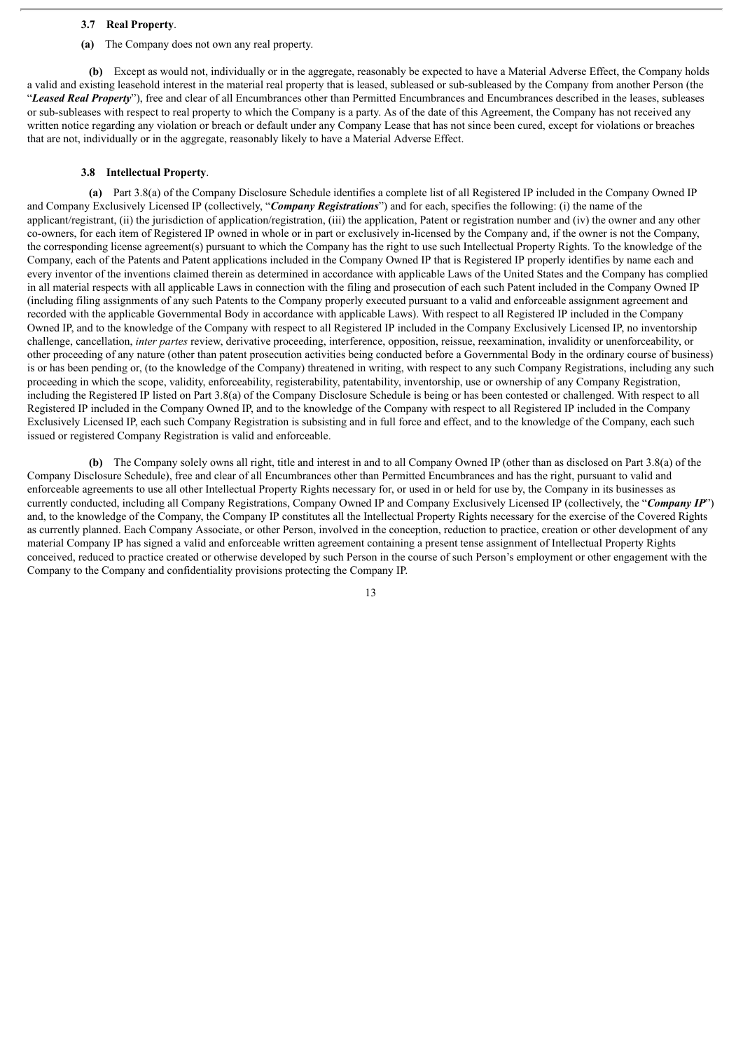**3.7 Real Property**.

**(a)** The Company does not own any real property.

**(b)** Except as would not, individually or in the aggregate, reasonably be expected to have a Material Adverse Effect, the Company holds a valid and existing leasehold interest in the material real property that is leased, subleased or sub-subleased by the Company from another Person (the "***Leased Real Property***"), free and clear of all Encumbrances other than Permitted Encumbrances and Encumbrances described in the leases, subleases or sub-subleases with respect to real property to which the Company is a party. As of the date of this Agreement, the Company has not received any written notice regarding any violation or breach or default under any Company Lease that has not since been cured, except for violations or breaches that are not, individually or in the aggregate, reasonably likely to have a Material Adverse Effect.

**3.8 Intellectual Property**.

**(a)** Part 3.8(a) of the Company Disclosure Schedule identifies a complete list of all Registered IP included in the Company Owned IP and Company Exclusively Licensed IP (collectively, "***Company Registrations***") and for each, specifies the following: (i) the name of the applicant/registrant, (ii) the jurisdiction of application/registration, (iii) the application, Patent or registration number and (iv) the owner and any other co-owners, for each item of Registered IP owned in whole or in part or exclusively in-licensed by the Company and, if the owner is not the Company, the corresponding license agreement(s) pursuant to which the Company has the right to use such Intellectual Property Rights. To the knowledge of the Company, each of the Patents and Patent applications included in the Company Owned IP that is Registered IP properly identifies by name each and every inventor of the inventions claimed therein as determined in accordance with applicable Laws of the United States and the Company has complied in all material respects with all applicable Laws in connection with the filing and prosecution of each such Patent included in the Company Owned IP (including filing assignments of any such Patents to the Company properly executed pursuant to a valid and enforceable assignment agreement and recorded with the applicable Governmental Body in accordance with applicable Laws). With respect to all Registered IP included in the Company Owned IP, and to the knowledge of the Company with respect to all Registered IP included in the Company Exclusively Licensed IP, no inventorship challenge, cancellation, *inter partes* review, derivative proceeding, interference, opposition, reissue, reexamination, invalidity or unenforceability, or other proceeding of any nature (other than patent prosecution activities being conducted before a Governmental Body in the ordinary course of business) is or has been pending or, (to the knowledge of the Company) threatened in writing, with respect to any such Company Registrations, including any such proceeding in which the scope, validity, enforceability, registerability, patentability, inventorship, use or ownership of any Company Registration, including the Registered IP listed on Part 3.8(a) of the Company Disclosure Schedule is being or has been contested or challenged. With respect to all Registered IP included in the Company Owned IP, and to the knowledge of the Company with respect to all Registered IP included in the Company Exclusively Licensed IP, each such Company Registration is subsisting and in full force and effect, and to the knowledge of the Company, each such issued or registered Company Registration is valid and enforceable.

**(b)** The Company solely owns all right, title and interest in and to all Company Owned IP (other than as disclosed on Part 3.8(a) of the Company Disclosure Schedule), free and clear of all Encumbrances other than Permitted Encumbrances and has the right, pursuant to valid and enforceable agreements to use all other Intellectual Property Rights necessary for, or used in or held for use by, the Company in its businesses as currently conducted, including all Company Registrations, Company Owned IP and Company Exclusively Licensed IP (collectively, the "***Company IP***") and, to the knowledge of the Company, the Company IP constitutes all the Intellectual Property Rights necessary for the exercise of the Covered Rights as currently planned. Each Company Associate, or other Person, involved in the conception, reduction to practice, creation or other development of any material Company IP has signed a valid and enforceable written agreement containing a present tense assignment of Intellectual Property Rights conceived, reduced to practice created or otherwise developed by such Person in the course of such Person's employment or other engagement with the Company to the Company and confidentiality provisions protecting the Company IP.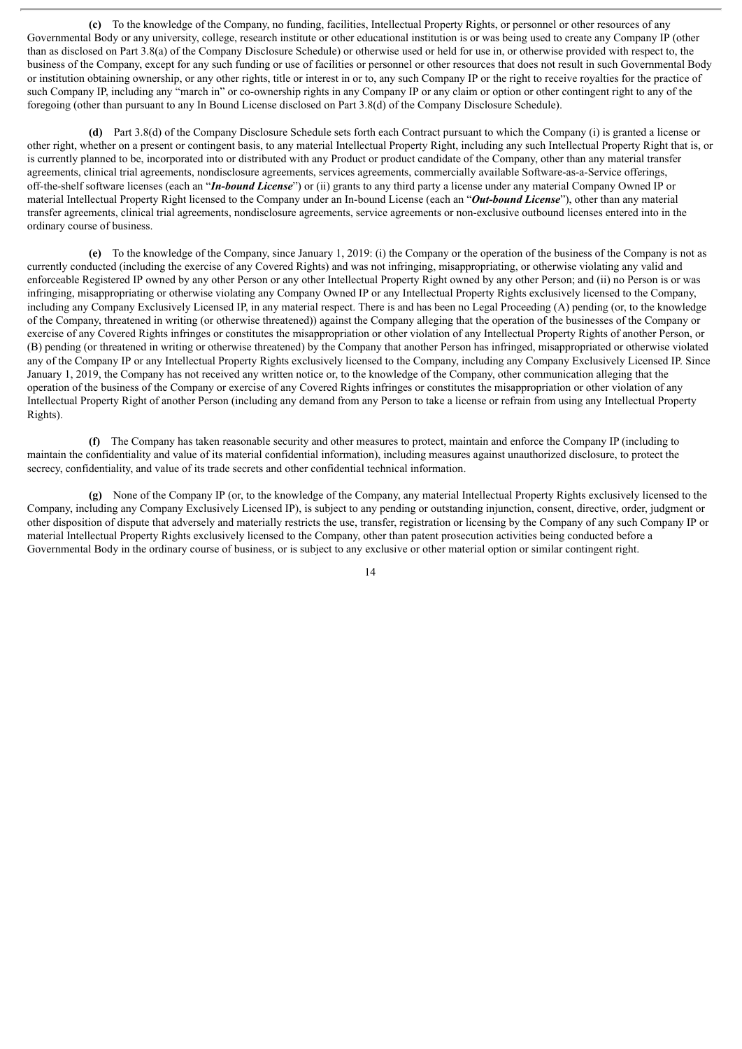**(c)** To the knowledge of the Company, no funding, facilities, Intellectual Property Rights, or personnel or other resources of any Governmental Body or any university, college, research institute or other educational institution is or was being used to create any Company IP (other than as disclosed on Part 3.8(a) of the Company Disclosure Schedule) or otherwise used or held for use in, or otherwise provided with respect to, the business of the Company, except for any such funding or use of facilities or personnel or other resources that does not result in such Governmental Body or institution obtaining ownership, or any other rights, title or interest in or to, any such Company IP or the right to receive royalties for the practice of such Company IP, including any "march in" or co-ownership rights in any Company IP or any claim or option or other contingent right to any of the foregoing (other than pursuant to any In Bound License disclosed on Part 3.8(d) of the Company Disclosure Schedule).

**(d)** Part 3.8(d) of the Company Disclosure Schedule sets forth each Contract pursuant to which the Company (i) is granted a license or other right, whether on a present or contingent basis, to any material Intellectual Property Right, including any such Intellectual Property Right that is, or is currently planned to be, incorporated into or distributed with any Product or product candidate of the Company, other than any material transfer agreements, clinical trial agreements, nondisclosure agreements, services agreements, commercially available Software-as-a-Service offerings, off-the-shelf software licenses (each an "***In-bound License***") or (ii) grants to any third party a license under any material Company Owned IP or material Intellectual Property Right licensed to the Company under an In-bound License (each an "***Out-bound License***"), other than any material transfer agreements, clinical trial agreements, nondisclosure agreements, service agreements or non-exclusive outbound licenses entered into in the ordinary course of business.

**(e)** To the knowledge of the Company, since January 1, 2019: (i) the Company or the operation of the business of the Company is not as currently conducted (including the exercise of any Covered Rights) and was not infringing, misappropriating, or otherwise violating any valid and enforceable Registered IP owned by any other Person or any other Intellectual Property Right owned by any other Person; and (ii) no Person is or was infringing, misappropriating or otherwise violating any Company Owned IP or any Intellectual Property Rights exclusively licensed to the Company, including any Company Exclusively Licensed IP, in any material respect. There is and has been no Legal Proceeding (A) pending (or, to the knowledge of the Company, threatened in writing (or otherwise threatened)) against the Company alleging that the operation of the businesses of the Company or exercise of any Covered Rights infringes or constitutes the misappropriation or other violation of any Intellectual Property Rights of another Person, or (B) pending (or threatened in writing or otherwise threatened) by the Company that another Person has infringed, misappropriated or otherwise violated any of the Company IP or any Intellectual Property Rights exclusively licensed to the Company, including any Company Exclusively Licensed IP. Since January 1, 2019, the Company has not received any written notice or, to the knowledge of the Company, other communication alleging that the operation of the business of the Company or exercise of any Covered Rights infringes or constitutes the misappropriation or other violation of any Intellectual Property Right of another Person (including any demand from any Person to take a license or refrain from using any Intellectual Property Rights).

**(f)** The Company has taken reasonable security and other measures to protect, maintain and enforce the Company IP (including to maintain the confidentiality and value of its material confidential information), including measures against unauthorized disclosure, to protect the secrecy, confidentiality, and value of its trade secrets and other confidential technical information.

**(g)** None of the Company IP (or, to the knowledge of the Company, any material Intellectual Property Rights exclusively licensed to the Company, including any Company Exclusively Licensed IP), is subject to any pending or outstanding injunction, consent, directive, order, judgment or other disposition of dispute that adversely and materially restricts the use, transfer, registration or licensing by the Company of any such Company IP or material Intellectual Property Rights exclusively licensed to the Company, other than patent prosecution activities being conducted before a Governmental Body in the ordinary course of business, or is subject to any exclusive or other material option or similar contingent right.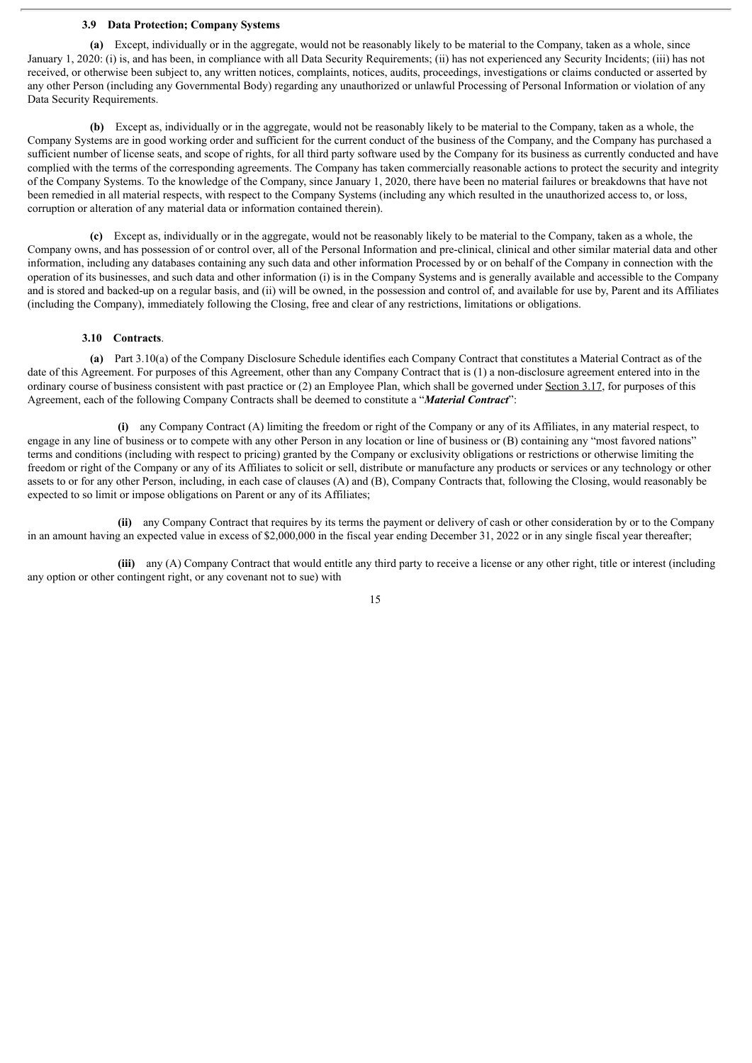**3.9 Data Protection; Company Systems**

**(a)** Except, individually or in the aggregate, would not be reasonably likely to be material to the Company, taken as a whole, since January 1, 2020: (i) is, and has been, in compliance with all Data Security Requirements; (ii) has not experienced any Security Incidents; (iii) has not received, or otherwise been subject to, any written notices, complaints, notices, audits, proceedings, investigations or claims conducted or asserted by any other Person (including any Governmental Body) regarding any unauthorized or unlawful Processing of Personal Information or violation of any Data Security Requirements.

**(b)** Except as, individually or in the aggregate, would not be reasonably likely to be material to the Company, taken as a whole, the Company Systems are in good working order and sufficient for the current conduct of the business of the Company, and the Company has purchased a sufficient number of license seats, and scope of rights, for all third party software used by the Company for its business as currently conducted and have complied with the terms of the corresponding agreements. The Company has taken commercially reasonable actions to protect the security and integrity of the Company Systems. To the knowledge of the Company, since January 1, 2020, there have been no material failures or breakdowns that have not been remedied in all material respects, with respect to the Company Systems (including any which resulted in the unauthorized access to, or loss, corruption or alteration of any material data or information contained therein).

**(c)** Except as, individually or in the aggregate, would not be reasonably likely to be material to the Company, taken as a whole, the Company owns, and has possession of or control over, all of the Personal Information and pre-clinical, clinical and other similar material data and other information, including any databases containing any such data and other information Processed by or on behalf of the Company in connection with the operation of its businesses, and such data and other information (i) is in the Company Systems and is generally available and accessible to the Company and is stored and backed-up on a regular basis, and (ii) will be owned, in the possession and control of, and available for use by, Parent and its Affiliates (including the Company), immediately following the Closing, free and clear of any restrictions, limitations or obligations.

**3.10 Contracts**.

**(a)** Part 3.10(a) of the Company Disclosure Schedule identifies each Company Contract that constitutes a Material Contract as of the date of this Agreement. For purposes of this Agreement, other than any Company Contract that is (1) a non-disclosure agreement entered into in the ordinary course of business consistent with past practice or (2) an Employee Plan, which shall be governed under Section 3.17, for purposes of this Agreement, each of the following Company Contracts shall be deemed to constitute a "***Material Contract***":

**(i)** any Company Contract (A) limiting the freedom or right of the Company or any of its Affiliates, in any material respect, to engage in any line of business or to compete with any other Person in any location or line of business or (B) containing any "most favored nations" terms and conditions (including with respect to pricing) granted by the Company or exclusivity obligations or restrictions or otherwise limiting the freedom or right of the Company or any of its Affiliates to solicit or sell, distribute or manufacture any products or services or any technology or other assets to or for any other Person, including, in each case of clauses (A) and (B), Company Contracts that, following the Closing, would reasonably be expected to so limit or impose obligations on Parent or any of its Affiliates;

**(ii)** any Company Contract that requires by its terms the payment or delivery of cash or other consideration by or to the Company in an amount having an expected value in excess of $2,000,000 in the fiscal year ending December 31, 2022 or in any single fiscal year thereafter;

**(iii)** any (A) Company Contract that would entitle any third party to receive a license or any other right, title or interest (including any option or other contingent right, or any covenant not to sue) with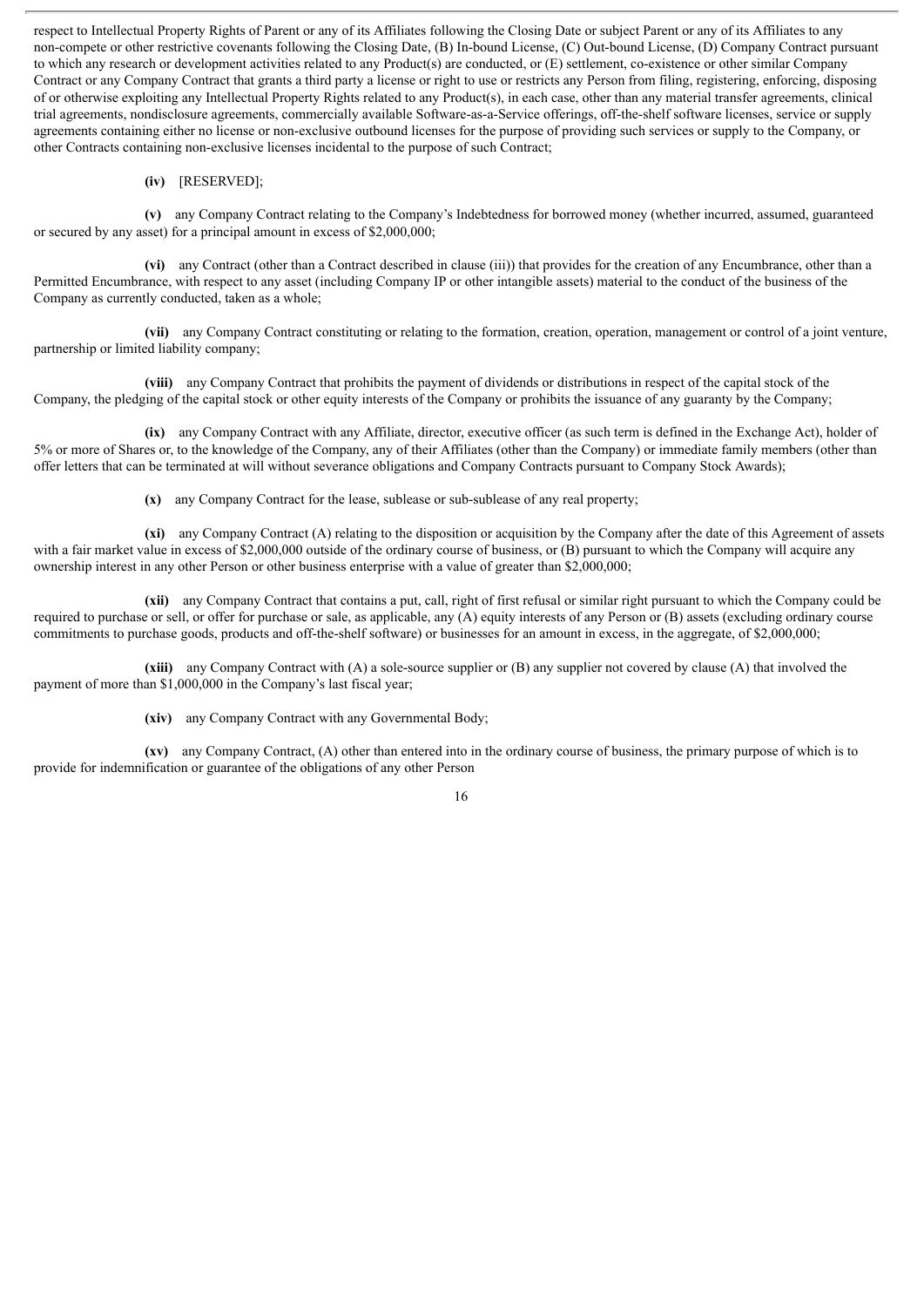respect to Intellectual Property Rights of Parent or any of its Affiliates following the Closing Date or subject Parent or any of its Affiliates to any non-compete or other restrictive covenants following the Closing Date, (B) In-bound License, (C) Out-bound License, (D) Company Contract pursuant to which any research or development activities related to any Product(s) are conducted, or (E) settlement, co-existence or other similar Company Contract or any Company Contract that grants a third party a license or right to use or restricts any Person from filing, registering, enforcing, disposing of or otherwise exploiting any Intellectual Property Rights related to any Product(s), in each case, other than any material transfer agreements, clinical trial agreements, nondisclosure agreements, commercially available Software-as-a-Service offerings, off-the-shelf software licenses, service or supply agreements containing either no license or non-exclusive outbound licenses for the purpose of providing such services or supply to the Company, or other Contracts containing non-exclusive licenses incidental to the purpose of such Contract;

**(iv)** [RESERVED];

**(v)** any Company Contract relating to the Company's Indebtedness for borrowed money (whether incurred, assumed, guaranteed or secured by any asset) for a principal amount in excess of $2,000,000;

**(vi)** any Contract (other than a Contract described in clause (iii)) that provides for the creation of any Encumbrance, other than a Permitted Encumbrance, with respect to any asset (including Company IP or other intangible assets) material to the conduct of the business of the Company as currently conducted, taken as a whole;

**(vii)** any Company Contract constituting or relating to the formation, creation, operation, management or control of a joint venture, partnership or limited liability company;

**(viii)** any Company Contract that prohibits the payment of dividends or distributions in respect of the capital stock of the Company, the pledging of the capital stock or other equity interests of the Company or prohibits the issuance of any guaranty by the Company;

**(ix)** any Company Contract with any Affiliate, director, executive officer (as such term is defined in the Exchange Act), holder of 5% or more of Shares or, to the knowledge of the Company, any of their Affiliates (other than the Company) or immediate family members (other than offer letters that can be terminated at will without severance obligations and Company Contracts pursuant to Company Stock Awards);

**(x)** any Company Contract for the lease, sublease or sub-sublease of any real property;

**(xi)** any Company Contract (A) relating to the disposition or acquisition by the Company after the date of this Agreement of assets with a fair market value in excess of $2,000,000 outside of the ordinary course of business, or (B) pursuant to which the Company will acquire any ownership interest in any other Person or other business enterprise with a value of greater than $2,000,000;

**(xii)** any Company Contract that contains a put, call, right of first refusal or similar right pursuant to which the Company could be required to purchase or sell, or offer for purchase or sale, as applicable, any (A) equity interests of any Person or (B) assets (excluding ordinary course commitments to purchase goods, products and off-the-shelf software) or businesses for an amount in excess, in the aggregate, of $2,000,000;

**(xiii)** any Company Contract with (A) a sole-source supplier or (B) any supplier not covered by clause (A) that involved the payment of more than $1,000,000 in the Company's last fiscal year;

**(xiv)** any Company Contract with any Governmental Body;

**(xv)** any Company Contract, (A) other than entered into in the ordinary course of business, the primary purpose of which is to provide for indemnification or guarantee of the obligations of any other Person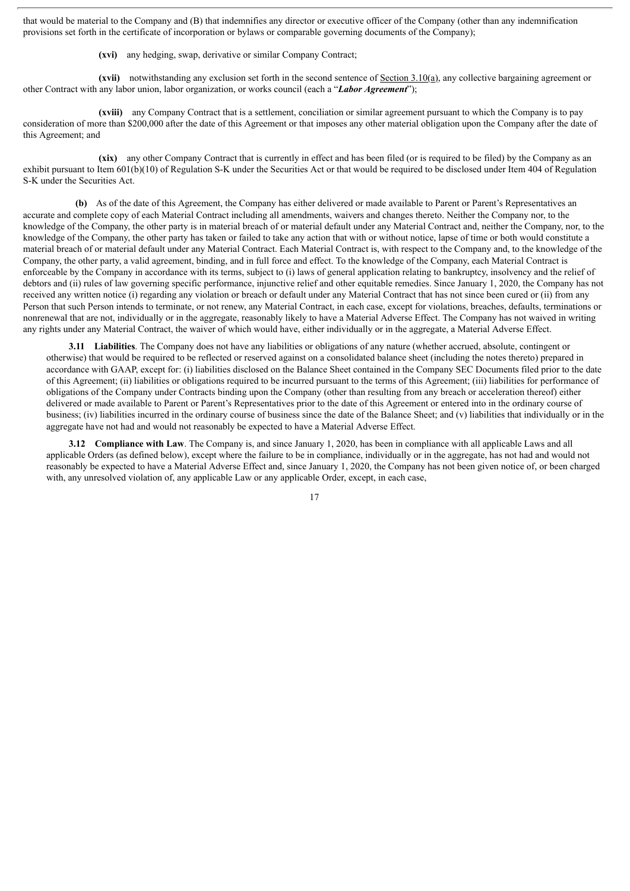that would be material to the Company and (B) that indemnifies any director or executive officer of the Company (other than any indemnification provisions set forth in the certificate of incorporation or bylaws or comparable governing documents of the Company);

**(xvi)** any hedging, swap, derivative or similar Company Contract;

**(xvii)** notwithstanding any exclusion set forth in the second sentence of Section 3.10(a), any collective bargaining agreement or other Contract with any labor union, labor organization, or works council (each a "***Labor Agreement***");

**(xviii)** any Company Contract that is a settlement, conciliation or similar agreement pursuant to which the Company is to pay consideration of more than $200,000 after the date of this Agreement or that imposes any other material obligation upon the Company after the date of this Agreement; and

**(xix)** any other Company Contract that is currently in effect and has been filed (or is required to be filed) by the Company as an exhibit pursuant to Item 601(b)(10) of Regulation S-K under the Securities Act or that would be required to be disclosed under Item 404 of Regulation S-K under the Securities Act.

**(b)** As of the date of this Agreement, the Company has either delivered or made available to Parent or Parent's Representatives an accurate and complete copy of each Material Contract including all amendments, waivers and changes thereto. Neither the Company nor, to the knowledge of the Company, the other party is in material breach of or material default under any Material Contract and, neither the Company, nor, to the knowledge of the Company, the other party has taken or failed to take any action that with or without notice, lapse of time or both would constitute a material breach of or material default under any Material Contract. Each Material Contract is, with respect to the Company and, to the knowledge of the Company, the other party, a valid agreement, binding, and in full force and effect. To the knowledge of the Company, each Material Contract is enforceable by the Company in accordance with its terms, subject to (i) laws of general application relating to bankruptcy, insolvency and the relief of debtors and (ii) rules of law governing specific performance, injunctive relief and other equitable remedies. Since January 1, 2020, the Company has not received any written notice (i) regarding any violation or breach or default under any Material Contract that has not since been cured or (ii) from any Person that such Person intends to terminate, or not renew, any Material Contract, in each case, except for violations, breaches, defaults, terminations or nonrenewal that are not, individually or in the aggregate, reasonably likely to have a Material Adverse Effect. The Company has not waived in writing any rights under any Material Contract, the waiver of which would have, either individually or in the aggregate, a Material Adverse Effect.

**3.11 Liabilities**. The Company does not have any liabilities or obligations of any nature (whether accrued, absolute, contingent or otherwise) that would be required to be reflected or reserved against on a consolidated balance sheet (including the notes thereto) prepared in accordance with GAAP, except for: (i) liabilities disclosed on the Balance Sheet contained in the Company SEC Documents filed prior to the date of this Agreement; (ii) liabilities or obligations required to be incurred pursuant to the terms of this Agreement; (iii) liabilities for performance of obligations of the Company under Contracts binding upon the Company (other than resulting from any breach or acceleration thereof) either delivered or made available to Parent or Parent's Representatives prior to the date of this Agreement or entered into in the ordinary course of business; (iv) liabilities incurred in the ordinary course of business since the date of the Balance Sheet; and (v) liabilities that individually or in the aggregate have not had and would not reasonably be expected to have a Material Adverse Effect.

**3.12 Compliance with Law**. The Company is, and since January 1, 2020, has been in compliance with all applicable Laws and all applicable Orders (as defined below), except where the failure to be in compliance, individually or in the aggregate, has not had and would not reasonably be expected to have a Material Adverse Effect and, since January 1, 2020, the Company has not been given notice of, or been charged with, any unresolved violation of, any applicable Law or any applicable Order, except, in each case,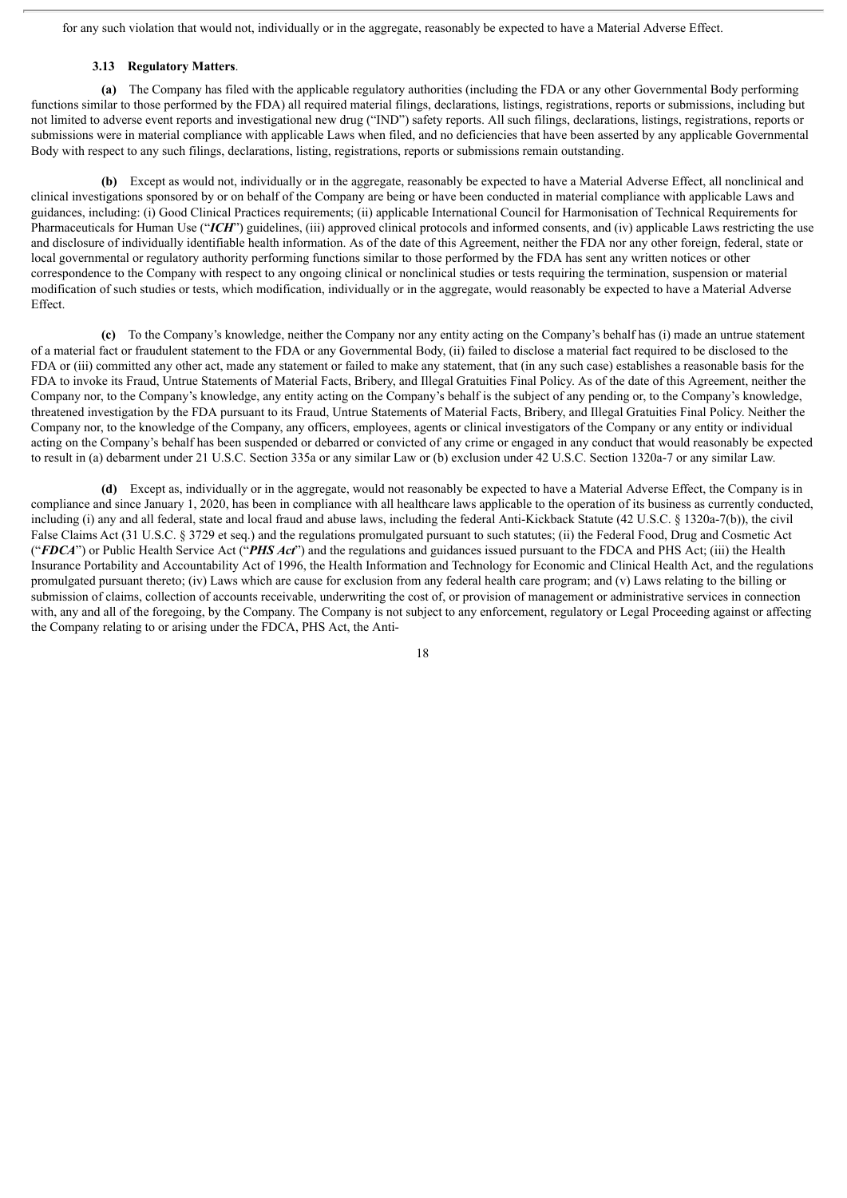for any such violation that would not, individually or in the aggregate, reasonably be expected to have a Material Adverse Effect.

**3.13 Regulatory Matters**.

**(a)** The Company has filed with the applicable regulatory authorities (including the FDA or any other Governmental Body performing functions similar to those performed by the FDA) all required material filings, declarations, listings, registrations, reports or submissions, including but not limited to adverse event reports and investigational new drug ("IND") safety reports. All such filings, declarations, listings, registrations, reports or submissions were in material compliance with applicable Laws when filed, and no deficiencies that have been asserted by any applicable Governmental Body with respect to any such filings, declarations, listing, registrations, reports or submissions remain outstanding.

**(b)** Except as would not, individually or in the aggregate, reasonably be expected to have a Material Adverse Effect, all nonclinical and clinical investigations sponsored by or on behalf of the Company are being or have been conducted in material compliance with applicable Laws and guidances, including: (i) Good Clinical Practices requirements; (ii) applicable International Council for Harmonisation of Technical Requirements for Pharmaceuticals for Human Use ("***ICH***") guidelines, (iii) approved clinical protocols and informed consents, and (iv) applicable Laws restricting the use and disclosure of individually identifiable health information. As of the date of this Agreement, neither the FDA nor any other foreign, federal, state or local governmental or regulatory authority performing functions similar to those performed by the FDA has sent any written notices or other correspondence to the Company with respect to any ongoing clinical or nonclinical studies or tests requiring the termination, suspension or material modification of such studies or tests, which modification, individually or in the aggregate, would reasonably be expected to have a Material Adverse Effect.

**(c)** To the Company's knowledge, neither the Company nor any entity acting on the Company's behalf has (i) made an untrue statement of a material fact or fraudulent statement to the FDA or any Governmental Body, (ii) failed to disclose a material fact required to be disclosed to the FDA or (iii) committed any other act, made any statement or failed to make any statement, that (in any such case) establishes a reasonable basis for the FDA to invoke its Fraud, Untrue Statements of Material Facts, Bribery, and Illegal Gratuities Final Policy. As of the date of this Agreement, neither the Company nor, to the Company's knowledge, any entity acting on the Company's behalf is the subject of any pending or, to the Company's knowledge, threatened investigation by the FDA pursuant to its Fraud, Untrue Statements of Material Facts, Bribery, and Illegal Gratuities Final Policy. Neither the Company nor, to the knowledge of the Company, any officers, employees, agents or clinical investigators of the Company or any entity or individual acting on the Company's behalf has been suspended or debarred or convicted of any crime or engaged in any conduct that would reasonably be expected to result in (a) debarment under 21 U.S.C. Section 335a or any similar Law or (b) exclusion under 42 U.S.C. Section 1320a-7 or any similar Law.

**(d)** Except as, individually or in the aggregate, would not reasonably be expected to have a Material Adverse Effect, the Company is in compliance and since January 1, 2020, has been in compliance with all healthcare laws applicable to the operation of its business as currently conducted, including (i) any and all federal, state and local fraud and abuse laws, including the federal Anti-Kickback Statute (42 U.S.C. § 1320a-7(b)), the civil False Claims Act (31 U.S.C. § 3729 et seq.) and the regulations promulgated pursuant to such statutes; (ii) the Federal Food, Drug and Cosmetic Act ("***FDCA***") or Public Health Service Act ("***PHS Act***") and the regulations and guidances issued pursuant to the FDCA and PHS Act; (iii) the Health Insurance Portability and Accountability Act of 1996, the Health Information and Technology for Economic and Clinical Health Act, and the regulations promulgated pursuant thereto; (iv) Laws which are cause for exclusion from any federal health care program; and (v) Laws relating to the billing or submission of claims, collection of accounts receivable, underwriting the cost of, or provision of management or administrative services in connection with, any and all of the foregoing, by the Company. The Company is not subject to any enforcement, regulatory or Legal Proceeding against or affecting the Company relating to or arising under the FDCA, PHS Act, the Anti-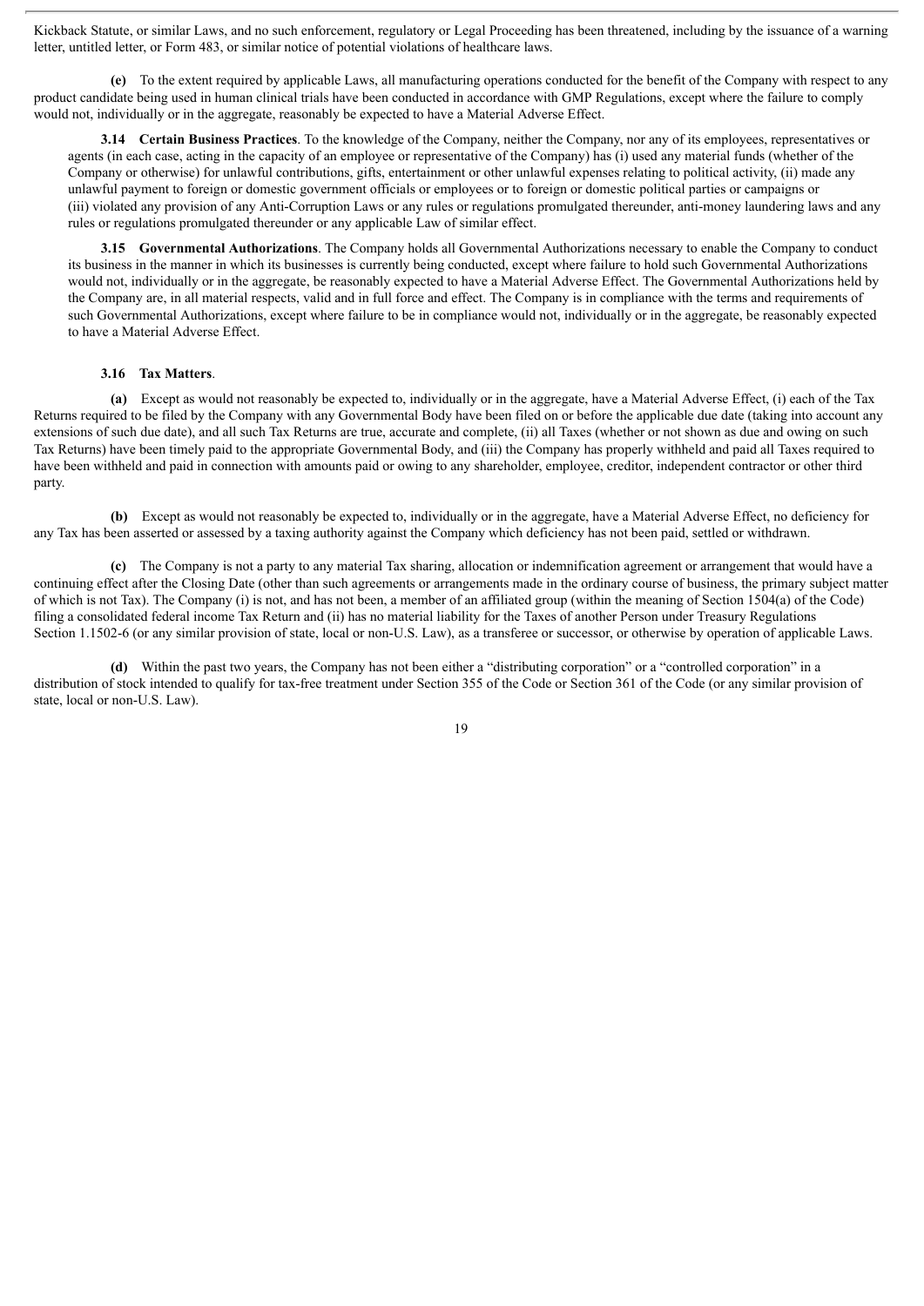Kickback Statute, or similar Laws, and no such enforcement, regulatory or Legal Proceeding has been threatened, including by the issuance of a warning letter, untitled letter, or Form 483, or similar notice of potential violations of healthcare laws.

**(e)** To the extent required by applicable Laws, all manufacturing operations conducted for the benefit of the Company with respect to any product candidate being used in human clinical trials have been conducted in accordance with GMP Regulations, except where the failure to comply would not, individually or in the aggregate, reasonably be expected to have a Material Adverse Effect.

**3.14 Certain Business Practices**. To the knowledge of the Company, neither the Company, nor any of its employees, representatives or agents (in each case, acting in the capacity of an employee or representative of the Company) has (i) used any material funds (whether of the Company or otherwise) for unlawful contributions, gifts, entertainment or other unlawful expenses relating to political activity, (ii) made any unlawful payment to foreign or domestic government officials or employees or to foreign or domestic political parties or campaigns or (iii) violated any provision of any Anti-Corruption Laws or any rules or regulations promulgated thereunder, anti-money laundering laws and any rules or regulations promulgated thereunder or any applicable Law of similar effect.

**3.15 Governmental Authorizations**. The Company holds all Governmental Authorizations necessary to enable the Company to conduct its business in the manner in which its businesses is currently being conducted, except where failure to hold such Governmental Authorizations would not, individually or in the aggregate, be reasonably expected to have a Material Adverse Effect. The Governmental Authorizations held by the Company are, in all material respects, valid and in full force and effect. The Company is in compliance with the terms and requirements of such Governmental Authorizations, except where failure to be in compliance would not, individually or in the aggregate, be reasonably expected to have a Material Adverse Effect.

**3.16 Tax Matters**.

**(a)** Except as would not reasonably be expected to, individually or in the aggregate, have a Material Adverse Effect, (i) each of the Tax Returns required to be filed by the Company with any Governmental Body have been filed on or before the applicable due date (taking into account any extensions of such due date), and all such Tax Returns are true, accurate and complete, (ii) all Taxes (whether or not shown as due and owing on such Tax Returns) have been timely paid to the appropriate Governmental Body, and (iii) the Company has properly withheld and paid all Taxes required to have been withheld and paid in connection with amounts paid or owing to any shareholder, employee, creditor, independent contractor or other third party.

**(b)** Except as would not reasonably be expected to, individually or in the aggregate, have a Material Adverse Effect, no deficiency for any Tax has been asserted or assessed by a taxing authority against the Company which deficiency has not been paid, settled or withdrawn.

**(c)** The Company is not a party to any material Tax sharing, allocation or indemnification agreement or arrangement that would have a continuing effect after the Closing Date (other than such agreements or arrangements made in the ordinary course of business, the primary subject matter of which is not Tax). The Company (i) is not, and has not been, a member of an affiliated group (within the meaning of Section 1504(a) of the Code) filing a consolidated federal income Tax Return and (ii) has no material liability for the Taxes of another Person under Treasury Regulations Section 1.1502-6 (or any similar provision of state, local or non-U.S. Law), as a transferee or successor, or otherwise by operation of applicable Laws.

**(d)** Within the past two years, the Company has not been either a "distributing corporation" or a "controlled corporation" in a distribution of stock intended to qualify for tax-free treatment under Section 355 of the Code or Section 361 of the Code (or any similar provision of state, local or non-U.S. Law).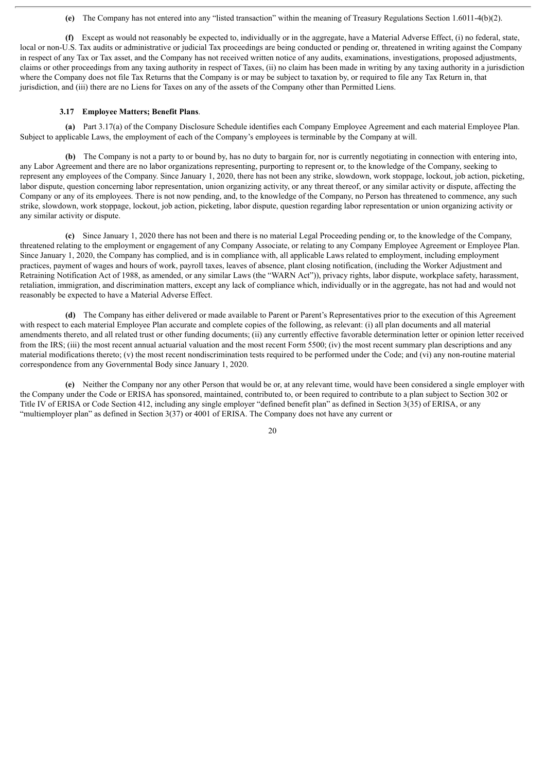**(e)** The Company has not entered into any "listed transaction" within the meaning of Treasury Regulations Section 1.6011-4(b)(2).

**(f)** Except as would not reasonably be expected to, individually or in the aggregate, have a Material Adverse Effect, (i) no federal, state, local or non-U.S. Tax audits or administrative or judicial Tax proceedings are being conducted or pending or, threatened in writing against the Company in respect of any Tax or Tax asset, and the Company has not received written notice of any audits, examinations, investigations, proposed adjustments, claims or other proceedings from any taxing authority in respect of Taxes, (ii) no claim has been made in writing by any taxing authority in a jurisdiction where the Company does not file Tax Returns that the Company is or may be subject to taxation by, or required to file any Tax Return in, that jurisdiction, and (iii) there are no Liens for Taxes on any of the assets of the Company other than Permitted Liens.

**3.17 Employee Matters; Benefit Plans**.

**(a)** Part 3.17(a) of the Company Disclosure Schedule identifies each Company Employee Agreement and each material Employee Plan. Subject to applicable Laws, the employment of each of the Company's employees is terminable by the Company at will.

**(b)** The Company is not a party to or bound by, has no duty to bargain for, nor is currently negotiating in connection with entering into, any Labor Agreement and there are no labor organizations representing, purporting to represent or, to the knowledge of the Company, seeking to represent any employees of the Company. Since January 1, 2020, there has not been any strike, slowdown, work stoppage, lockout, job action, picketing, labor dispute, question concerning labor representation, union organizing activity, or any threat thereof, or any similar activity or dispute, affecting the Company or any of its employees. There is not now pending, and, to the knowledge of the Company, no Person has threatened to commence, any such strike, slowdown, work stoppage, lockout, job action, picketing, labor dispute, question regarding labor representation or union organizing activity or any similar activity or dispute.

**(c)** Since January 1, 2020 there has not been and there is no material Legal Proceeding pending or, to the knowledge of the Company, threatened relating to the employment or engagement of any Company Associate, or relating to any Company Employee Agreement or Employee Plan. Since January 1, 2020, the Company has complied, and is in compliance with, all applicable Laws related to employment, including employment practices, payment of wages and hours of work, payroll taxes, leaves of absence, plant closing notification, (including the Worker Adjustment and Retraining Notification Act of 1988, as amended, or any similar Laws (the "WARN Act")), privacy rights, labor dispute, workplace safety, harassment, retaliation, immigration, and discrimination matters, except any lack of compliance which, individually or in the aggregate, has not had and would not reasonably be expected to have a Material Adverse Effect.

**(d)** The Company has either delivered or made available to Parent or Parent's Representatives prior to the execution of this Agreement with respect to each material Employee Plan accurate and complete copies of the following, as relevant: (i) all plan documents and all material amendments thereto, and all related trust or other funding documents; (ii) any currently effective favorable determination letter or opinion letter received from the IRS; (iii) the most recent annual actuarial valuation and the most recent Form 5500; (iv) the most recent summary plan descriptions and any material modifications thereto; (v) the most recent nondiscrimination tests required to be performed under the Code; and (vi) any non-routine material correspondence from any Governmental Body since January 1, 2020.

**(e)** Neither the Company nor any other Person that would be or, at any relevant time, would have been considered a single employer with the Company under the Code or ERISA has sponsored, maintained, contributed to, or been required to contribute to a plan subject to Section 302 or Title IV of ERISA or Code Section 412, including any single employer "defined benefit plan" as defined in Section 3(35) of ERISA, or any "multiemployer plan" as defined in Section 3(37) or 4001 of ERISA. The Company does not have any current or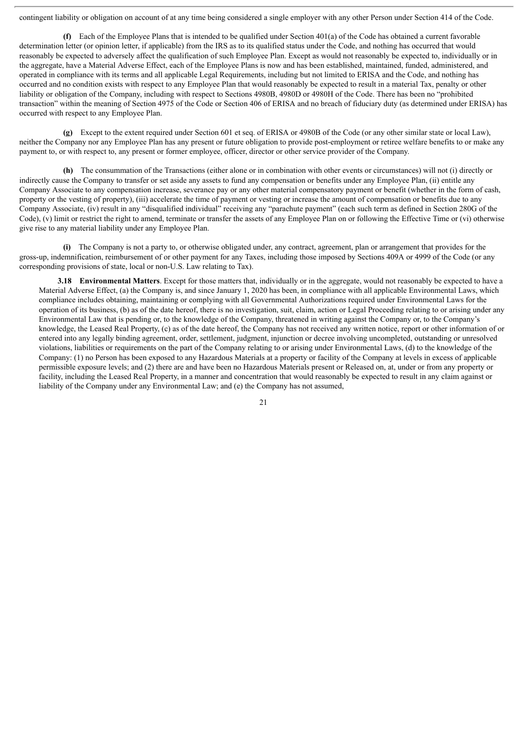contingent liability or obligation on account of at any time being considered a single employer with any other Person under Section 414 of the Code.

**(f)** Each of the Employee Plans that is intended to be qualified under Section 401(a) of the Code has obtained a current favorable determination letter (or opinion letter, if applicable) from the IRS as to its qualified status under the Code, and nothing has occurred that would reasonably be expected to adversely affect the qualification of such Employee Plan. Except as would not reasonably be expected to, individually or in the aggregate, have a Material Adverse Effect, each of the Employee Plans is now and has been established, maintained, funded, administered, and operated in compliance with its terms and all applicable Legal Requirements, including but not limited to ERISA and the Code, and nothing has occurred and no condition exists with respect to any Employee Plan that would reasonably be expected to result in a material Tax, penalty or other liability or obligation of the Company, including with respect to Sections 4980B, 4980D or 4980H of the Code. There has been no "prohibited transaction" within the meaning of Section 4975 of the Code or Section 406 of ERISA and no breach of fiduciary duty (as determined under ERISA) has occurred with respect to any Employee Plan.

**(g)** Except to the extent required under Section 601 et seq. of ERISA or 4980B of the Code (or any other similar state or local Law), neither the Company nor any Employee Plan has any present or future obligation to provide post-employment or retiree welfare benefits to or make any payment to, or with respect to, any present or former employee, officer, director or other service provider of the Company.

**(h)** The consummation of the Transactions (either alone or in combination with other events or circumstances) will not (i) directly or indirectly cause the Company to transfer or set aside any assets to fund any compensation or benefits under any Employee Plan, (ii) entitle any Company Associate to any compensation increase, severance pay or any other material compensatory payment or benefit (whether in the form of cash, property or the vesting of property), (iii) accelerate the time of payment or vesting or increase the amount of compensation or benefits due to any Company Associate, (iv) result in any "disqualified individual" receiving any "parachute payment" (each such term as defined in Section 280G of the Code), (v) limit or restrict the right to amend, terminate or transfer the assets of any Employee Plan on or following the Effective Time or (vi) otherwise give rise to any material liability under any Employee Plan.

**(i)** The Company is not a party to, or otherwise obligated under, any contract, agreement, plan or arrangement that provides for the gross-up, indemnification, reimbursement of or other payment for any Taxes, including those imposed by Sections 409A or 4999 of the Code (or any corresponding provisions of state, local or non-U.S. Law relating to Tax).

**3.18 Environmental Matters**. Except for those matters that, individually or in the aggregate, would not reasonably be expected to have a Material Adverse Effect, (a) the Company is, and since January 1, 2020 has been, in compliance with all applicable Environmental Laws, which compliance includes obtaining, maintaining or complying with all Governmental Authorizations required under Environmental Laws for the operation of its business, (b) as of the date hereof, there is no investigation, suit, claim, action or Legal Proceeding relating to or arising under any Environmental Law that is pending or, to the knowledge of the Company, threatened in writing against the Company or, to the Company's knowledge, the Leased Real Property, (c) as of the date hereof, the Company has not received any written notice, report or other information of or entered into any legally binding agreement, order, settlement, judgment, injunction or decree involving uncompleted, outstanding or unresolved violations, liabilities or requirements on the part of the Company relating to or arising under Environmental Laws, (d) to the knowledge of the Company: (1) no Person has been exposed to any Hazardous Materials at a property or facility of the Company at levels in excess of applicable permissible exposure levels; and (2) there are and have been no Hazardous Materials present or Released on, at, under or from any property or facility, including the Leased Real Property, in a manner and concentration that would reasonably be expected to result in any claim against or liability of the Company under any Environmental Law; and (e) the Company has not assumed,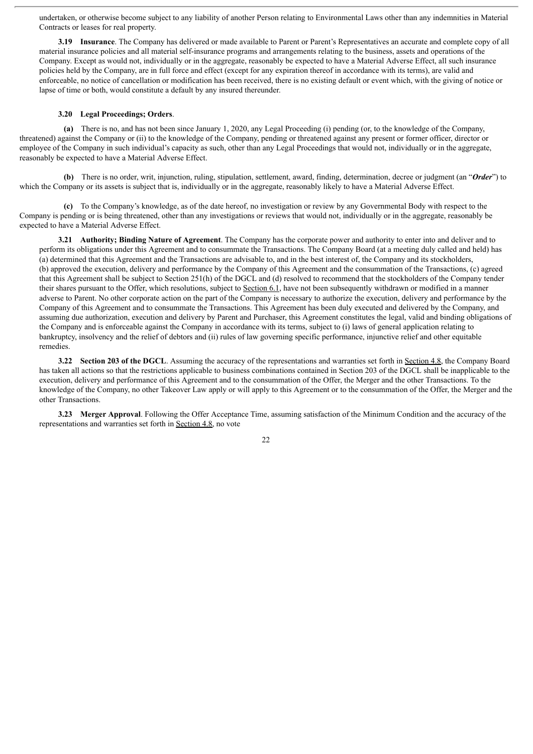undertaken, or otherwise become subject to any liability of another Person relating to Environmental Laws other than any indemnities in Material Contracts or leases for real property.

**3.19 Insurance**. The Company has delivered or made available to Parent or Parent's Representatives an accurate and complete copy of all material insurance policies and all material self-insurance programs and arrangements relating to the business, assets and operations of the Company. Except as would not, individually or in the aggregate, reasonably be expected to have a Material Adverse Effect, all such insurance policies held by the Company, are in full force and effect (except for any expiration thereof in accordance with its terms), are valid and enforceable, no notice of cancellation or modification has been received, there is no existing default or event which, with the giving of notice or lapse of time or both, would constitute a default by any insured thereunder.

**3.20 Legal Proceedings; Orders**.

**(a)** There is no, and has not been since January 1, 2020, any Legal Proceeding (i) pending (or, to the knowledge of the Company, threatened) against the Company or (ii) to the knowledge of the Company, pending or threatened against any present or former officer, director or employee of the Company in such individual's capacity as such, other than any Legal Proceedings that would not, individually or in the aggregate, reasonably be expected to have a Material Adverse Effect.

**(b)** There is no order, writ, injunction, ruling, stipulation, settlement, award, finding, determination, decree or judgment (an "***Order***") to which the Company or its assets is subject that is, individually or in the aggregate, reasonably likely to have a Material Adverse Effect.

**(c)** To the Company's knowledge, as of the date hereof, no investigation or review by any Governmental Body with respect to the Company is pending or is being threatened, other than any investigations or reviews that would not, individually or in the aggregate, reasonably be expected to have a Material Adverse Effect.

**3.21 Authority; Binding Nature of Agreement**. The Company has the corporate power and authority to enter into and deliver and to perform its obligations under this Agreement and to consummate the Transactions. The Company Board (at a meeting duly called and held) has (a) determined that this Agreement and the Transactions are advisable to, and in the best interest of, the Company and its stockholders, (b) approved the execution, delivery and performance by the Company of this Agreement and the consummation of the Transactions, (c) agreed that this Agreement shall be subject to Section 251(h) of the DGCL and (d) resolved to recommend that the stockholders of the Company tender their shares pursuant to the Offer, which resolutions, subject to Section 6.1, have not been subsequently withdrawn or modified in a manner adverse to Parent. No other corporate action on the part of the Company is necessary to authorize the execution, delivery and performance by the Company of this Agreement and to consummate the Transactions. This Agreement has been duly executed and delivered by the Company, and assuming due authorization, execution and delivery by Parent and Purchaser, this Agreement constitutes the legal, valid and binding obligations of the Company and is enforceable against the Company in accordance with its terms, subject to (i) laws of general application relating to bankruptcy, insolvency and the relief of debtors and (ii) rules of law governing specific performance, injunctive relief and other equitable remedies.

**3.22 Section 203 of the DGCL**. Assuming the accuracy of the representations and warranties set forth in Section 4.8, the Company Board has taken all actions so that the restrictions applicable to business combinations contained in Section 203 of the DGCL shall be inapplicable to the execution, delivery and performance of this Agreement and to the consummation of the Offer, the Merger and the other Transactions. To the knowledge of the Company, no other Takeover Law apply or will apply to this Agreement or to the consummation of the Offer, the Merger and the other Transactions.

**3.23 Merger Approval**. Following the Offer Acceptance Time, assuming satisfaction of the Minimum Condition and the accuracy of the representations and warranties set forth in Section 4.8, no vote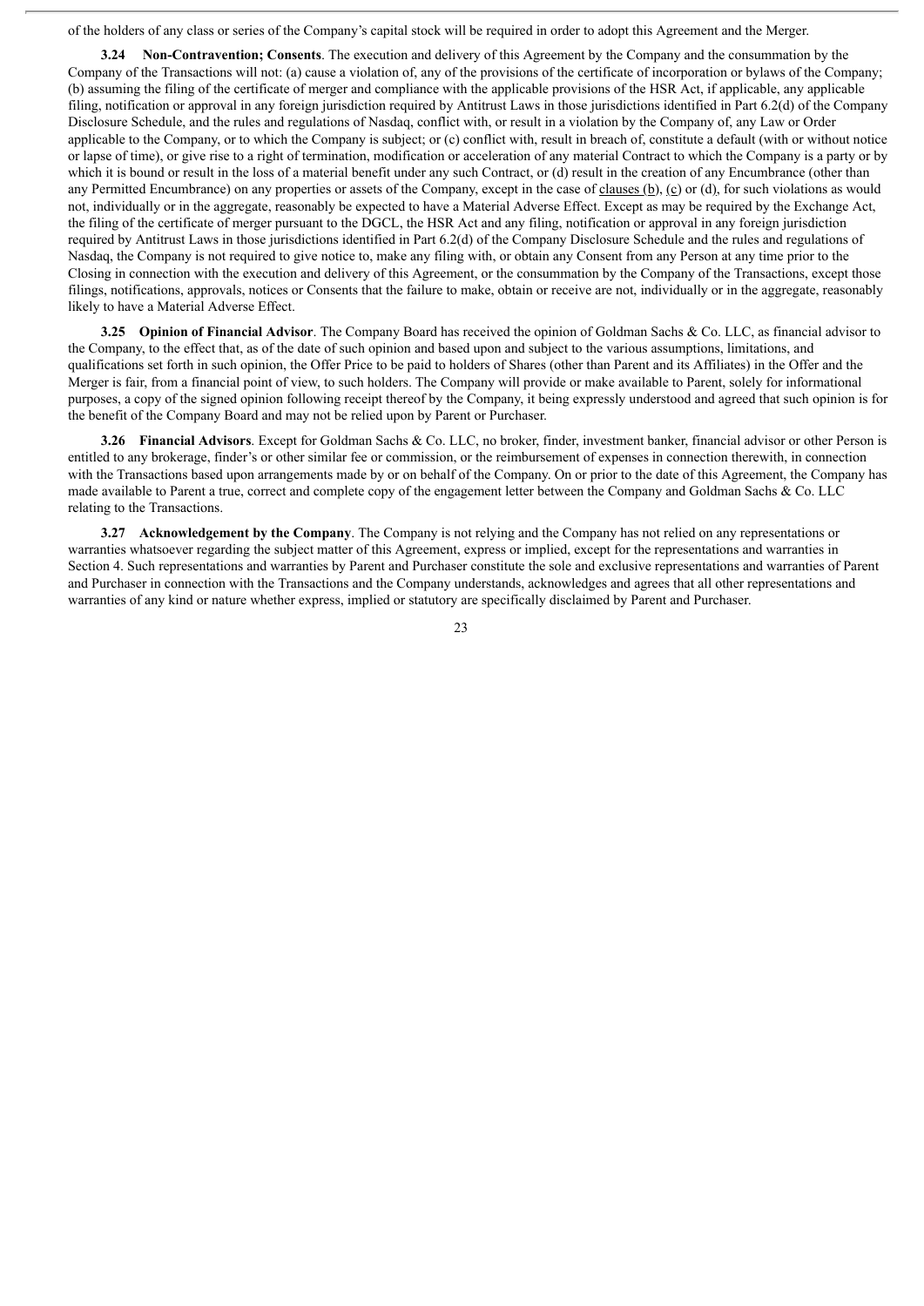of the holders of any class or series of the Company's capital stock will be required in order to adopt this Agreement and the Merger.

**3.24 Non-Contravention; Consents**. The execution and delivery of this Agreement by the Company and the consummation by the Company of the Transactions will not: (a) cause a violation of, any of the provisions of the certificate of incorporation or bylaws of the Company; (b) assuming the filing of the certificate of merger and compliance with the applicable provisions of the HSR Act, if applicable, any applicable filing, notification or approval in any foreign jurisdiction required by Antitrust Laws in those jurisdictions identified in Part 6.2(d) of the Company Disclosure Schedule, and the rules and regulations of Nasdaq, conflict with, or result in a violation by the Company of, any Law or Order applicable to the Company, or to which the Company is subject; or (c) conflict with, result in breach of, constitute a default (with or without notice or lapse of time), or give rise to a right of termination, modification or acceleration of any material Contract to which the Company is a party or by which it is bound or result in the loss of a material benefit under any such Contract, or (d) result in the creation of any Encumbrance (other than any Permitted Encumbrance) on any properties or assets of the Company, except in the case of clauses (b), (c) or (d), for such violations as would not, individually or in the aggregate, reasonably be expected to have a Material Adverse Effect. Except as may be required by the Exchange Act, the filing of the certificate of merger pursuant to the DGCL, the HSR Act and any filing, notification or approval in any foreign jurisdiction required by Antitrust Laws in those jurisdictions identified in Part 6.2(d) of the Company Disclosure Schedule and the rules and regulations of Nasdaq, the Company is not required to give notice to, make any filing with, or obtain any Consent from any Person at any time prior to the Closing in connection with the execution and delivery of this Agreement, or the consummation by the Company of the Transactions, except those filings, notifications, approvals, notices or Consents that the failure to make, obtain or receive are not, individually or in the aggregate, reasonably likely to have a Material Adverse Effect.

**3.25 Opinion of Financial Advisor**. The Company Board has received the opinion of Goldman Sachs & Co. LLC, as financial advisor to the Company, to the effect that, as of the date of such opinion and based upon and subject to the various assumptions, limitations, and qualifications set forth in such opinion, the Offer Price to be paid to holders of Shares (other than Parent and its Affiliates) in the Offer and the Merger is fair, from a financial point of view, to such holders. The Company will provide or make available to Parent, solely for informational purposes, a copy of the signed opinion following receipt thereof by the Company, it being expressly understood and agreed that such opinion is for the benefit of the Company Board and may not be relied upon by Parent or Purchaser.

**3.26 Financial Advisors**. Except for Goldman Sachs & Co. LLC, no broker, finder, investment banker, financial advisor or other Person is entitled to any brokerage, finder's or other similar fee or commission, or the reimbursement of expenses in connection therewith, in connection with the Transactions based upon arrangements made by or on behalf of the Company. On or prior to the date of this Agreement, the Company has made available to Parent a true, correct and complete copy of the engagement letter between the Company and Goldman Sachs & Co. LLC relating to the Transactions.

**3.27 Acknowledgement by the Company**. The Company is not relying and the Company has not relied on any representations or warranties whatsoever regarding the subject matter of this Agreement, express or implied, except for the representations and warranties in Section 4. Such representations and warranties by Parent and Purchaser constitute the sole and exclusive representations and warranties of Parent and Purchaser in connection with the Transactions and the Company understands, acknowledges and agrees that all other representations and warranties of any kind or nature whether express, implied or statutory are specifically disclaimed by Parent and Purchaser.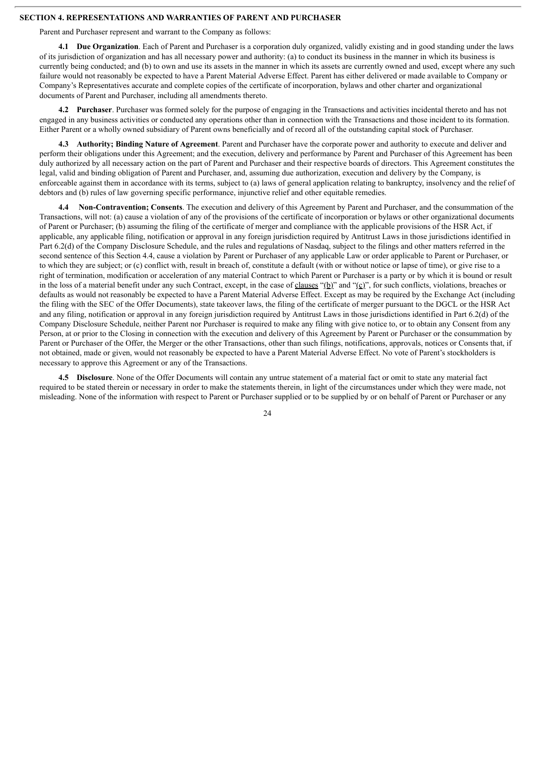## SECTION 4. REPRESENTATIONS AND WARRANTIES OF PARENT AND PURCHASER

Parent and Purchaser represent and warrant to the Company as follows:

**4.1 Due Organization**. Each of Parent and Purchaser is a corporation duly organized, validly existing and in good standing under the laws of its jurisdiction of organization and has all necessary power and authority: (a) to conduct its business in the manner in which its business is currently being conducted; and (b) to own and use its assets in the manner in which its assets are currently owned and used, except where any such failure would not reasonably be expected to have a Parent Material Adverse Effect. Parent has either delivered or made available to Company or Company's Representatives accurate and complete copies of the certificate of incorporation, bylaws and other charter and organizational documents of Parent and Purchaser, including all amendments thereto.

**4.2 Purchaser**. Purchaser was formed solely for the purpose of engaging in the Transactions and activities incidental thereto and has not engaged in any business activities or conducted any operations other than in connection with the Transactions and those incident to its formation. Either Parent or a wholly owned subsidiary of Parent owns beneficially and of record all of the outstanding capital stock of Purchaser.

**4.3 Authority; Binding Nature of Agreement**. Parent and Purchaser have the corporate power and authority to execute and deliver and perform their obligations under this Agreement; and the execution, delivery and performance by Parent and Purchaser of this Agreement has been duly authorized by all necessary action on the part of Parent and Purchaser and their respective boards of directors. This Agreement constitutes the legal, valid and binding obligation of Parent and Purchaser, and, assuming due authorization, execution and delivery by the Company, is enforceable against them in accordance with its terms, subject to (a) laws of general application relating to bankruptcy, insolvency and the relief of debtors and (b) rules of law governing specific performance, injunctive relief and other equitable remedies.

**4.4 Non-Contravention; Consents**. The execution and delivery of this Agreement by Parent and Purchaser, and the consummation of the Transactions, will not: (a) cause a violation of any of the provisions of the certificate of incorporation or bylaws or other organizational documents of Parent or Purchaser; (b) assuming the filing of the certificate of merger and compliance with the applicable provisions of the HSR Act, if applicable, any applicable filing, notification or approval in any foreign jurisdiction required by Antitrust Laws in those jurisdictions identified in Part 6.2(d) of the Company Disclosure Schedule, and the rules and regulations of Nasdaq, subject to the filings and other matters referred in the second sentence of this Section 4.4, cause a violation by Parent or Purchaser of any applicable Law or order applicable to Parent or Purchaser, or to which they are subject; or (c) conflict with, result in breach of, constitute a default (with or without notice or lapse of time), or give rise to a right of termination, modification or acceleration of any material Contract to which Parent or Purchaser is a party or by which it is bound or result in the loss of a material benefit under any such Contract, except, in the case of clauses "(b)" and "(c)", for such conflicts, violations, breaches or defaults as would not reasonably be expected to have a Parent Material Adverse Effect. Except as may be required by the Exchange Act (including the filing with the SEC of the Offer Documents), state takeover laws, the filing of the certificate of merger pursuant to the DGCL or the HSR Act and any filing, notification or approval in any foreign jurisdiction required by Antitrust Laws in those jurisdictions identified in Part 6.2(d) of the Company Disclosure Schedule, neither Parent nor Purchaser is required to make any filing with give notice to, or to obtain any Consent from any Person, at or prior to the Closing in connection with the execution and delivery of this Agreement by Parent or Purchaser or the consummation by Parent or Purchaser of the Offer, the Merger or the other Transactions, other than such filings, notifications, approvals, notices or Consents that, if not obtained, made or given, would not reasonably be expected to have a Parent Material Adverse Effect. No vote of Parent's stockholders is necessary to approve this Agreement or any of the Transactions.

**4.5 Disclosure**. None of the Offer Documents will contain any untrue statement of a material fact or omit to state any material fact required to be stated therein or necessary in order to make the statements therein, in light of the circumstances under which they were made, not misleading. None of the information with respect to Parent or Purchaser supplied or to be supplied by or on behalf of Parent or Purchaser or any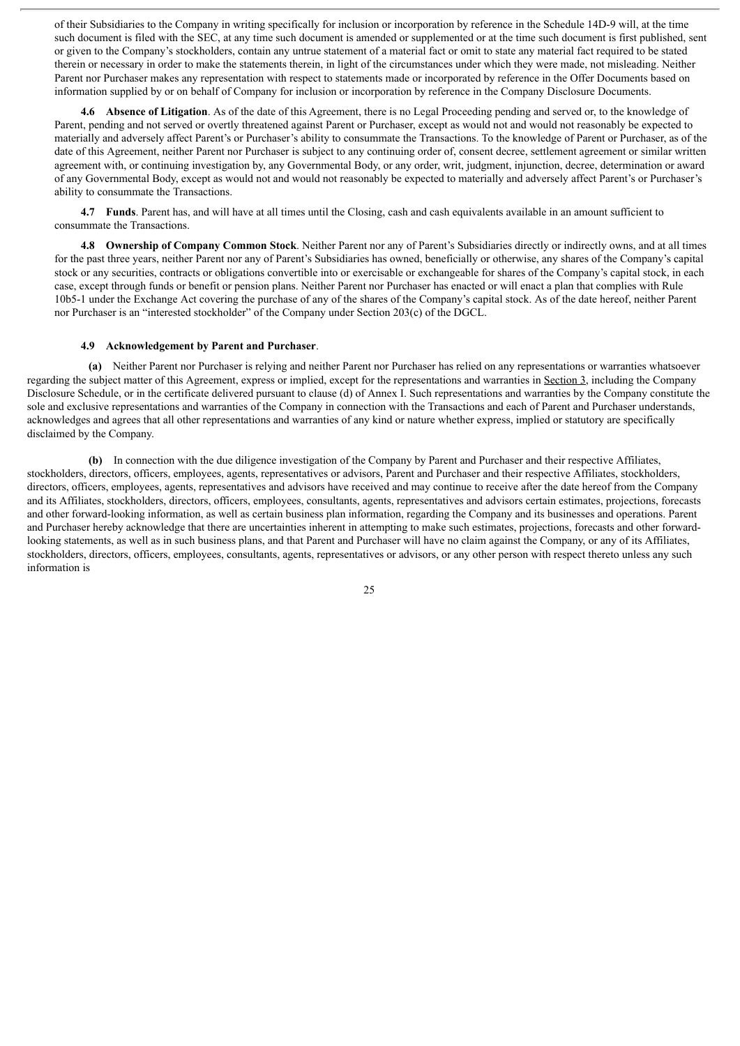of their Subsidiaries to the Company in writing specifically for inclusion or incorporation by reference in the Schedule 14D-9 will, at the time such document is filed with the SEC, at any time such document is amended or supplemented or at the time such document is first published, sent or given to the Company's stockholders, contain any untrue statement of a material fact or omit to state any material fact required to be stated therein or necessary in order to make the statements therein, in light of the circumstances under which they were made, not misleading. Neither Parent nor Purchaser makes any representation with respect to statements made or incorporated by reference in the Offer Documents based on information supplied by or on behalf of Company for inclusion or incorporation by reference in the Company Disclosure Documents.

**4.6 Absence of Litigation**. As of the date of this Agreement, there is no Legal Proceeding pending and served or, to the knowledge of Parent, pending and not served or overtly threatened against Parent or Purchaser, except as would not and would not reasonably be expected to materially and adversely affect Parent's or Purchaser's ability to consummate the Transactions. To the knowledge of Parent or Purchaser, as of the date of this Agreement, neither Parent nor Purchaser is subject to any continuing order of, consent decree, settlement agreement or similar written agreement with, or continuing investigation by, any Governmental Body, or any order, writ, judgment, injunction, decree, determination or award of any Governmental Body, except as would not and would not reasonably be expected to materially and adversely affect Parent's or Purchaser's ability to consummate the Transactions.

**4.7 Funds**. Parent has, and will have at all times until the Closing, cash and cash equivalents available in an amount sufficient to consummate the Transactions.

**4.8 Ownership of Company Common Stock**. Neither Parent nor any of Parent's Subsidiaries directly or indirectly owns, and at all times for the past three years, neither Parent nor any of Parent's Subsidiaries has owned, beneficially or otherwise, any shares of the Company's capital stock or any securities, contracts or obligations convertible into or exercisable or exchangeable for shares of the Company's capital stock, in each case, except through funds or benefit or pension plans. Neither Parent nor Purchaser has enacted or will enact a plan that complies with Rule 10b5-1 under the Exchange Act covering the purchase of any of the shares of the Company's capital stock. As of the date hereof, neither Parent nor Purchaser is an "interested stockholder" of the Company under Section 203(c) of the DGCL.

**4.9 Acknowledgement by Parent and Purchaser**.

**(a)** Neither Parent nor Purchaser is relying and neither Parent nor Purchaser has relied on any representations or warranties whatsoever regarding the subject matter of this Agreement, express or implied, except for the representations and warranties in Section 3, including the Company Disclosure Schedule, or in the certificate delivered pursuant to clause (d) of Annex I. Such representations and warranties by the Company constitute the sole and exclusive representations and warranties of the Company in connection with the Transactions and each of Parent and Purchaser understands, acknowledges and agrees that all other representations and warranties of any kind or nature whether express, implied or statutory are specifically disclaimed by the Company.

**(b)** In connection with the due diligence investigation of the Company by Parent and Purchaser and their respective Affiliates, stockholders, directors, officers, employees, agents, representatives or advisors, Parent and Purchaser and their respective Affiliates, stockholders, directors, officers, employees, agents, representatives and advisors have received and may continue to receive after the date hereof from the Company and its Affiliates, stockholders, directors, officers, employees, consultants, agents, representatives and advisors certain estimates, projections, forecasts and other forward-looking information, as well as certain business plan information, regarding the Company and its businesses and operations. Parent and Purchaser hereby acknowledge that there are uncertainties inherent in attempting to make such estimates, projections, forecasts and other forward-looking statements, as well as in such business plans, and that Parent and Purchaser will have no claim against the Company, or any of its Affiliates, stockholders, directors, officers, employees, consultants, agents, representatives or advisors, or any other person with respect thereto unless any such information is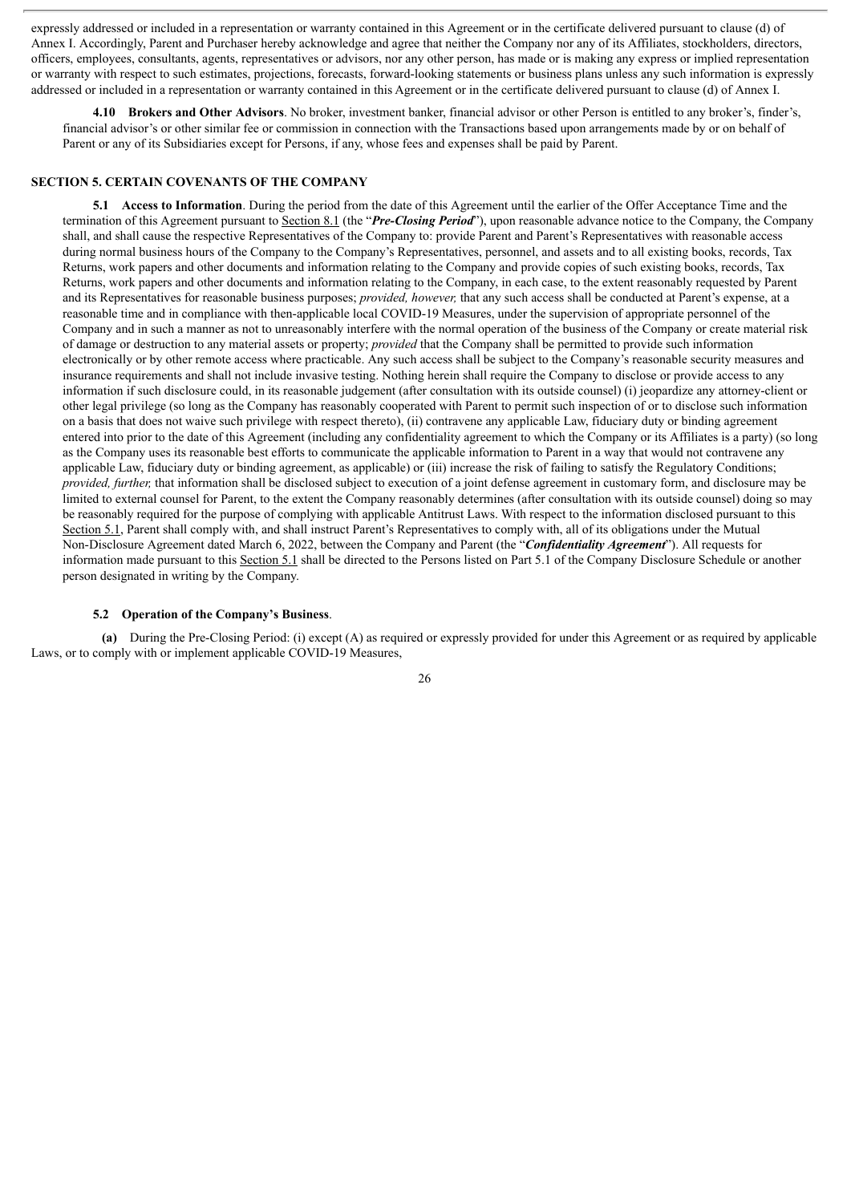expressly addressed or included in a representation or warranty contained in this Agreement or in the certificate delivered pursuant to clause (d) of Annex I. Accordingly, Parent and Purchaser hereby acknowledge and agree that neither the Company nor any of its Affiliates, stockholders, directors, officers, employees, consultants, agents, representatives or advisors, nor any other person, has made or is making any express or implied representation or warranty with respect to such estimates, projections, forecasts, forward-looking statements or business plans unless any such information is expressly addressed or included in a representation or warranty contained in this Agreement or in the certificate delivered pursuant to clause (d) of Annex I.

**4.10 Brokers and Other Advisors**. No broker, investment banker, financial advisor or other Person is entitled to any broker's, finder's, financial advisor's or other similar fee or commission in connection with the Transactions based upon arrangements made by or on behalf of Parent or any of its Subsidiaries except for Persons, if any, whose fees and expenses shall be paid by Parent.

## SECTION 5. CERTAIN COVENANTS OF THE COMPANY

**5.1 Access to Information**. During the period from the date of this Agreement until the earlier of the Offer Acceptance Time and the termination of this Agreement pursuant to Section 8.1 (the "***Pre-Closing Period***"), upon reasonable advance notice to the Company, the Company shall, and shall cause the respective Representatives of the Company to: provide Parent and Parent's Representatives with reasonable access during normal business hours of the Company to the Company's Representatives, personnel, and assets and to all existing books, records, Tax Returns, work papers and other documents and information relating to the Company and provide copies of such existing books, records, Tax Returns, work papers and other documents and information relating to the Company, in each case, to the extent reasonably requested by Parent and its Representatives for reasonable business purposes; *provided, however,* that any such access shall be conducted at Parent's expense, at a reasonable time and in compliance with then-applicable local COVID-19 Measures, under the supervision of appropriate personnel of the Company and in such a manner as not to unreasonably interfere with the normal operation of the business of the Company or create material risk of damage or destruction to any material assets or property; *provided* that the Company shall be permitted to provide such information electronically or by other remote access where practicable. Any such access shall be subject to the Company's reasonable security measures and insurance requirements and shall not include invasive testing. Nothing herein shall require the Company to disclose or provide access to any information if such disclosure could, in its reasonable judgement (after consultation with its outside counsel) (i) jeopardize any attorney-client or other legal privilege (so long as the Company has reasonably cooperated with Parent to permit such inspection of or to disclose such information on a basis that does not waive such privilege with respect thereto), (ii) contravene any applicable Law, fiduciary duty or binding agreement entered into prior to the date of this Agreement (including any confidentiality agreement to which the Company or its Affiliates is a party) (so long as the Company uses its reasonable best efforts to communicate the applicable information to Parent in a way that would not contravene any applicable Law, fiduciary duty or binding agreement, as applicable) or (iii) increase the risk of failing to satisfy the Regulatory Conditions; *provided, further,* that information shall be disclosed subject to execution of a joint defense agreement in customary form, and disclosure may be limited to external counsel for Parent, to the extent the Company reasonably determines (after consultation with its outside counsel) doing so may be reasonably required for the purpose of complying with applicable Antitrust Laws. With respect to the information disclosed pursuant to this Section 5.1, Parent shall comply with, and shall instruct Parent's Representatives to comply with, all of its obligations under the Mutual Non-Disclosure Agreement dated March 6, 2022, between the Company and Parent (the "***Confidentiality Agreement***"). All requests for information made pursuant to this Section 5.1 shall be directed to the Persons listed on Part 5.1 of the Company Disclosure Schedule or another person designated in writing by the Company.

**5.2 Operation of the Company's Business**.

**(a)** During the Pre-Closing Period: (i) except (A) as required or expressly provided for under this Agreement or as required by applicable Laws, or to comply with or implement applicable COVID-19 Measures,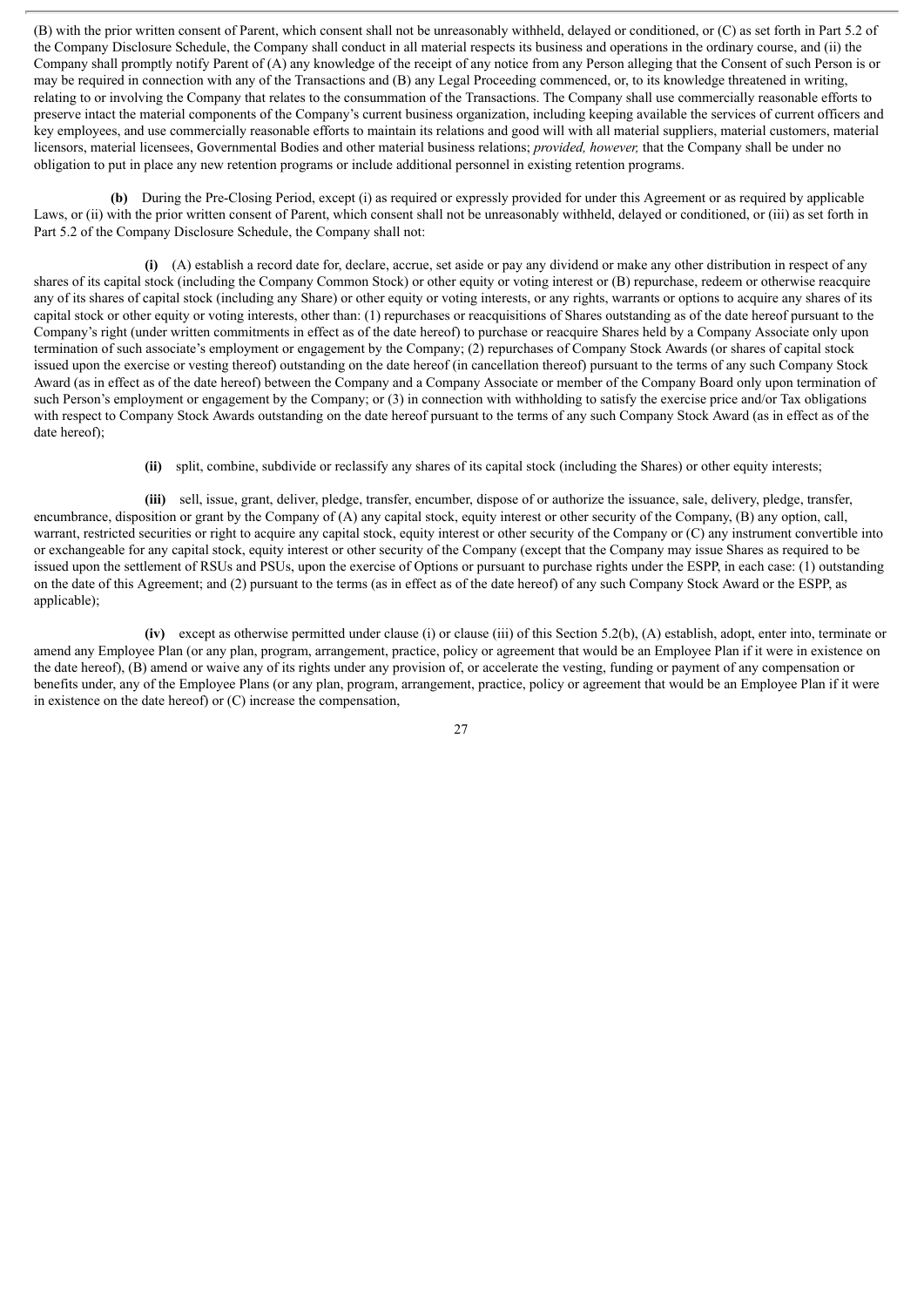(B) with the prior written consent of Parent, which consent shall not be unreasonably withheld, delayed or conditioned, or (C) as set forth in Part 5.2 of the Company Disclosure Schedule, the Company shall conduct in all material respects its business and operations in the ordinary course, and (ii) the Company shall promptly notify Parent of (A) any knowledge of the receipt of any notice from any Person alleging that the Consent of such Person is or may be required in connection with any of the Transactions and (B) any Legal Proceeding commenced, or, to its knowledge threatened in writing, relating to or involving the Company that relates to the consummation of the Transactions. The Company shall use commercially reasonable efforts to preserve intact the material components of the Company's current business organization, including keeping available the services of current officers and key employees, and use commercially reasonable efforts to maintain its relations and good will with all material suppliers, material customers, material licensors, material licensees, Governmental Bodies and other material business relations; *provided, however,* that the Company shall be under no obligation to put in place any new retention programs or include additional personnel in existing retention programs.

**(b)** During the Pre-Closing Period, except (i) as required or expressly provided for under this Agreement or as required by applicable Laws, or (ii) with the prior written consent of Parent, which consent shall not be unreasonably withheld, delayed or conditioned, or (iii) as set forth in Part 5.2 of the Company Disclosure Schedule, the Company shall not:

**(i)** (A) establish a record date for, declare, accrue, set aside or pay any dividend or make any other distribution in respect of any shares of its capital stock (including the Company Common Stock) or other equity or voting interest or (B) repurchase, redeem or otherwise reacquire any of its shares of capital stock (including any Share) or other equity or voting interests, or any rights, warrants or options to acquire any shares of its capital stock or other equity or voting interests, other than: (1) repurchases or reacquisitions of Shares outstanding as of the date hereof pursuant to the Company's right (under written commitments in effect as of the date hereof) to purchase or reacquire Shares held by a Company Associate only upon termination of such associate's employment or engagement by the Company; (2) repurchases of Company Stock Awards (or shares of capital stock issued upon the exercise or vesting thereof) outstanding on the date hereof (in cancellation thereof) pursuant to the terms of any such Company Stock Award (as in effect as of the date hereof) between the Company and a Company Associate or member of the Company Board only upon termination of such Person's employment or engagement by the Company; or (3) in connection with withholding to satisfy the exercise price and/or Tax obligations with respect to Company Stock Awards outstanding on the date hereof pursuant to the terms of any such Company Stock Award (as in effect as of the date hereof);

**(ii)** split, combine, subdivide or reclassify any shares of its capital stock (including the Shares) or other equity interests;

**(iii)** sell, issue, grant, deliver, pledge, transfer, encumber, dispose of or authorize the issuance, sale, delivery, pledge, transfer, encumbrance, disposition or grant by the Company of (A) any capital stock, equity interest or other security of the Company, (B) any option, call, warrant, restricted securities or right to acquire any capital stock, equity interest or other security of the Company or (C) any instrument convertible into or exchangeable for any capital stock, equity interest or other security of the Company (except that the Company may issue Shares as required to be issued upon the settlement of RSUs and PSUs, upon the exercise of Options or pursuant to purchase rights under the ESPP, in each case: (1) outstanding on the date of this Agreement; and (2) pursuant to the terms (as in effect as of the date hereof) of any such Company Stock Award or the ESPP, as applicable);

**(iv)** except as otherwise permitted under clause (i) or clause (iii) of this Section 5.2(b), (A) establish, adopt, enter into, terminate or amend any Employee Plan (or any plan, program, arrangement, practice, policy or agreement that would be an Employee Plan if it were in existence on the date hereof), (B) amend or waive any of its rights under any provision of, or accelerate the vesting, funding or payment of any compensation or benefits under, any of the Employee Plans (or any plan, program, arrangement, practice, policy or agreement that would be an Employee Plan if it were in existence on the date hereof) or (C) increase the compensation,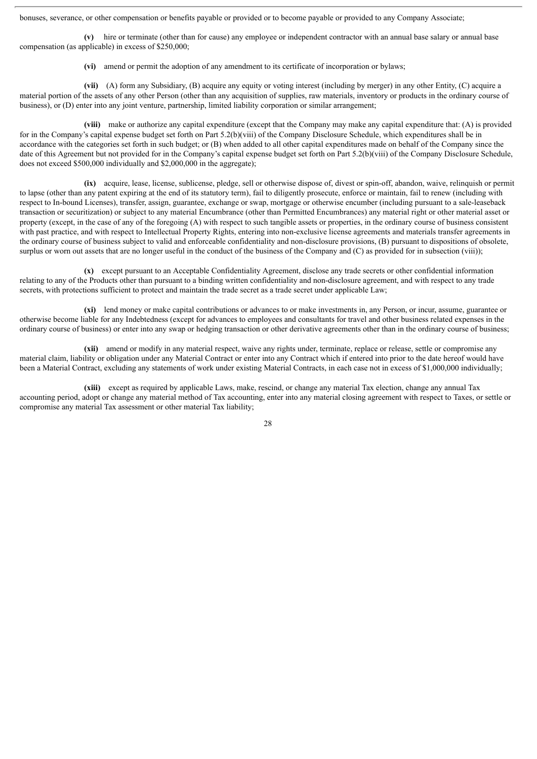bonuses, severance, or other compensation or benefits payable or provided or to become payable or provided to any Company Associate;

**(v)** hire or terminate (other than for cause) any employee or independent contractor with an annual base salary or annual base compensation (as applicable) in excess of $250,000;

**(vi)** amend or permit the adoption of any amendment to its certificate of incorporation or bylaws;

**(vii)** (A) form any Subsidiary, (B) acquire any equity or voting interest (including by merger) in any other Entity, (C) acquire a material portion of the assets of any other Person (other than any acquisition of supplies, raw materials, inventory or products in the ordinary course of business), or (D) enter into any joint venture, partnership, limited liability corporation or similar arrangement;

**(viii)** make or authorize any capital expenditure (except that the Company may make any capital expenditure that: (A) is provided for in the Company's capital expense budget set forth on Part 5.2(b)(viii) of the Company Disclosure Schedule, which expenditures shall be in accordance with the categories set forth in such budget; or (B) when added to all other capital expenditures made on behalf of the Company since the date of this Agreement but not provided for in the Company's capital expense budget set forth on Part 5.2(b)(viii) of the Company Disclosure Schedule, does not exceed $500,000 individually and $2,000,000 in the aggregate);

**(ix)** acquire, lease, license, sublicense, pledge, sell or otherwise dispose of, divest or spin-off, abandon, waive, relinquish or permit to lapse (other than any patent expiring at the end of its statutory term), fail to diligently prosecute, enforce or maintain, fail to renew (including with respect to In-bound Licenses), transfer, assign, guarantee, exchange or swap, mortgage or otherwise encumber (including pursuant to a sale-leaseback transaction or securitization) or subject to any material Encumbrance (other than Permitted Encumbrances) any material right or other material asset or property (except, in the case of any of the foregoing (A) with respect to such tangible assets or properties, in the ordinary course of business consistent with past practice, and with respect to Intellectual Property Rights, entering into non-exclusive license agreements and materials transfer agreements in the ordinary course of business subject to valid and enforceable confidentiality and non-disclosure provisions, (B) pursuant to dispositions of obsolete, surplus or worn out assets that are no longer useful in the conduct of the business of the Company and (C) as provided for in subsection (viii));

**(x)** except pursuant to an Acceptable Confidentiality Agreement, disclose any trade secrets or other confidential information relating to any of the Products other than pursuant to a binding written confidentiality and non-disclosure agreement, and with respect to any trade secrets, with protections sufficient to protect and maintain the trade secret as a trade secret under applicable Law;

**(xi)** lend money or make capital contributions or advances to or make investments in, any Person, or incur, assume, guarantee or otherwise become liable for any Indebtedness (except for advances to employees and consultants for travel and other business related expenses in the ordinary course of business) or enter into any swap or hedging transaction or other derivative agreements other than in the ordinary course of business;

**(xii)** amend or modify in any material respect, waive any rights under, terminate, replace or release, settle or compromise any material claim, liability or obligation under any Material Contract or enter into any Contract which if entered into prior to the date hereof would have been a Material Contract, excluding any statements of work under existing Material Contracts, in each case not in excess of $1,000,000 individually;

**(xiii)** except as required by applicable Laws, make, rescind, or change any material Tax election, change any annual Tax accounting period, adopt or change any material method of Tax accounting, enter into any material closing agreement with respect to Taxes, or settle or compromise any material Tax assessment or other material Tax liability;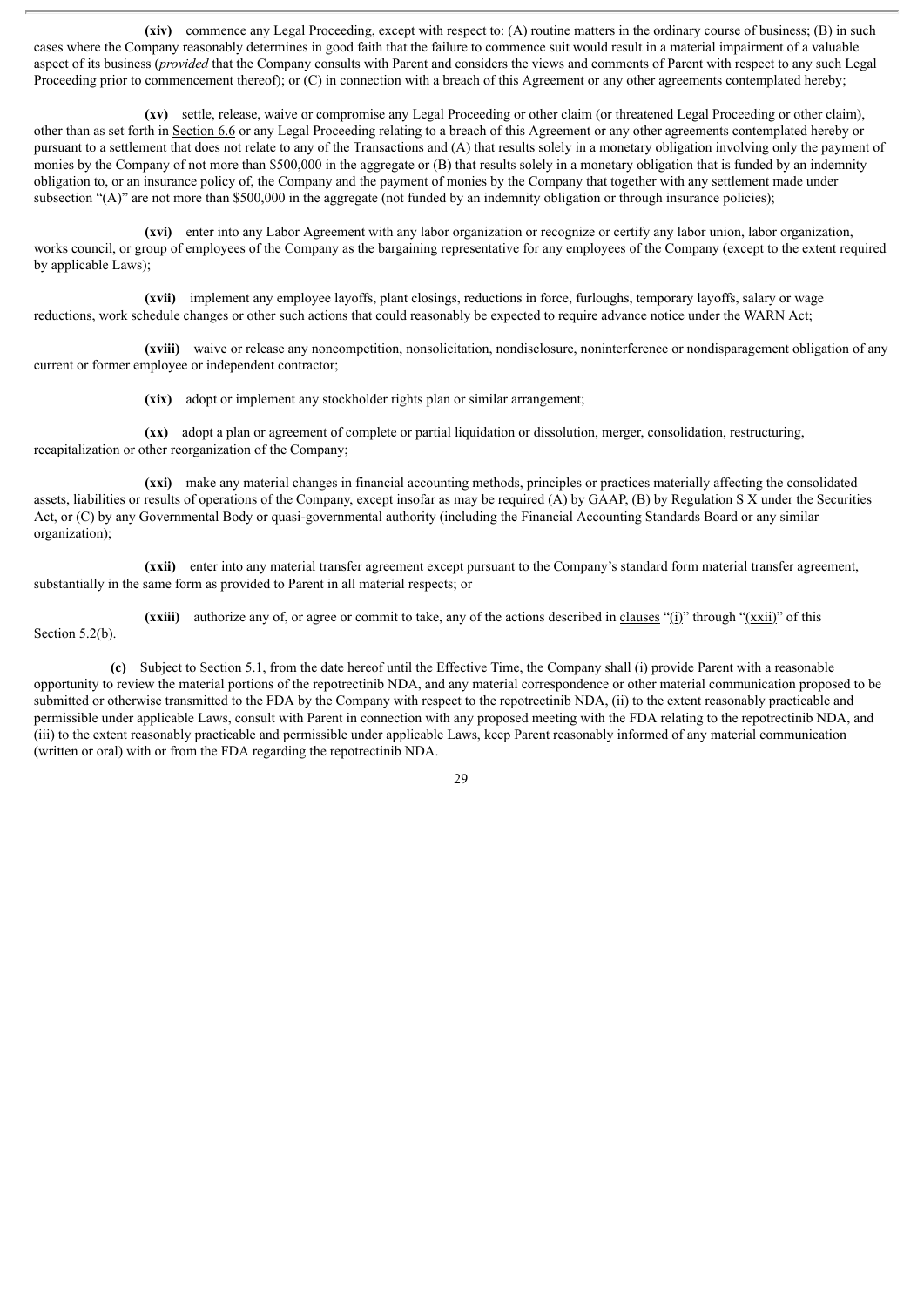**(xiv)** commence any Legal Proceeding, except with respect to: (A) routine matters in the ordinary course of business; (B) in such cases where the Company reasonably determines in good faith that the failure to commence suit would result in a material impairment of a valuable aspect of its business (*provided* that the Company consults with Parent and considers the views and comments of Parent with respect to any such Legal Proceeding prior to commencement thereof); or (C) in connection with a breach of this Agreement or any other agreements contemplated hereby;

**(xv)** settle, release, waive or compromise any Legal Proceeding or other claim (or threatened Legal Proceeding or other claim), other than as set forth in Section 6.6 or any Legal Proceeding relating to a breach of this Agreement or any other agreements contemplated hereby or pursuant to a settlement that does not relate to any of the Transactions and (A) that results solely in a monetary obligation involving only the payment of monies by the Company of not more than $500,000 in the aggregate or (B) that results solely in a monetary obligation that is funded by an indemnity obligation to, or an insurance policy of, the Company and the payment of monies by the Company that together with any settlement made under subsection "(A)" are not more than $500,000 in the aggregate (not funded by an indemnity obligation or through insurance policies);

**(xvi)** enter into any Labor Agreement with any labor organization or recognize or certify any labor union, labor organization, works council, or group of employees of the Company as the bargaining representative for any employees of the Company (except to the extent required by applicable Laws);

**(xvii)** implement any employee layoffs, plant closings, reductions in force, furloughs, temporary layoffs, salary or wage reductions, work schedule changes or other such actions that could reasonably be expected to require advance notice under the WARN Act;

**(xviii)** waive or release any noncompetition, nonsolicitation, nondisclosure, noninterference or nondisparagement obligation of any current or former employee or independent contractor;

**(xix)** adopt or implement any stockholder rights plan or similar arrangement;

**(xx)** adopt a plan or agreement of complete or partial liquidation or dissolution, merger, consolidation, restructuring, recapitalization or other reorganization of the Company;

**(xxi)** make any material changes in financial accounting methods, principles or practices materially affecting the consolidated assets, liabilities or results of operations of the Company, except insofar as may be required (A) by GAAP, (B) by Regulation S X under the Securities Act, or (C) by any Governmental Body or quasi-governmental authority (including the Financial Accounting Standards Board or any similar organization);

**(xxii)** enter into any material transfer agreement except pursuant to the Company's standard form material transfer agreement, substantially in the same form as provided to Parent in all material respects; or

**(xxiii)** authorize any of, or agree or commit to take, any of the actions described in clauses "(i)" through "(xxii)" of this Section 5.2(b).

**(c)** Subject to Section 5.1, from the date hereof until the Effective Time, the Company shall (i) provide Parent with a reasonable opportunity to review the material portions of the repotrectinib NDA, and any material correspondence or other material communication proposed to be submitted or otherwise transmitted to the FDA by the Company with respect to the repotrectinib NDA, (ii) to the extent reasonably practicable and permissible under applicable Laws, consult with Parent in connection with any proposed meeting with the FDA relating to the repotrectinib NDA, and (iii) to the extent reasonably practicable and permissible under applicable Laws, keep Parent reasonably informed of any material communication (written or oral) with or from the FDA regarding the repotrectinib NDA.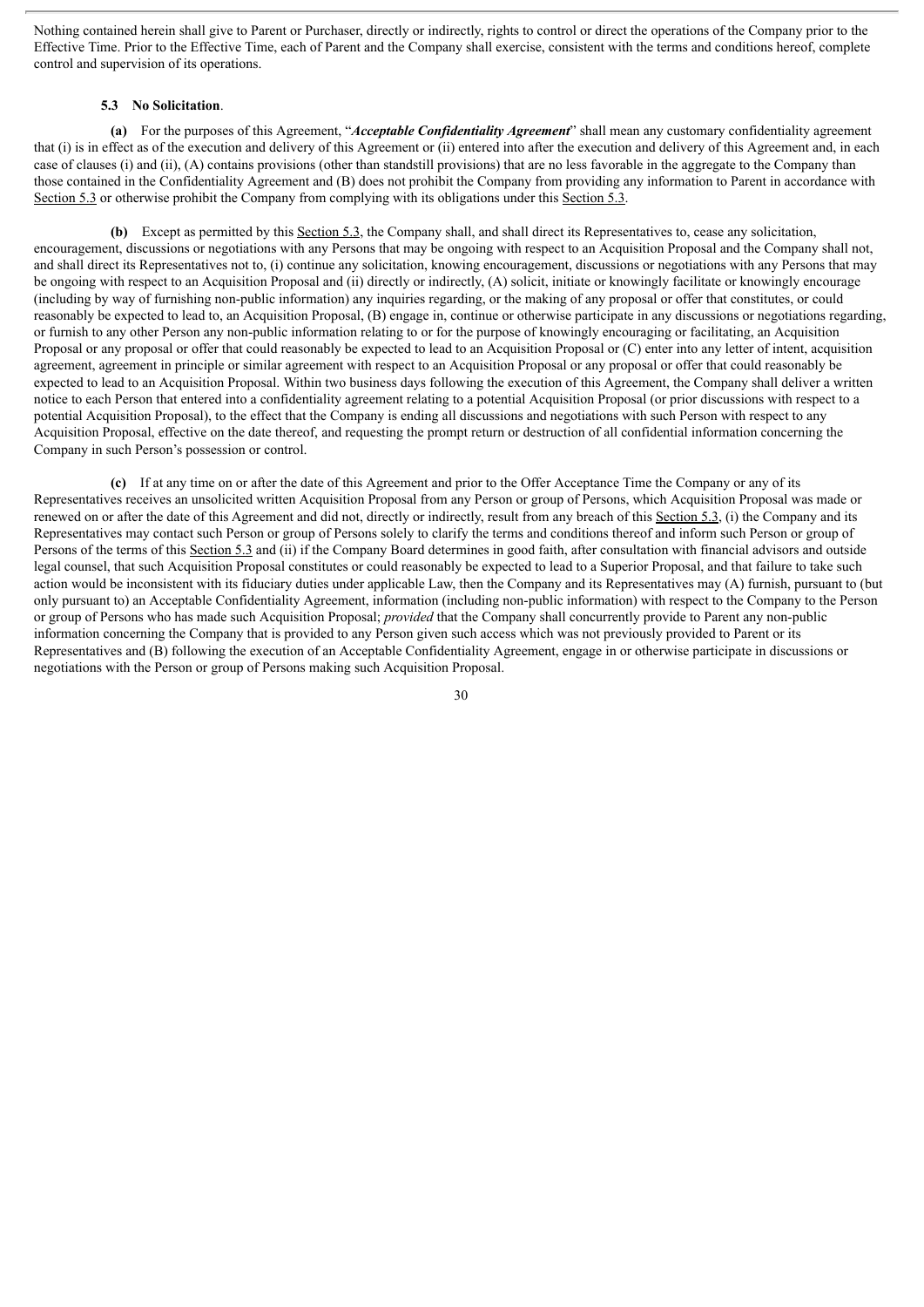Nothing contained herein shall give to Parent or Purchaser, directly or indirectly, rights to control or direct the operations of the Company prior to the Effective Time. Prior to the Effective Time, each of Parent and the Company shall exercise, consistent with the terms and conditions hereof, complete control and supervision of its operations.

**5.3 No Solicitation**.

**(a)** For the purposes of this Agreement, "***Acceptable Confidentiality Agreement***" shall mean any customary confidentiality agreement that (i) is in effect as of the execution and delivery of this Agreement or (ii) entered into after the execution and delivery of this Agreement and, in each case of clauses (i) and (ii), (A) contains provisions (other than standstill provisions) that are no less favorable in the aggregate to the Company than those contained in the Confidentiality Agreement and (B) does not prohibit the Company from providing any information to Parent in accordance with Section 5.3 or otherwise prohibit the Company from complying with its obligations under this Section 5.3.

**(b)** Except as permitted by this Section 5.3, the Company shall, and shall direct its Representatives to, cease any solicitation, encouragement, discussions or negotiations with any Persons that may be ongoing with respect to an Acquisition Proposal and the Company shall not, and shall direct its Representatives not to, (i) continue any solicitation, knowing encouragement, discussions or negotiations with any Persons that may be ongoing with respect to an Acquisition Proposal and (ii) directly or indirectly, (A) solicit, initiate or knowingly facilitate or knowingly encourage (including by way of furnishing non-public information) any inquiries regarding, or the making of any proposal or offer that constitutes, or could reasonably be expected to lead to, an Acquisition Proposal, (B) engage in, continue or otherwise participate in any discussions or negotiations regarding, or furnish to any other Person any non-public information relating to or for the purpose of knowingly encouraging or facilitating, an Acquisition Proposal or any proposal or offer that could reasonably be expected to lead to an Acquisition Proposal or (C) enter into any letter of intent, acquisition agreement, agreement in principle or similar agreement with respect to an Acquisition Proposal or any proposal or offer that could reasonably be expected to lead to an Acquisition Proposal. Within two business days following the execution of this Agreement, the Company shall deliver a written notice to each Person that entered into a confidentiality agreement relating to a potential Acquisition Proposal (or prior discussions with respect to a potential Acquisition Proposal), to the effect that the Company is ending all discussions and negotiations with such Person with respect to any Acquisition Proposal, effective on the date thereof, and requesting the prompt return or destruction of all confidential information concerning the Company in such Person's possession or control.

**(c)** If at any time on or after the date of this Agreement and prior to the Offer Acceptance Time the Company or any of its Representatives receives an unsolicited written Acquisition Proposal from any Person or group of Persons, which Acquisition Proposal was made or renewed on or after the date of this Agreement and did not, directly or indirectly, result from any breach of this Section 5.3, (i) the Company and its Representatives may contact such Person or group of Persons solely to clarify the terms and conditions thereof and inform such Person or group of Persons of the terms of this Section 5.3 and (ii) if the Company Board determines in good faith, after consultation with financial advisors and outside legal counsel, that such Acquisition Proposal constitutes or could reasonably be expected to lead to a Superior Proposal, and that failure to take such action would be inconsistent with its fiduciary duties under applicable Law, then the Company and its Representatives may (A) furnish, pursuant to (but only pursuant to) an Acceptable Confidentiality Agreement, information (including non-public information) with respect to the Company to the Person or group of Persons who has made such Acquisition Proposal; *provided* that the Company shall concurrently provide to Parent any non-public information concerning the Company that is provided to any Person given such access which was not previously provided to Parent or its Representatives and (B) following the execution of an Acceptable Confidentiality Agreement, engage in or otherwise participate in discussions or negotiations with the Person or group of Persons making such Acquisition Proposal.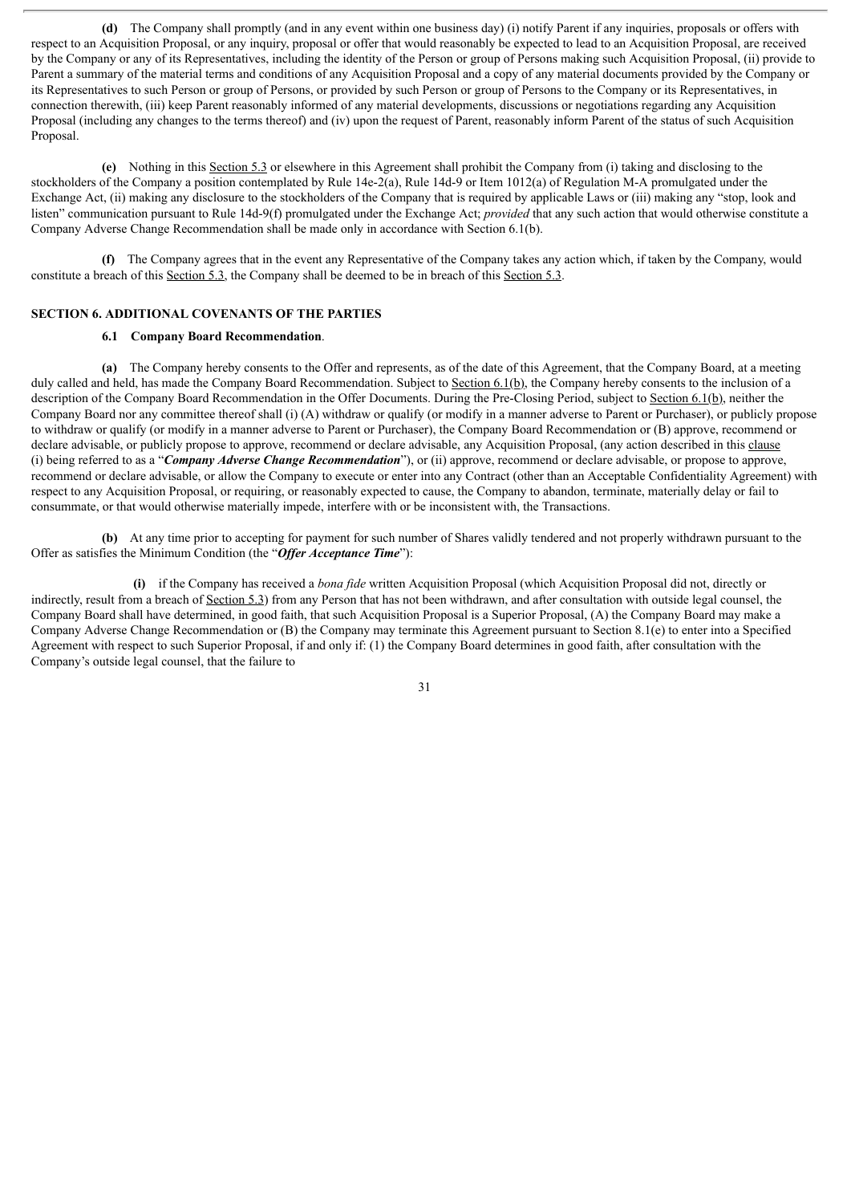**(d)** The Company shall promptly (and in any event within one business day) (i) notify Parent if any inquiries, proposals or offers with respect to an Acquisition Proposal, or any inquiry, proposal or offer that would reasonably be expected to lead to an Acquisition Proposal, are received by the Company or any of its Representatives, including the identity of the Person or group of Persons making such Acquisition Proposal, (ii) provide to Parent a summary of the material terms and conditions of any Acquisition Proposal and a copy of any material documents provided by the Company or its Representatives to such Person or group of Persons, or provided by such Person or group of Persons to the Company or its Representatives, in connection therewith, (iii) keep Parent reasonably informed of any material developments, discussions or negotiations regarding any Acquisition Proposal (including any changes to the terms thereof) and (iv) upon the request of Parent, reasonably inform Parent of the status of such Acquisition Proposal.

**(e)** Nothing in this Section 5.3 or elsewhere in this Agreement shall prohibit the Company from (i) taking and disclosing to the stockholders of the Company a position contemplated by Rule 14e-2(a), Rule 14d-9 or Item 1012(a) of Regulation M-A promulgated under the Exchange Act, (ii) making any disclosure to the stockholders of the Company that is required by applicable Laws or (iii) making any "stop, look and listen" communication pursuant to Rule 14d-9(f) promulgated under the Exchange Act; *provided* that any such action that would otherwise constitute a Company Adverse Change Recommendation shall be made only in accordance with Section 6.1(b).

**(f)** The Company agrees that in the event any Representative of the Company takes any action which, if taken by the Company, would constitute a breach of this Section 5.3, the Company shall be deemed to be in breach of this Section 5.3.

## SECTION 6. ADDITIONAL COVENANTS OF THE PARTIES

### 6.1 Company Board Recommendation.

**(a)** The Company hereby consents to the Offer and represents, as of the date of this Agreement, that the Company Board, at a meeting duly called and held, has made the Company Board Recommendation. Subject to Section 6.1(b), the Company hereby consents to the inclusion of a description of the Company Board Recommendation in the Offer Documents. During the Pre-Closing Period, subject to Section 6.1(b), neither the Company Board nor any committee thereof shall (i) (A) withdraw or qualify (or modify in a manner adverse to Parent or Purchaser), or publicly propose to withdraw or qualify (or modify in a manner adverse to Parent or Purchaser), the Company Board Recommendation or (B) approve, recommend or declare advisable, or publicly propose to approve, recommend or declare advisable, any Acquisition Proposal, (any action described in this clause (i) being referred to as a "***Company Adverse Change Recommendation***"), or (ii) approve, recommend or declare advisable, or propose to approve, recommend or declare advisable, or allow the Company to execute or enter into any Contract (other than an Acceptable Confidentiality Agreement) with respect to any Acquisition Proposal, or requiring, or reasonably expected to cause, the Company to abandon, terminate, materially delay or fail to consummate, or that would otherwise materially impede, interfere with or be inconsistent with, the Transactions.

**(b)** At any time prior to accepting for payment for such number of Shares validly tendered and not properly withdrawn pursuant to the Offer as satisfies the Minimum Condition (the "***Offer Acceptance Time***"):

**(i)** if the Company has received a *bona fide* written Acquisition Proposal (which Acquisition Proposal did not, directly or indirectly, result from a breach of Section 5.3) from any Person that has not been withdrawn, and after consultation with outside legal counsel, the Company Board shall have determined, in good faith, that such Acquisition Proposal is a Superior Proposal, (A) the Company Board may make a Company Adverse Change Recommendation or (B) the Company may terminate this Agreement pursuant to Section 8.1(e) to enter into a Specified Agreement with respect to such Superior Proposal, if and only if: (1) the Company Board determines in good faith, after consultation with the Company's outside legal counsel, that the failure to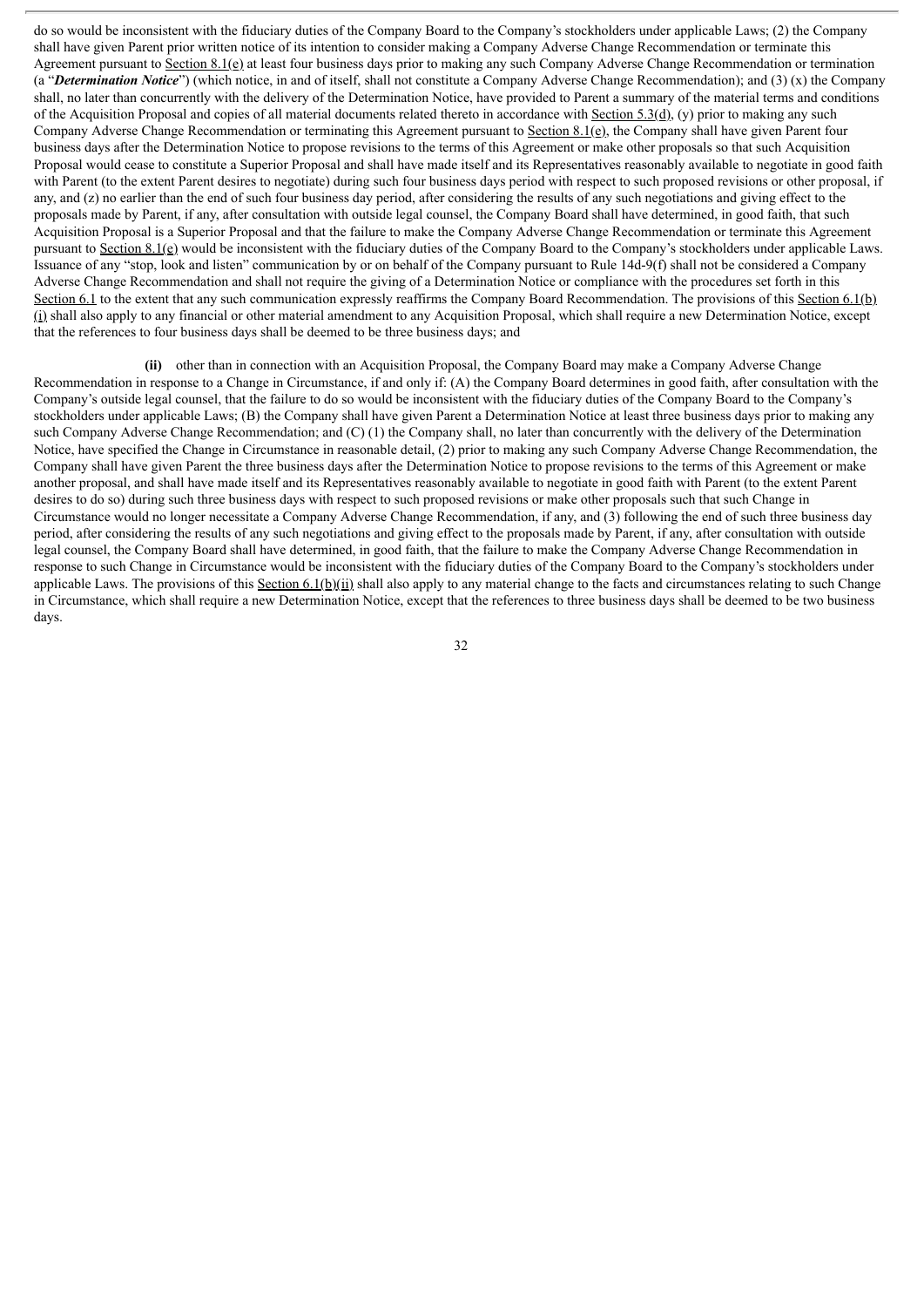do so would be inconsistent with the fiduciary duties of the Company Board to the Company's stockholders under applicable Laws; (2) the Company shall have given Parent prior written notice of its intention to consider making a Company Adverse Change Recommendation or terminate this Agreement pursuant to Section 8.1(e) at least four business days prior to making any such Company Adverse Change Recommendation or termination (a "***Determination Notice***") (which notice, in and of itself, shall not constitute a Company Adverse Change Recommendation); and (3) (x) the Company shall, no later than concurrently with the delivery of the Determination Notice, have provided to Parent a summary of the material terms and conditions of the Acquisition Proposal and copies of all material documents related thereto in accordance with Section 5.3(d), (y) prior to making any such Company Adverse Change Recommendation or terminating this Agreement pursuant to Section 8.1(e), the Company shall have given Parent four business days after the Determination Notice to propose revisions to the terms of this Agreement or make other proposals so that such Acquisition Proposal would cease to constitute a Superior Proposal and shall have made itself and its Representatives reasonably available to negotiate in good faith with Parent (to the extent Parent desires to negotiate) during such four business days period with respect to such proposed revisions or other proposal, if any, and (z) no earlier than the end of such four business day period, after considering the results of any such negotiations and giving effect to the proposals made by Parent, if any, after consultation with outside legal counsel, the Company Board shall have determined, in good faith, that such Acquisition Proposal is a Superior Proposal and that the failure to make the Company Adverse Change Recommendation or terminate this Agreement pursuant to Section 8.1(e) would be inconsistent with the fiduciary duties of the Company Board to the Company's stockholders under applicable Laws. Issuance of any "stop, look and listen" communication by or on behalf of the Company pursuant to Rule 14d-9(f) shall not be considered a Company Adverse Change Recommendation and shall not require the giving of a Determination Notice or compliance with the procedures set forth in this Section 6.1 to the extent that any such communication expressly reaffirms the Company Board Recommendation. The provisions of this Section 6.1(b)(i) shall also apply to any financial or other material amendment to any Acquisition Proposal, which shall require a new Determination Notice, except that the references to four business days shall be deemed to be three business days; and

**(ii)** other than in connection with an Acquisition Proposal, the Company Board may make a Company Adverse Change Recommendation in response to a Change in Circumstance, if and only if: (A) the Company Board determines in good faith, after consultation with the Company's outside legal counsel, that the failure to do so would be inconsistent with the fiduciary duties of the Company Board to the Company's stockholders under applicable Laws; (B) the Company shall have given Parent a Determination Notice at least three business days prior to making any such Company Adverse Change Recommendation; and (C) (1) the Company shall, no later than concurrently with the delivery of the Determination Notice, have specified the Change in Circumstance in reasonable detail, (2) prior to making any such Company Adverse Change Recommendation, the Company shall have given Parent the three business days after the Determination Notice to propose revisions to the terms of this Agreement or make another proposal, and shall have made itself and its Representatives reasonably available to negotiate in good faith with Parent (to the extent Parent desires to do so) during such three business days with respect to such proposed revisions or make other proposals such that such Change in Circumstance would no longer necessitate a Company Adverse Change Recommendation, if any, and (3) following the end of such three business day period, after considering the results of any such negotiations and giving effect to the proposals made by Parent, if any, after consultation with outside legal counsel, the Company Board shall have determined, in good faith, that the failure to make the Company Adverse Change Recommendation in response to such Change in Circumstance would be inconsistent with the fiduciary duties of the Company Board to the Company's stockholders under applicable Laws. The provisions of this Section 6.1(b)(ii) shall also apply to any material change to the facts and circumstances relating to such Change in Circumstance, which shall require a new Determination Notice, except that the references to three business days shall be deemed to be two business days.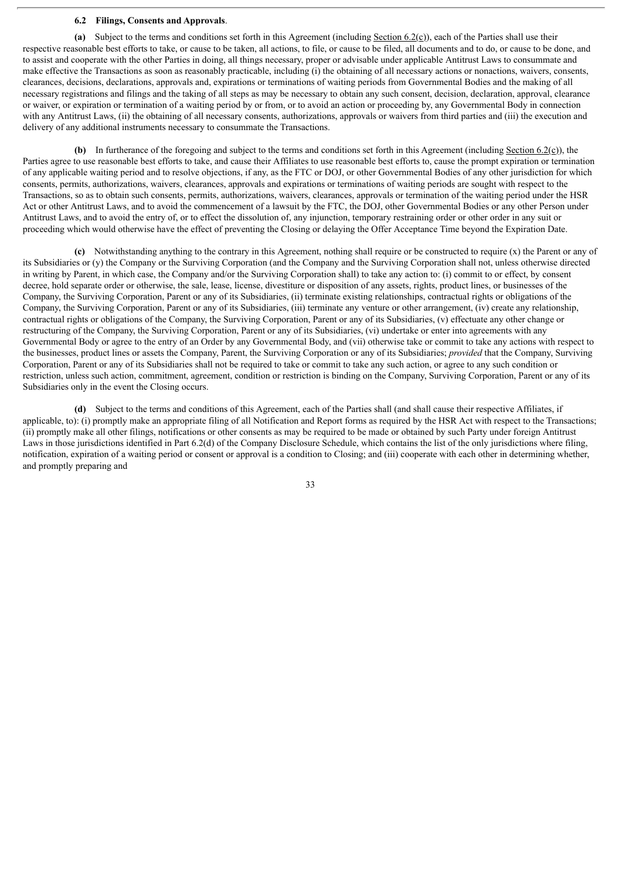**6.2 Filings, Consents and Approvals**.

**(a)** Subject to the terms and conditions set forth in this Agreement (including Section 6.2(c)), each of the Parties shall use their respective reasonable best efforts to take, or cause to be taken, all actions, to file, or cause to be filed, all documents and to do, or cause to be done, and to assist and cooperate with the other Parties in doing, all things necessary, proper or advisable under applicable Antitrust Laws to consummate and make effective the Transactions as soon as reasonably practicable, including (i) the obtaining of all necessary actions or nonactions, waivers, consents, clearances, decisions, declarations, approvals and, expirations or terminations of waiting periods from Governmental Bodies and the making of all necessary registrations and filings and the taking of all steps as may be necessary to obtain any such consent, decision, declaration, approval, clearance or waiver, or expiration or termination of a waiting period by or from, or to avoid an action or proceeding by, any Governmental Body in connection with any Antitrust Laws, (ii) the obtaining of all necessary consents, authorizations, approvals or waivers from third parties and (iii) the execution and delivery of any additional instruments necessary to consummate the Transactions.

**(b)** In furtherance of the foregoing and subject to the terms and conditions set forth in this Agreement (including Section 6.2(c)), the Parties agree to use reasonable best efforts to take, and cause their Affiliates to use reasonable best efforts to, cause the prompt expiration or termination of any applicable waiting period and to resolve objections, if any, as the FTC or DOJ, or other Governmental Bodies of any other jurisdiction for which consents, permits, authorizations, waivers, clearances, approvals and expirations or terminations of waiting periods are sought with respect to the Transactions, so as to obtain such consents, permits, authorizations, waivers, clearances, approvals or termination of the waiting period under the HSR Act or other Antitrust Laws, and to avoid the commencement of a lawsuit by the FTC, the DOJ, other Governmental Bodies or any other Person under Antitrust Laws, and to avoid the entry of, or to effect the dissolution of, any injunction, temporary restraining order or other order in any suit or proceeding which would otherwise have the effect of preventing the Closing or delaying the Offer Acceptance Time beyond the Expiration Date.

**(c)** Notwithstanding anything to the contrary in this Agreement, nothing shall require or be constructed to require (x) the Parent or any of its Subsidiaries or (y) the Company or the Surviving Corporation (and the Company and the Surviving Corporation shall not, unless otherwise directed in writing by Parent, in which case, the Company and/or the Surviving Corporation shall) to take any action to: (i) commit to or effect, by consent decree, hold separate order or otherwise, the sale, lease, license, divestiture or disposition of any assets, rights, product lines, or businesses of the Company, the Surviving Corporation, Parent or any of its Subsidiaries, (ii) terminate existing relationships, contractual rights or obligations of the Company, the Surviving Corporation, Parent or any of its Subsidiaries, (iii) terminate any venture or other arrangement, (iv) create any relationship, contractual rights or obligations of the Company, the Surviving Corporation, Parent or any of its Subsidiaries, (v) effectuate any other change or restructuring of the Company, the Surviving Corporation, Parent or any of its Subsidiaries, (vi) undertake or enter into agreements with any Governmental Body or agree to the entry of an Order by any Governmental Body, and (vii) otherwise take or commit to take any actions with respect to the businesses, product lines or assets the Company, Parent, the Surviving Corporation or any of its Subsidiaries; *provided* that the Company, Surviving Corporation, Parent or any of its Subsidiaries shall not be required to take or commit to take any such action, or agree to any such condition or restriction, unless such action, commitment, agreement, condition or restriction is binding on the Company, Surviving Corporation, Parent or any of its Subsidiaries only in the event the Closing occurs.

**(d)** Subject to the terms and conditions of this Agreement, each of the Parties shall (and shall cause their respective Affiliates, if applicable, to): (i) promptly make an appropriate filing of all Notification and Report forms as required by the HSR Act with respect to the Transactions; (ii) promptly make all other filings, notifications or other consents as may be required to be made or obtained by such Party under foreign Antitrust Laws in those jurisdictions identified in Part 6.2(d) of the Company Disclosure Schedule, which contains the list of the only jurisdictions where filing, notification, expiration of a waiting period or consent or approval is a condition to Closing; and (iii) cooperate with each other in determining whether, and promptly preparing and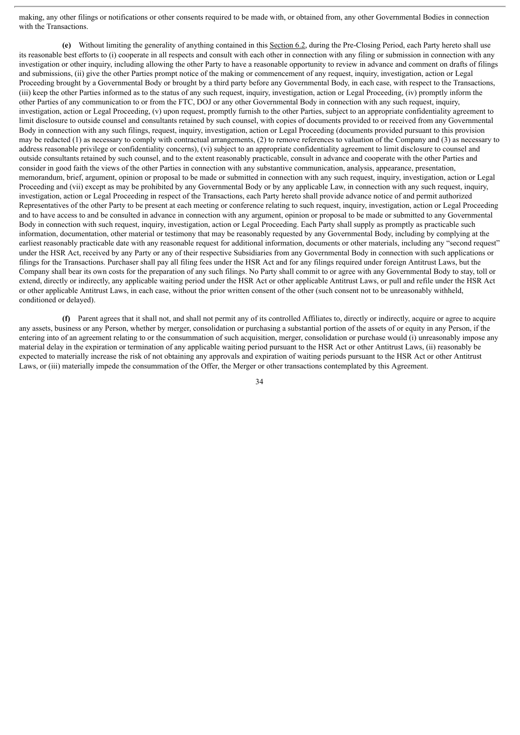making, any other filings or notifications or other consents required to be made with, or obtained from, any other Governmental Bodies in connection with the Transactions.

**(e)** Without limiting the generality of anything contained in this Section 6.2, during the Pre-Closing Period, each Party hereto shall use its reasonable best efforts to (i) cooperate in all respects and consult with each other in connection with any filing or submission in connection with any investigation or other inquiry, including allowing the other Party to have a reasonable opportunity to review in advance and comment on drafts of filings and submissions, (ii) give the other Parties prompt notice of the making or commencement of any request, inquiry, investigation, action or Legal Proceeding brought by a Governmental Body or brought by a third party before any Governmental Body, in each case, with respect to the Transactions, (iii) keep the other Parties informed as to the status of any such request, inquiry, investigation, action or Legal Proceeding, (iv) promptly inform the other Parties of any communication to or from the FTC, DOJ or any other Governmental Body in connection with any such request, inquiry, investigation, action or Legal Proceeding, (v) upon request, promptly furnish to the other Parties, subject to an appropriate confidentiality agreement to limit disclosure to outside counsel and consultants retained by such counsel, with copies of documents provided to or received from any Governmental Body in connection with any such filings, request, inquiry, investigation, action or Legal Proceeding (documents provided pursuant to this provision may be redacted (1) as necessary to comply with contractual arrangements, (2) to remove references to valuation of the Company and (3) as necessary to address reasonable privilege or confidentiality concerns), (vi) subject to an appropriate confidentiality agreement to limit disclosure to counsel and outside consultants retained by such counsel, and to the extent reasonably practicable, consult in advance and cooperate with the other Parties and consider in good faith the views of the other Parties in connection with any substantive communication, analysis, appearance, presentation, memorandum, brief, argument, opinion or proposal to be made or submitted in connection with any such request, inquiry, investigation, action or Legal Proceeding and (vii) except as may be prohibited by any Governmental Body or by any applicable Law, in connection with any such request, inquiry, investigation, action or Legal Proceeding in respect of the Transactions, each Party hereto shall provide advance notice of and permit authorized Representatives of the other Party to be present at each meeting or conference relating to such request, inquiry, investigation, action or Legal Proceeding and to have access to and be consulted in advance in connection with any argument, opinion or proposal to be made or submitted to any Governmental Body in connection with such request, inquiry, investigation, action or Legal Proceeding. Each Party shall supply as promptly as practicable such information, documentation, other material or testimony that may be reasonably requested by any Governmental Body, including by complying at the earliest reasonably practicable date with any reasonable request for additional information, documents or other materials, including any "second request" under the HSR Act, received by any Party or any of their respective Subsidiaries from any Governmental Body in connection with such applications or filings for the Transactions. Purchaser shall pay all filing fees under the HSR Act and for any filings required under foreign Antitrust Laws, but the Company shall bear its own costs for the preparation of any such filings. No Party shall commit to or agree with any Governmental Body to stay, toll or extend, directly or indirectly, any applicable waiting period under the HSR Act or other applicable Antitrust Laws, or pull and refile under the HSR Act or other applicable Antitrust Laws, in each case, without the prior written consent of the other (such consent not to be unreasonably withheld, conditioned or delayed).

**(f)** Parent agrees that it shall not, and shall not permit any of its controlled Affiliates to, directly or indirectly, acquire or agree to acquire any assets, business or any Person, whether by merger, consolidation or purchasing a substantial portion of the assets of or equity in any Person, if the entering into of an agreement relating to or the consummation of such acquisition, merger, consolidation or purchase would (i) unreasonably impose any material delay in the expiration or termination of any applicable waiting period pursuant to the HSR Act or other Antitrust Laws, (ii) reasonably be expected to materially increase the risk of not obtaining any approvals and expiration of waiting periods pursuant to the HSR Act or other Antitrust Laws, or (iii) materially impede the consummation of the Offer, the Merger or other transactions contemplated by this Agreement.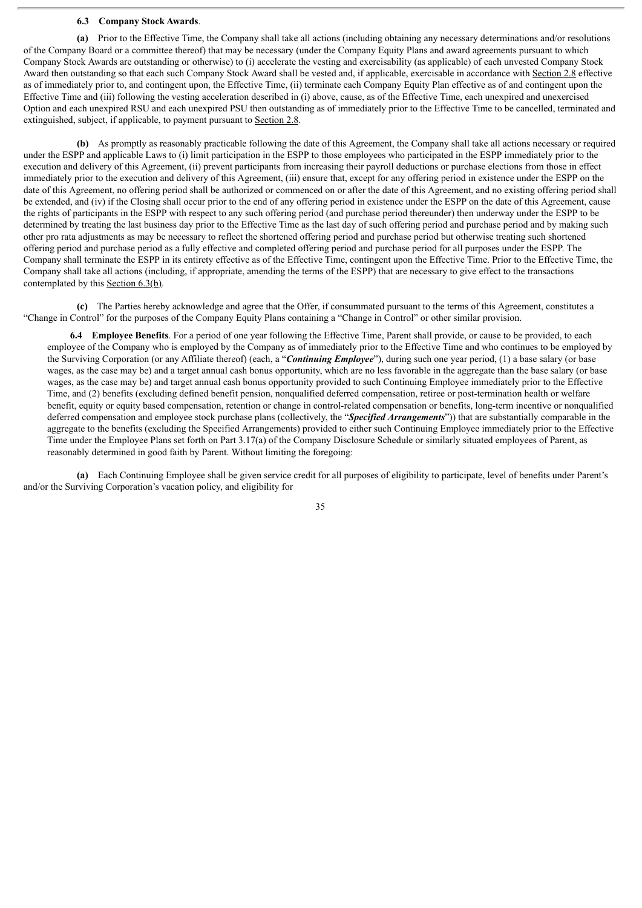**6.3 Company Stock Awards**.

**(a)** Prior to the Effective Time, the Company shall take all actions (including obtaining any necessary determinations and/or resolutions of the Company Board or a committee thereof) that may be necessary (under the Company Equity Plans and award agreements pursuant to which Company Stock Awards are outstanding or otherwise) to (i) accelerate the vesting and exercisability (as applicable) of each unvested Company Stock Award then outstanding so that each such Company Stock Award shall be vested and, if applicable, exercisable in accordance with Section 2.8 effective as of immediately prior to, and contingent upon, the Effective Time, (ii) terminate each Company Equity Plan effective as of and contingent upon the Effective Time and (iii) following the vesting acceleration described in (i) above, cause, as of the Effective Time, each unexpired and unexercised Option and each unexpired RSU and each unexpired PSU then outstanding as of immediately prior to the Effective Time to be cancelled, terminated and extinguished, subject, if applicable, to payment pursuant to Section 2.8.

**(b)** As promptly as reasonably practicable following the date of this Agreement, the Company shall take all actions necessary or required under the ESPP and applicable Laws to (i) limit participation in the ESPP to those employees who participated in the ESPP immediately prior to the execution and delivery of this Agreement, (ii) prevent participants from increasing their payroll deductions or purchase elections from those in effect immediately prior to the execution and delivery of this Agreement, (iii) ensure that, except for any offering period in existence under the ESPP on the date of this Agreement, no offering period shall be authorized or commenced on or after the date of this Agreement, and no existing offering period shall be extended, and (iv) if the Closing shall occur prior to the end of any offering period in existence under the ESPP on the date of this Agreement, cause the rights of participants in the ESPP with respect to any such offering period (and purchase period thereunder) then underway under the ESPP to be determined by treating the last business day prior to the Effective Time as the last day of such offering period and purchase period and by making such other pro rata adjustments as may be necessary to reflect the shortened offering period and purchase period but otherwise treating such shortened offering period and purchase period as a fully effective and completed offering period and purchase period for all purposes under the ESPP. The Company shall terminate the ESPP in its entirety effective as of the Effective Time, contingent upon the Effective Time. Prior to the Effective Time, the Company shall take all actions (including, if appropriate, amending the terms of the ESPP) that are necessary to give effect to the transactions contemplated by this Section 6.3(b).

**(c)** The Parties hereby acknowledge and agree that the Offer, if consummated pursuant to the terms of this Agreement, constitutes a "Change in Control" for the purposes of the Company Equity Plans containing a "Change in Control" or other similar provision.

**6.4 Employee Benefits**. For a period of one year following the Effective Time, Parent shall provide, or cause to be provided, to each employee of the Company who is employed by the Company as of immediately prior to the Effective Time and who continues to be employed by the Surviving Corporation (or any Affiliate thereof) (each, a "***Continuing Employee***"), during such one year period, (1) a base salary (or base wages, as the case may be) and a target annual cash bonus opportunity, which are no less favorable in the aggregate than the base salary (or base wages, as the case may be) and target annual cash bonus opportunity provided to such Continuing Employee immediately prior to the Effective Time, and (2) benefits (excluding defined benefit pension, nonqualified deferred compensation, retiree or post-termination health or welfare benefit, equity or equity based compensation, retention or change in control-related compensation or benefits, long-term incentive or nonqualified deferred compensation and employee stock purchase plans (collectively, the "***Specified Arrangements***")) that are substantially comparable in the aggregate to the benefits (excluding the Specified Arrangements) provided to either such Continuing Employee immediately prior to the Effective Time under the Employee Plans set forth on Part 3.17(a) of the Company Disclosure Schedule or similarly situated employees of Parent, as reasonably determined in good faith by Parent. Without limiting the foregoing:

**(a)** Each Continuing Employee shall be given service credit for all purposes of eligibility to participate, level of benefits under Parent's and/or the Surviving Corporation's vacation policy, and eligibility for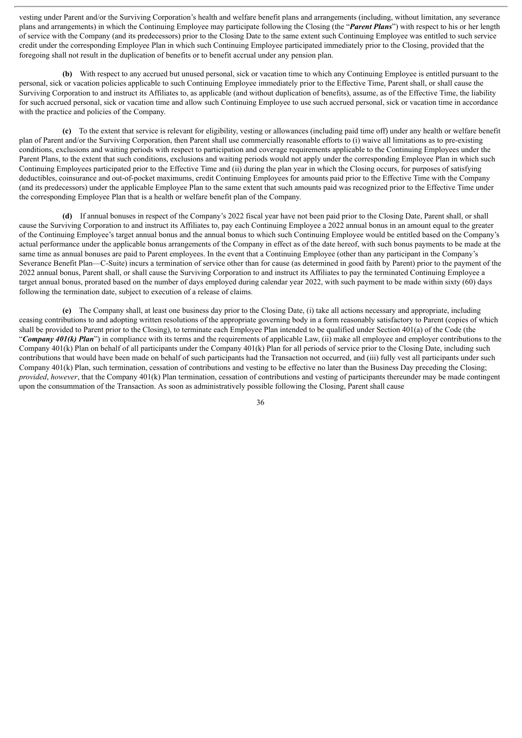vesting under Parent and/or the Surviving Corporation's health and welfare benefit plans and arrangements (including, without limitation, any severance plans and arrangements) in which the Continuing Employee may participate following the Closing (the "***Parent Plans***") with respect to his or her length of service with the Company (and its predecessors) prior to the Closing Date to the same extent such Continuing Employee was entitled to such service credit under the corresponding Employee Plan in which such Continuing Employee participated immediately prior to the Closing, provided that the foregoing shall not result in the duplication of benefits or to benefit accrual under any pension plan.

**(b)** With respect to any accrued but unused personal, sick or vacation time to which any Continuing Employee is entitled pursuant to the personal, sick or vacation policies applicable to such Continuing Employee immediately prior to the Effective Time, Parent shall, or shall cause the Surviving Corporation to and instruct its Affiliates to, as applicable (and without duplication of benefits), assume, as of the Effective Time, the liability for such accrued personal, sick or vacation time and allow such Continuing Employee to use such accrued personal, sick or vacation time in accordance with the practice and policies of the Company.

**(c)** To the extent that service is relevant for eligibility, vesting or allowances (including paid time off) under any health or welfare benefit plan of Parent and/or the Surviving Corporation, then Parent shall use commercially reasonable efforts to (i) waive all limitations as to pre-existing conditions, exclusions and waiting periods with respect to participation and coverage requirements applicable to the Continuing Employees under the Parent Plans, to the extent that such conditions, exclusions and waiting periods would not apply under the corresponding Employee Plan in which such Continuing Employees participated prior to the Effective Time and (ii) during the plan year in which the Closing occurs, for purposes of satisfying deductibles, coinsurance and out-of-pocket maximums, credit Continuing Employees for amounts paid prior to the Effective Time with the Company (and its predecessors) under the applicable Employee Plan to the same extent that such amounts paid was recognized prior to the Effective Time under the corresponding Employee Plan that is a health or welfare benefit plan of the Company.

**(d)** If annual bonuses in respect of the Company's 2022 fiscal year have not been paid prior to the Closing Date, Parent shall, or shall cause the Surviving Corporation to and instruct its Affiliates to, pay each Continuing Employee a 2022 annual bonus in an amount equal to the greater of the Continuing Employee's target annual bonus and the annual bonus to which such Continuing Employee would be entitled based on the Company's actual performance under the applicable bonus arrangements of the Company in effect as of the date hereof, with such bonus payments to be made at the same time as annual bonuses are paid to Parent employees. In the event that a Continuing Employee (other than any participant in the Company's Severance Benefit Plan—C-Suite) incurs a termination of service other than for cause (as determined in good faith by Parent) prior to the payment of the 2022 annual bonus, Parent shall, or shall cause the Surviving Corporation to and instruct its Affiliates to pay the terminated Continuing Employee a target annual bonus, prorated based on the number of days employed during calendar year 2022, with such payment to be made within sixty (60) days following the termination date, subject to execution of a release of claims.

**(e)** The Company shall, at least one business day prior to the Closing Date, (i) take all actions necessary and appropriate, including ceasing contributions to and adopting written resolutions of the appropriate governing body in a form reasonably satisfactory to Parent (copies of which shall be provided to Parent prior to the Closing), to terminate each Employee Plan intended to be qualified under Section 401(a) of the Code (the "***Company 401(k) Plan***") in compliance with its terms and the requirements of applicable Law, (ii) make all employee and employer contributions to the Company 401(k) Plan on behalf of all participants under the Company 401(k) Plan for all periods of service prior to the Closing Date, including such contributions that would have been made on behalf of such participants had the Transaction not occurred, and (iii) fully vest all participants under such Company 401(k) Plan, such termination, cessation of contributions and vesting to be effective no later than the Business Day preceding the Closing; *provided*, *however*, that the Company 401(k) Plan termination, cessation of contributions and vesting of participants thereunder may be made contingent upon the consummation of the Transaction. As soon as administratively possible following the Closing, Parent shall cause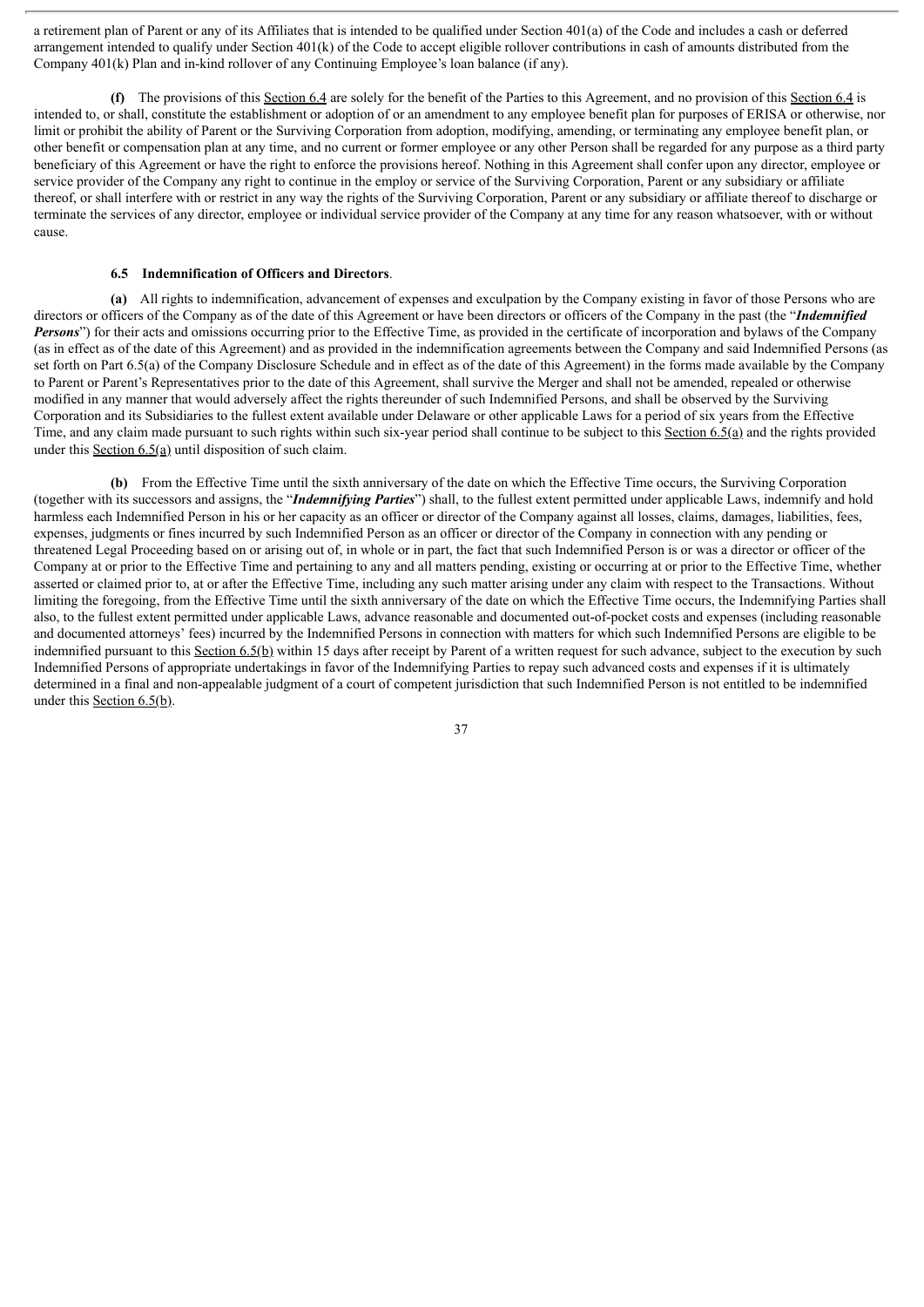a retirement plan of Parent or any of its Affiliates that is intended to be qualified under Section 401(a) of the Code and includes a cash or deferred arrangement intended to qualify under Section 401(k) of the Code to accept eligible rollover contributions in cash of amounts distributed from the Company 401(k) Plan and in-kind rollover of any Continuing Employee's loan balance (if any).

**(f)** The provisions of this Section 6.4 are solely for the benefit of the Parties to this Agreement, and no provision of this Section 6.4 is intended to, or shall, constitute the establishment or adoption of or an amendment to any employee benefit plan for purposes of ERISA or otherwise, nor limit or prohibit the ability of Parent or the Surviving Corporation from adoption, modifying, amending, or terminating any employee benefit plan, or other benefit or compensation plan at any time, and no current or former employee or any other Person shall be regarded for any purpose as a third party beneficiary of this Agreement or have the right to enforce the provisions hereof. Nothing in this Agreement shall confer upon any director, employee or service provider of the Company any right to continue in the employ or service of the Surviving Corporation, Parent or any subsidiary or affiliate thereof, or shall interfere with or restrict in any way the rights of the Surviving Corporation, Parent or any subsidiary or affiliate thereof to discharge or terminate the services of any director, employee or individual service provider of the Company at any time for any reason whatsoever, with or without cause.

**6.5 Indemnification of Officers and Directors**.

**(a)** All rights to indemnification, advancement of expenses and exculpation by the Company existing in favor of those Persons who are directors or officers of the Company as of the date of this Agreement or have been directors or officers of the Company in the past (the "***Indemnified Persons***") for their acts and omissions occurring prior to the Effective Time, as provided in the certificate of incorporation and bylaws of the Company (as in effect as of the date of this Agreement) and as provided in the indemnification agreements between the Company and said Indemnified Persons (as set forth on Part 6.5(a) of the Company Disclosure Schedule and in effect as of the date of this Agreement) in the forms made available by the Company to Parent or Parent's Representatives prior to the date of this Agreement, shall survive the Merger and shall not be amended, repealed or otherwise modified in any manner that would adversely affect the rights thereunder of such Indemnified Persons, and shall be observed by the Surviving Corporation and its Subsidiaries to the fullest extent available under Delaware or other applicable Laws for a period of six years from the Effective Time, and any claim made pursuant to such rights within such six-year period shall continue to be subject to this Section 6.5(a) and the rights provided under this Section 6.5(a) until disposition of such claim.

**(b)** From the Effective Time until the sixth anniversary of the date on which the Effective Time occurs, the Surviving Corporation (together with its successors and assigns, the "***Indemnifying Parties***") shall, to the fullest extent permitted under applicable Laws, indemnify and hold harmless each Indemnified Person in his or her capacity as an officer or director of the Company against all losses, claims, damages, liabilities, fees, expenses, judgments or fines incurred by such Indemnified Person as an officer or director of the Company in connection with any pending or threatened Legal Proceeding based on or arising out of, in whole or in part, the fact that such Indemnified Person is or was a director or officer of the Company at or prior to the Effective Time and pertaining to any and all matters pending, existing or occurring at or prior to the Effective Time, whether asserted or claimed prior to, at or after the Effective Time, including any such matter arising under any claim with respect to the Transactions. Without limiting the foregoing, from the Effective Time until the sixth anniversary of the date on which the Effective Time occurs, the Indemnifying Parties shall also, to the fullest extent permitted under applicable Laws, advance reasonable and documented out-of-pocket costs and expenses (including reasonable and documented attorneys' fees) incurred by the Indemnified Persons in connection with matters for which such Indemnified Persons are eligible to be indemnified pursuant to this Section 6.5(b) within 15 days after receipt by Parent of a written request for such advance, subject to the execution by such Indemnified Persons of appropriate undertakings in favor of the Indemnifying Parties to repay such advanced costs and expenses if it is ultimately determined in a final and non-appealable judgment of a court of competent jurisdiction that such Indemnified Person is not entitled to be indemnified under this Section 6.5(b).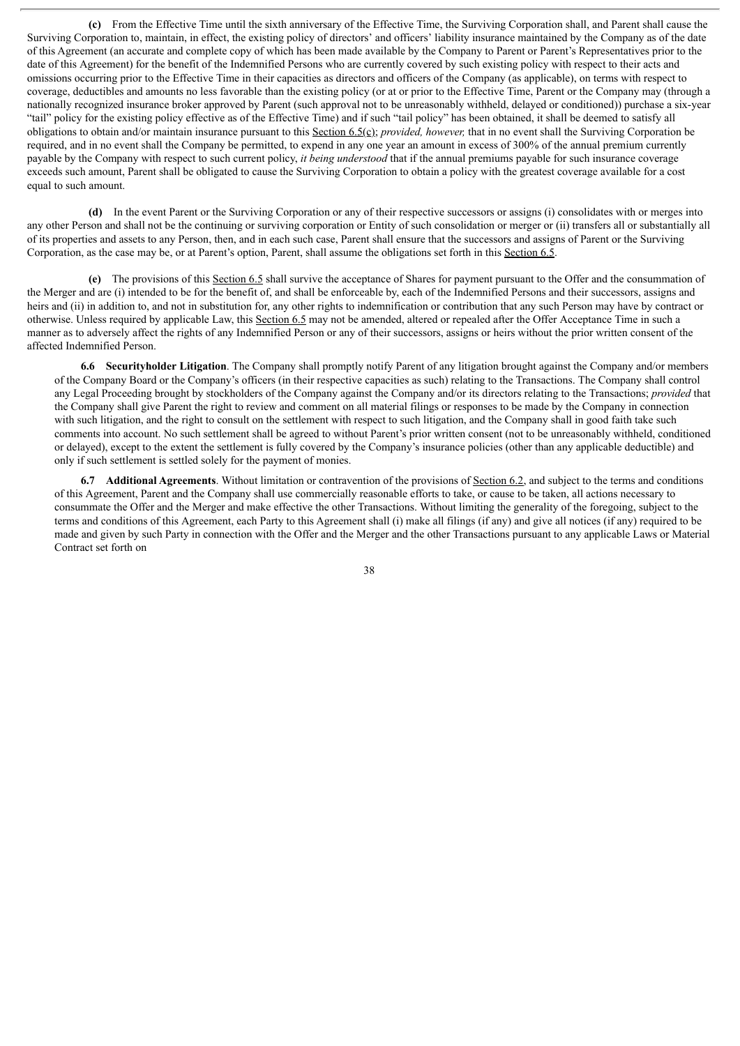**(c)** From the Effective Time until the sixth anniversary of the Effective Time, the Surviving Corporation shall, and Parent shall cause the Surviving Corporation to, maintain, in effect, the existing policy of directors' and officers' liability insurance maintained by the Company as of the date of this Agreement (an accurate and complete copy of which has been made available by the Company to Parent or Parent's Representatives prior to the date of this Agreement) for the benefit of the Indemnified Persons who are currently covered by such existing policy with respect to their acts and omissions occurring prior to the Effective Time in their capacities as directors and officers of the Company (as applicable), on terms with respect to coverage, deductibles and amounts no less favorable than the existing policy (or at or prior to the Effective Time, Parent or the Company may (through a nationally recognized insurance broker approved by Parent (such approval not to be unreasonably withheld, delayed or conditioned)) purchase a six-year "tail" policy for the existing policy effective as of the Effective Time) and if such "tail policy" has been obtained, it shall be deemed to satisfy all obligations to obtain and/or maintain insurance pursuant to this Section 6.5(c); *provided, however,* that in no event shall the Surviving Corporation be required, and in no event shall the Company be permitted, to expend in any one year an amount in excess of 300% of the annual premium currently payable by the Company with respect to such current policy, *it being understood* that if the annual premiums payable for such insurance coverage exceeds such amount, Parent shall be obligated to cause the Surviving Corporation to obtain a policy with the greatest coverage available for a cost equal to such amount.

**(d)** In the event Parent or the Surviving Corporation or any of their respective successors or assigns (i) consolidates with or merges into any other Person and shall not be the continuing or surviving corporation or Entity of such consolidation or merger or (ii) transfers all or substantially all of its properties and assets to any Person, then, and in each such case, Parent shall ensure that the successors and assigns of Parent or the Surviving Corporation, as the case may be, or at Parent's option, Parent, shall assume the obligations set forth in this Section 6.5.

**(e)** The provisions of this Section 6.5 shall survive the acceptance of Shares for payment pursuant to the Offer and the consummation of the Merger and are (i) intended to be for the benefit of, and shall be enforceable by, each of the Indemnified Persons and their successors, assigns and heirs and (ii) in addition to, and not in substitution for, any other rights to indemnification or contribution that any such Person may have by contract or otherwise. Unless required by applicable Law, this Section 6.5 may not be amended, altered or repealed after the Offer Acceptance Time in such a manner as to adversely affect the rights of any Indemnified Person or any of their successors, assigns or heirs without the prior written consent of the affected Indemnified Person.

**6.6 Securityholder Litigation**. The Company shall promptly notify Parent of any litigation brought against the Company and/or members of the Company Board or the Company's officers (in their respective capacities as such) relating to the Transactions. The Company shall control any Legal Proceeding brought by stockholders of the Company against the Company and/or its directors relating to the Transactions; *provided* that the Company shall give Parent the right to review and comment on all material filings or responses to be made by the Company in connection with such litigation, and the right to consult on the settlement with respect to such litigation, and the Company shall in good faith take such comments into account. No such settlement shall be agreed to without Parent's prior written consent (not to be unreasonably withheld, conditioned or delayed), except to the extent the settlement is fully covered by the Company's insurance policies (other than any applicable deductible) and only if such settlement is settled solely for the payment of monies.

**6.7 Additional Agreements**. Without limitation or contravention of the provisions of Section 6.2, and subject to the terms and conditions of this Agreement, Parent and the Company shall use commercially reasonable efforts to take, or cause to be taken, all actions necessary to consummate the Offer and the Merger and make effective the other Transactions. Without limiting the generality of the foregoing, subject to the terms and conditions of this Agreement, each Party to this Agreement shall (i) make all filings (if any) and give all notices (if any) required to be made and given by such Party in connection with the Offer and the Merger and the other Transactions pursuant to any applicable Laws or Material Contract set forth on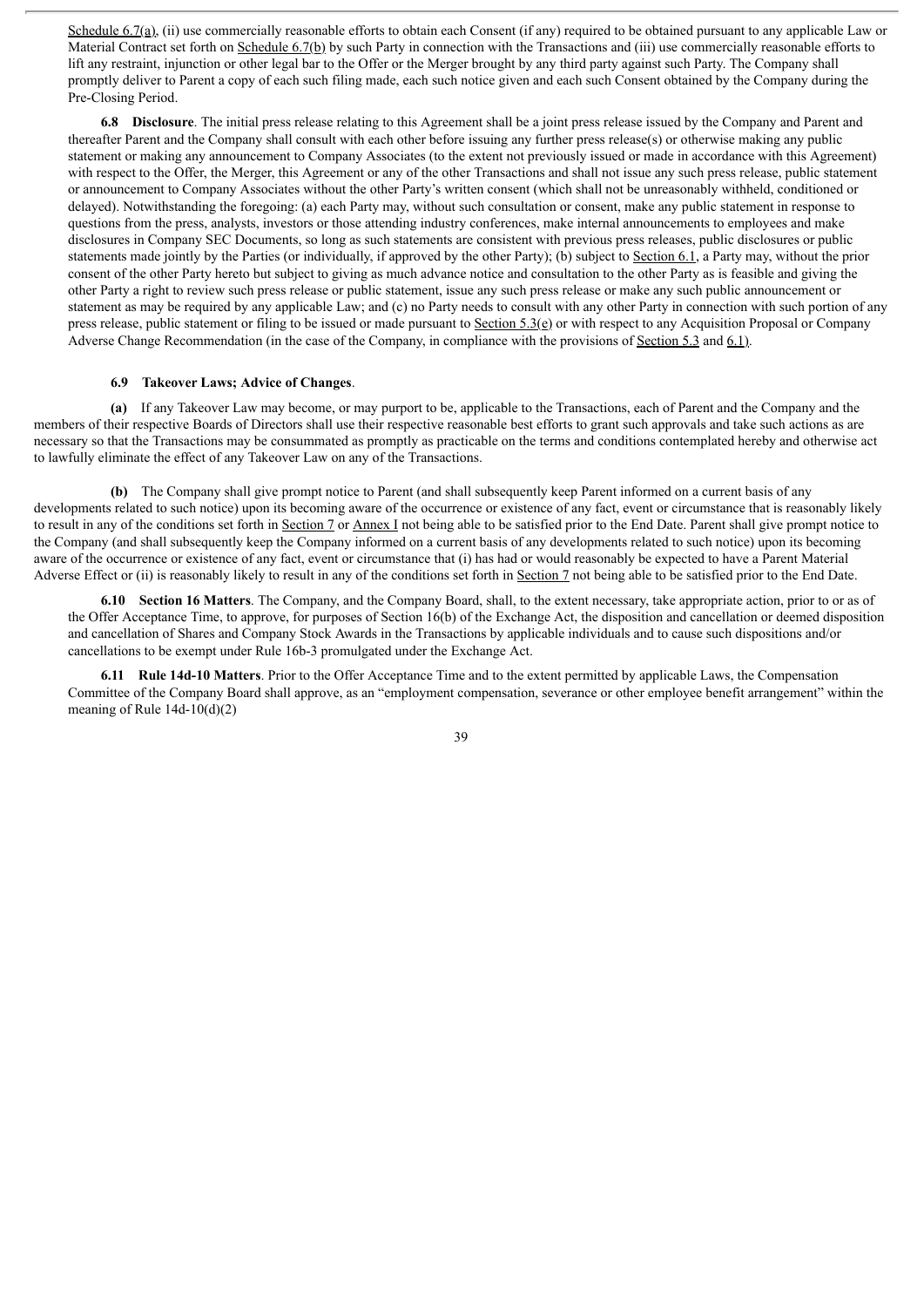Schedule 6.7(a), (ii) use commercially reasonable efforts to obtain each Consent (if any) required to be obtained pursuant to any applicable Law or Material Contract set forth on Schedule 6.7(b) by such Party in connection with the Transactions and (iii) use commercially reasonable efforts to lift any restraint, injunction or other legal bar to the Offer or the Merger brought by any third party against such Party. The Company shall promptly deliver to Parent a copy of each such filing made, each such notice given and each such Consent obtained by the Company during the Pre-Closing Period.

**6.8 Disclosure**. The initial press release relating to this Agreement shall be a joint press release issued by the Company and Parent and thereafter Parent and the Company shall consult with each other before issuing any further press release(s) or otherwise making any public statement or making any announcement to Company Associates (to the extent not previously issued or made in accordance with this Agreement) with respect to the Offer, the Merger, this Agreement or any of the other Transactions and shall not issue any such press release, public statement or announcement to Company Associates without the other Party's written consent (which shall not be unreasonably withheld, conditioned or delayed). Notwithstanding the foregoing: (a) each Party may, without such consultation or consent, make any public statement in response to questions from the press, analysts, investors or those attending industry conferences, make internal announcements to employees and make disclosures in Company SEC Documents, so long as such statements are consistent with previous press releases, public disclosures or public statements made jointly by the Parties (or individually, if approved by the other Party); (b) subject to Section 6.1, a Party may, without the prior consent of the other Party hereto but subject to giving as much advance notice and consultation to the other Party as is feasible and giving the other Party a right to review such press release or public statement, issue any such press release or make any such public announcement or statement as may be required by any applicable Law; and (c) no Party needs to consult with any other Party in connection with such portion of any press release, public statement or filing to be issued or made pursuant to Section 5.3(e) or with respect to any Acquisition Proposal or Company Adverse Change Recommendation (in the case of the Company, in compliance with the provisions of Section 5.3 and 6.1).

**6.9 Takeover Laws; Advice of Changes**.

**(a)** If any Takeover Law may become, or may purport to be, applicable to the Transactions, each of Parent and the Company and the members of their respective Boards of Directors shall use their respective reasonable best efforts to grant such approvals and take such actions as are necessary so that the Transactions may be consummated as promptly as practicable on the terms and conditions contemplated hereby and otherwise act to lawfully eliminate the effect of any Takeover Law on any of the Transactions.

**(b)** The Company shall give prompt notice to Parent (and shall subsequently keep Parent informed on a current basis of any developments related to such notice) upon its becoming aware of the occurrence or existence of any fact, event or circumstance that is reasonably likely to result in any of the conditions set forth in Section 7 or Annex I not being able to be satisfied prior to the End Date. Parent shall give prompt notice to the Company (and shall subsequently keep the Company informed on a current basis of any developments related to such notice) upon its becoming aware of the occurrence or existence of any fact, event or circumstance that (i) has had or would reasonably be expected to have a Parent Material Adverse Effect or (ii) is reasonably likely to result in any of the conditions set forth in Section 7 not being able to be satisfied prior to the End Date.

**6.10 Section 16 Matters**. The Company, and the Company Board, shall, to the extent necessary, take appropriate action, prior to or as of the Offer Acceptance Time, to approve, for purposes of Section 16(b) of the Exchange Act, the disposition and cancellation or deemed disposition and cancellation of Shares and Company Stock Awards in the Transactions by applicable individuals and to cause such dispositions and/or cancellations to be exempt under Rule 16b-3 promulgated under the Exchange Act.

**6.11 Rule 14d-10 Matters**. Prior to the Offer Acceptance Time and to the extent permitted by applicable Laws, the Compensation Committee of the Company Board shall approve, as an "employment compensation, severance or other employee benefit arrangement" within the meaning of Rule 14d-10(d)(2)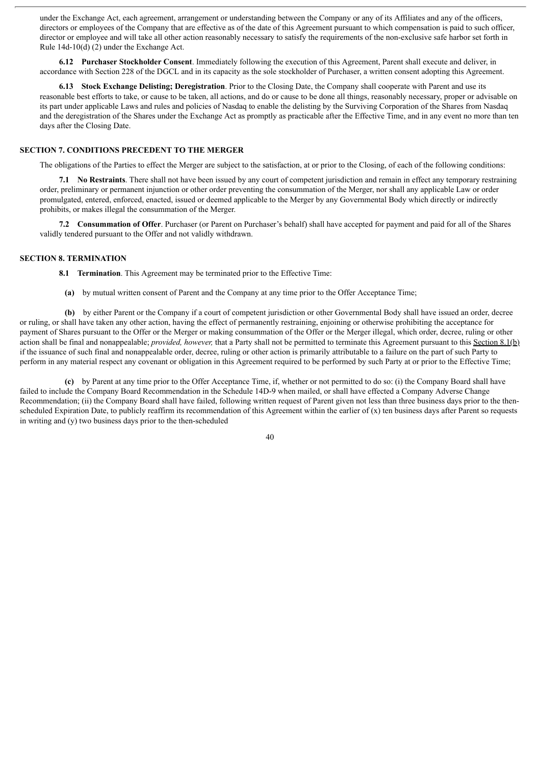under the Exchange Act, each agreement, arrangement or understanding between the Company or any of its Affiliates and any of the officers, directors or employees of the Company that are effective as of the date of this Agreement pursuant to which compensation is paid to such officer, director or employee and will take all other action reasonably necessary to satisfy the requirements of the non-exclusive safe harbor set forth in Rule 14d-10(d) (2) under the Exchange Act.

**6.12 Purchaser Stockholder Consent**. Immediately following the execution of this Agreement, Parent shall execute and deliver, in accordance with Section 228 of the DGCL and in its capacity as the sole stockholder of Purchaser, a written consent adopting this Agreement.

**6.13 Stock Exchange Delisting; Deregistration**. Prior to the Closing Date, the Company shall cooperate with Parent and use its reasonable best efforts to take, or cause to be taken, all actions, and do or cause to be done all things, reasonably necessary, proper or advisable on its part under applicable Laws and rules and policies of Nasdaq to enable the delisting by the Surviving Corporation of the Shares from Nasdaq and the deregistration of the Shares under the Exchange Act as promptly as practicable after the Effective Time, and in any event no more than ten days after the Closing Date.

## SECTION 7. CONDITIONS PRECEDENT TO THE MERGER

The obligations of the Parties to effect the Merger are subject to the satisfaction, at or prior to the Closing, of each of the following conditions:

**7.1 No Restraints**. There shall not have been issued by any court of competent jurisdiction and remain in effect any temporary restraining order, preliminary or permanent injunction or other order preventing the consummation of the Merger, nor shall any applicable Law or order promulgated, entered, enforced, enacted, issued or deemed applicable to the Merger by any Governmental Body which directly or indirectly prohibits, or makes illegal the consummation of the Merger.

**7.2 Consummation of Offer**. Purchaser (or Parent on Purchaser's behalf) shall have accepted for payment and paid for all of the Shares validly tendered pursuant to the Offer and not validly withdrawn.

## SECTION 8. TERMINATION

**8.1 Termination**. This Agreement may be terminated prior to the Effective Time:

**(a)** by mutual written consent of Parent and the Company at any time prior to the Offer Acceptance Time;

**(b)** by either Parent or the Company if a court of competent jurisdiction or other Governmental Body shall have issued an order, decree or ruling, or shall have taken any other action, having the effect of permanently restraining, enjoining or otherwise prohibiting the acceptance for payment of Shares pursuant to the Offer or the Merger or making consummation of the Offer or the Merger illegal, which order, decree, ruling or other action shall be final and nonappealable; *provided, however,* that a Party shall not be permitted to terminate this Agreement pursuant to this Section 8.1(b) if the issuance of such final and nonappealable order, decree, ruling or other action is primarily attributable to a failure on the part of such Party to perform in any material respect any covenant or obligation in this Agreement required to be performed by such Party at or prior to the Effective Time;

**(c)** by Parent at any time prior to the Offer Acceptance Time, if, whether or not permitted to do so: (i) the Company Board shall have failed to include the Company Board Recommendation in the Schedule 14D-9 when mailed, or shall have effected a Company Adverse Change Recommendation; (ii) the Company Board shall have failed, following written request of Parent given not less than three business days prior to the then-scheduled Expiration Date, to publicly reaffirm its recommendation of this Agreement within the earlier of (x) ten business days after Parent so requests in writing and (y) two business days prior to the then-scheduled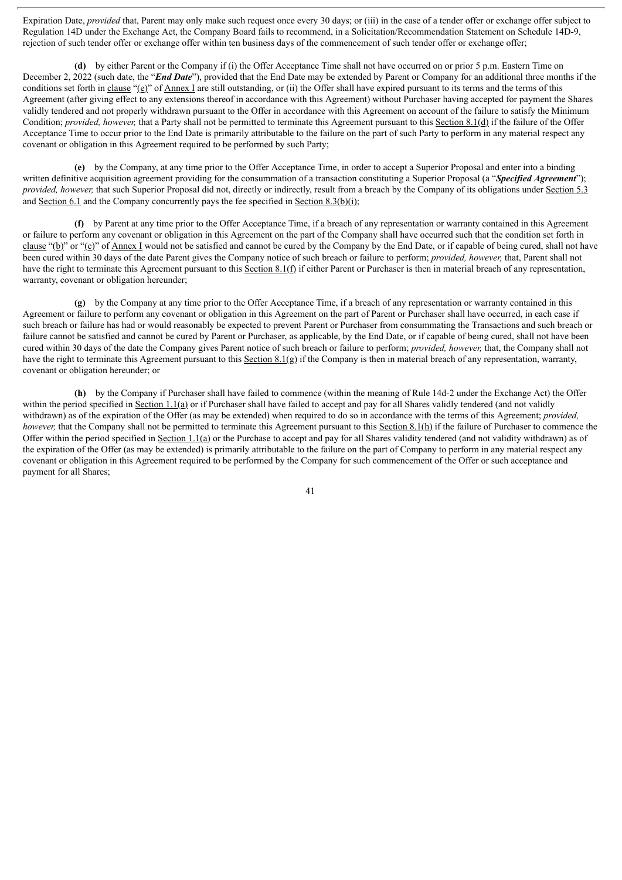Expiration Date, *provided* that, Parent may only make such request once every 30 days; or (iii) in the case of a tender offer or exchange offer subject to Regulation 14D under the Exchange Act, the Company Board fails to recommend, in a Solicitation/Recommendation Statement on Schedule 14D-9, rejection of such tender offer or exchange offer within ten business days of the commencement of such tender offer or exchange offer;

**(d)** by either Parent or the Company if (i) the Offer Acceptance Time shall not have occurred on or prior 5 p.m. Eastern Time on December 2, 2022 (such date, the "***End Date***"), provided that the End Date may be extended by Parent or Company for an additional three months if the conditions set forth in clause "(e)" of Annex I are still outstanding, or (ii) the Offer shall have expired pursuant to its terms and the terms of this Agreement (after giving effect to any extensions thereof in accordance with this Agreement) without Purchaser having accepted for payment the Shares validly tendered and not properly withdrawn pursuant to the Offer in accordance with this Agreement on account of the failure to satisfy the Minimum Condition; *provided, however,* that a Party shall not be permitted to terminate this Agreement pursuant to this Section 8.1(d) if the failure of the Offer Acceptance Time to occur prior to the End Date is primarily attributable to the failure on the part of such Party to perform in any material respect any covenant or obligation in this Agreement required to be performed by such Party;

**(e)** by the Company, at any time prior to the Offer Acceptance Time, in order to accept a Superior Proposal and enter into a binding written definitive acquisition agreement providing for the consummation of a transaction constituting a Superior Proposal (a "***Specified Agreement***"); *provided, however,* that such Superior Proposal did not, directly or indirectly, result from a breach by the Company of its obligations under Section 5.3 and Section 6.1 and the Company concurrently pays the fee specified in Section 8.3(b)(i);

**(f)** by Parent at any time prior to the Offer Acceptance Time, if a breach of any representation or warranty contained in this Agreement or failure to perform any covenant or obligation in this Agreement on the part of the Company shall have occurred such that the condition set forth in clause "(b)" or "(c)" of Annex I would not be satisfied and cannot be cured by the Company by the End Date, or if capable of being cured, shall not have been cured within 30 days of the date Parent gives the Company notice of such breach or failure to perform; *provided, however,* that, Parent shall not have the right to terminate this Agreement pursuant to this Section 8.1(f) if either Parent or Purchaser is then in material breach of any representation, warranty, covenant or obligation hereunder;

**(g)** by the Company at any time prior to the Offer Acceptance Time, if a breach of any representation or warranty contained in this Agreement or failure to perform any covenant or obligation in this Agreement on the part of Parent or Purchaser shall have occurred, in each case if such breach or failure has had or would reasonably be expected to prevent Parent or Purchaser from consummating the Transactions and such breach or failure cannot be satisfied and cannot be cured by Parent or Purchaser, as applicable, by the End Date, or if capable of being cured, shall not have been cured within 30 days of the date the Company gives Parent notice of such breach or failure to perform; *provided, however,* that, the Company shall not have the right to terminate this Agreement pursuant to this Section 8.1(g) if the Company is then in material breach of any representation, warranty, covenant or obligation hereunder; or

**(h)** by the Company if Purchaser shall have failed to commence (within the meaning of Rule 14d-2 under the Exchange Act) the Offer within the period specified in Section 1.1(a) or if Purchaser shall have failed to accept and pay for all Shares validly tendered (and not validly withdrawn) as of the expiration of the Offer (as may be extended) when required to do so in accordance with the terms of this Agreement; *provided, however,* that the Company shall not be permitted to terminate this Agreement pursuant to this Section 8.1(h) if the failure of Purchaser to commence the Offer within the period specified in Section 1.1(a) or the Purchase to accept and pay for all Shares validity tendered (and not validity withdrawn) as of the expiration of the Offer (as may be extended) is primarily attributable to the failure on the part of Company to perform in any material respect any covenant or obligation in this Agreement required to be performed by the Company for such commencement of the Offer or such acceptance and payment for all Shares;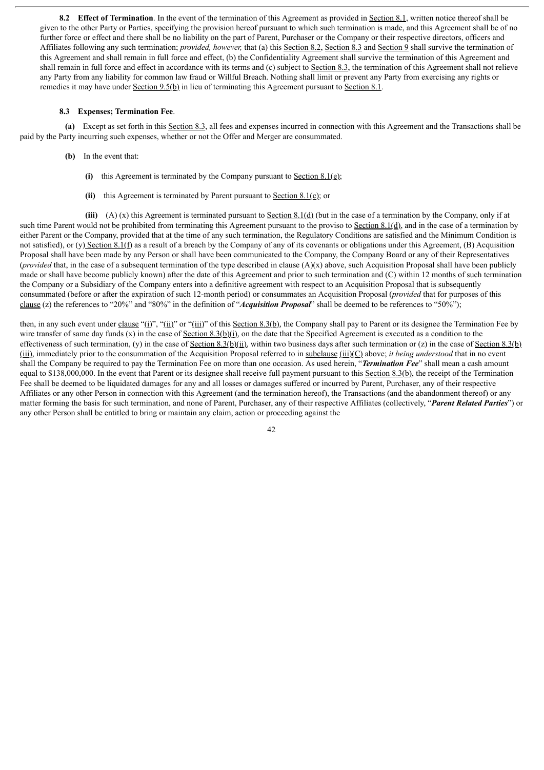**8.2 Effect of Termination**. In the event of the termination of this Agreement as provided in Section 8.1, written notice thereof shall be given to the other Party or Parties, specifying the provision hereof pursuant to which such termination is made, and this Agreement shall be of no further force or effect and there shall be no liability on the part of Parent, Purchaser or the Company or their respective directors, officers and Affiliates following any such termination; *provided, however,* that (a) this Section 8.2, Section 8.3 and Section 9 shall survive the termination of this Agreement and shall remain in full force and effect, (b) the Confidentiality Agreement shall survive the termination of this Agreement and shall remain in full force and effect in accordance with its terms and (c) subject to Section 8.3, the termination of this Agreement shall not relieve any Party from any liability for common law fraud or Willful Breach. Nothing shall limit or prevent any Party from exercising any rights or remedies it may have under Section 9.5(b) in lieu of terminating this Agreement pursuant to Section 8.1.

**8.3 Expenses; Termination Fee**.

**(a)** Except as set forth in this Section 8.3, all fees and expenses incurred in connection with this Agreement and the Transactions shall be paid by the Party incurring such expenses, whether or not the Offer and Merger are consummated.

**(b)** In the event that:

**(i)** this Agreement is terminated by the Company pursuant to Section 8.1(e);

**(ii)** this Agreement is terminated by Parent pursuant to Section 8.1(c); or

**(iii)** (A) (x) this Agreement is terminated pursuant to Section 8.1(d) (but in the case of a termination by the Company, only if at such time Parent would not be prohibited from terminating this Agreement pursuant to the proviso to Section 8.1(d), and in the case of a termination by either Parent or the Company, provided that at the time of any such termination, the Regulatory Conditions are satisfied and the Minimum Condition is not satisfied), or (y) Section 8.1(f) as a result of a breach by the Company of any of its covenants or obligations under this Agreement, (B) Acquisition Proposal shall have been made by any Person or shall have been communicated to the Company, the Company Board or any of their Representatives (*provided* that, in the case of a subsequent termination of the type described in clause (A)(x) above, such Acquisition Proposal shall have been publicly made or shall have become publicly known) after the date of this Agreement and prior to such termination and (C) within 12 months of such termination the Company or a Subsidiary of the Company enters into a definitive agreement with respect to an Acquisition Proposal that is subsequently consummated (before or after the expiration of such 12-month period) or consummates an Acquisition Proposal (*provided* that for purposes of this clause (z) the references to "20%" and "80%" in the definition of "***Acquisition Proposal***" shall be deemed to be references to "50%");

then, in any such event under clause "(i)", "(ii)" or "(iii)" of this Section 8.3(b), the Company shall pay to Parent or its designee the Termination Fee by wire transfer of same day funds (x) in the case of Section 8.3(b)(i), on the date that the Specified Agreement is executed as a condition to the effectiveness of such termination, (y) in the case of Section 8.3(b)(ii), within two business days after such termination or (z) in the case of Section 8.3(b)(iii), immediately prior to the consummation of the Acquisition Proposal referred to in subclause (iii)(C) above; *it being understood* that in no event shall the Company be required to pay the Termination Fee on more than one occasion. As used herein, "***Termination Fee***" shall mean a cash amount equal to $138,000,000. In the event that Parent or its designee shall receive full payment pursuant to this Section 8.3(b), the receipt of the Termination Fee shall be deemed to be liquidated damages for any and all losses or damages suffered or incurred by Parent, Purchaser, any of their respective Affiliates or any other Person in connection with this Agreement (and the termination hereof), the Transactions (and the abandonment thereof) or any matter forming the basis for such termination, and none of Parent, Purchaser, any of their respective Affiliates (collectively, "***Parent Related Parties***") or any other Person shall be entitled to bring or maintain any claim, action or proceeding against the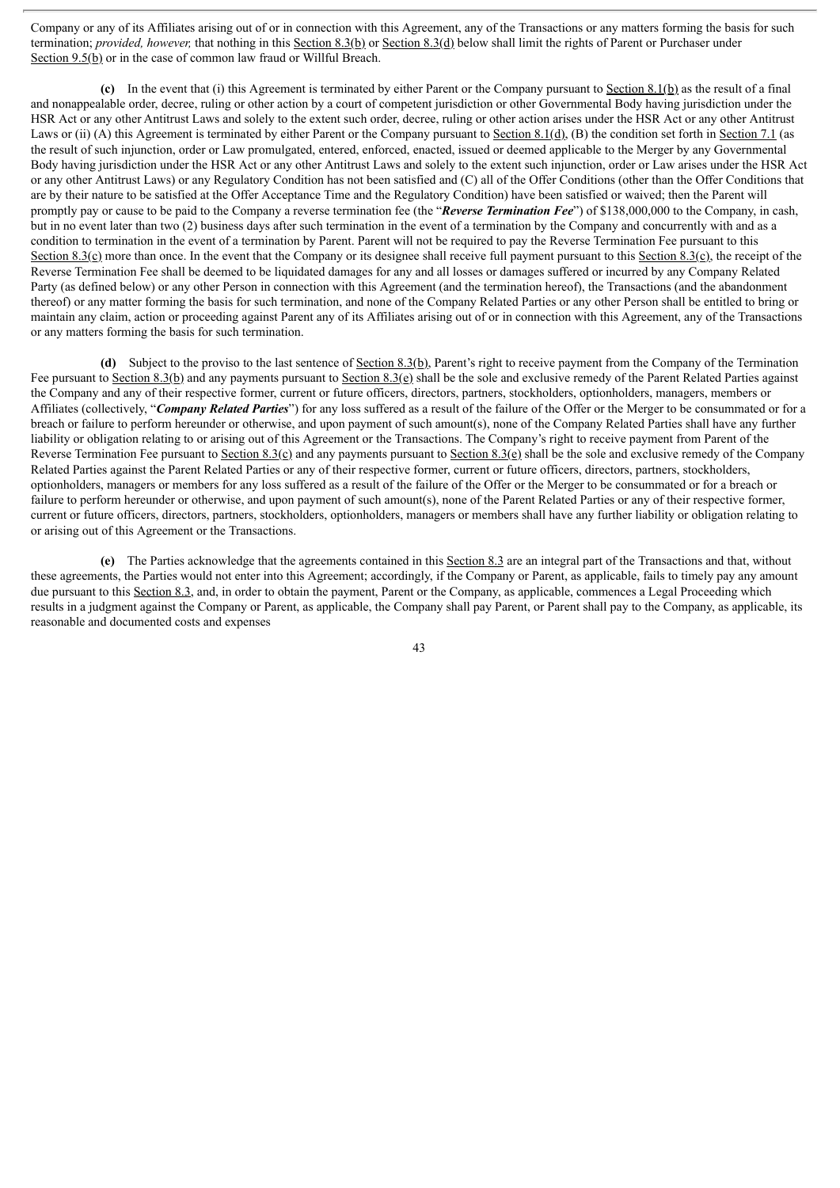Company or any of its Affiliates arising out of or in connection with this Agreement, any of the Transactions or any matters forming the basis for such termination; *provided, however,* that nothing in this Section 8.3(b) or Section 8.3(d) below shall limit the rights of Parent or Purchaser under Section 9.5(b) or in the case of common law fraud or Willful Breach.

**(c)** In the event that (i) this Agreement is terminated by either Parent or the Company pursuant to Section 8.1(b) as the result of a final and nonappealable order, decree, ruling or other action by a court of competent jurisdiction or other Governmental Body having jurisdiction under the HSR Act or any other Antitrust Laws and solely to the extent such order, decree, ruling or other action arises under the HSR Act or any other Antitrust Laws or (ii) (A) this Agreement is terminated by either Parent or the Company pursuant to Section 8.1(d), (B) the condition set forth in Section 7.1 (as the result of such injunction, order or Law promulgated, entered, enforced, enacted, issued or deemed applicable to the Merger by any Governmental Body having jurisdiction under the HSR Act or any other Antitrust Laws and solely to the extent such injunction, order or Law arises under the HSR Act or any other Antitrust Laws) or any Regulatory Condition has not been satisfied and (C) all of the Offer Conditions (other than the Offer Conditions that are by their nature to be satisfied at the Offer Acceptance Time and the Regulatory Condition) have been satisfied or waived; then the Parent will promptly pay or cause to be paid to the Company a reverse termination fee (the "***Reverse Termination Fee***") of $138,000,000 to the Company, in cash, but in no event later than two (2) business days after such termination in the event of a termination by the Company and concurrently with and as a condition to termination in the event of a termination by Parent. Parent will not be required to pay the Reverse Termination Fee pursuant to this Section 8.3(c) more than once. In the event that the Company or its designee shall receive full payment pursuant to this Section 8.3(c), the receipt of the Reverse Termination Fee shall be deemed to be liquidated damages for any and all losses or damages suffered or incurred by any Company Related Party (as defined below) or any other Person in connection with this Agreement (and the termination hereof), the Transactions (and the abandonment thereof) or any matter forming the basis for such termination, and none of the Company Related Parties or any other Person shall be entitled to bring or maintain any claim, action or proceeding against Parent any of its Affiliates arising out of or in connection with this Agreement, any of the Transactions or any matters forming the basis for such termination.

**(d)** Subject to the proviso to the last sentence of Section 8.3(b), Parent's right to receive payment from the Company of the Termination Fee pursuant to Section 8.3(b) and any payments pursuant to Section 8.3(e) shall be the sole and exclusive remedy of the Parent Related Parties against the Company and any of their respective former, current or future officers, directors, partners, stockholders, optionholders, managers, members or Affiliates (collectively, "***Company Related Parties***") for any loss suffered as a result of the failure of the Offer or the Merger to be consummated or for a breach or failure to perform hereunder or otherwise, and upon payment of such amount(s), none of the Company Related Parties shall have any further liability or obligation relating to or arising out of this Agreement or the Transactions. The Company's right to receive payment from Parent of the Reverse Termination Fee pursuant to Section 8.3(c) and any payments pursuant to Section 8.3(e) shall be the sole and exclusive remedy of the Company Related Parties against the Parent Related Parties or any of their respective former, current or future officers, directors, partners, stockholders, optionholders, managers or members for any loss suffered as a result of the failure of the Offer or the Merger to be consummated or for a breach or failure to perform hereunder or otherwise, and upon payment of such amount(s), none of the Parent Related Parties or any of their respective former, current or future officers, directors, partners, stockholders, optionholders, managers or members shall have any further liability or obligation relating to or arising out of this Agreement or the Transactions.

**(e)** The Parties acknowledge that the agreements contained in this Section 8.3 are an integral part of the Transactions and that, without these agreements, the Parties would not enter into this Agreement; accordingly, if the Company or Parent, as applicable, fails to timely pay any amount due pursuant to this Section 8.3, and, in order to obtain the payment, Parent or the Company, as applicable, commences a Legal Proceeding which results in a judgment against the Company or Parent, as applicable, the Company shall pay Parent, or Parent shall pay to the Company, as applicable, its reasonable and documented costs and expenses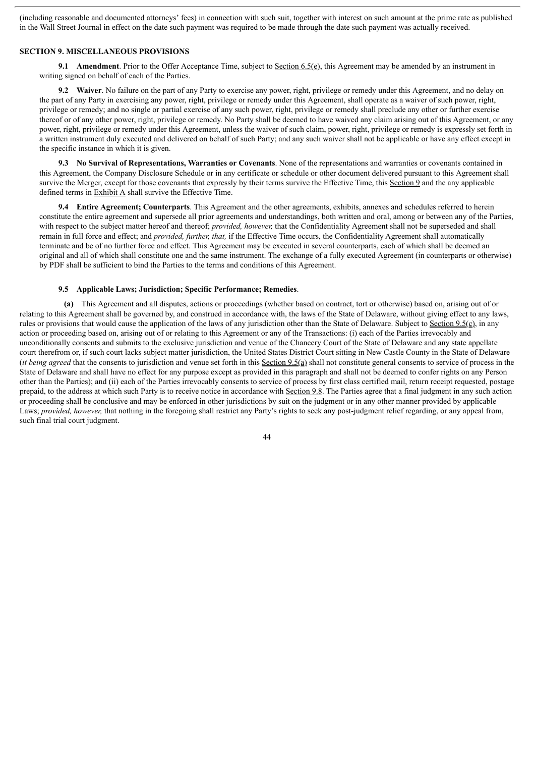(including reasonable and documented attorneys' fees) in connection with such suit, together with interest on such amount at the prime rate as published in the Wall Street Journal in effect on the date such payment was required to be made through the date such payment was actually received.

## SECTION 9. MISCELLANEOUS PROVISIONS

**9.1 Amendment**. Prior to the Offer Acceptance Time, subject to Section 6.5(e), this Agreement may be amended by an instrument in writing signed on behalf of each of the Parties.

**9.2 Waiver**. No failure on the part of any Party to exercise any power, right, privilege or remedy under this Agreement, and no delay on the part of any Party in exercising any power, right, privilege or remedy under this Agreement, shall operate as a waiver of such power, right, privilege or remedy; and no single or partial exercise of any such power, right, privilege or remedy shall preclude any other or further exercise thereof or of any other power, right, privilege or remedy. No Party shall be deemed to have waived any claim arising out of this Agreement, or any power, right, privilege or remedy under this Agreement, unless the waiver of such claim, power, right, privilege or remedy is expressly set forth in a written instrument duly executed and delivered on behalf of such Party; and any such waiver shall not be applicable or have any effect except in the specific instance in which it is given.

**9.3 No Survival of Representations, Warranties or Covenants**. None of the representations and warranties or covenants contained in this Agreement, the Company Disclosure Schedule or in any certificate or schedule or other document delivered pursuant to this Agreement shall survive the Merger, except for those covenants that expressly by their terms survive the Effective Time, this Section 9 and the any applicable defined terms in Exhibit A shall survive the Effective Time.

**9.4 Entire Agreement; Counterparts**. This Agreement and the other agreements, exhibits, annexes and schedules referred to herein constitute the entire agreement and supersede all prior agreements and understandings, both written and oral, among or between any of the Parties, with respect to the subject matter hereof and thereof; *provided, however,* that the Confidentiality Agreement shall not be superseded and shall remain in full force and effect; and *provided, further, that,* if the Effective Time occurs, the Confidentiality Agreement shall automatically terminate and be of no further force and effect. This Agreement may be executed in several counterparts, each of which shall be deemed an original and all of which shall constitute one and the same instrument. The exchange of a fully executed Agreement (in counterparts or otherwise) by PDF shall be sufficient to bind the Parties to the terms and conditions of this Agreement.

**9.5 Applicable Laws; Jurisdiction; Specific Performance; Remedies**.

**(a)** This Agreement and all disputes, actions or proceedings (whether based on contract, tort or otherwise) based on, arising out of or relating to this Agreement shall be governed by, and construed in accordance with, the laws of the State of Delaware, without giving effect to any laws, rules or provisions that would cause the application of the laws of any jurisdiction other than the State of Delaware. Subject to Section 9.5(c), in any action or proceeding based on, arising out of or relating to this Agreement or any of the Transactions: (i) each of the Parties irrevocably and unconditionally consents and submits to the exclusive jurisdiction and venue of the Chancery Court of the State of Delaware and any state appellate court therefrom or, if such court lacks subject matter jurisdiction, the United States District Court sitting in New Castle County in the State of Delaware (*it being agreed* that the consents to jurisdiction and venue set forth in this Section 9.5(a) shall not constitute general consents to service of process in the State of Delaware and shall have no effect for any purpose except as provided in this paragraph and shall not be deemed to confer rights on any Person other than the Parties); and (ii) each of the Parties irrevocably consents to service of process by first class certified mail, return receipt requested, postage prepaid, to the address at which such Party is to receive notice in accordance with Section 9.8. The Parties agree that a final judgment in any such action or proceeding shall be conclusive and may be enforced in other jurisdictions by suit on the judgment or in any other manner provided by applicable Laws; *provided, however,* that nothing in the foregoing shall restrict any Party's rights to seek any post-judgment relief regarding, or any appeal from, such final trial court judgment.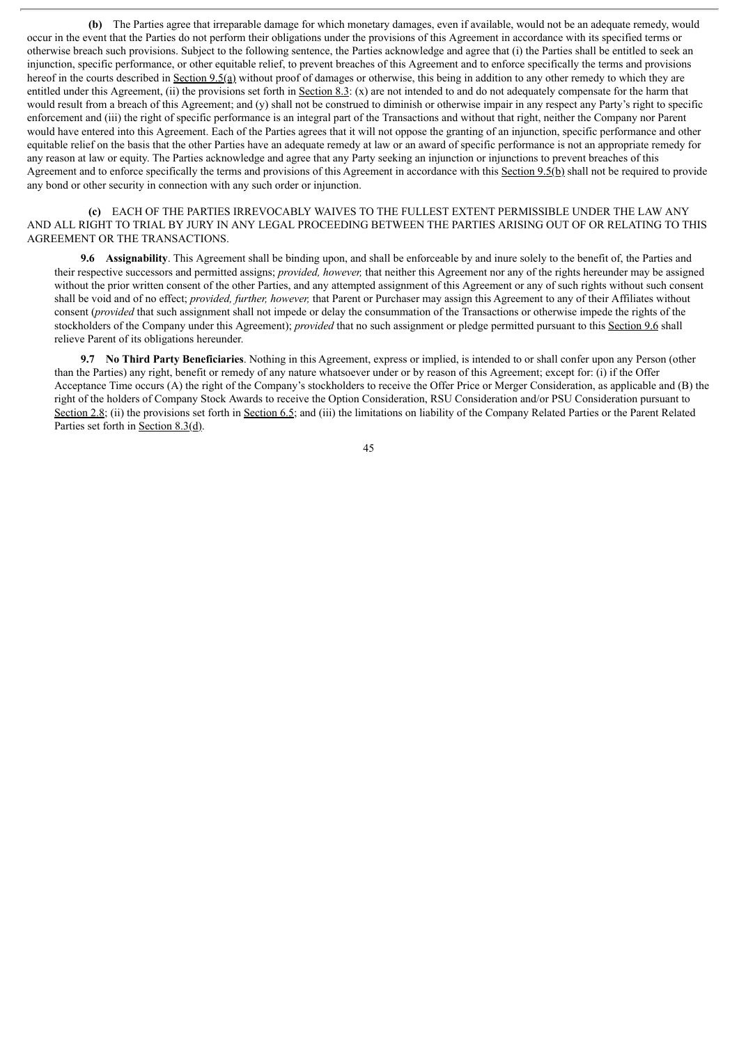**(b)** The Parties agree that irreparable damage for which monetary damages, even if available, would not be an adequate remedy, would occur in the event that the Parties do not perform their obligations under the provisions of this Agreement in accordance with its specified terms or otherwise breach such provisions. Subject to the following sentence, the Parties acknowledge and agree that (i) the Parties shall be entitled to seek an injunction, specific performance, or other equitable relief, to prevent breaches of this Agreement and to enforce specifically the terms and provisions hereof in the courts described in Section 9.5(a) without proof of damages or otherwise, this being in addition to any other remedy to which they are entitled under this Agreement, (ii) the provisions set forth in Section 8.3: (x) are not intended to and do not adequately compensate for the harm that would result from a breach of this Agreement; and (y) shall not be construed to diminish or otherwise impair in any respect any Party's right to specific enforcement and (iii) the right of specific performance is an integral part of the Transactions and without that right, neither the Company nor Parent would have entered into this Agreement. Each of the Parties agrees that it will not oppose the granting of an injunction, specific performance and other equitable relief on the basis that the other Parties have an adequate remedy at law or an award of specific performance is not an appropriate remedy for any reason at law or equity. The Parties acknowledge and agree that any Party seeking an injunction or injunctions to prevent breaches of this Agreement and to enforce specifically the terms and provisions of this Agreement in accordance with this Section 9.5(b) shall not be required to provide any bond or other security in connection with any such order or injunction.

**(c)** EACH OF THE PARTIES IRREVOCABLY WAIVES TO THE FULLEST EXTENT PERMISSIBLE UNDER THE LAW ANY AND ALL RIGHT TO TRIAL BY JURY IN ANY LEGAL PROCEEDING BETWEEN THE PARTIES ARISING OUT OF OR RELATING TO THIS AGREEMENT OR THE TRANSACTIONS.

**9.6 Assignability**. This Agreement shall be binding upon, and shall be enforceable by and inure solely to the benefit of, the Parties and their respective successors and permitted assigns; *provided, however,* that neither this Agreement nor any of the rights hereunder may be assigned without the prior written consent of the other Parties, and any attempted assignment of this Agreement or any of such rights without such consent shall be void and of no effect; *provided, further, however,* that Parent or Purchaser may assign this Agreement to any of their Affiliates without consent (*provided* that such assignment shall not impede or delay the consummation of the Transactions or otherwise impede the rights of the stockholders of the Company under this Agreement); *provided* that no such assignment or pledge permitted pursuant to this Section 9.6 shall relieve Parent of its obligations hereunder.

**9.7 No Third Party Beneficiaries**. Nothing in this Agreement, express or implied, is intended to or shall confer upon any Person (other than the Parties) any right, benefit or remedy of any nature whatsoever under or by reason of this Agreement; except for: (i) if the Offer Acceptance Time occurs (A) the right of the Company's stockholders to receive the Offer Price or Merger Consideration, as applicable and (B) the right of the holders of Company Stock Awards to receive the Option Consideration, RSU Consideration and/or PSU Consideration pursuant to Section 2.8; (ii) the provisions set forth in Section 6.5; and (iii) the limitations on liability of the Company Related Parties or the Parent Related Parties set forth in Section 8.3(d).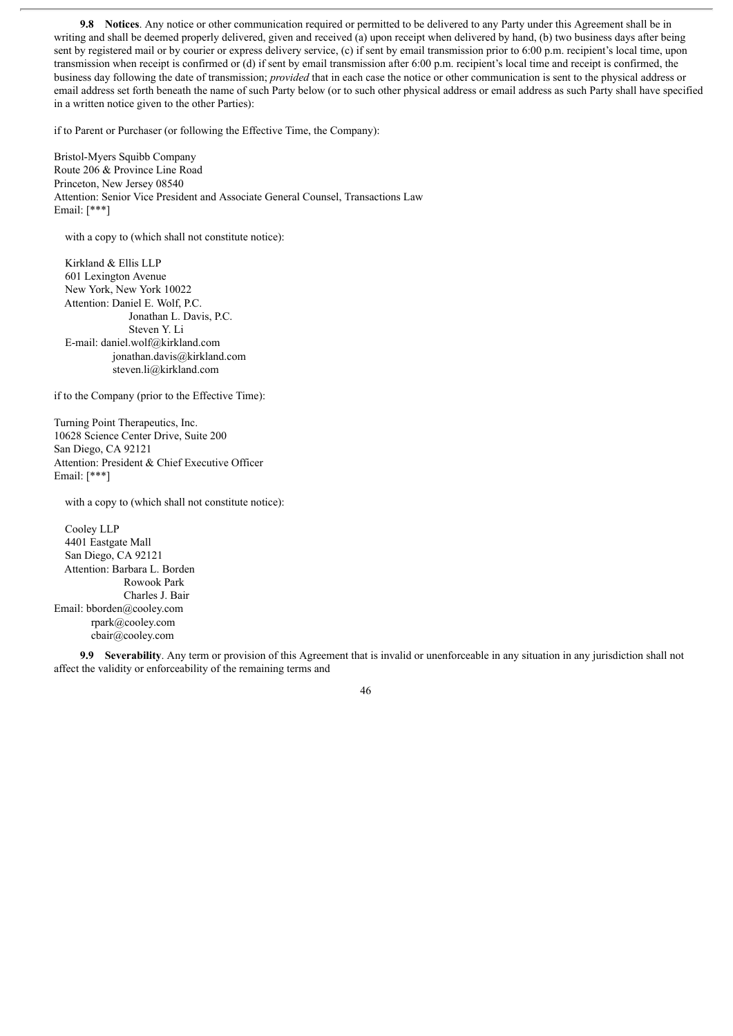**9.8 Notices**. Any notice or other communication required or permitted to be delivered to any Party under this Agreement shall be in writing and shall be deemed properly delivered, given and received (a) upon receipt when delivered by hand, (b) two business days after being sent by registered mail or by courier or express delivery service, (c) if sent by email transmission prior to 6:00 p.m. recipient's local time, upon transmission when receipt is confirmed or (d) if sent by email transmission after 6:00 p.m. recipient's local time and receipt is confirmed, the business day following the date of transmission; *provided* that in each case the notice or other communication is sent to the physical address or email address set forth beneath the name of such Party below (or to such other physical address or email address as such Party shall have specified in a written notice given to the other Parties):

if to Parent or Purchaser (or following the Effective Time, the Company):

Bristol-Myers Squibb Company
Route 206 & Province Line Road
Princeton, New Jersey 08540
Attention: Senior Vice President and Associate General Counsel, Transactions Law
Email: [***]

with a copy to (which shall not constitute notice):

Kirkland & Ellis LLP
601 Lexington Avenue
New York, New York 10022
Attention: Daniel E. Wolf, P.C.
Jonathan L. Davis, P.C.
Steven Y. Li
E-mail: daniel.wolf@kirkland.com
jonathan.davis@kirkland.com
steven.li@kirkland.com

if to the Company (prior to the Effective Time):

Turning Point Therapeutics, Inc.
10628 Science Center Drive, Suite 200
San Diego, CA 92121
Attention: President & Chief Executive Officer
Email: [***]

with a copy to (which shall not constitute notice):

Cooley LLP
4401 Eastgate Mall
San Diego, CA 92121
Attention: Barbara L. Borden
Rowook Park
Charles J. Bair
Email: bborden@cooley.com
rpark@cooley.com
cbair@cooley.com

**9.9 Severability**. Any term or provision of this Agreement that is invalid or unenforceable in any situation in any jurisdiction shall not affect the validity or enforceability of the remaining terms and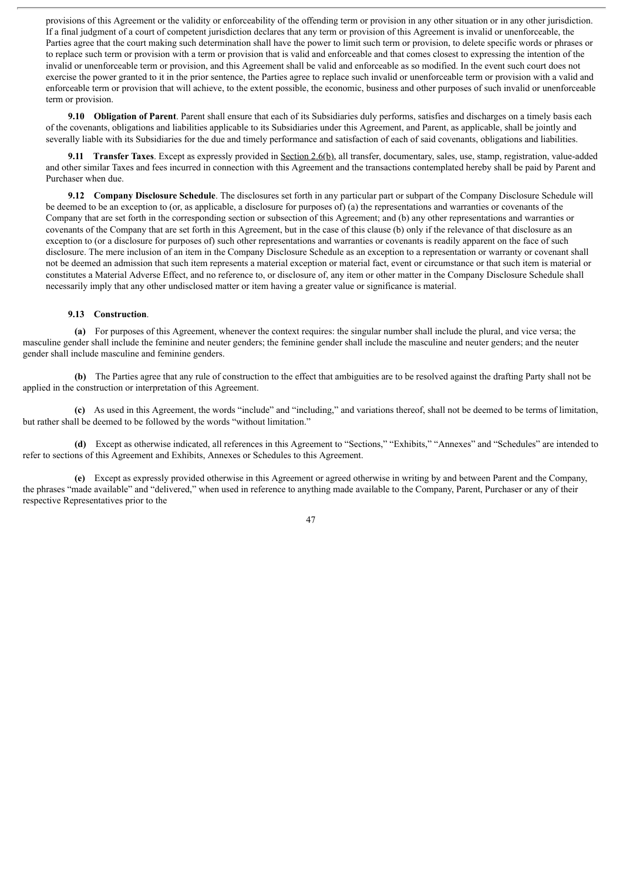provisions of this Agreement or the validity or enforceability of the offending term or provision in any other situation or in any other jurisdiction. If a final judgment of a court of competent jurisdiction declares that any term or provision of this Agreement is invalid or unenforceable, the Parties agree that the court making such determination shall have the power to limit such term or provision, to delete specific words or phrases or to replace such term or provision with a term or provision that is valid and enforceable and that comes closest to expressing the intention of the invalid or unenforceable term or provision, and this Agreement shall be valid and enforceable as so modified. In the event such court does not exercise the power granted to it in the prior sentence, the Parties agree to replace such invalid or unenforceable term or provision with a valid and enforceable term or provision that will achieve, to the extent possible, the economic, business and other purposes of such invalid or unenforceable term or provision.

**9.10 Obligation of Parent**. Parent shall ensure that each of its Subsidiaries duly performs, satisfies and discharges on a timely basis each of the covenants, obligations and liabilities applicable to its Subsidiaries under this Agreement, and Parent, as applicable, shall be jointly and severally liable with its Subsidiaries for the due and timely performance and satisfaction of each of said covenants, obligations and liabilities.

**9.11 Transfer Taxes**. Except as expressly provided in Section 2.6(b), all transfer, documentary, sales, use, stamp, registration, value-added and other similar Taxes and fees incurred in connection with this Agreement and the transactions contemplated hereby shall be paid by Parent and Purchaser when due.

**9.12 Company Disclosure Schedule**. The disclosures set forth in any particular part or subpart of the Company Disclosure Schedule will be deemed to be an exception to (or, as applicable, a disclosure for purposes of) (a) the representations and warranties or covenants of the Company that are set forth in the corresponding section or subsection of this Agreement; and (b) any other representations and warranties or covenants of the Company that are set forth in this Agreement, but in the case of this clause (b) only if the relevance of that disclosure as an exception to (or a disclosure for purposes of) such other representations and warranties or covenants is readily apparent on the face of such disclosure. The mere inclusion of an item in the Company Disclosure Schedule as an exception to a representation or warranty or covenant shall not be deemed an admission that such item represents a material exception or material fact, event or circumstance or that such item is material or constitutes a Material Adverse Effect, and no reference to, or disclosure of, any item or other matter in the Company Disclosure Schedule shall necessarily imply that any other undisclosed matter or item having a greater value or significance is material.

**9.13 Construction**.

**(a)** For purposes of this Agreement, whenever the context requires: the singular number shall include the plural, and vice versa; the masculine gender shall include the feminine and neuter genders; the feminine gender shall include the masculine and neuter genders; and the neuter gender shall include masculine and feminine genders.

**(b)** The Parties agree that any rule of construction to the effect that ambiguities are to be resolved against the drafting Party shall not be applied in the construction or interpretation of this Agreement.

**(c)** As used in this Agreement, the words "include" and "including," and variations thereof, shall not be deemed to be terms of limitation, but rather shall be deemed to be followed by the words "without limitation."

**(d)** Except as otherwise indicated, all references in this Agreement to "Sections," "Exhibits," "Annexes" and "Schedules" are intended to refer to sections of this Agreement and Exhibits, Annexes or Schedules to this Agreement.

**(e)** Except as expressly provided otherwise in this Agreement or agreed otherwise in writing by and between Parent and the Company, the phrases "made available" and "delivered," when used in reference to anything made available to the Company, Parent, Purchaser or any of their respective Representatives prior to the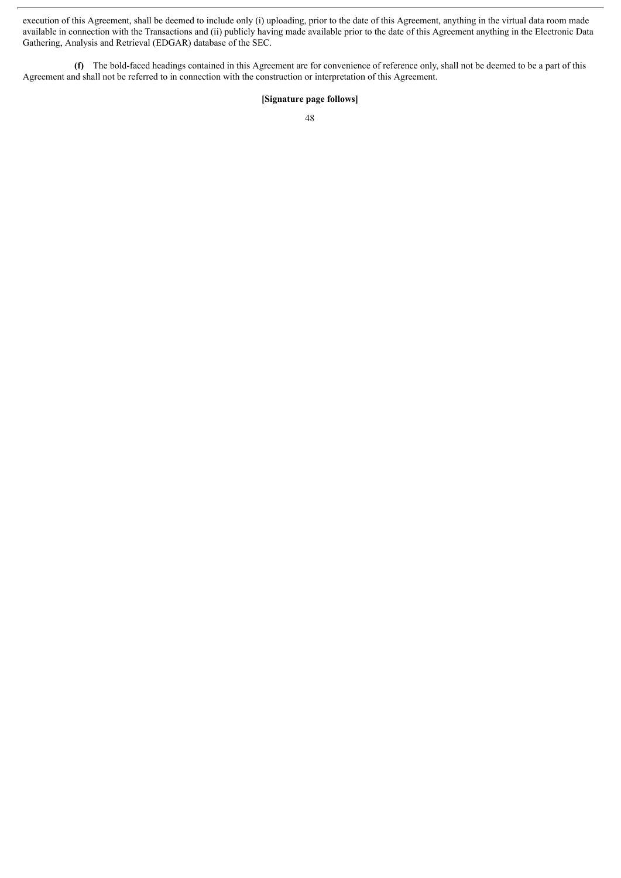execution of this Agreement, shall be deemed to include only (i) uploading, prior to the date of this Agreement, anything in the virtual data room made available in connection with the Transactions and (ii) publicly having made available prior to the date of this Agreement anything in the Electronic Data Gathering, Analysis and Retrieval (EDGAR) database of the SEC.

**(f)** The bold-faced headings contained in this Agreement are for convenience of reference only, shall not be deemed to be a part of this Agreement and shall not be referred to in connection with the construction or interpretation of this Agreement.

**[Signature page follows]**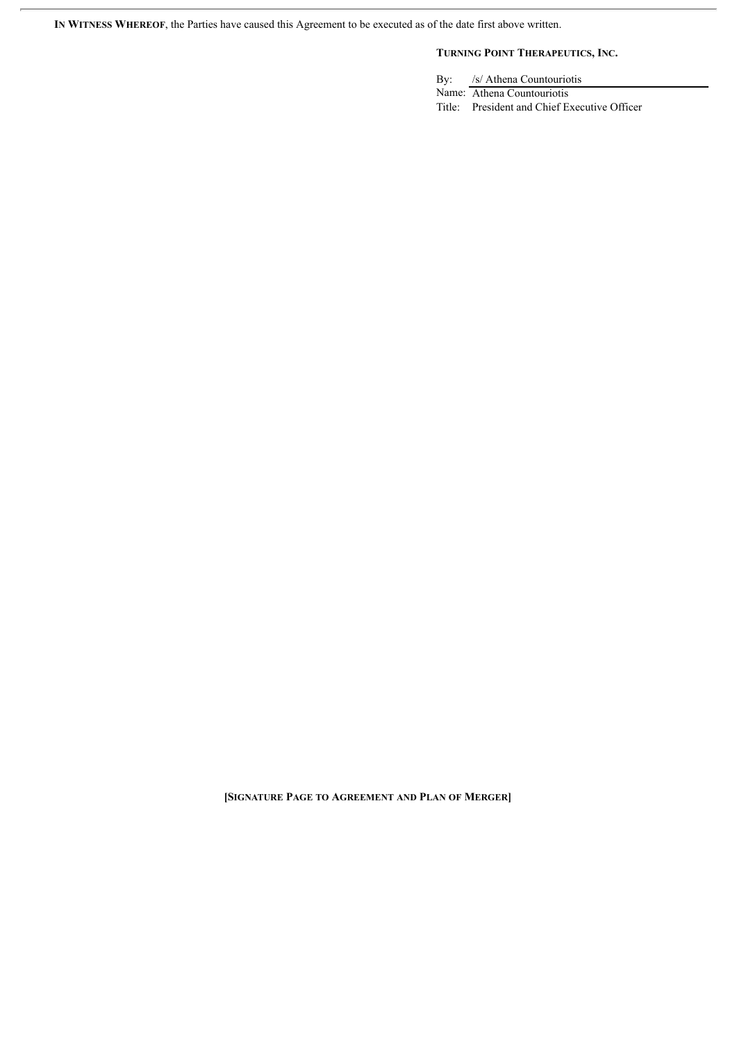**IN WITNESS WHEREOF**, the Parties have caused this Agreement to be executed as of the date first above written.

**TURNING POINT THERAPEUTICS, INC.**

By: /s/ Athena Countouriotis
Name: Athena Countouriotis
Title: President and Chief Executive Officer

**[SIGNATURE PAGE TO AGREEMENT AND PLAN OF MERGER]**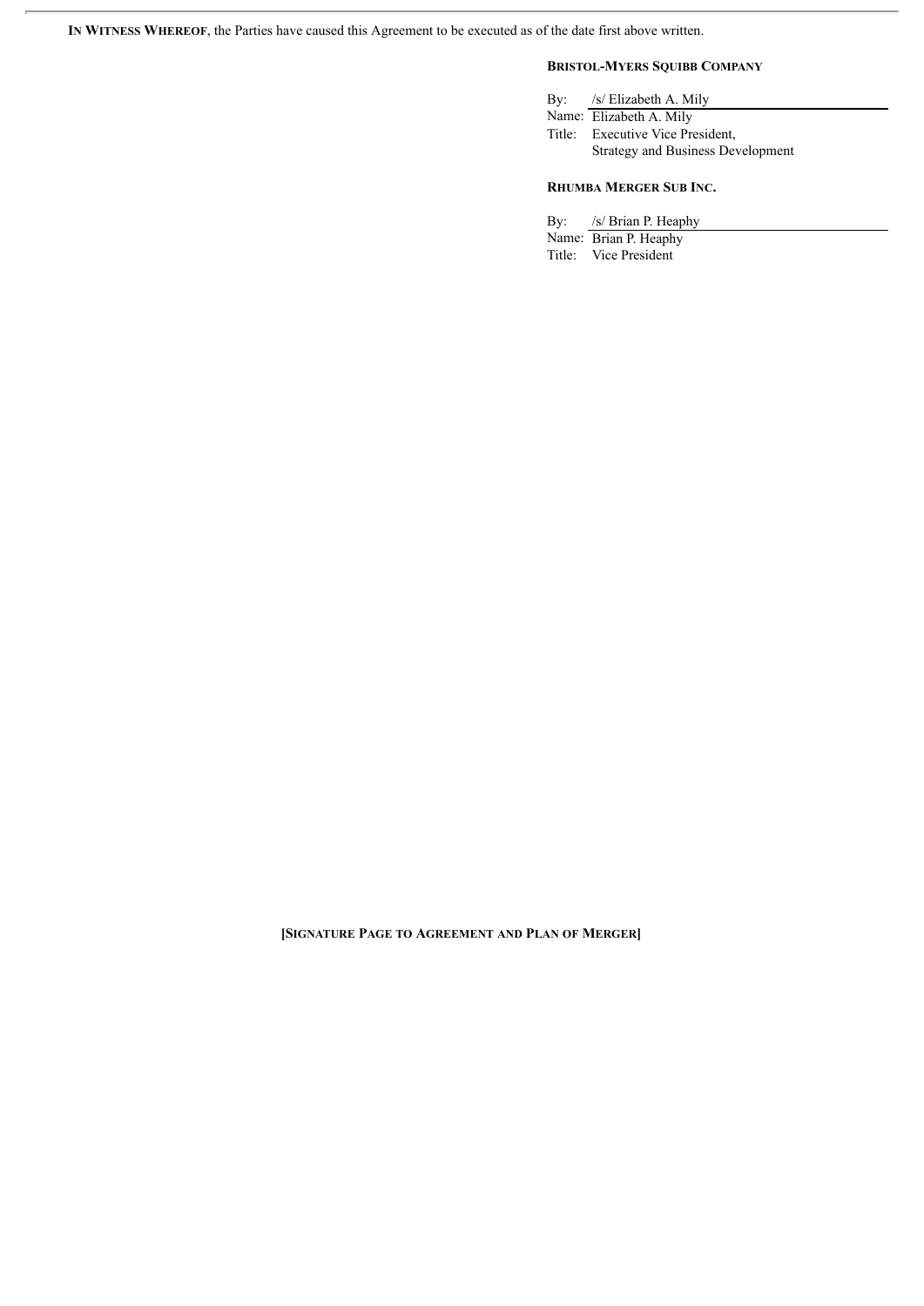**IN WITNESS WHEREOF**, the Parties have caused this Agreement to be executed as of the date first above written.

**BRISTOL-MYERS SQUIBB COMPANY**

By: /s/ Elizabeth A. Mily
Name: Elizabeth A. Mily
Title: Executive Vice President,
Strategy and Business Development

**RHUMBA MERGER SUB INC.**

By: /s/ Brian P. Heaphy
Name: Brian P. Heaphy
Title: Vice President

**[SIGNATURE PAGE TO AGREEMENT AND PLAN OF MERGER]**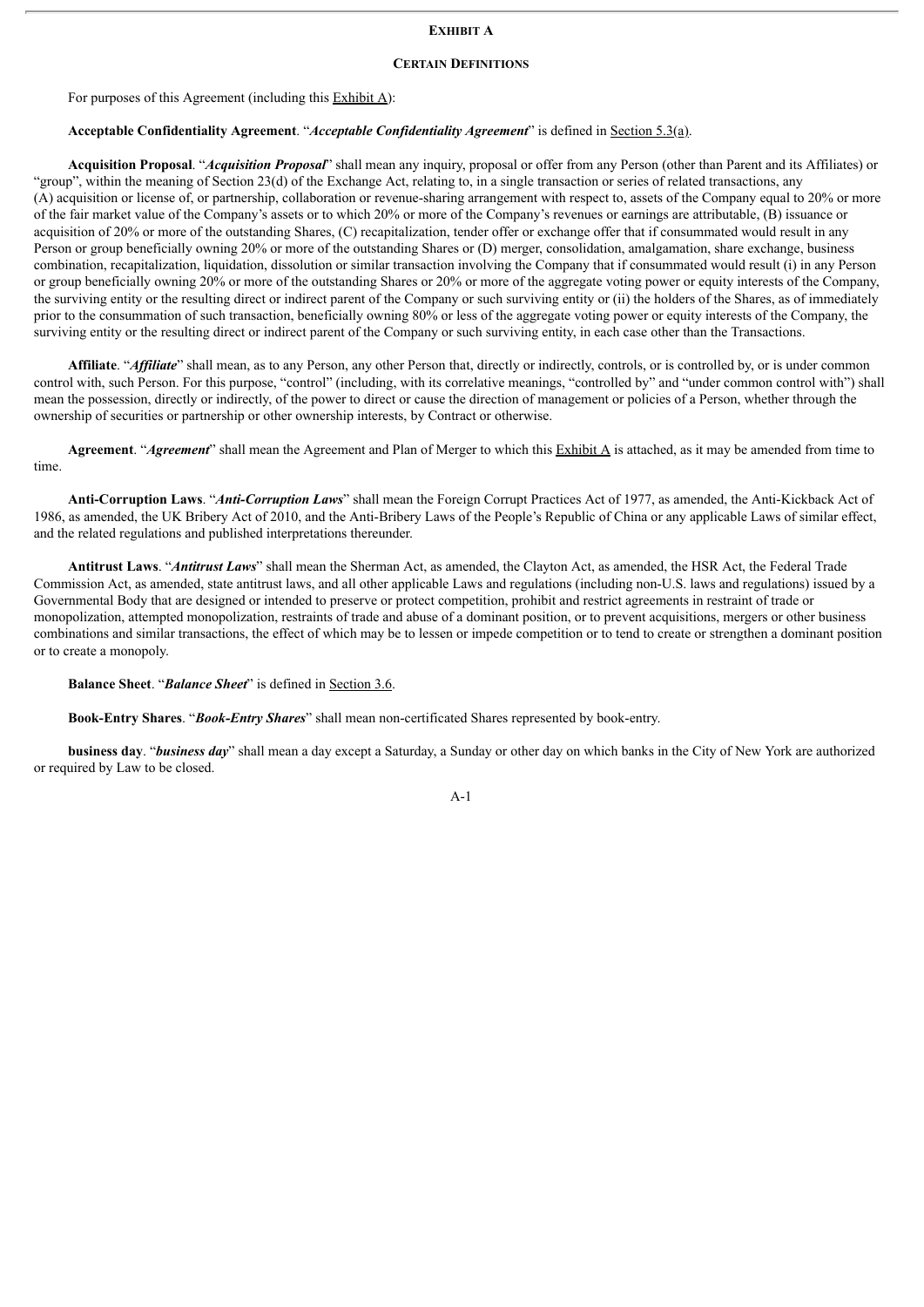## EXHIBIT A

### CERTAIN DEFINITIONS

For purposes of this Agreement (including this Exhibit A):

**Acceptable Confidentiality Agreement**. "***Acceptable Confidentiality Agreement***" is defined in Section 5.3(a).

**Acquisition Proposal**. "***Acquisition Proposal***" shall mean any inquiry, proposal or offer from any Person (other than Parent and its Affiliates) or "group", within the meaning of Section 23(d) of the Exchange Act, relating to, in a single transaction or series of related transactions, any (A) acquisition or license of, or partnership, collaboration or revenue-sharing arrangement with respect to, assets of the Company equal to 20% or more of the fair market value of the Company's assets or to which 20% or more of the Company's revenues or earnings are attributable, (B) issuance or acquisition of 20% or more of the outstanding Shares, (C) recapitalization, tender offer or exchange offer that if consummated would result in any Person or group beneficially owning 20% or more of the outstanding Shares or (D) merger, consolidation, amalgamation, share exchange, business combination, recapitalization, liquidation, dissolution or similar transaction involving the Company that if consummated would result (i) in any Person or group beneficially owning 20% or more of the outstanding Shares or 20% or more of the aggregate voting power or equity interests of the Company, the surviving entity or the resulting direct or indirect parent of the Company or such surviving entity or (ii) the holders of the Shares, as of immediately prior to the consummation of such transaction, beneficially owning 80% or less of the aggregate voting power or equity interests of the Company, the surviving entity or the resulting direct or indirect parent of the Company or such surviving entity, in each case other than the Transactions.

**Affiliate**. "***Affiliate***" shall mean, as to any Person, any other Person that, directly or indirectly, controls, or is controlled by, or is under common control with, such Person. For this purpose, "control" (including, with its correlative meanings, "controlled by" and "under common control with") shall mean the possession, directly or indirectly, of the power to direct or cause the direction of management or policies of a Person, whether through the ownership of securities or partnership or other ownership interests, by Contract or otherwise.

**Agreement**. "***Agreement***" shall mean the Agreement and Plan of Merger to which this Exhibit A is attached, as it may be amended from time to time.

**Anti-Corruption Laws**. "***Anti-Corruption Laws***" shall mean the Foreign Corrupt Practices Act of 1977, as amended, the Anti-Kickback Act of 1986, as amended, the UK Bribery Act of 2010, and the Anti-Bribery Laws of the People's Republic of China or any applicable Laws of similar effect, and the related regulations and published interpretations thereunder.

**Antitrust Laws**. "***Antitrust Laws***" shall mean the Sherman Act, as amended, the Clayton Act, as amended, the HSR Act, the Federal Trade Commission Act, as amended, state antitrust laws, and all other applicable Laws and regulations (including non-U.S. laws and regulations) issued by a Governmental Body that are designed or intended to preserve or protect competition, prohibit and restrict agreements in restraint of trade or monopolization, attempted monopolization, restraints of trade and abuse of a dominant position, or to prevent acquisitions, mergers or other business combinations and similar transactions, the effect of which may be to lessen or impede competition or to tend to create or strengthen a dominant position or to create a monopoly.

**Balance Sheet**. "***Balance Sheet***" is defined in Section 3.6.

**Book-Entry Shares**. "***Book-Entry Shares***" shall mean non-certificated Shares represented by book-entry.

**business day**. "***business day***" shall mean a day except a Saturday, a Sunday or other day on which banks in the City of New York are authorized or required by Law to be closed.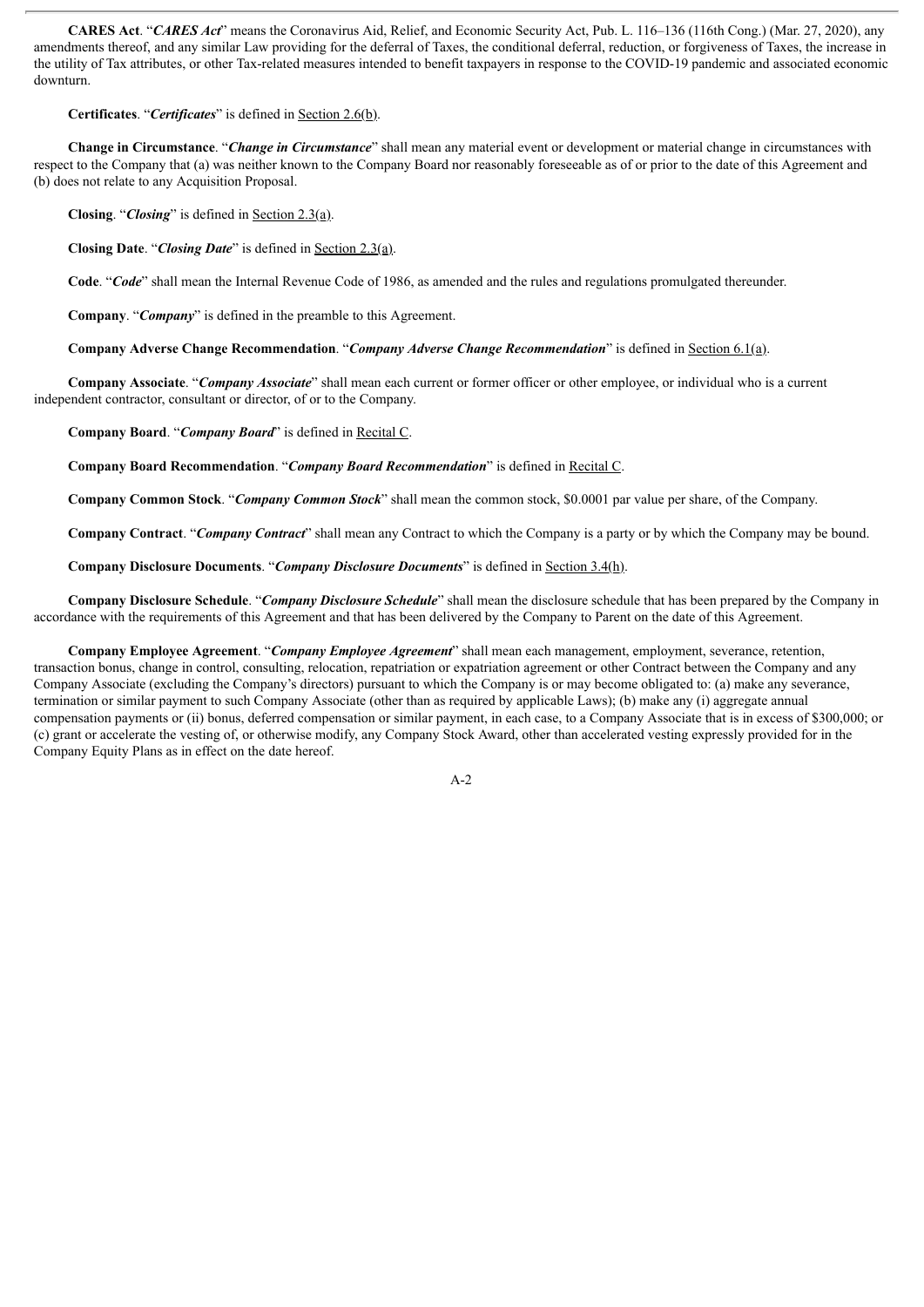**CARES Act**. "***CARES Act***" means the Coronavirus Aid, Relief, and Economic Security Act, Pub. L. 116–136 (116th Cong.) (Mar. 27, 2020), any amendments thereof, and any similar Law providing for the deferral of Taxes, the conditional deferral, reduction, or forgiveness of Taxes, the increase in the utility of Tax attributes, or other Tax-related measures intended to benefit taxpayers in response to the COVID-19 pandemic and associated economic downturn.

**Certificates**. "***Certificates***" is defined in Section 2.6(b).

**Change in Circumstance**. "***Change in Circumstance***" shall mean any material event or development or material change in circumstances with respect to the Company that (a) was neither known to the Company Board nor reasonably foreseeable as of or prior to the date of this Agreement and (b) does not relate to any Acquisition Proposal.

**Closing**. "***Closing***" is defined in Section 2.3(a).

**Closing Date**. "***Closing Date***" is defined in Section 2.3(a).

**Code**. "***Code***" shall mean the Internal Revenue Code of 1986, as amended and the rules and regulations promulgated thereunder.

**Company**. "***Company***" is defined in the preamble to this Agreement.

**Company Adverse Change Recommendation**. "***Company Adverse Change Recommendation***" is defined in Section 6.1(a).

**Company Associate**. "***Company Associate***" shall mean each current or former officer or other employee, or individual who is a current independent contractor, consultant or director, of or to the Company.

**Company Board**. "***Company Board***" is defined in Recital C.

**Company Board Recommendation**. "***Company Board Recommendation***" is defined in Recital C.

**Company Common Stock**. "***Company Common Stock***" shall mean the common stock, $0.0001 par value per share, of the Company.

**Company Contract**. "***Company Contract***" shall mean any Contract to which the Company is a party or by which the Company may be bound.

**Company Disclosure Documents**. "***Company Disclosure Documents***" is defined in Section 3.4(h).

**Company Disclosure Schedule**. "***Company Disclosure Schedule***" shall mean the disclosure schedule that has been prepared by the Company in accordance with the requirements of this Agreement and that has been delivered by the Company to Parent on the date of this Agreement.

**Company Employee Agreement**. "***Company Employee Agreement***" shall mean each management, employment, severance, retention, transaction bonus, change in control, consulting, relocation, repatriation or expatriation agreement or other Contract between the Company and any Company Associate (excluding the Company's directors) pursuant to which the Company is or may become obligated to: (a) make any severance, termination or similar payment to such Company Associate (other than as required by applicable Laws); (b) make any (i) aggregate annual compensation payments or (ii) bonus, deferred compensation or similar payment, in each case, to a Company Associate that is in excess of $300,000; or (c) grant or accelerate the vesting of, or otherwise modify, any Company Stock Award, other than accelerated vesting expressly provided for in the Company Equity Plans as in effect on the date hereof.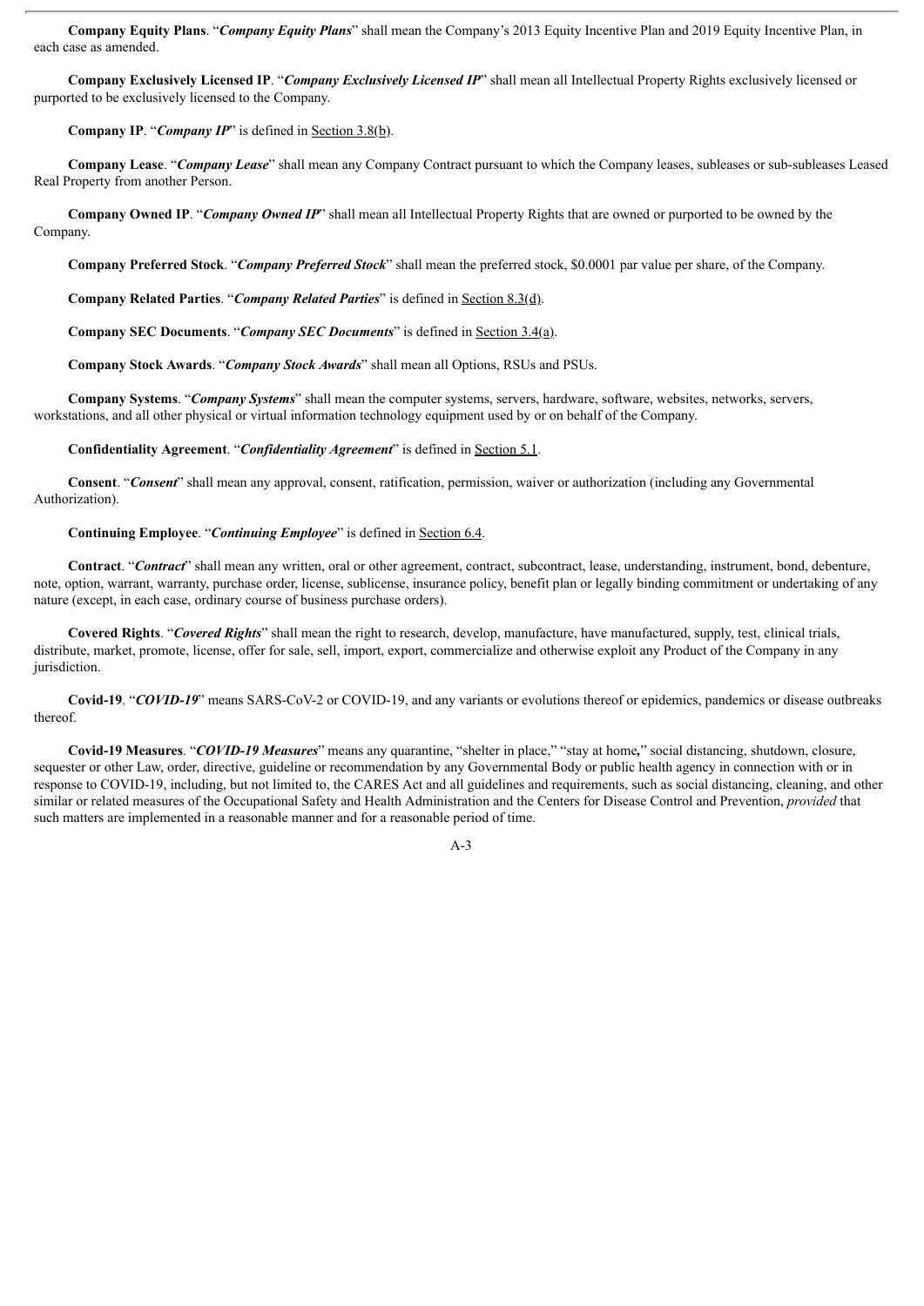**Company Equity Plans**. "***Company Equity Plans***" shall mean the Company's 2013 Equity Incentive Plan and 2019 Equity Incentive Plan, in each case as amended.

**Company Exclusively Licensed IP**. "***Company Exclusively Licensed IP***" shall mean all Intellectual Property Rights exclusively licensed or purported to be exclusively licensed to the Company.

**Company IP**. "***Company IP***" is defined in Section 3.8(b).

**Company Lease**. "***Company Lease***" shall mean any Company Contract pursuant to which the Company leases, subleases or sub-subleases Leased Real Property from another Person.

**Company Owned IP**. "***Company Owned IP***" shall mean all Intellectual Property Rights that are owned or purported to be owned by the Company.

**Company Preferred Stock**. "***Company Preferred Stock***" shall mean the preferred stock, $0.0001 par value per share, of the Company.

**Company Related Parties**. "***Company Related Parties***" is defined in Section 8.3(d).

**Company SEC Documents**. "***Company SEC Documents***" is defined in Section 3.4(a).

**Company Stock Awards**. "***Company Stock Awards***" shall mean all Options, RSUs and PSUs.

**Company Systems**. "***Company Systems***" shall mean the computer systems, servers, hardware, software, websites, networks, servers, workstations, and all other physical or virtual information technology equipment used by or on behalf of the Company.

**Confidentiality Agreement**. "***Confidentiality Agreement***" is defined in Section 5.1.

**Consent**. "***Consent***" shall mean any approval, consent, ratification, permission, waiver or authorization (including any Governmental Authorization).

**Continuing Employee**. "***Continuing Employee***" is defined in Section 6.4.

**Contract**. "***Contract***" shall mean any written, oral or other agreement, contract, subcontract, lease, understanding, instrument, bond, debenture, note, option, warrant, warranty, purchase order, license, sublicense, insurance policy, benefit plan or legally binding commitment or undertaking of any nature (except, in each case, ordinary course of business purchase orders).

**Covered Rights**. "***Covered Rights***" shall mean the right to research, develop, manufacture, have manufactured, supply, test, clinical trials, distribute, market, promote, license, offer for sale, sell, import, export, commercialize and otherwise exploit any Product of the Company in any jurisdiction.

**Covid-19**. "***COVID-19***" means SARS-CoV-2 or COVID-19, and any variants or evolutions thereof or epidemics, pandemics or disease outbreaks thereof.

**Covid-19 Measures**. "***COVID-19 Measures***" means any quarantine, "shelter in place," "stay at home," social distancing, shutdown, closure, sequester or other Law, order, directive, guideline or recommendation by any Governmental Body or public health agency in connection with or in response to COVID-19, including, but not limited to, the CARES Act and all guidelines and requirements, such as social distancing, cleaning, and other similar or related measures of the Occupational Safety and Health Administration and the Centers for Disease Control and Prevention, *provided* that such matters are implemented in a reasonable manner and for a reasonable period of time.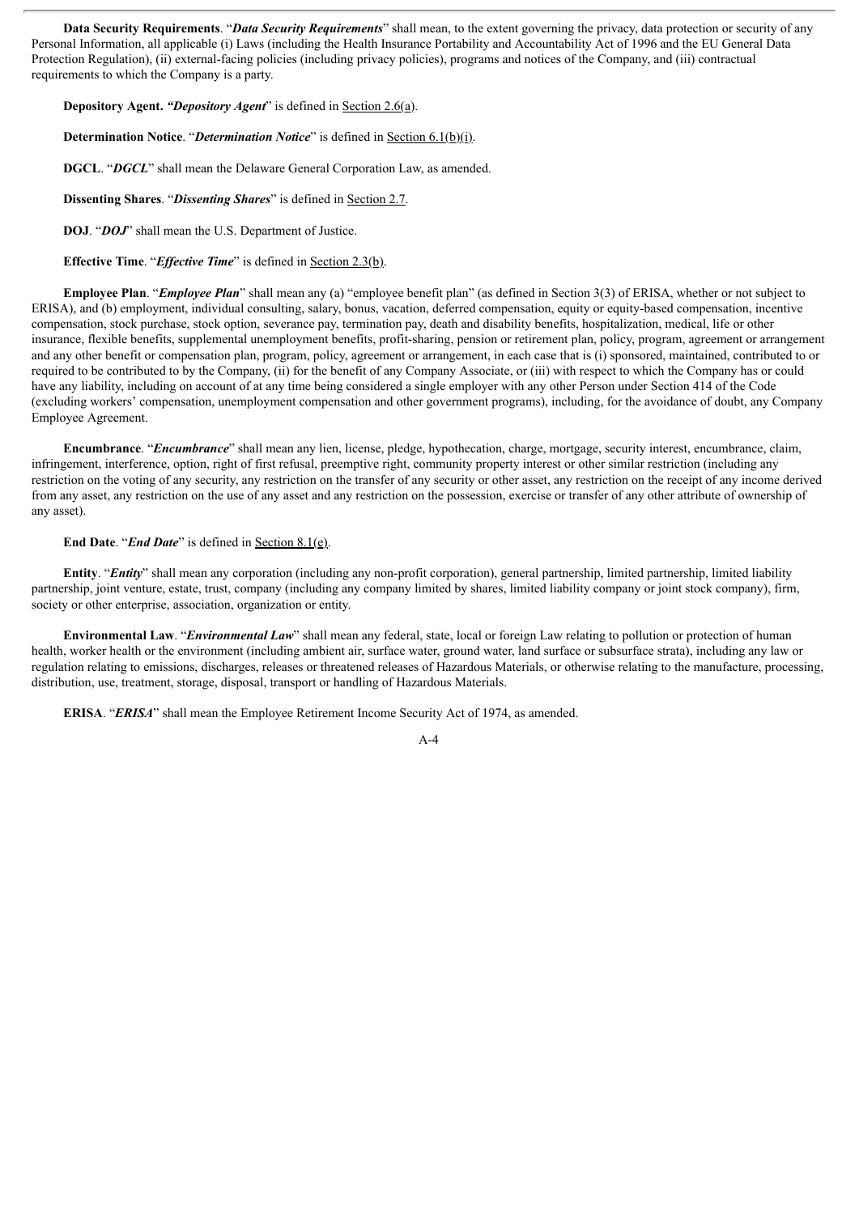**Data Security Requirements**. "***Data Security Requirements***" shall mean, to the extent governing the privacy, data protection or security of any Personal Information, all applicable (i) Laws (including the Health Insurance Portability and Accountability Act of 1996 and the EU General Data Protection Regulation), (ii) external-facing policies (including privacy policies), programs and notices of the Company, and (iii) contractual requirements to which the Company is a party.

**Depository Agent.** ***"Depository Agent***" is defined in Section 2.6(a).

**Determination Notice**. "***Determination Notice***" is defined in Section 6.1(b)(i).

**DGCL**. "***DGCL***" shall mean the Delaware General Corporation Law, as amended.

**Dissenting Shares**. "***Dissenting Shares***" is defined in Section 2.7.

**DOJ**. "***DOJ***" shall mean the U.S. Department of Justice.

**Effective Time**. "***Effective Time***" is defined in Section 2.3(b).

**Employee Plan**. "***Employee Plan***" shall mean any (a) "employee benefit plan" (as defined in Section 3(3) of ERISA, whether or not subject to ERISA), and (b) employment, individual consulting, salary, bonus, vacation, deferred compensation, equity or equity-based compensation, incentive compensation, stock purchase, stock option, severance pay, termination pay, death and disability benefits, hospitalization, medical, life or other insurance, flexible benefits, supplemental unemployment benefits, profit-sharing, pension or retirement plan, policy, program, agreement or arrangement and any other benefit or compensation plan, program, policy, agreement or arrangement, in each case that is (i) sponsored, maintained, contributed to or required to be contributed to by the Company, (ii) for the benefit of any Company Associate, or (iii) with respect to which the Company has or could have any liability, including on account of at any time being considered a single employer with any other Person under Section 414 of the Code (excluding workers' compensation, unemployment compensation and other government programs), including, for the avoidance of doubt, any Company Employee Agreement.

**Encumbrance**. "***Encumbrance***" shall mean any lien, license, pledge, hypothecation, charge, mortgage, security interest, encumbrance, claim, infringement, interference, option, right of first refusal, preemptive right, community property interest or other similar restriction (including any restriction on the voting of any security, any restriction on the transfer of any security or other asset, any restriction on the receipt of any income derived from any asset, any restriction on the use of any asset and any restriction on the possession, exercise or transfer of any other attribute of ownership of any asset).

**End Date**. "***End Date***" is defined in Section 8.1(e).

**Entity**. "***Entity***" shall mean any corporation (including any non-profit corporation), general partnership, limited partnership, limited liability partnership, joint venture, estate, trust, company (including any company limited by shares, limited liability company or joint stock company), firm, society or other enterprise, association, organization or entity.

**Environmental Law**. "***Environmental Law***" shall mean any federal, state, local or foreign Law relating to pollution or protection of human health, worker health or the environment (including ambient air, surface water, ground water, land surface or subsurface strata), including any law or regulation relating to emissions, discharges, releases or threatened releases of Hazardous Materials, or otherwise relating to the manufacture, processing, distribution, use, treatment, storage, disposal, transport or handling of Hazardous Materials.

**ERISA**. "***ERISA***" shall mean the Employee Retirement Income Security Act of 1974, as amended.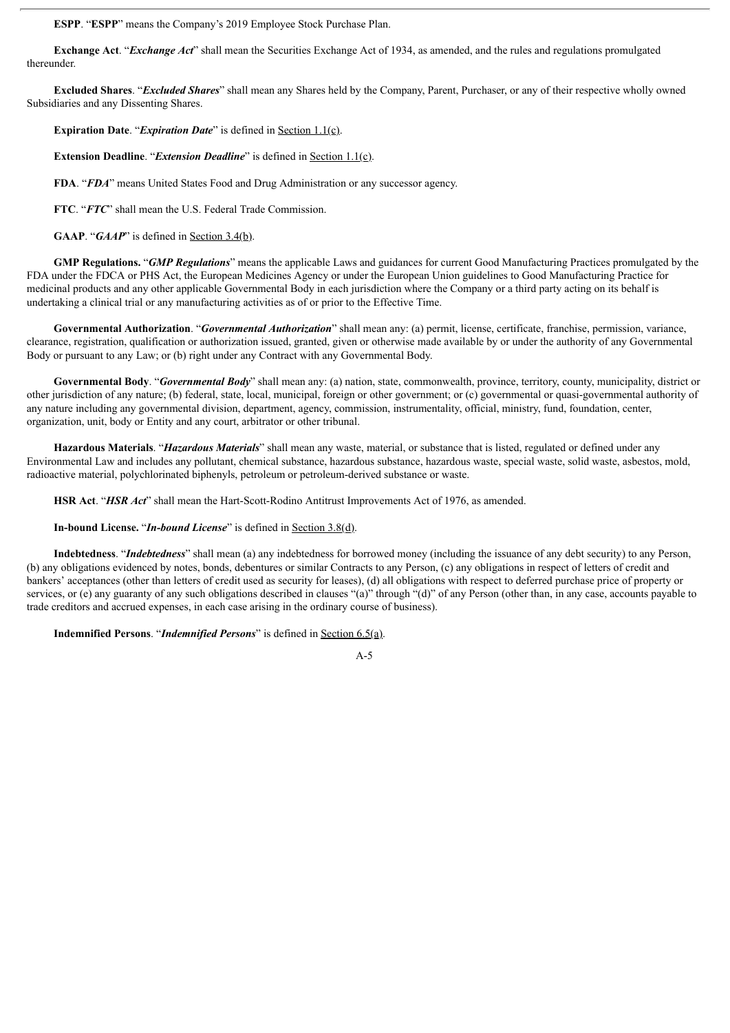**ESPP**. "**ESPP**" means the Company's 2019 Employee Stock Purchase Plan.

**Exchange Act**. "***Exchange Act***" shall mean the Securities Exchange Act of 1934, as amended, and the rules and regulations promulgated thereunder.

**Excluded Shares**. "***Excluded Shares***" shall mean any Shares held by the Company, Parent, Purchaser, or any of their respective wholly owned Subsidiaries and any Dissenting Shares.

**Expiration Date**. "***Expiration Date***" is defined in Section 1.1(c).

**Extension Deadline**. "***Extension Deadline***" is defined in Section 1.1(c).

**FDA**. "***FDA***" means United States Food and Drug Administration or any successor agency.

**FTC**. "***FTC***" shall mean the U.S. Federal Trade Commission.

**GAAP**. "***GAAP***" is defined in Section 3.4(b).

**GMP Regulations.** "***GMP Regulations***" means the applicable Laws and guidances for current Good Manufacturing Practices promulgated by the FDA under the FDCA or PHS Act, the European Medicines Agency or under the European Union guidelines to Good Manufacturing Practice for medicinal products and any other applicable Governmental Body in each jurisdiction where the Company or a third party acting on its behalf is undertaking a clinical trial or any manufacturing activities as of or prior to the Effective Time.

**Governmental Authorization**. "***Governmental Authorization***" shall mean any: (a) permit, license, certificate, franchise, permission, variance, clearance, registration, qualification or authorization issued, granted, given or otherwise made available by or under the authority of any Governmental Body or pursuant to any Law; or (b) right under any Contract with any Governmental Body.

**Governmental Body**. "***Governmental Body***" shall mean any: (a) nation, state, commonwealth, province, territory, county, municipality, district or other jurisdiction of any nature; (b) federal, state, local, municipal, foreign or other government; or (c) governmental or quasi-governmental authority of any nature including any governmental division, department, agency, commission, instrumentality, official, ministry, fund, foundation, center, organization, unit, body or Entity and any court, arbitrator or other tribunal.

**Hazardous Materials**. "***Hazardous Materials***" shall mean any waste, material, or substance that is listed, regulated or defined under any Environmental Law and includes any pollutant, chemical substance, hazardous substance, hazardous waste, special waste, solid waste, asbestos, mold, radioactive material, polychlorinated biphenyls, petroleum or petroleum-derived substance or waste.

**HSR Act**. "***HSR Act***" shall mean the Hart-Scott-Rodino Antitrust Improvements Act of 1976, as amended.

**In-bound License.** "***In-bound License***" is defined in Section 3.8(d).

**Indebtedness**. "***Indebtedness***" shall mean (a) any indebtedness for borrowed money (including the issuance of any debt security) to any Person, (b) any obligations evidenced by notes, bonds, debentures or similar Contracts to any Person, (c) any obligations in respect of letters of credit and bankers' acceptances (other than letters of credit used as security for leases), (d) all obligations with respect to deferred purchase price of property or services, or (e) any guaranty of any such obligations described in clauses "(a)" through "(d)" of any Person (other than, in any case, accounts payable to trade creditors and accrued expenses, in each case arising in the ordinary course of business).

**Indemnified Persons**. "***Indemnified Persons***" is defined in Section 6.5(a).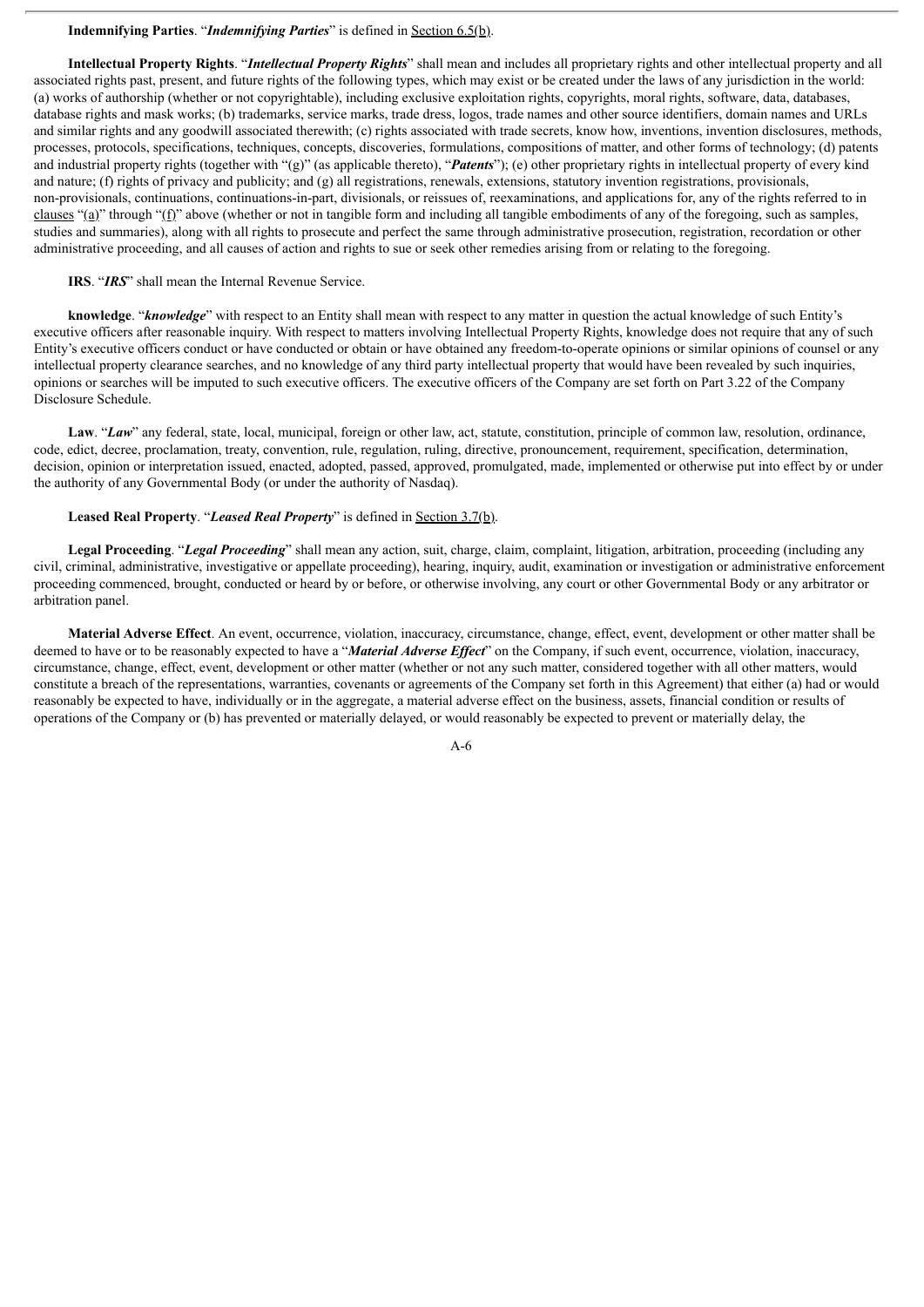**Indemnifying Parties**. "*Indemnifying Parties*" is defined in Section 6.5(b).

**Intellectual Property Rights**. "*Intellectual Property Rights*" shall mean and includes all proprietary rights and other intellectual property and all associated rights past, present, and future rights of the following types, which may exist or be created under the laws of any jurisdiction in the world: (a) works of authorship (whether or not copyrightable), including exclusive exploitation rights, copyrights, moral rights, software, data, databases, database rights and mask works; (b) trademarks, service marks, trade dress, logos, trade names and other source identifiers, domain names and URLs and similar rights and any goodwill associated therewith; (c) rights associated with trade secrets, know how, inventions, invention disclosures, methods, processes, protocols, specifications, techniques, concepts, discoveries, formulations, compositions of matter, and other forms of technology; (d) patents and industrial property rights (together with "(g)" (as applicable thereto), "*Patents*"); (e) other proprietary rights in intellectual property of every kind and nature; (f) rights of privacy and publicity; and (g) all registrations, renewals, extensions, statutory invention registrations, provisionals, non-provisionals, continuations, continuations-in-part, divisionals, or reissues of, reexaminations, and applications for, any of the rights referred to in clauses "(a)" through "(f)" above (whether or not in tangible form and including all tangible embodiments of any of the foregoing, such as samples, studies and summaries), along with all rights to prosecute and perfect the same through administrative prosecution, registration, recordation or other administrative proceeding, and all causes of action and rights to sue or seek other remedies arising from or relating to the foregoing.

**IRS**. "*IRS*" shall mean the Internal Revenue Service.

**knowledge**. "*knowledge*" with respect to an Entity shall mean with respect to any matter in question the actual knowledge of such Entity's executive officers after reasonable inquiry. With respect to matters involving Intellectual Property Rights, knowledge does not require that any of such Entity's executive officers conduct or have conducted or obtain or have obtained any freedom-to-operate opinions or similar opinions of counsel or any intellectual property clearance searches, and no knowledge of any third party intellectual property that would have been revealed by such inquiries, opinions or searches will be imputed to such executive officers. The executive officers of the Company are set forth on Part 3.22 of the Company Disclosure Schedule.

**Law**. "*Law*" any federal, state, local, municipal, foreign or other law, act, statute, constitution, principle of common law, resolution, ordinance, code, edict, decree, proclamation, treaty, convention, rule, regulation, ruling, directive, pronouncement, requirement, specification, determination, decision, opinion or interpretation issued, enacted, adopted, passed, approved, promulgated, made, implemented or otherwise put into effect by or under the authority of any Governmental Body (or under the authority of Nasdaq).

**Leased Real Property**. "*Leased Real Property*" is defined in Section 3.7(b).

**Legal Proceeding**. "*Legal Proceeding*" shall mean any action, suit, charge, claim, complaint, litigation, arbitration, proceeding (including any civil, criminal, administrative, investigative or appellate proceeding), hearing, inquiry, audit, examination or investigation or administrative enforcement proceeding commenced, brought, conducted or heard by or before, or otherwise involving, any court or other Governmental Body or any arbitrator or arbitration panel.

**Material Adverse Effect**. An event, occurrence, violation, inaccuracy, circumstance, change, effect, event, development or other matter shall be deemed to have or to be reasonably expected to have a "*Material Adverse Effect*" on the Company, if such event, occurrence, violation, inaccuracy, circumstance, change, effect, event, development or other matter (whether or not any such matter, considered together with all other matters, would constitute a breach of the representations, warranties, covenants or agreements of the Company set forth in this Agreement) that either (a) had or would reasonably be expected to have, individually or in the aggregate, a material adverse effect on the business, assets, financial condition or results of operations of the Company or (b) has prevented or materially delayed, or would reasonably be expected to prevent or materially delay, the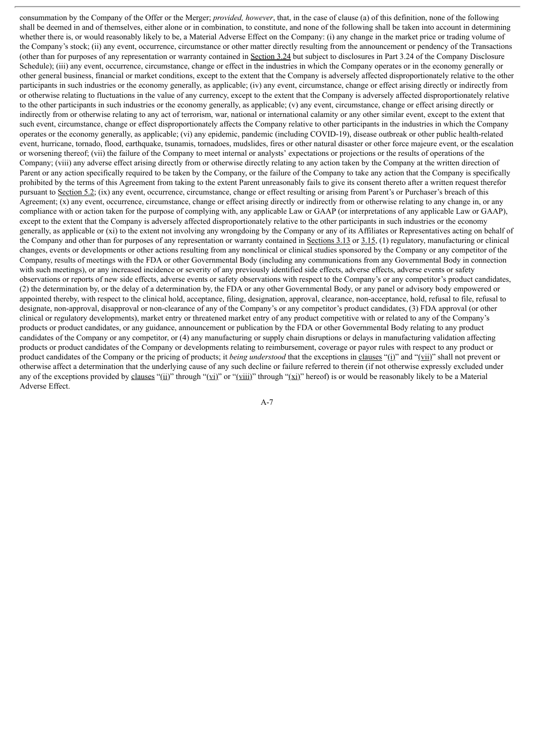consummation by the Company of the Offer or the Merger; *provided, however*, that, in the case of clause (a) of this definition, none of the following shall be deemed in and of themselves, either alone or in combination, to constitute, and none of the following shall be taken into account in determining whether there is, or would reasonably likely to be, a Material Adverse Effect on the Company: (i) any change in the market price or trading volume of the Company's stock; (ii) any event, occurrence, circumstance or other matter directly resulting from the announcement or pendency of the Transactions (other than for purposes of any representation or warranty contained in Section 3.24 but subject to disclosures in Part 3.24 of the Company Disclosure Schedule); (iii) any event, occurrence, circumstance, change or effect in the industries in which the Company operates or in the economy generally or other general business, financial or market conditions, except to the extent that the Company is adversely affected disproportionately relative to the other participants in such industries or the economy generally, as applicable; (iv) any event, circumstance, change or effect arising directly or indirectly from or otherwise relating to fluctuations in the value of any currency, except to the extent that the Company is adversely affected disproportionately relative to the other participants in such industries or the economy generally, as applicable; (v) any event, circumstance, change or effect arising directly or indirectly from or otherwise relating to any act of terrorism, war, national or international calamity or any other similar event, except to the extent that such event, circumstance, change or effect disproportionately affects the Company relative to other participants in the industries in which the Company operates or the economy generally, as applicable; (vi) any epidemic, pandemic (including COVID-19), disease outbreak or other public health-related event, hurricane, tornado, flood, earthquake, tsunamis, tornadoes, mudslides, fires or other natural disaster or other force majeure event, or the escalation or worsening thereof; (vii) the failure of the Company to meet internal or analysts' expectations or projections or the results of operations of the Company; (viii) any adverse effect arising directly from or otherwise directly relating to any action taken by the Company at the written direction of Parent or any action specifically required to be taken by the Company, or the failure of the Company to take any action that the Company is specifically prohibited by the terms of this Agreement from taking to the extent Parent unreasonably fails to give its consent thereto after a written request therefor pursuant to Section 5.2; (ix) any event, occurrence, circumstance, change or effect resulting or arising from Parent's or Purchaser's breach of this Agreement; (x) any event, occurrence, circumstance, change or effect arising directly or indirectly from or otherwise relating to any change in, or any compliance with or action taken for the purpose of complying with, any applicable Law or GAAP (or interpretations of any applicable Law or GAAP), except to the extent that the Company is adversely affected disproportionately relative to the other participants in such industries or the economy generally, as applicable or (xi) to the extent not involving any wrongdoing by the Company or any of its Affiliates or Representatives acting on behalf of the Company and other than for purposes of any representation or warranty contained in Sections 3.13 or 3.15, (1) regulatory, manufacturing or clinical changes, events or developments or other actions resulting from any nonclinical or clinical studies sponsored by the Company or any competitor of the Company, results of meetings with the FDA or other Governmental Body (including any communications from any Governmental Body in connection with such meetings), or any increased incidence or severity of any previously identified side effects, adverse effects, adverse events or safety observations or reports of new side effects, adverse events or safety observations with respect to the Company's or any competitor's product candidates, (2) the determination by, or the delay of a determination by, the FDA or any other Governmental Body, or any panel or advisory body empowered or appointed thereby, with respect to the clinical hold, acceptance, filing, designation, approval, clearance, non-acceptance, hold, refusal to file, refusal to designate, non-approval, disapproval or non-clearance of any of the Company's or any competitor's product candidates, (3) FDA approval (or other clinical or regulatory developments), market entry or threatened market entry of any product competitive with or related to any of the Company's products or product candidates, or any guidance, announcement or publication by the FDA or other Governmental Body relating to any product candidates of the Company or any competitor, or (4) any manufacturing or supply chain disruptions or delays in manufacturing validation affecting products or product candidates of the Company or developments relating to reimbursement, coverage or payor rules with respect to any product or product candidates of the Company or the pricing of products; it *being understood* that the exceptions in clauses "(i)" and "(vii)" shall not prevent or otherwise affect a determination that the underlying cause of any such decline or failure referred to therein (if not otherwise expressly excluded under any of the exceptions provided by clauses "(ii)" through "(vi)" or "(viii)" through "(xi)" hereof) is or would be reasonably likely to be a Material Adverse Effect.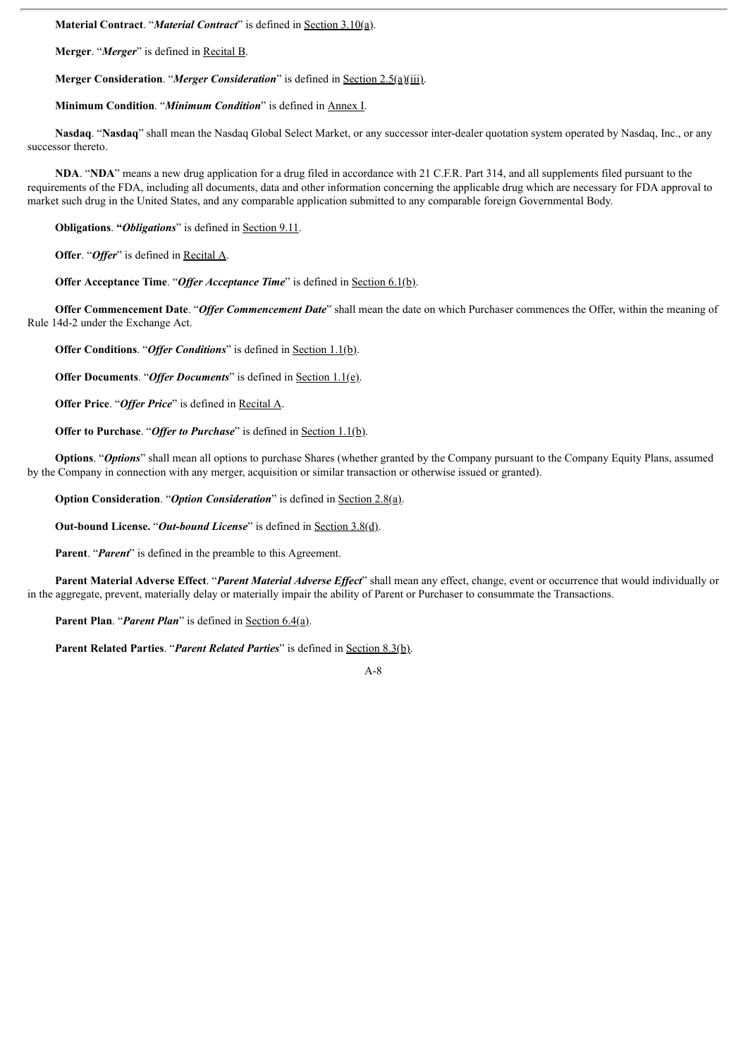**Material Contract**. "***Material Contract***" is defined in Section 3.10(a).

**Merger**. "***Merger***" is defined in Recital B.

**Merger Consideration**. "***Merger Consideration***" is defined in Section 2.5(a)(iii).

**Minimum Condition**. "***Minimum Condition***" is defined in Annex I.

**Nasdaq**. "**Nasdaq**" shall mean the Nasdaq Global Select Market, or any successor inter-dealer quotation system operated by Nasdaq, Inc., or any successor thereto.

**NDA**. "**NDA**" means a new drug application for a drug filed in accordance with 21 C.F.R. Part 314, and all supplements filed pursuant to the requirements of the FDA, including all documents, data and other information concerning the applicable drug which are necessary for FDA approval to market such drug in the United States, and any comparable application submitted to any comparable foreign Governmental Body.

**Obligations**. **"*Obligations***" is defined in Section 9.11.

**Offer**. "***Offer***" is defined in Recital A.

**Offer Acceptance Time**. "***Offer Acceptance Time***" is defined in Section 6.1(b).

**Offer Commencement Date**. "***Offer Commencement Date***" shall mean the date on which Purchaser commences the Offer, within the meaning of Rule 14d-2 under the Exchange Act.

**Offer Conditions**. "***Offer Conditions***" is defined in Section 1.1(b).

**Offer Documents**. "***Offer Documents***" is defined in Section 1.1(e).

**Offer Price**. "***Offer Price***" is defined in Recital A.

**Offer to Purchase**. "***Offer to Purchase***" is defined in Section 1.1(b).

**Options**. "***Options***" shall mean all options to purchase Shares (whether granted by the Company pursuant to the Company Equity Plans, assumed by the Company in connection with any merger, acquisition or similar transaction or otherwise issued or granted).

**Option Consideration**. "***Option Consideration***" is defined in Section 2.8(a).

**Out-bound License.** "***Out-bound License***" is defined in Section 3.8(d).

**Parent**. "***Parent***" is defined in the preamble to this Agreement.

**Parent Material Adverse Effect**. "***Parent Material Adverse Effect***" shall mean any effect, change, event or occurrence that would individually or in the aggregate, prevent, materially delay or materially impair the ability of Parent or Purchaser to consummate the Transactions.

**Parent Plan**. "***Parent Plan***" is defined in Section 6.4(a).

**Parent Related Parties**. "***Parent Related Parties***" is defined in Section 8.3(b).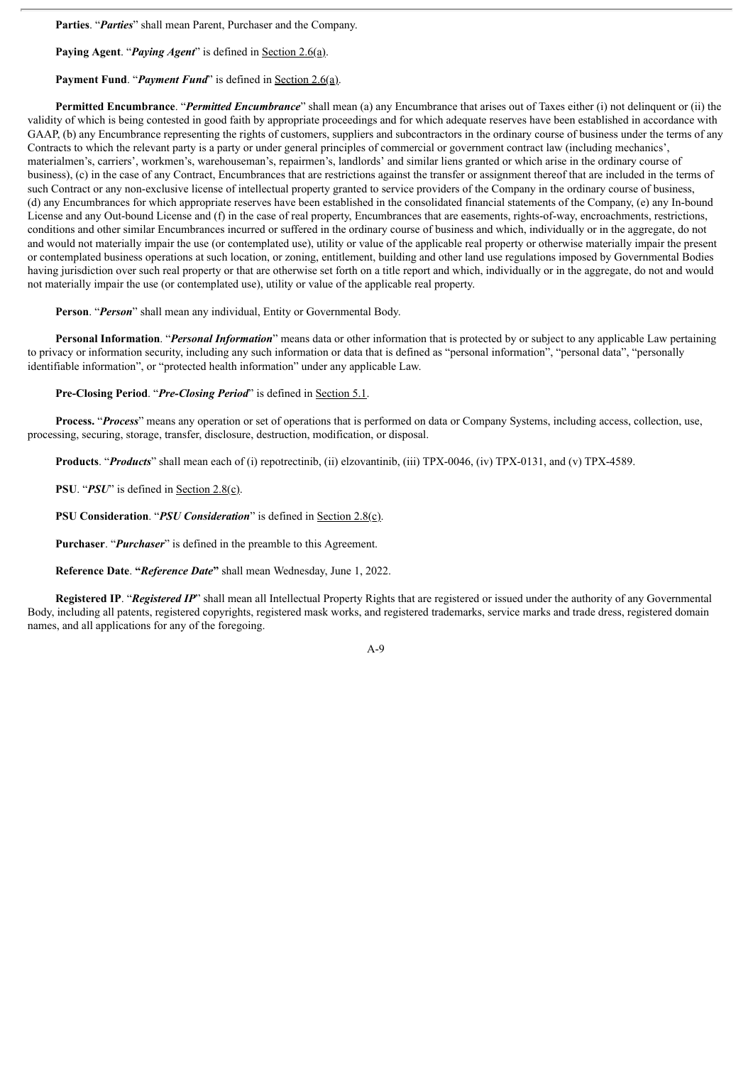**Parties**. "***Parties***" shall mean Parent, Purchaser and the Company.

**Paying Agent**. "***Paying Agent***" is defined in Section 2.6(a).

**Payment Fund**. "***Payment Fund***" is defined in Section 2.6(a).

**Permitted Encumbrance**. "***Permitted Encumbrance***" shall mean (a) any Encumbrance that arises out of Taxes either (i) not delinquent or (ii) the validity of which is being contested in good faith by appropriate proceedings and for which adequate reserves have been established in accordance with GAAP, (b) any Encumbrance representing the rights of customers, suppliers and subcontractors in the ordinary course of business under the terms of any Contracts to which the relevant party is a party or under general principles of commercial or government contract law (including mechanics', materialmen's, carriers', workmen's, warehouseman's, repairmen's, landlords' and similar liens granted or which arise in the ordinary course of business), (c) in the case of any Contract, Encumbrances that are restrictions against the transfer or assignment thereof that are included in the terms of such Contract or any non-exclusive license of intellectual property granted to service providers of the Company in the ordinary course of business, (d) any Encumbrances for which appropriate reserves have been established in the consolidated financial statements of the Company, (e) any In-bound License and any Out-bound License and (f) in the case of real property, Encumbrances that are easements, rights-of-way, encroachments, restrictions, conditions and other similar Encumbrances incurred or suffered in the ordinary course of business and which, individually or in the aggregate, do not and would not materially impair the use (or contemplated use), utility or value of the applicable real property or otherwise materially impair the present or contemplated business operations at such location, or zoning, entitlement, building and other land use regulations imposed by Governmental Bodies having jurisdiction over such real property or that are otherwise set forth on a title report and which, individually or in the aggregate, do not and would not materially impair the use (or contemplated use), utility or value of the applicable real property.

**Person**. "***Person***" shall mean any individual, Entity or Governmental Body.

**Personal Information**. "***Personal Information***" means data or other information that is protected by or subject to any applicable Law pertaining to privacy or information security, including any such information or data that is defined as "personal information", "personal data", "personally identifiable information", or "protected health information" under any applicable Law.

**Pre-Closing Period**. "***Pre-Closing Period***" is defined in Section 5.1.

**Process.** "***Process***" means any operation or set of operations that is performed on data or Company Systems, including access, collection, use, processing, securing, storage, transfer, disclosure, destruction, modification, or disposal.

**Products**. "***Products***" shall mean each of (i) repotrectinib, (ii) elzovantinib, (iii) TPX-0046, (iv) TPX-0131, and (v) TPX-4589.

**PSU**. "***PSU***" is defined in Section 2.8(c).

**PSU Consideration**. "***PSU Consideration***" is defined in Section 2.8(c).

**Purchaser**. "***Purchaser***" is defined in the preamble to this Agreement.

**Reference Date**. **"*Reference Date*"** shall mean Wednesday, June 1, 2022.

**Registered IP**. "***Registered IP***" shall mean all Intellectual Property Rights that are registered or issued under the authority of any Governmental Body, including all patents, registered copyrights, registered mask works, and registered trademarks, service marks and trade dress, registered domain names, and all applications for any of the foregoing.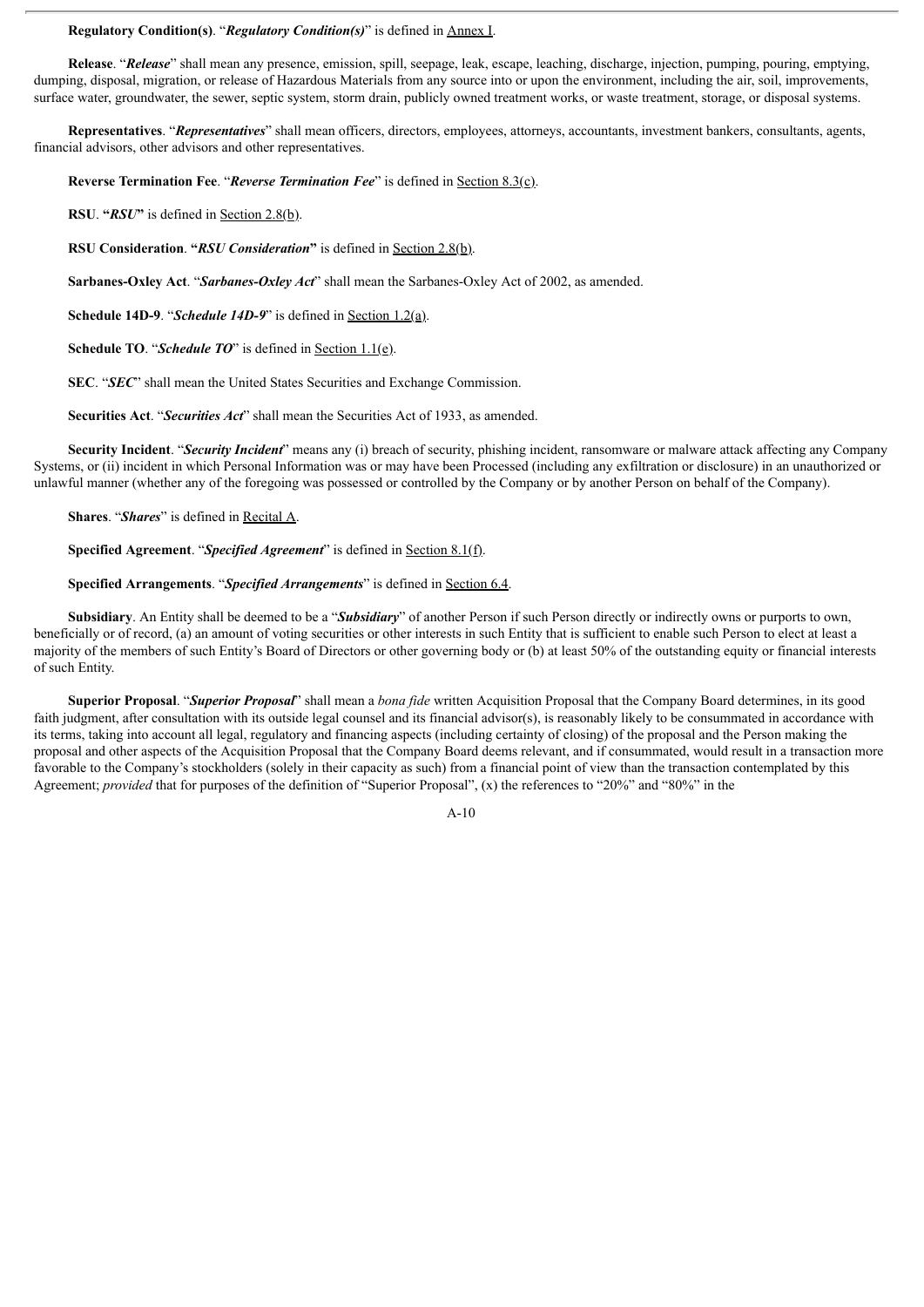**Regulatory Condition(s)**. "***Regulatory Condition(s)***" is defined in Annex I.

**Release**. "***Release***" shall mean any presence, emission, spill, seepage, leak, escape, leaching, discharge, injection, pumping, pouring, emptying, dumping, disposal, migration, or release of Hazardous Materials from any source into or upon the environment, including the air, soil, improvements, surface water, groundwater, the sewer, septic system, storm drain, publicly owned treatment works, or waste treatment, storage, or disposal systems.

**Representatives**. "***Representatives***" shall mean officers, directors, employees, attorneys, accountants, investment bankers, consultants, agents, financial advisors, other advisors and other representatives.

**Reverse Termination Fee**. "***Reverse Termination Fee***" is defined in Section 8.3(c).

**RSU**. **"*RSU*"** is defined in Section 2.8(b).

**RSU Consideration**. **"*RSU Consideration*"** is defined in Section 2.8(b).

**Sarbanes-Oxley Act**. "***Sarbanes-Oxley Act***" shall mean the Sarbanes-Oxley Act of 2002, as amended.

**Schedule 14D-9**. "***Schedule 14D-9***" is defined in Section 1.2(a).

**Schedule TO**. "***Schedule TO***" is defined in Section 1.1(e).

**SEC**. "***SEC***" shall mean the United States Securities and Exchange Commission.

**Securities Act**. "***Securities Act***" shall mean the Securities Act of 1933, as amended.

**Security Incident**. "***Security Incident***" means any (i) breach of security, phishing incident, ransomware or malware attack affecting any Company Systems, or (ii) incident in which Personal Information was or may have been Processed (including any exfiltration or disclosure) in an unauthorized or unlawful manner (whether any of the foregoing was possessed or controlled by the Company or by another Person on behalf of the Company).

**Shares**. "***Shares***" is defined in Recital A.

**Specified Agreement**. "***Specified Agreement***" is defined in Section 8.1(f).

**Specified Arrangements**. "***Specified Arrangements***" is defined in Section 6.4.

**Subsidiary**. An Entity shall be deemed to be a "***Subsidiary***" of another Person if such Person directly or indirectly owns or purports to own, beneficially or of record, (a) an amount of voting securities or other interests in such Entity that is sufficient to enable such Person to elect at least a majority of the members of such Entity's Board of Directors or other governing body or (b) at least 50% of the outstanding equity or financial interests of such Entity.

**Superior Proposal**. "***Superior Proposal***" shall mean a *bona fide* written Acquisition Proposal that the Company Board determines, in its good faith judgment, after consultation with its outside legal counsel and its financial advisor(s), is reasonably likely to be consummated in accordance with its terms, taking into account all legal, regulatory and financing aspects (including certainty of closing) of the proposal and the Person making the proposal and other aspects of the Acquisition Proposal that the Company Board deems relevant, and if consummated, would result in a transaction more favorable to the Company's stockholders (solely in their capacity as such) from a financial point of view than the transaction contemplated by this Agreement; *provided* that for purposes of the definition of "Superior Proposal", (x) the references to "20%" and "80%" in the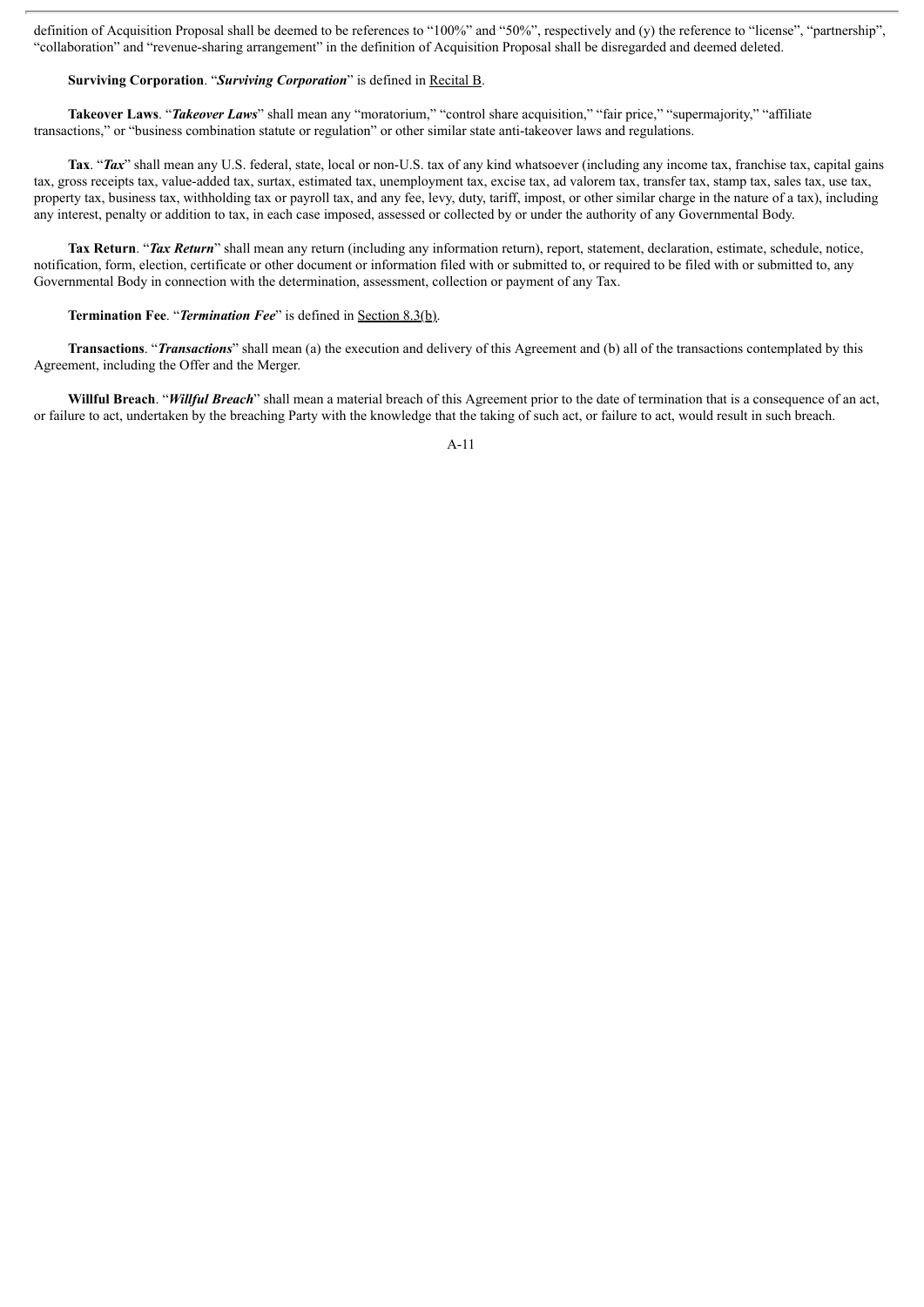definition of Acquisition Proposal shall be deemed to be references to "100%" and "50%", respectively and (y) the reference to "license", "partnership", "collaboration" and "revenue-sharing arrangement" in the definition of Acquisition Proposal shall be disregarded and deemed deleted.

**Surviving Corporation**. "***Surviving Corporation***" is defined in Recital B.

**Takeover Laws**. "***Takeover Laws***" shall mean any "moratorium," "control share acquisition," "fair price," "supermajority," "affiliate transactions," or "business combination statute or regulation" or other similar state anti-takeover laws and regulations.

**Tax**. "***Tax***" shall mean any U.S. federal, state, local or non-U.S. tax of any kind whatsoever (including any income tax, franchise tax, capital gains tax, gross receipts tax, value-added tax, surtax, estimated tax, unemployment tax, excise tax, ad valorem tax, transfer tax, stamp tax, sales tax, use tax, property tax, business tax, withholding tax or payroll tax, and any fee, levy, duty, tariff, impost, or other similar charge in the nature of a tax), including any interest, penalty or addition to tax, in each case imposed, assessed or collected by or under the authority of any Governmental Body.

**Tax Return**. "***Tax Return***" shall mean any return (including any information return), report, statement, declaration, estimate, schedule, notice, notification, form, election, certificate or other document or information filed with or submitted to, or required to be filed with or submitted to, any Governmental Body in connection with the determination, assessment, collection or payment of any Tax.

**Termination Fee**. "***Termination Fee***" is defined in Section 8.3(b).

**Transactions**. "***Transactions***" shall mean (a) the execution and delivery of this Agreement and (b) all of the transactions contemplated by this Agreement, including the Offer and the Merger.

**Willful Breach**. "***Willful Breach***" shall mean a material breach of this Agreement prior to the date of termination that is a consequence of an act, or failure to act, undertaken by the breaching Party with the knowledge that the taking of such act, or failure to act, would result in such breach.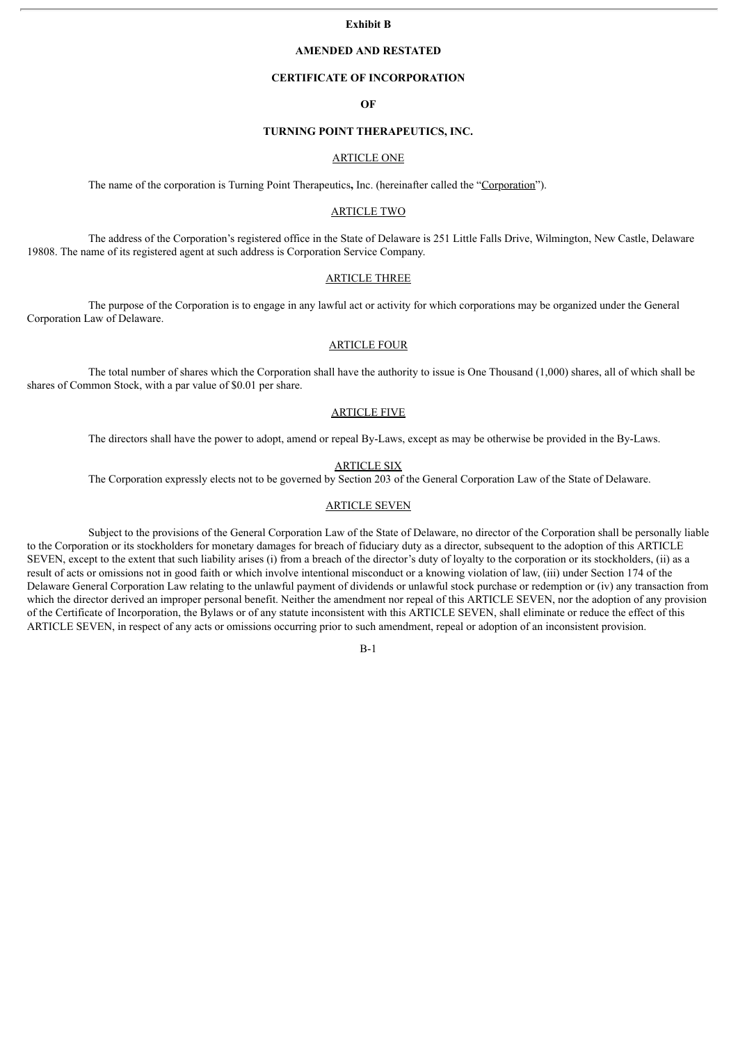**Exhibit B**

# AMENDED AND RESTATED

# CERTIFICATE OF INCORPORATION

# OF

# TURNING POINT THERAPEUTICS, INC.

## ARTICLE ONE

The name of the corporation is Turning Point Therapeutics**,** Inc. (hereinafter called the "Corporation").

## ARTICLE TWO

The address of the Corporation's registered office in the State of Delaware is 251 Little Falls Drive, Wilmington, New Castle, Delaware 19808. The name of its registered agent at such address is Corporation Service Company.

## ARTICLE THREE

The purpose of the Corporation is to engage in any lawful act or activity for which corporations may be organized under the General Corporation Law of Delaware.

## ARTICLE FOUR

The total number of shares which the Corporation shall have the authority to issue is One Thousand (1,000) shares, all of which shall be shares of Common Stock, with a par value of $0.01 per share.

## ARTICLE FIVE

The directors shall have the power to adopt, amend or repeal By-Laws, except as may be otherwise be provided in the By-Laws.

## ARTICLE SIX

The Corporation expressly elects not to be governed by Section 203 of the General Corporation Law of the State of Delaware.

## ARTICLE SEVEN

Subject to the provisions of the General Corporation Law of the State of Delaware, no director of the Corporation shall be personally liable to the Corporation or its stockholders for monetary damages for breach of fiduciary duty as a director, subsequent to the adoption of this ARTICLE SEVEN, except to the extent that such liability arises (i) from a breach of the director's duty of loyalty to the corporation or its stockholders, (ii) as a result of acts or omissions not in good faith or which involve intentional misconduct or a knowing violation of law, (iii) under Section 174 of the Delaware General Corporation Law relating to the unlawful payment of dividends or unlawful stock purchase or redemption or (iv) any transaction from which the director derived an improper personal benefit. Neither the amendment nor repeal of this ARTICLE SEVEN, nor the adoption of any provision of the Certificate of Incorporation, the Bylaws or of any statute inconsistent with this ARTICLE SEVEN, shall eliminate or reduce the effect of this ARTICLE SEVEN, in respect of any acts or omissions occurring prior to such amendment, repeal or adoption of an inconsistent provision.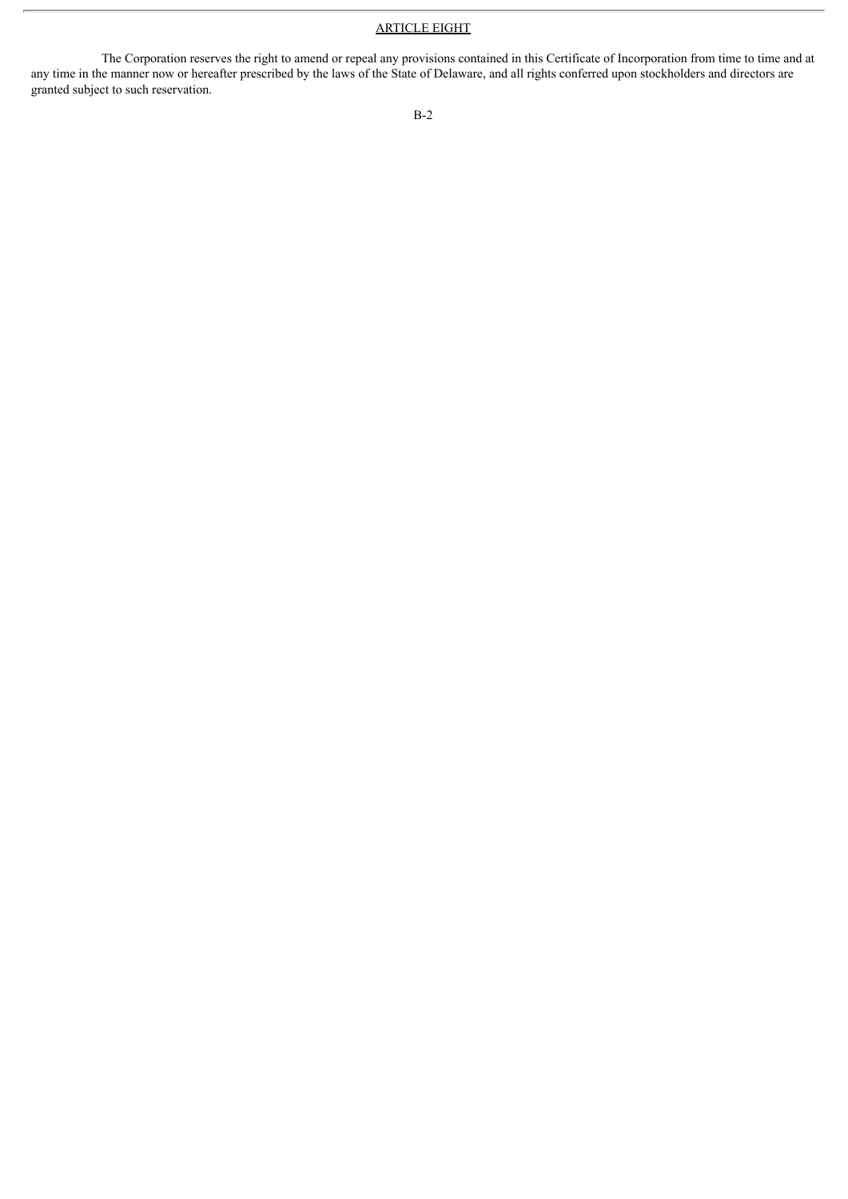## ARTICLE EIGHT

The Corporation reserves the right to amend or repeal any provisions contained in this Certificate of Incorporation from time to time and at any time in the manner now or hereafter prescribed by the laws of the State of Delaware, and all rights conferred upon stockholders and directors are granted subject to such reservation.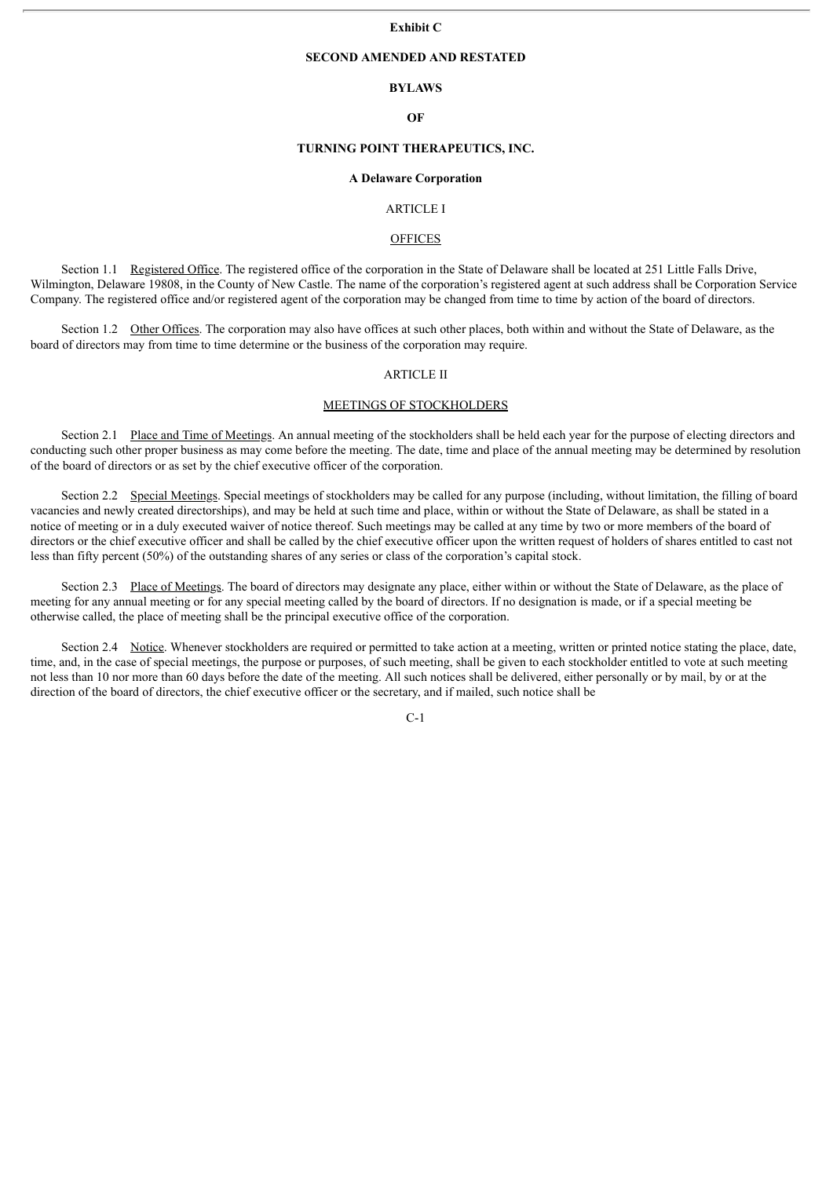**Exhibit C**

**SECOND AMENDED AND RESTATED**

**BYLAWS**

**OF**

**TURNING POINT THERAPEUTICS, INC.**

**A Delaware Corporation**

ARTICLE I

OFFICES

Section 1.1 Registered Office. The registered office of the corporation in the State of Delaware shall be located at 251 Little Falls Drive, Wilmington, Delaware 19808, in the County of New Castle. The name of the corporation's registered agent at such address shall be Corporation Service Company. The registered office and/or registered agent of the corporation may be changed from time to time by action of the board of directors.

Section 1.2 Other Offices. The corporation may also have offices at such other places, both within and without the State of Delaware, as the board of directors may from time to time determine or the business of the corporation may require.

ARTICLE II

MEETINGS OF STOCKHOLDERS

Section 2.1 Place and Time of Meetings. An annual meeting of the stockholders shall be held each year for the purpose of electing directors and conducting such other proper business as may come before the meeting. The date, time and place of the annual meeting may be determined by resolution of the board of directors or as set by the chief executive officer of the corporation.

Section 2.2 Special Meetings. Special meetings of stockholders may be called for any purpose (including, without limitation, the filling of board vacancies and newly created directorships), and may be held at such time and place, within or without the State of Delaware, as shall be stated in a notice of meeting or in a duly executed waiver of notice thereof. Such meetings may be called at any time by two or more members of the board of directors or the chief executive officer and shall be called by the chief executive officer upon the written request of holders of shares entitled to cast not less than fifty percent (50%) of the outstanding shares of any series or class of the corporation's capital stock.

Section 2.3 Place of Meetings. The board of directors may designate any place, either within or without the State of Delaware, as the place of meeting for any annual meeting or for any special meeting called by the board of directors. If no designation is made, or if a special meeting be otherwise called, the place of meeting shall be the principal executive office of the corporation.

Section 2.4 Notice. Whenever stockholders are required or permitted to take action at a meeting, written or printed notice stating the place, date, time, and, in the case of special meetings, the purpose or purposes, of such meeting, shall be given to each stockholder entitled to vote at such meeting not less than 10 nor more than 60 days before the date of the meeting. All such notices shall be delivered, either personally or by mail, by or at the direction of the board of directors, the chief executive officer or the secretary, and if mailed, such notice shall be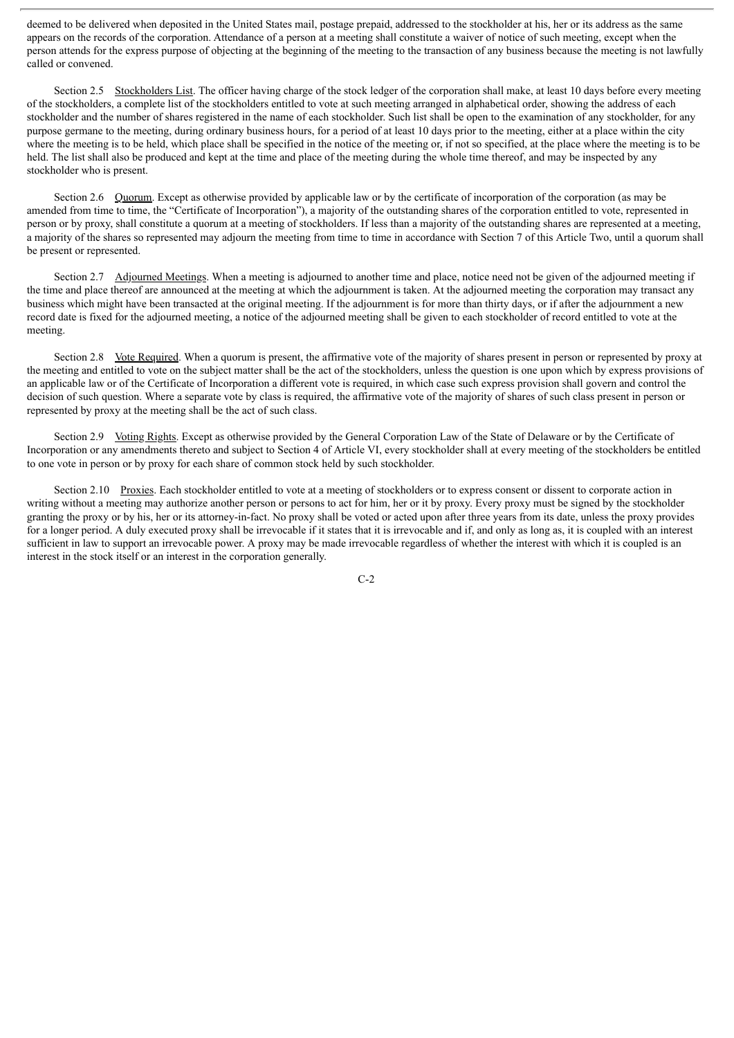deemed to be delivered when deposited in the United States mail, postage prepaid, addressed to the stockholder at his, her or its address as the same appears on the records of the corporation. Attendance of a person at a meeting shall constitute a waiver of notice of such meeting, except when the person attends for the express purpose of objecting at the beginning of the meeting to the transaction of any business because the meeting is not lawfully called or convened.

Section 2.5 Stockholders List. The officer having charge of the stock ledger of the corporation shall make, at least 10 days before every meeting of the stockholders, a complete list of the stockholders entitled to vote at such meeting arranged in alphabetical order, showing the address of each stockholder and the number of shares registered in the name of each stockholder. Such list shall be open to the examination of any stockholder, for any purpose germane to the meeting, during ordinary business hours, for a period of at least 10 days prior to the meeting, either at a place within the city where the meeting is to be held, which place shall be specified in the notice of the meeting or, if not so specified, at the place where the meeting is to be held. The list shall also be produced and kept at the time and place of the meeting during the whole time thereof, and may be inspected by any stockholder who is present.

Section 2.6 Quorum. Except as otherwise provided by applicable law or by the certificate of incorporation of the corporation (as may be amended from time to time, the "Certificate of Incorporation"), a majority of the outstanding shares of the corporation entitled to vote, represented in person or by proxy, shall constitute a quorum at a meeting of stockholders. If less than a majority of the outstanding shares are represented at a meeting, a majority of the shares so represented may adjourn the meeting from time to time in accordance with Section 7 of this Article Two, until a quorum shall be present or represented.

Section 2.7 Adjourned Meetings. When a meeting is adjourned to another time and place, notice need not be given of the adjourned meeting if the time and place thereof are announced at the meeting at which the adjournment is taken. At the adjourned meeting the corporation may transact any business which might have been transacted at the original meeting. If the adjournment is for more than thirty days, or if after the adjournment a new record date is fixed for the adjourned meeting, a notice of the adjourned meeting shall be given to each stockholder of record entitled to vote at the meeting.

Section 2.8 Vote Required. When a quorum is present, the affirmative vote of the majority of shares present in person or represented by proxy at the meeting and entitled to vote on the subject matter shall be the act of the stockholders, unless the question is one upon which by express provisions of an applicable law or of the Certificate of Incorporation a different vote is required, in which case such express provision shall govern and control the decision of such question. Where a separate vote by class is required, the affirmative vote of the majority of shares of such class present in person or represented by proxy at the meeting shall be the act of such class.

Section 2.9 Voting Rights. Except as otherwise provided by the General Corporation Law of the State of Delaware or by the Certificate of Incorporation or any amendments thereto and subject to Section 4 of Article VI, every stockholder shall at every meeting of the stockholders be entitled to one vote in person or by proxy for each share of common stock held by such stockholder.

Section 2.10 Proxies. Each stockholder entitled to vote at a meeting of stockholders or to express consent or dissent to corporate action in writing without a meeting may authorize another person or persons to act for him, her or it by proxy. Every proxy must be signed by the stockholder granting the proxy or by his, her or its attorney-in-fact. No proxy shall be voted or acted upon after three years from its date, unless the proxy provides for a longer period. A duly executed proxy shall be irrevocable if it states that it is irrevocable and if, and only as long as, it is coupled with an interest sufficient in law to support an irrevocable power. A proxy may be made irrevocable regardless of whether the interest with which it is coupled is an interest in the stock itself or an interest in the corporation generally.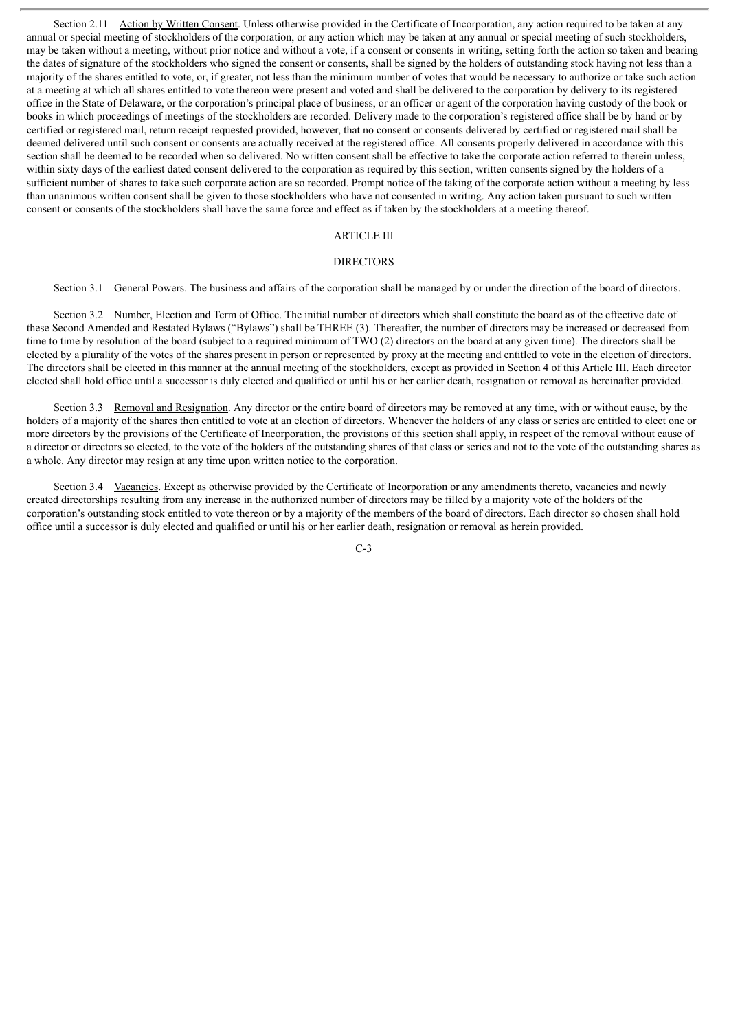Section 2.11 Action by Written Consent. Unless otherwise provided in the Certificate of Incorporation, any action required to be taken at any annual or special meeting of stockholders of the corporation, or any action which may be taken at any annual or special meeting of such stockholders, may be taken without a meeting, without prior notice and without a vote, if a consent or consents in writing, setting forth the action so taken and bearing the dates of signature of the stockholders who signed the consent or consents, shall be signed by the holders of outstanding stock having not less than a majority of the shares entitled to vote, or, if greater, not less than the minimum number of votes that would be necessary to authorize or take such action at a meeting at which all shares entitled to vote thereon were present and voted and shall be delivered to the corporation by delivery to its registered office in the State of Delaware, or the corporation's principal place of business, or an officer or agent of the corporation having custody of the book or books in which proceedings of meetings of the stockholders are recorded. Delivery made to the corporation's registered office shall be by hand or by certified or registered mail, return receipt requested provided, however, that no consent or consents delivered by certified or registered mail shall be deemed delivered until such consent or consents are actually received at the registered office. All consents properly delivered in accordance with this section shall be deemed to be recorded when so delivered. No written consent shall be effective to take the corporate action referred to therein unless, within sixty days of the earliest dated consent delivered to the corporation as required by this section, written consents signed by the holders of a sufficient number of shares to take such corporate action are so recorded. Prompt notice of the taking of the corporate action without a meeting by less than unanimous written consent shall be given to those stockholders who have not consented in writing. Any action taken pursuant to such written consent or consents of the stockholders shall have the same force and effect as if taken by the stockholders at a meeting thereof.

## ARTICLE III

## DIRECTORS

Section 3.1 General Powers. The business and affairs of the corporation shall be managed by or under the direction of the board of directors.

Section 3.2 Number, Election and Term of Office. The initial number of directors which shall constitute the board as of the effective date of these Second Amended and Restated Bylaws ("Bylaws") shall be THREE (3). Thereafter, the number of directors may be increased or decreased from time to time by resolution of the board (subject to a required minimum of TWO (2) directors on the board at any given time). The directors shall be elected by a plurality of the votes of the shares present in person or represented by proxy at the meeting and entitled to vote in the election of directors. The directors shall be elected in this manner at the annual meeting of the stockholders, except as provided in Section 4 of this Article III. Each director elected shall hold office until a successor is duly elected and qualified or until his or her earlier death, resignation or removal as hereinafter provided.

Section 3.3 Removal and Resignation. Any director or the entire board of directors may be removed at any time, with or without cause, by the holders of a majority of the shares then entitled to vote at an election of directors. Whenever the holders of any class or series are entitled to elect one or more directors by the provisions of the Certificate of Incorporation, the provisions of this section shall apply, in respect of the removal without cause of a director or directors so elected, to the vote of the holders of the outstanding shares of that class or series and not to the vote of the outstanding shares as a whole. Any director may resign at any time upon written notice to the corporation.

Section 3.4 Vacancies. Except as otherwise provided by the Certificate of Incorporation or any amendments thereto, vacancies and newly created directorships resulting from any increase in the authorized number of directors may be filled by a majority vote of the holders of the corporation's outstanding stock entitled to vote thereon or by a majority of the members of the board of directors. Each director so chosen shall hold office until a successor is duly elected and qualified or until his or her earlier death, resignation or removal as herein provided.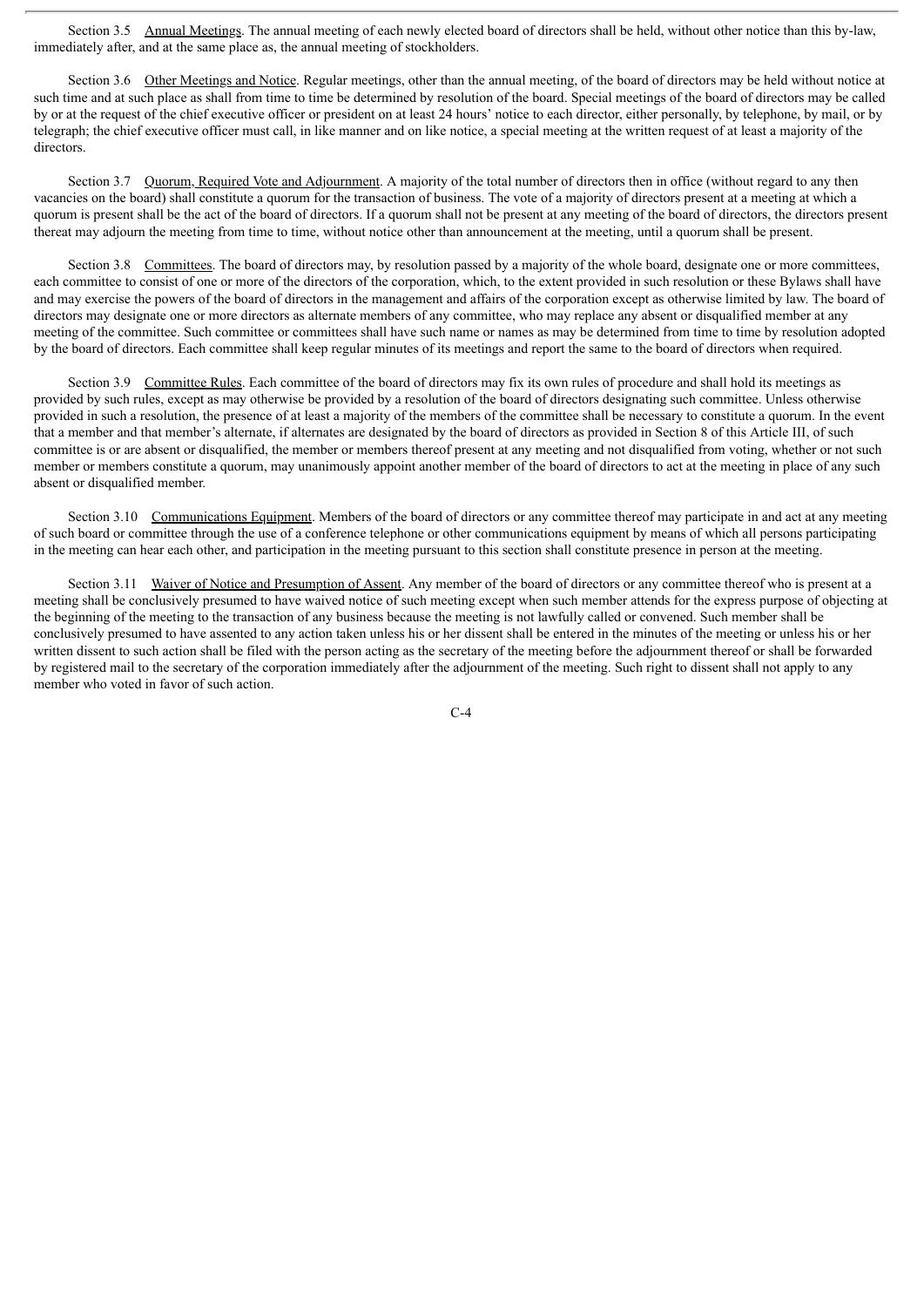Section 3.5 Annual Meetings. The annual meeting of each newly elected board of directors shall be held, without other notice than this by-law, immediately after, and at the same place as, the annual meeting of stockholders.

Section 3.6 Other Meetings and Notice. Regular meetings, other than the annual meeting, of the board of directors may be held without notice at such time and at such place as shall from time to time be determined by resolution of the board. Special meetings of the board of directors may be called by or at the request of the chief executive officer or president on at least 24 hours' notice to each director, either personally, by telephone, by mail, or by telegraph; the chief executive officer must call, in like manner and on like notice, a special meeting at the written request of at least a majority of the directors.

Section 3.7 Quorum, Required Vote and Adjournment. A majority of the total number of directors then in office (without regard to any then vacancies on the board) shall constitute a quorum for the transaction of business. The vote of a majority of directors present at a meeting at which a quorum is present shall be the act of the board of directors. If a quorum shall not be present at any meeting of the board of directors, the directors present thereat may adjourn the meeting from time to time, without notice other than announcement at the meeting, until a quorum shall be present.

Section 3.8 Committees. The board of directors may, by resolution passed by a majority of the whole board, designate one or more committees, each committee to consist of one or more of the directors of the corporation, which, to the extent provided in such resolution or these Bylaws shall have and may exercise the powers of the board of directors in the management and affairs of the corporation except as otherwise limited by law. The board of directors may designate one or more directors as alternate members of any committee, who may replace any absent or disqualified member at any meeting of the committee. Such committee or committees shall have such name or names as may be determined from time to time by resolution adopted by the board of directors. Each committee shall keep regular minutes of its meetings and report the same to the board of directors when required.

Section 3.9 Committee Rules. Each committee of the board of directors may fix its own rules of procedure and shall hold its meetings as provided by such rules, except as may otherwise be provided by a resolution of the board of directors designating such committee. Unless otherwise provided in such a resolution, the presence of at least a majority of the members of the committee shall be necessary to constitute a quorum. In the event that a member and that member's alternate, if alternates are designated by the board of directors as provided in Section 8 of this Article III, of such committee is or are absent or disqualified, the member or members thereof present at any meeting and not disqualified from voting, whether or not such member or members constitute a quorum, may unanimously appoint another member of the board of directors to act at the meeting in place of any such absent or disqualified member.

Section 3.10 Communications Equipment. Members of the board of directors or any committee thereof may participate in and act at any meeting of such board or committee through the use of a conference telephone or other communications equipment by means of which all persons participating in the meeting can hear each other, and participation in the meeting pursuant to this section shall constitute presence in person at the meeting.

Section 3.11 Waiver of Notice and Presumption of Assent. Any member of the board of directors or any committee thereof who is present at a meeting shall be conclusively presumed to have waived notice of such meeting except when such member attends for the express purpose of objecting at the beginning of the meeting to the transaction of any business because the meeting is not lawfully called or convened. Such member shall be conclusively presumed to have assented to any action taken unless his or her dissent shall be entered in the minutes of the meeting or unless his or her written dissent to such action shall be filed with the person acting as the secretary of the meeting before the adjournment thereof or shall be forwarded by registered mail to the secretary of the corporation immediately after the adjournment of the meeting. Such right to dissent shall not apply to any member who voted in favor of such action.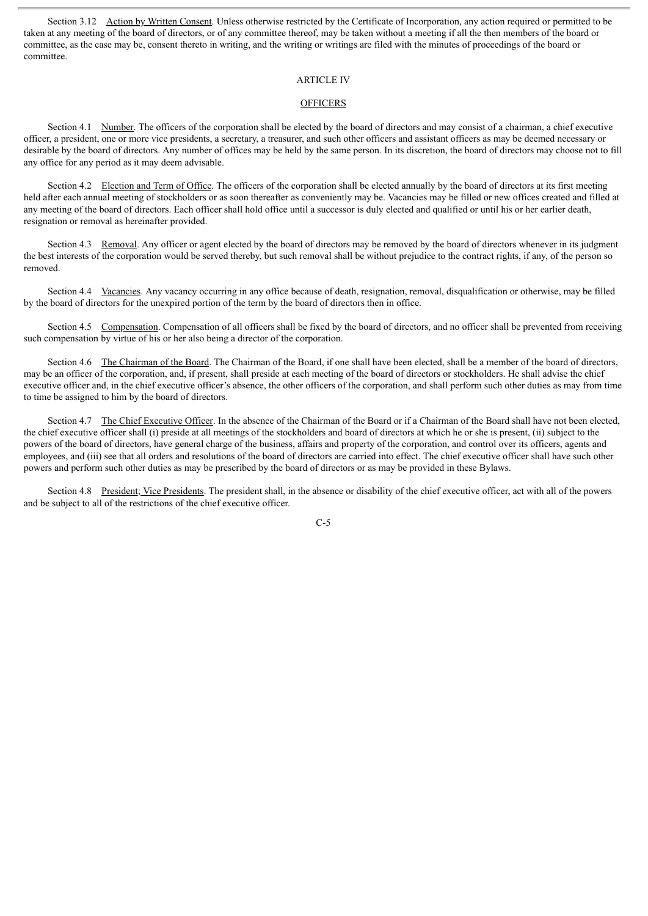Section 3.12 Action by Written Consent. Unless otherwise restricted by the Certificate of Incorporation, any action required or permitted to be taken at any meeting of the board of directors, or of any committee thereof, may be taken without a meeting if all the then members of the board or committee, as the case may be, consent thereto in writing, and the writing or writings are filed with the minutes of proceedings of the board or committee.

## ARTICLE IV

## OFFICERS

Section 4.1 Number. The officers of the corporation shall be elected by the board of directors and may consist of a chairman, a chief executive officer, a president, one or more vice presidents, a secretary, a treasurer, and such other officers and assistant officers as may be deemed necessary or desirable by the board of directors. Any number of offices may be held by the same person. In its discretion, the board of directors may choose not to fill any office for any period as it may deem advisable.

Section 4.2 Election and Term of Office. The officers of the corporation shall be elected annually by the board of directors at its first meeting held after each annual meeting of stockholders or as soon thereafter as conveniently may be. Vacancies may be filled or new offices created and filled at any meeting of the board of directors. Each officer shall hold office until a successor is duly elected and qualified or until his or her earlier death, resignation or removal as hereinafter provided.

Section 4.3 Removal. Any officer or agent elected by the board of directors may be removed by the board of directors whenever in its judgment the best interests of the corporation would be served thereby, but such removal shall be without prejudice to the contract rights, if any, of the person so removed.

Section 4.4 Vacancies. Any vacancy occurring in any office because of death, resignation, removal, disqualification or otherwise, may be filled by the board of directors for the unexpired portion of the term by the board of directors then in office.

Section 4.5 Compensation. Compensation of all officers shall be fixed by the board of directors, and no officer shall be prevented from receiving such compensation by virtue of his or her also being a director of the corporation.

Section 4.6 The Chairman of the Board. The Chairman of the Board, if one shall have been elected, shall be a member of the board of directors, may be an officer of the corporation, and, if present, shall preside at each meeting of the board of directors or stockholders. He shall advise the chief executive officer and, in the chief executive officer's absence, the other officers of the corporation, and shall perform such other duties as may from time to time be assigned to him by the board of directors.

Section 4.7 The Chief Executive Officer. In the absence of the Chairman of the Board or if a Chairman of the Board shall have not been elected, the chief executive officer shall (i) preside at all meetings of the stockholders and board of directors at which he or she is present, (ii) subject to the powers of the board of directors, have general charge of the business, affairs and property of the corporation, and control over its officers, agents and employees, and (iii) see that all orders and resolutions of the board of directors are carried into effect. The chief executive officer shall have such other powers and perform such other duties as may be prescribed by the board of directors or as may be provided in these Bylaws.

Section 4.8 President; Vice Presidents. The president shall, in the absence or disability of the chief executive officer, act with all of the powers and be subject to all of the restrictions of the chief executive officer.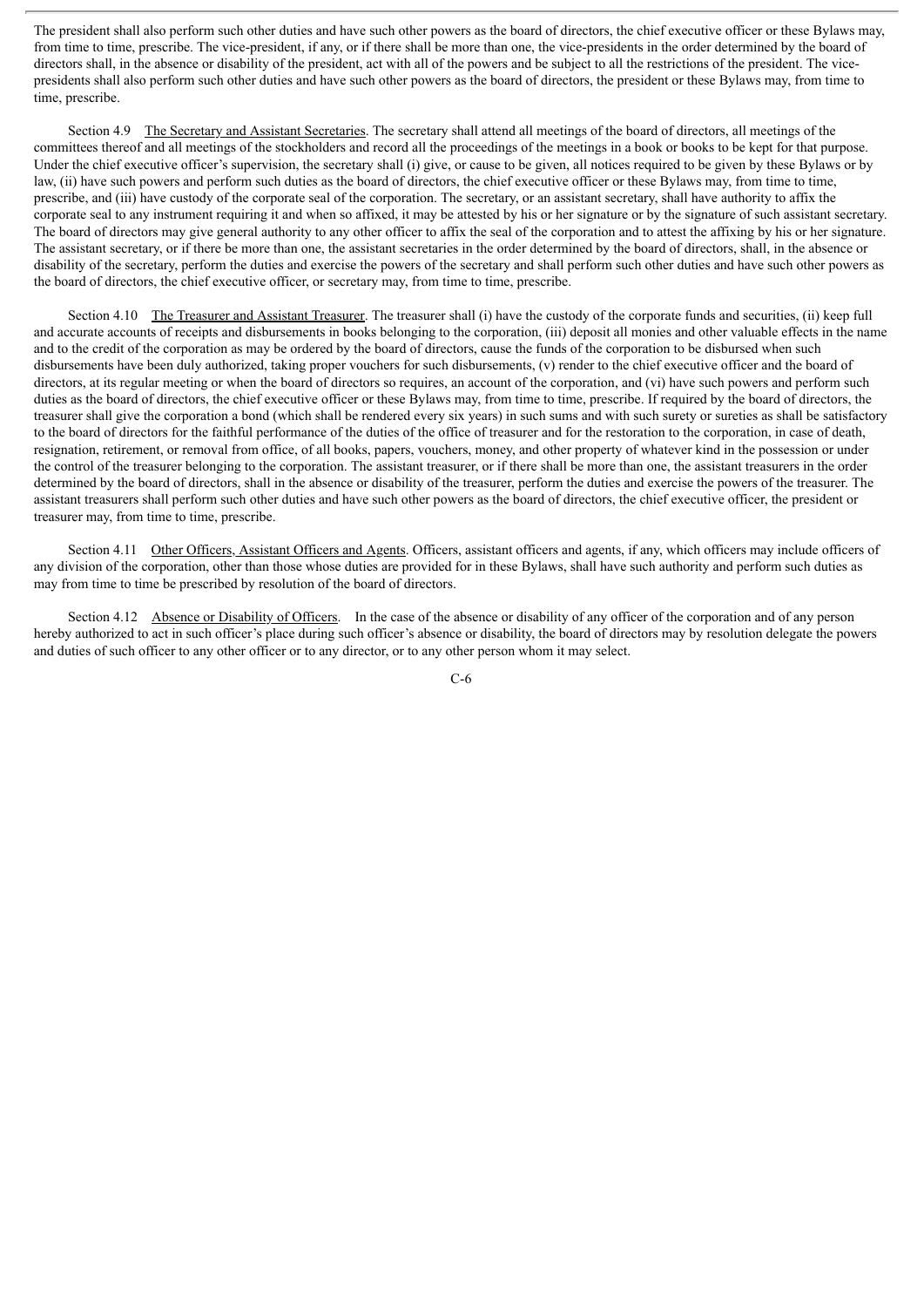The president shall also perform such other duties and have such other powers as the board of directors, the chief executive officer or these Bylaws may, from time to time, prescribe. The vice-president, if any, or if there shall be more than one, the vice-presidents in the order determined by the board of directors shall, in the absence or disability of the president, act with all of the powers and be subject to all the restrictions of the president. The vice-presidents shall also perform such other duties and have such other powers as the board of directors, the president or these Bylaws may, from time to time, prescribe.

Section 4.9 The Secretary and Assistant Secretaries. The secretary shall attend all meetings of the board of directors, all meetings of the committees thereof and all meetings of the stockholders and record all the proceedings of the meetings in a book or books to be kept for that purpose. Under the chief executive officer's supervision, the secretary shall (i) give, or cause to be given, all notices required to be given by these Bylaws or by law, (ii) have such powers and perform such duties as the board of directors, the chief executive officer or these Bylaws may, from time to time, prescribe, and (iii) have custody of the corporate seal of the corporation. The secretary, or an assistant secretary, shall have authority to affix the corporate seal to any instrument requiring it and when so affixed, it may be attested by his or her signature or by the signature of such assistant secretary. The board of directors may give general authority to any other officer to affix the seal of the corporation and to attest the affixing by his or her signature. The assistant secretary, or if there be more than one, the assistant secretaries in the order determined by the board of directors, shall, in the absence or disability of the secretary, perform the duties and exercise the powers of the secretary and shall perform such other duties and have such other powers as the board of directors, the chief executive officer, or secretary may, from time to time, prescribe.

Section 4.10 The Treasurer and Assistant Treasurer. The treasurer shall (i) have the custody of the corporate funds and securities, (ii) keep full and accurate accounts of receipts and disbursements in books belonging to the corporation, (iii) deposit all monies and other valuable effects in the name and to the credit of the corporation as may be ordered by the board of directors, cause the funds of the corporation to be disbursed when such disbursements have been duly authorized, taking proper vouchers for such disbursements, (v) render to the chief executive officer and the board of directors, at its regular meeting or when the board of directors so requires, an account of the corporation, and (vi) have such powers and perform such duties as the board of directors, the chief executive officer or these Bylaws may, from time to time, prescribe. If required by the board of directors, the treasurer shall give the corporation a bond (which shall be rendered every six years) in such sums and with such surety or sureties as shall be satisfactory to the board of directors for the faithful performance of the duties of the office of treasurer and for the restoration to the corporation, in case of death, resignation, retirement, or removal from office, of all books, papers, vouchers, money, and other property of whatever kind in the possession or under the control of the treasurer belonging to the corporation. The assistant treasurer, or if there shall be more than one, the assistant treasurers in the order determined by the board of directors, shall in the absence or disability of the treasurer, perform the duties and exercise the powers of the treasurer. The assistant treasurers shall perform such other duties and have such other powers as the board of directors, the chief executive officer, the president or treasurer may, from time to time, prescribe.

Section 4.11 Other Officers, Assistant Officers and Agents. Officers, assistant officers and agents, if any, which officers may include officers of any division of the corporation, other than those whose duties are provided for in these Bylaws, shall have such authority and perform such duties as may from time to time be prescribed by resolution of the board of directors.

Section 4.12 Absence or Disability of Officers. In the case of the absence or disability of any officer of the corporation and of any person hereby authorized to act in such officer's place during such officer's absence or disability, the board of directors may by resolution delegate the powers and duties of such officer to any other officer or to any director, or to any other person whom it may select.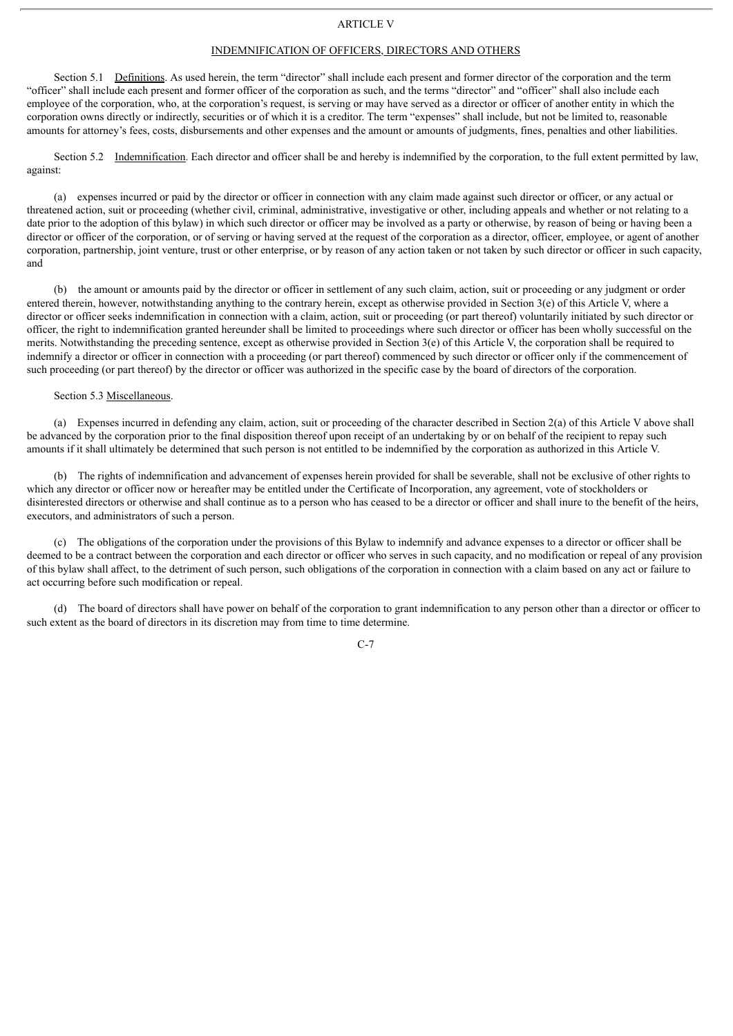# ARTICLE V

## INDEMNIFICATION OF OFFICERS, DIRECTORS AND OTHERS

Section 5.1 Definitions. As used herein, the term "director" shall include each present and former director of the corporation and the term "officer" shall include each present and former officer of the corporation as such, and the terms "director" and "officer" shall also include each employee of the corporation, who, at the corporation's request, is serving or may have served as a director or officer of another entity in which the corporation owns directly or indirectly, securities or of which it is a creditor. The term "expenses" shall include, but not be limited to, reasonable amounts for attorney's fees, costs, disbursements and other expenses and the amount or amounts of judgments, fines, penalties and other liabilities.

Section 5.2 Indemnification. Each director and officer shall be and hereby is indemnified by the corporation, to the full extent permitted by law, against:

(a) expenses incurred or paid by the director or officer in connection with any claim made against such director or officer, or any actual or threatened action, suit or proceeding (whether civil, criminal, administrative, investigative or other, including appeals and whether or not relating to a date prior to the adoption of this bylaw) in which such director or officer may be involved as a party or otherwise, by reason of being or having been a director or officer of the corporation, or of serving or having served at the request of the corporation as a director, officer, employee, or agent of another corporation, partnership, joint venture, trust or other enterprise, or by reason of any action taken or not taken by such director or officer in such capacity, and

(b) the amount or amounts paid by the director or officer in settlement of any such claim, action, suit or proceeding or any judgment or order entered therein, however, notwithstanding anything to the contrary herein, except as otherwise provided in Section 3(e) of this Article V, where a director or officer seeks indemnification in connection with a claim, action, suit or proceeding (or part thereof) voluntarily initiated by such director or officer, the right to indemnification granted hereunder shall be limited to proceedings where such director or officer has been wholly successful on the merits. Notwithstanding the preceding sentence, except as otherwise provided in Section 3(e) of this Article V, the corporation shall be required to indemnify a director or officer in connection with a proceeding (or part thereof) commenced by such director or officer only if the commencement of such proceeding (or part thereof) by the director or officer was authorized in the specific case by the board of directors of the corporation.

Section 5.3 Miscellaneous.

(a) Expenses incurred in defending any claim, action, suit or proceeding of the character described in Section 2(a) of this Article V above shall be advanced by the corporation prior to the final disposition thereof upon receipt of an undertaking by or on behalf of the recipient to repay such amounts if it shall ultimately be determined that such person is not entitled to be indemnified by the corporation as authorized in this Article V.

(b) The rights of indemnification and advancement of expenses herein provided for shall be severable, shall not be exclusive of other rights to which any director or officer now or hereafter may be entitled under the Certificate of Incorporation, any agreement, vote of stockholders or disinterested directors or otherwise and shall continue as to a person who has ceased to be a director or officer and shall inure to the benefit of the heirs, executors, and administrators of such a person.

(c) The obligations of the corporation under the provisions of this Bylaw to indemnify and advance expenses to a director or officer shall be deemed to be a contract between the corporation and each director or officer who serves in such capacity, and no modification or repeal of any provision of this bylaw shall affect, to the detriment of such person, such obligations of the corporation in connection with a claim based on any act or failure to act occurring before such modification or repeal.

(d) The board of directors shall have power on behalf of the corporation to grant indemnification to any person other than a director or officer to such extent as the board of directors in its discretion may from time to time determine.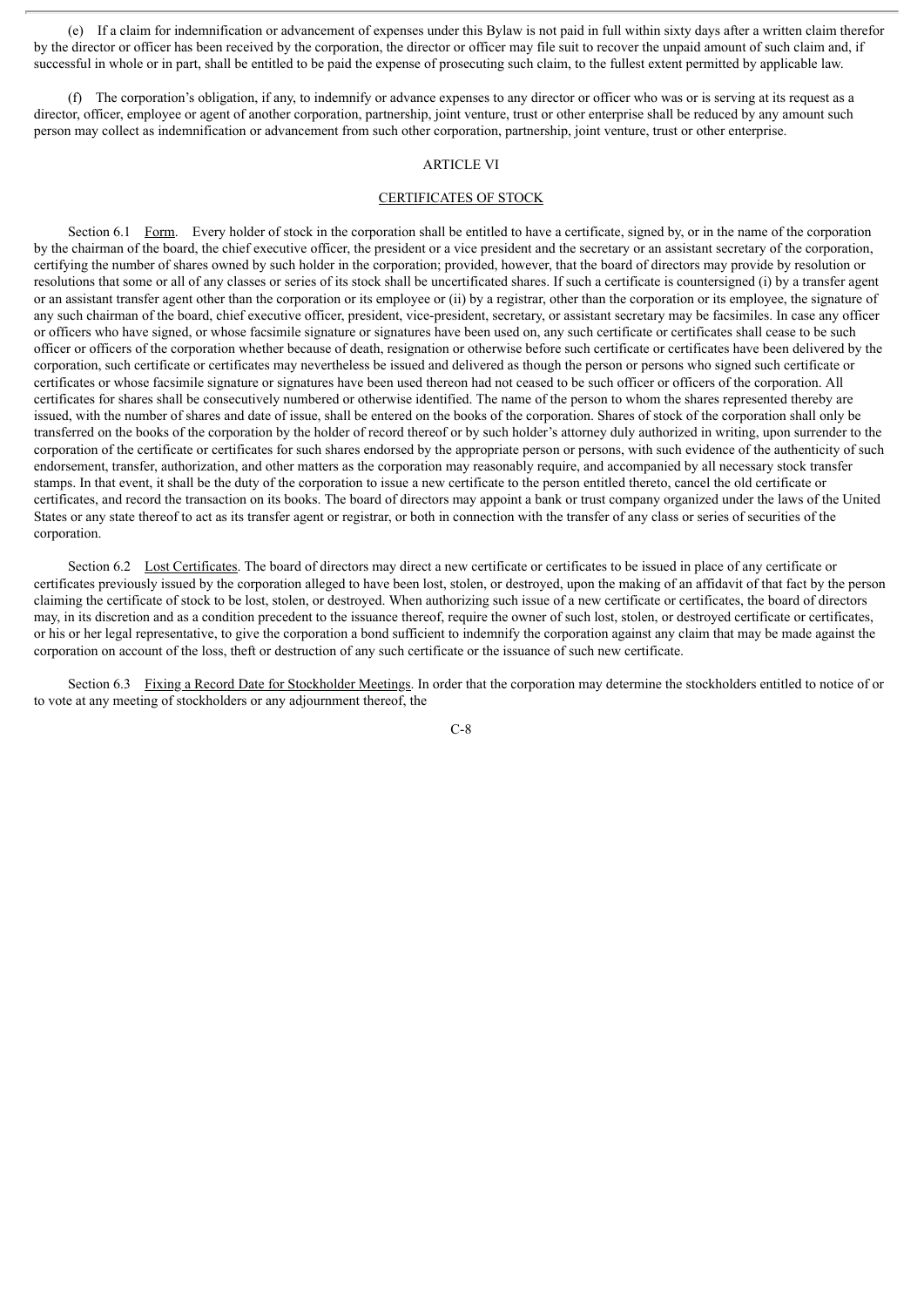(e) If a claim for indemnification or advancement of expenses under this Bylaw is not paid in full within sixty days after a written claim therefor by the director or officer has been received by the corporation, the director or officer may file suit to recover the unpaid amount of such claim and, if successful in whole or in part, shall be entitled to be paid the expense of prosecuting such claim, to the fullest extent permitted by applicable law.

(f) The corporation's obligation, if any, to indemnify or advance expenses to any director or officer who was or is serving at its request as a director, officer, employee or agent of another corporation, partnership, joint venture, trust or other enterprise shall be reduced by any amount such person may collect as indemnification or advancement from such other corporation, partnership, joint venture, trust or other enterprise.

## ARTICLE VI

## CERTIFICATES OF STOCK

Section 6.1 Form. Every holder of stock in the corporation shall be entitled to have a certificate, signed by, or in the name of the corporation by the chairman of the board, the chief executive officer, the president or a vice president and the secretary or an assistant secretary of the corporation, certifying the number of shares owned by such holder in the corporation; provided, however, that the board of directors may provide by resolution or resolutions that some or all of any classes or series of its stock shall be uncertificated shares. If such a certificate is countersigned (i) by a transfer agent or an assistant transfer agent other than the corporation or its employee or (ii) by a registrar, other than the corporation or its employee, the signature of any such chairman of the board, chief executive officer, president, vice-president, secretary, or assistant secretary may be facsimiles. In case any officer or officers who have signed, or whose facsimile signature or signatures have been used on, any such certificate or certificates shall cease to be such officer or officers of the corporation whether because of death, resignation or otherwise before such certificate or certificates have been delivered by the corporation, such certificate or certificates may nevertheless be issued and delivered as though the person or persons who signed such certificate or certificates or whose facsimile signature or signatures have been used thereon had not ceased to be such officer or officers of the corporation. All certificates for shares shall be consecutively numbered or otherwise identified. The name of the person to whom the shares represented thereby are issued, with the number of shares and date of issue, shall be entered on the books of the corporation. Shares of stock of the corporation shall only be transferred on the books of the corporation by the holder of record thereof or by such holder's attorney duly authorized in writing, upon surrender to the corporation of the certificate or certificates for such shares endorsed by the appropriate person or persons, with such evidence of the authenticity of such endorsement, transfer, authorization, and other matters as the corporation may reasonably require, and accompanied by all necessary stock transfer stamps. In that event, it shall be the duty of the corporation to issue a new certificate to the person entitled thereto, cancel the old certificate or certificates, and record the transaction on its books. The board of directors may appoint a bank or trust company organized under the laws of the United States or any state thereof to act as its transfer agent or registrar, or both in connection with the transfer of any class or series of securities of the corporation.

Section 6.2 Lost Certificates. The board of directors may direct a new certificate or certificates to be issued in place of any certificate or certificates previously issued by the corporation alleged to have been lost, stolen, or destroyed, upon the making of an affidavit of that fact by the person claiming the certificate of stock to be lost, stolen, or destroyed. When authorizing such issue of a new certificate or certificates, the board of directors may, in its discretion and as a condition precedent to the issuance thereof, require the owner of such lost, stolen, or destroyed certificate or certificates, or his or her legal representative, to give the corporation a bond sufficient to indemnify the corporation against any claim that may be made against the corporation on account of the loss, theft or destruction of any such certificate or the issuance of such new certificate.

Section 6.3 Fixing a Record Date for Stockholder Meetings. In order that the corporation may determine the stockholders entitled to notice of or to vote at any meeting of stockholders or any adjournment thereof, the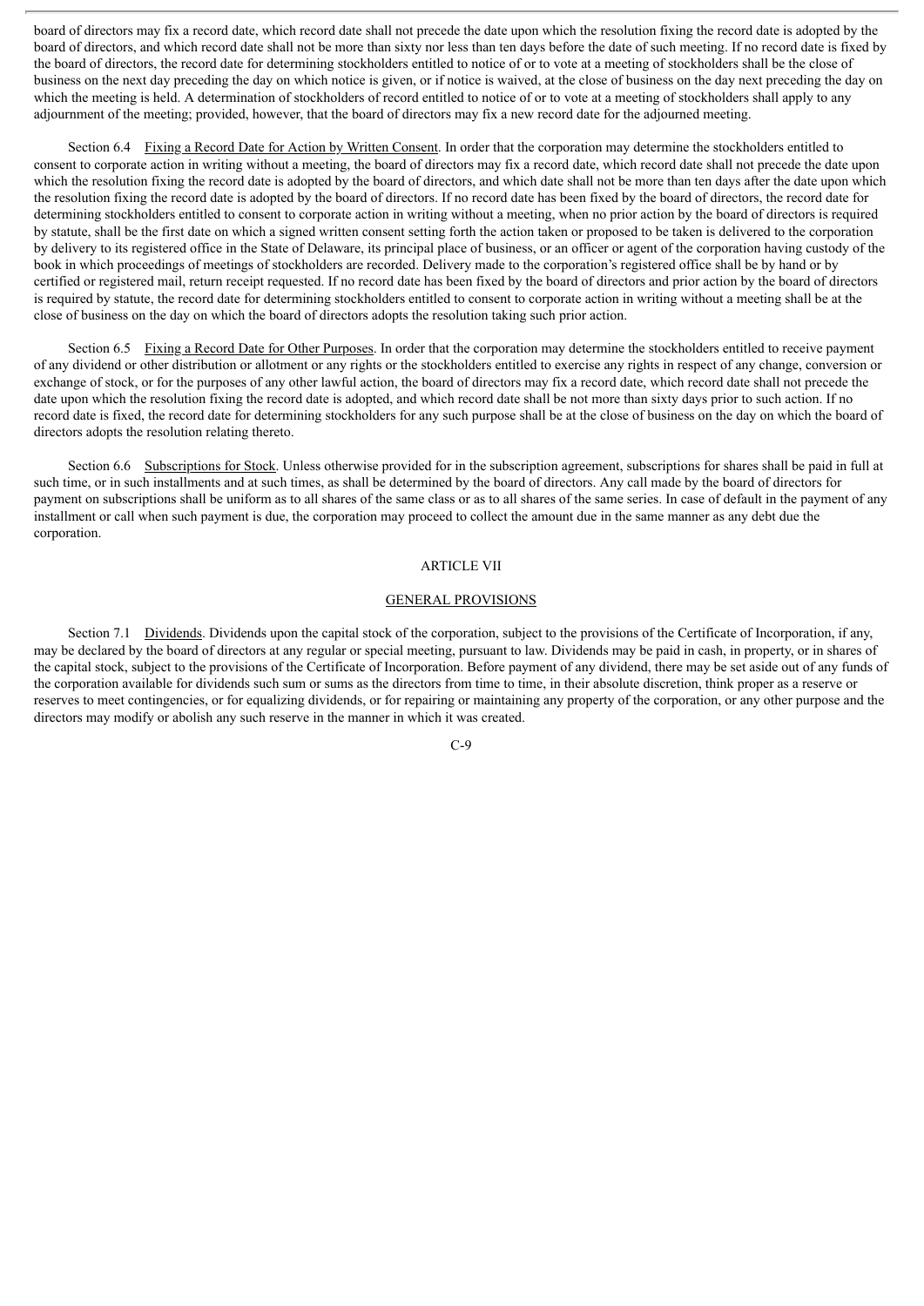board of directors may fix a record date, which record date shall not precede the date upon which the resolution fixing the record date is adopted by the board of directors, and which record date shall not be more than sixty nor less than ten days before the date of such meeting. If no record date is fixed by the board of directors, the record date for determining stockholders entitled to notice of or to vote at a meeting of stockholders shall be the close of business on the next day preceding the day on which notice is given, or if notice is waived, at the close of business on the day next preceding the day on which the meeting is held. A determination of stockholders of record entitled to notice of or to vote at a meeting of stockholders shall apply to any adjournment of the meeting; provided, however, that the board of directors may fix a new record date for the adjourned meeting.

Section 6.4 Fixing a Record Date for Action by Written Consent. In order that the corporation may determine the stockholders entitled to consent to corporate action in writing without a meeting, the board of directors may fix a record date, which record date shall not precede the date upon which the resolution fixing the record date is adopted by the board of directors, and which date shall not be more than ten days after the date upon which the resolution fixing the record date is adopted by the board of directors. If no record date has been fixed by the board of directors, the record date for determining stockholders entitled to consent to corporate action in writing without a meeting, when no prior action by the board of directors is required by statute, shall be the first date on which a signed written consent setting forth the action taken or proposed to be taken is delivered to the corporation by delivery to its registered office in the State of Delaware, its principal place of business, or an officer or agent of the corporation having custody of the book in which proceedings of meetings of stockholders are recorded. Delivery made to the corporation's registered office shall be by hand or by certified or registered mail, return receipt requested. If no record date has been fixed by the board of directors and prior action by the board of directors is required by statute, the record date for determining stockholders entitled to consent to corporate action in writing without a meeting shall be at the close of business on the day on which the board of directors adopts the resolution taking such prior action.

Section 6.5 Fixing a Record Date for Other Purposes. In order that the corporation may determine the stockholders entitled to receive payment of any dividend or other distribution or allotment or any rights or the stockholders entitled to exercise any rights in respect of any change, conversion or exchange of stock, or for the purposes of any other lawful action, the board of directors may fix a record date, which record date shall not precede the date upon which the resolution fixing the record date is adopted, and which record date shall be not more than sixty days prior to such action. If no record date is fixed, the record date for determining stockholders for any such purpose shall be at the close of business on the day on which the board of directors adopts the resolution relating thereto.

Section 6.6 Subscriptions for Stock. Unless otherwise provided for in the subscription agreement, subscriptions for shares shall be paid in full at such time, or in such installments and at such times, as shall be determined by the board of directors. Any call made by the board of directors for payment on subscriptions shall be uniform as to all shares of the same class or as to all shares of the same series. In case of default in the payment of any installment or call when such payment is due, the corporation may proceed to collect the amount due in the same manner as any debt due the corporation.

## ARTICLE VII

## GENERAL PROVISIONS

Section 7.1 Dividends. Dividends upon the capital stock of the corporation, subject to the provisions of the Certificate of Incorporation, if any, may be declared by the board of directors at any regular or special meeting, pursuant to law. Dividends may be paid in cash, in property, or in shares of the capital stock, subject to the provisions of the Certificate of Incorporation. Before payment of any dividend, there may be set aside out of any funds of the corporation available for dividends such sum or sums as the directors from time to time, in their absolute discretion, think proper as a reserve or reserves to meet contingencies, or for equalizing dividends, or for repairing or maintaining any property of the corporation, or any other purpose and the directors may modify or abolish any such reserve in the manner in which it was created.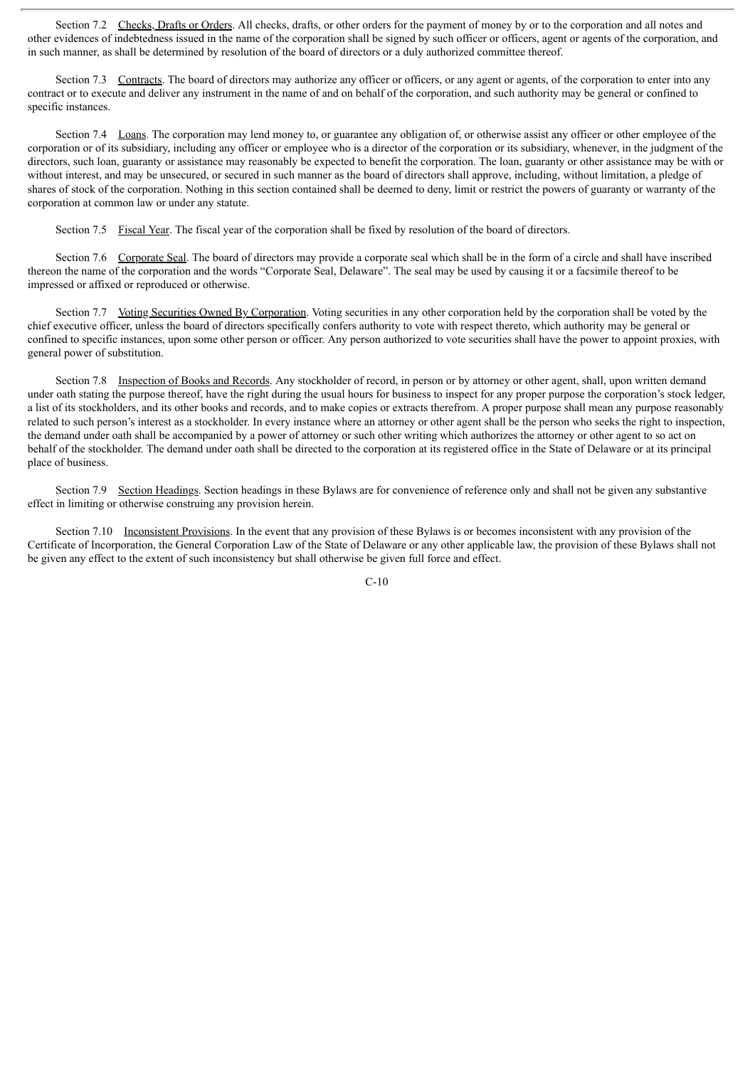Section 7.2 Checks, Drafts or Orders. All checks, drafts, or other orders for the payment of money by or to the corporation and all notes and other evidences of indebtedness issued in the name of the corporation shall be signed by such officer or officers, agent or agents of the corporation, and in such manner, as shall be determined by resolution of the board of directors or a duly authorized committee thereof.

Section 7.3 Contracts. The board of directors may authorize any officer or officers, or any agent or agents, of the corporation to enter into any contract or to execute and deliver any instrument in the name of and on behalf of the corporation, and such authority may be general or confined to specific instances.

Section 7.4 Loans. The corporation may lend money to, or guarantee any obligation of, or otherwise assist any officer or other employee of the corporation or of its subsidiary, including any officer or employee who is a director of the corporation or its subsidiary, whenever, in the judgment of the directors, such loan, guaranty or assistance may reasonably be expected to benefit the corporation. The loan, guaranty or other assistance may be with or without interest, and may be unsecured, or secured in such manner as the board of directors shall approve, including, without limitation, a pledge of shares of stock of the corporation. Nothing in this section contained shall be deemed to deny, limit or restrict the powers of guaranty or warranty of the corporation at common law or under any statute.

Section 7.5 Fiscal Year. The fiscal year of the corporation shall be fixed by resolution of the board of directors.

Section 7.6 Corporate Seal. The board of directors may provide a corporate seal which shall be in the form of a circle and shall have inscribed thereon the name of the corporation and the words "Corporate Seal, Delaware". The seal may be used by causing it or a facsimile thereof to be impressed or affixed or reproduced or otherwise.

Section 7.7 Voting Securities Owned By Corporation. Voting securities in any other corporation held by the corporation shall be voted by the chief executive officer, unless the board of directors specifically confers authority to vote with respect thereto, which authority may be general or confined to specific instances, upon some other person or officer. Any person authorized to vote securities shall have the power to appoint proxies, with general power of substitution.

Section 7.8 Inspection of Books and Records. Any stockholder of record, in person or by attorney or other agent, shall, upon written demand under oath stating the purpose thereof, have the right during the usual hours for business to inspect for any proper purpose the corporation's stock ledger, a list of its stockholders, and its other books and records, and to make copies or extracts therefrom. A proper purpose shall mean any purpose reasonably related to such person's interest as a stockholder. In every instance where an attorney or other agent shall be the person who seeks the right to inspection, the demand under oath shall be accompanied by a power of attorney or such other writing which authorizes the attorney or other agent to so act on behalf of the stockholder. The demand under oath shall be directed to the corporation at its registered office in the State of Delaware or at its principal place of business.

Section 7.9 Section Headings. Section headings in these Bylaws are for convenience of reference only and shall not be given any substantive effect in limiting or otherwise construing any provision herein.

Section 7.10 Inconsistent Provisions. In the event that any provision of these Bylaws is or becomes inconsistent with any provision of the Certificate of Incorporation, the General Corporation Law of the State of Delaware or any other applicable law, the provision of these Bylaws shall not be given any effect to the extent of such inconsistency but shall otherwise be given full force and effect.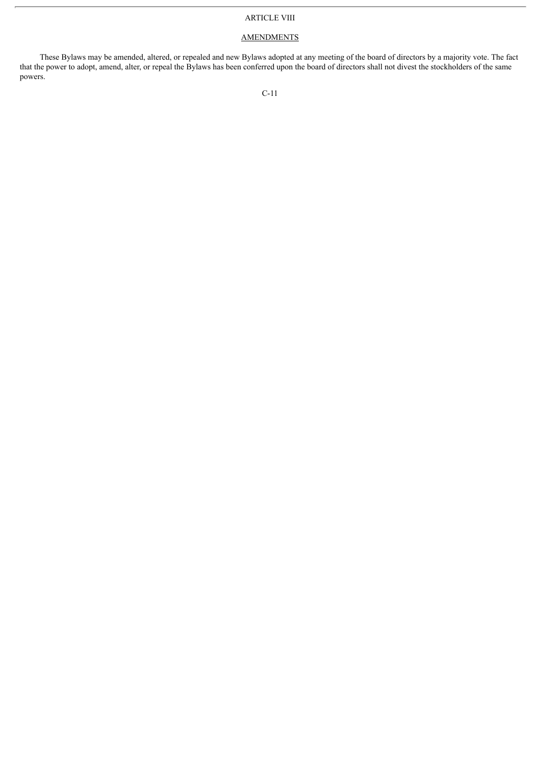# ARTICLE VIII

## AMENDMENTS

These Bylaws may be amended, altered, or repealed and new Bylaws adopted at any meeting of the board of directors by a majority vote. The fact that the power to adopt, amend, alter, or repeal the Bylaws has been conferred upon the board of directors shall not divest the stockholders of the same powers.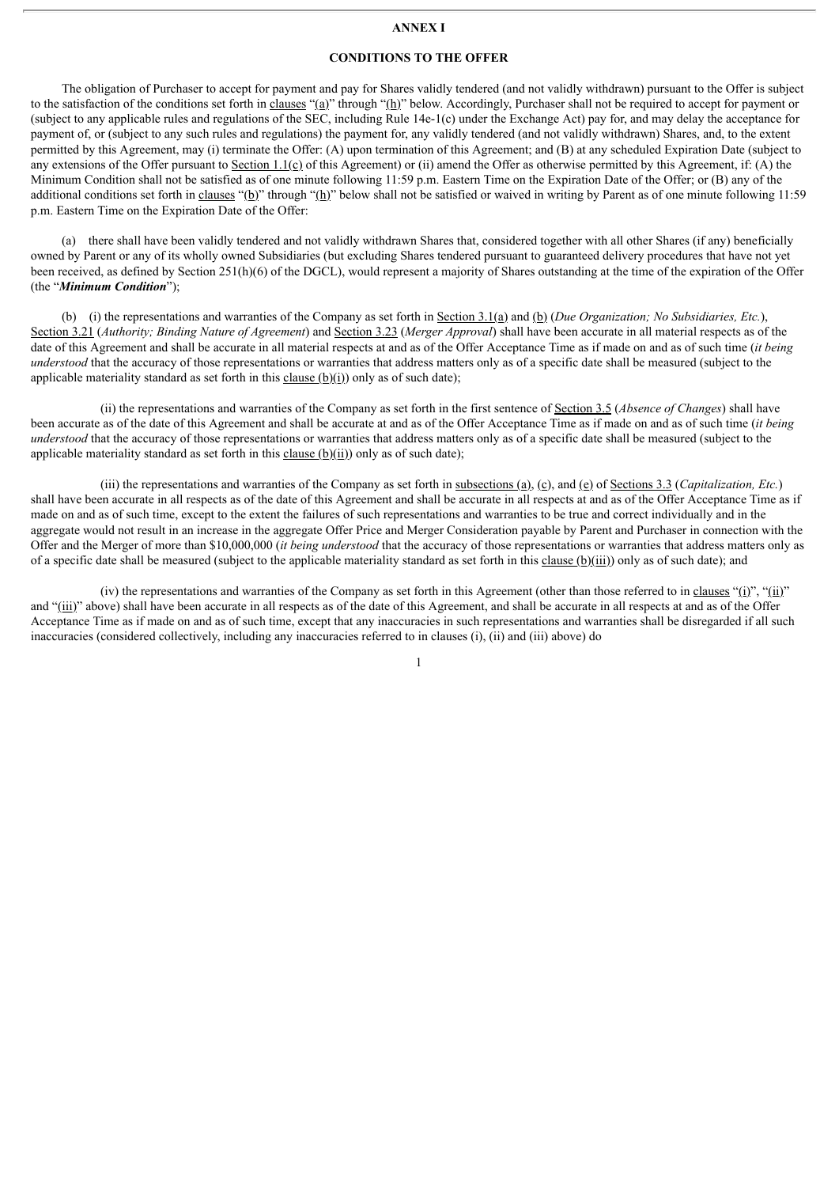**ANNEX I**

**CONDITIONS TO THE OFFER**

The obligation of Purchaser to accept for payment and pay for Shares validly tendered (and not validly withdrawn) pursuant to the Offer is subject to the satisfaction of the conditions set forth in clauses "(a)" through "(h)" below. Accordingly, Purchaser shall not be required to accept for payment or (subject to any applicable rules and regulations of the SEC, including Rule 14e-1(c) under the Exchange Act) pay for, and may delay the acceptance for payment of, or (subject to any such rules and regulations) the payment for, any validly tendered (and not validly withdrawn) Shares, and, to the extent permitted by this Agreement, may (i) terminate the Offer: (A) upon termination of this Agreement; and (B) at any scheduled Expiration Date (subject to any extensions of the Offer pursuant to Section 1.1(c) of this Agreement) or (ii) amend the Offer as otherwise permitted by this Agreement, if: (A) the Minimum Condition shall not be satisfied as of one minute following 11:59 p.m. Eastern Time on the Expiration Date of the Offer; or (B) any of the additional conditions set forth in clauses "(b)" through "(h)" below shall not be satisfied or waived in writing by Parent as of one minute following 11:59 p.m. Eastern Time on the Expiration Date of the Offer:

(a) there shall have been validly tendered and not validly withdrawn Shares that, considered together with all other Shares (if any) beneficially owned by Parent or any of its wholly owned Subsidiaries (but excluding Shares tendered pursuant to guaranteed delivery procedures that have not yet been received, as defined by Section 251(h)(6) of the DGCL), would represent a majority of Shares outstanding at the time of the expiration of the Offer (the "***Minimum Condition***");

(b) (i) the representations and warranties of the Company as set forth in Section 3.1(a) and (b) (*Due Organization; No Subsidiaries, Etc.*), Section 3.21 (*Authority; Binding Nature of Agreement*) and Section 3.23 (*Merger Approval*) shall have been accurate in all material respects as of the date of this Agreement and shall be accurate in all material respects at and as of the Offer Acceptance Time as if made on and as of such time (*it being understood* that the accuracy of those representations or warranties that address matters only as of a specific date shall be measured (subject to the applicable materiality standard as set forth in this clause (b)(i)) only as of such date);

(ii) the representations and warranties of the Company as set forth in the first sentence of Section 3.5 (*Absence of Changes*) shall have been accurate as of the date of this Agreement and shall be accurate at and as of the Offer Acceptance Time as if made on and as of such time (*it being understood* that the accuracy of those representations or warranties that address matters only as of a specific date shall be measured (subject to the applicable materiality standard as set forth in this clause (b)(ii)) only as of such date);

(iii) the representations and warranties of the Company as set forth in subsections (a), (c), and (e) of Sections 3.3 (*Capitalization, Etc.*) shall have been accurate in all respects as of the date of this Agreement and shall be accurate in all respects at and as of the Offer Acceptance Time as if made on and as of such time, except to the extent the failures of such representations and warranties to be true and correct individually and in the aggregate would not result in an increase in the aggregate Offer Price and Merger Consideration payable by Parent and Purchaser in connection with the Offer and the Merger of more than $10,000,000 (*it being understood* that the accuracy of those representations or warranties that address matters only as of a specific date shall be measured (subject to the applicable materiality standard as set forth in this clause (b)(iii)) only as of such date); and

(iv) the representations and warranties of the Company as set forth in this Agreement (other than those referred to in clauses "(i)", "(ii)" and "(iii)" above) shall have been accurate in all respects as of the date of this Agreement, and shall be accurate in all respects at and as of the Offer Acceptance Time as if made on and as of such time, except that any inaccuracies in such representations and warranties shall be disregarded if all such inaccuracies (considered collectively, including any inaccuracies referred to in clauses (i), (ii) and (iii) above) do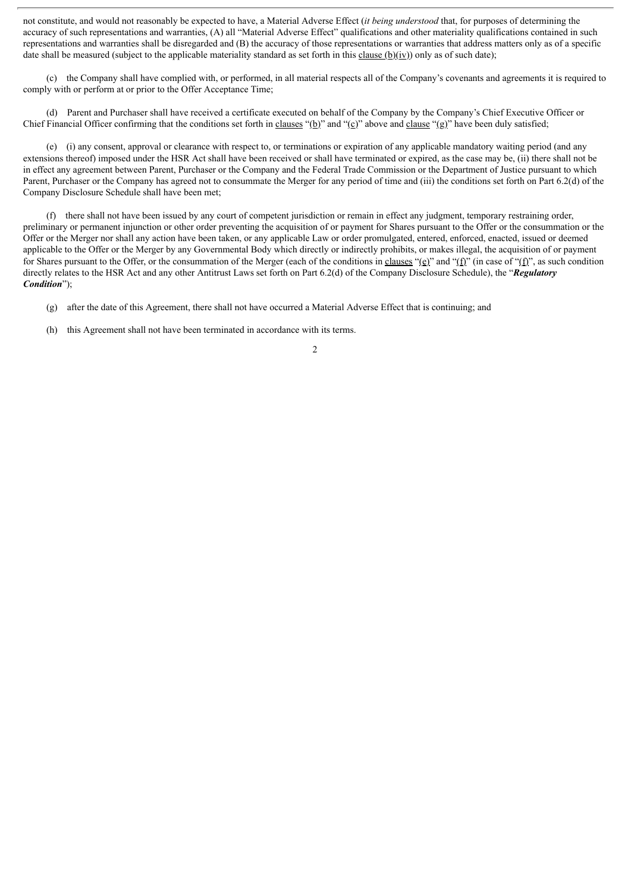not constitute, and would not reasonably be expected to have, a Material Adverse Effect (*it being understood* that, for purposes of determining the accuracy of such representations and warranties, (A) all "Material Adverse Effect" qualifications and other materiality qualifications contained in such representations and warranties shall be disregarded and (B) the accuracy of those representations or warranties that address matters only as of a specific date shall be measured (subject to the applicable materiality standard as set forth in this clause (b)(iv)) only as of such date);

(c) the Company shall have complied with, or performed, in all material respects all of the Company's covenants and agreements it is required to comply with or perform at or prior to the Offer Acceptance Time;

(d) Parent and Purchaser shall have received a certificate executed on behalf of the Company by the Company's Chief Executive Officer or Chief Financial Officer confirming that the conditions set forth in clauses "(b)" and "(c)" above and clause "(g)" have been duly satisfied;

(e) (i) any consent, approval or clearance with respect to, or terminations or expiration of any applicable mandatory waiting period (and any extensions thereof) imposed under the HSR Act shall have been received or shall have terminated or expired, as the case may be, (ii) there shall not be in effect any agreement between Parent, Purchaser or the Company and the Federal Trade Commission or the Department of Justice pursuant to which Parent, Purchaser or the Company has agreed not to consummate the Merger for any period of time and (iii) the conditions set forth on Part 6.2(d) of the Company Disclosure Schedule shall have been met;

(f) there shall not have been issued by any court of competent jurisdiction or remain in effect any judgment, temporary restraining order, preliminary or permanent injunction or other order preventing the acquisition of or payment for Shares pursuant to the Offer or the consummation of the Offer or the Merger nor shall any action have been taken, or any applicable Law or order promulgated, entered, enforced, enacted, issued or deemed applicable to the Offer or the Merger by any Governmental Body which directly or indirectly prohibits, or makes illegal, the acquisition of or payment for Shares pursuant to the Offer, or the consummation of the Merger (each of the conditions in clauses "(e)" and "(f)" (in case of "(f)", as such condition directly relates to the HSR Act and any other Antitrust Laws set forth on Part 6.2(d) of the Company Disclosure Schedule), the "***Regulatory Condition***");

(g) after the date of this Agreement, there shall not have occurred a Material Adverse Effect that is continuing; and

(h) this Agreement shall not have been terminated in accordance with its terms.